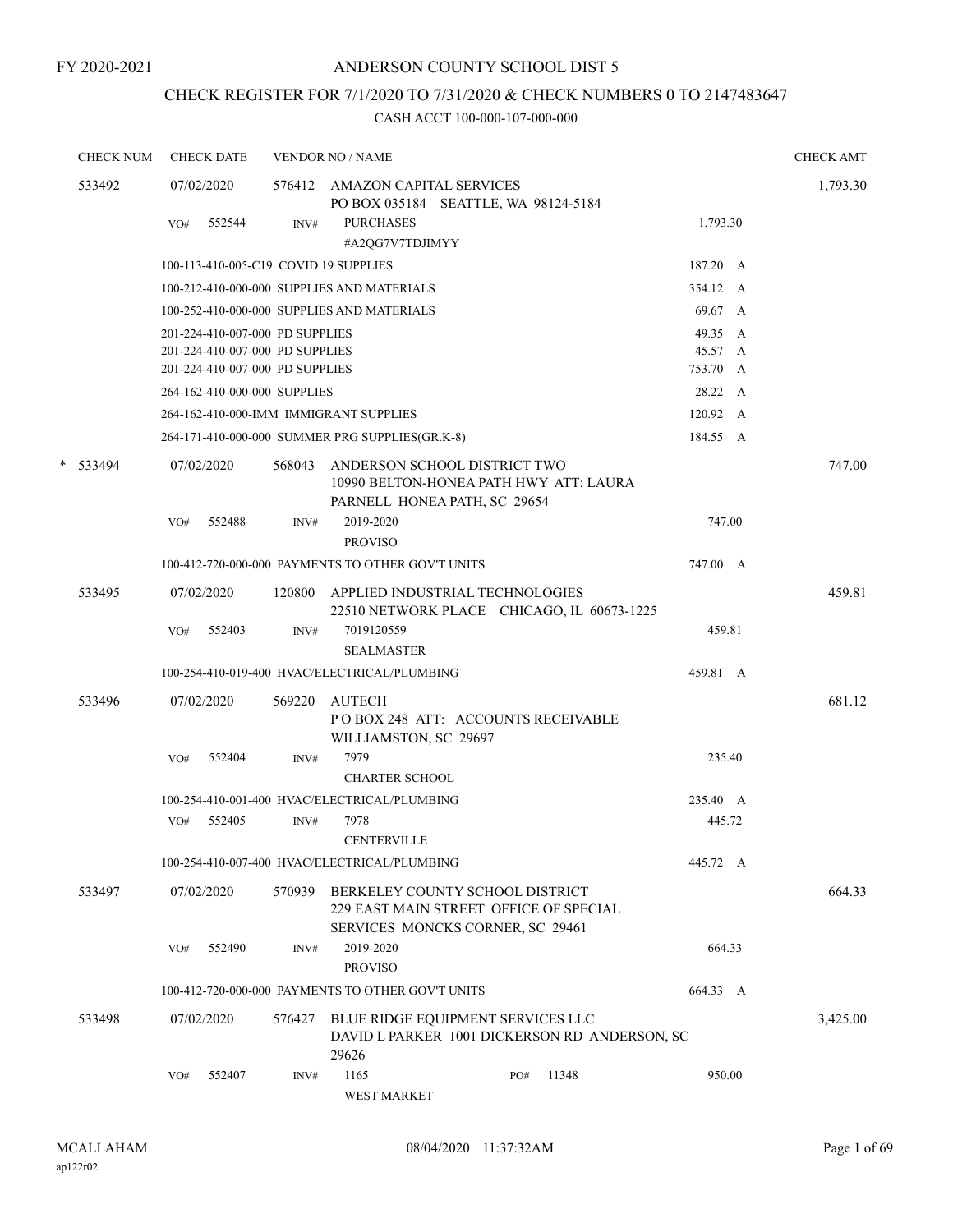FY 2020-2021

# ANDERSON COUNTY SCHOOL DIST 5

## CHECK REGISTER FOR 7/1/2020 TO 7/31/2020 & CHECK NUMBERS 0 TO 2147483647

### CASH ACCT 100-000-107-000-000

| CHECK NUM | CHECK DATE | VENDOR NO / NAME | | CHECK AMT |
|---|---|---|---|---|
| 533492 | 07/02/2020 | 576412 AMAZON CAPITAL SERVICES<br>PO BOX 035184 SEATTLE, WA 98124-5184 | | 1,793.30 |
| | VO# 552544 | INV# PURCHASES<br>#A2QG7V7TDJIMYY | 1,793.30 | |
| | | 100-113-410-005-C19 COVID 19 SUPPLIES | 187.20 A | |
| | | 100-212-410-000-000 SUPPLIES AND MATERIALS | 354.12 A | |
| | | 100-252-410-000-000 SUPPLIES AND MATERIALS | 69.67 A | |
| | | 201-224-410-007-000 PD SUPPLIES | 49.35 A | |
| | | 201-224-410-007-000 PD SUPPLIES | 45.57 A | |
| | | 201-224-410-007-000 PD SUPPLIES | 753.70 A | |
| | | 264-162-410-000-000 SUPPLIES | 28.22 A | |
| | | 264-162-410-000-IMM IMMIGRANT SUPPLIES | 120.92 A | |
| | | 264-171-410-000-000 SUMMER PRG SUPPLIES(GR.K-8) | 184.55 A | |
| * 533494 | 07/02/2020 | 568043 ANDERSON SCHOOL DISTRICT TWO<br>10990 BELTON-HONEA PATH HWY ATT: LAURA PARNELL HONEA PATH, SC 29654 | | 747.00 |
| | VO# 552488 | INV# 2019-2020<br>PROVISO | 747.00 | |
| | | 100-412-720-000-000 PAYMENTS TO OTHER GOV'T UNITS | 747.00 A | |
| 533495 | 07/02/2020 | 120800 APPLIED INDUSTRIAL TECHNOLOGIES<br>22510 NETWORK PLACE CHICAGO, IL 60673-1225 | | 459.81 |
| | VO# 552403 | INV# 7019120559<br>SEALMASTER | 459.81 | |
| | | 100-254-410-019-400 HVAC/ELECTRICAL/PLUMBING | 459.81 A | |
| 533496 | 07/02/2020 | 569220 AUTECH<br>P O BOX 248 ATT: ACCOUNTS RECEIVABLE WILLIAMSTON, SC 29697 | | 681.12 |
| | VO# 552404 | INV# 7979<br>CHARTER SCHOOL | 235.40 | |
| | | 100-254-410-001-400 HVAC/ELECTRICAL/PLUMBING | 235.40 A | |
| | VO# 552405 | INV# 7978<br>CENTERVILLE | 445.72 | |
| | | 100-254-410-007-400 HVAC/ELECTRICAL/PLUMBING | 445.72 A | |
| 533497 | 07/02/2020 | 570939 BERKELEY COUNTY SCHOOL DISTRICT<br>229 EAST MAIN STREET OFFICE OF SPECIAL SERVICES MONCKS CORNER, SC 29461 | | 664.33 |
| | VO# 552490 | INV# 2019-2020<br>PROVISO | 664.33 | |
| | | 100-412-720-000-000 PAYMENTS TO OTHER GOV'T UNITS | 664.33 A | |
| 533498 | 07/02/2020 | 576427 BLUE RIDGE EQUIPMENT SERVICES LLC<br>DAVID L PARKER 1001 DICKERSON RD ANDERSON, SC 29626 | | 3,425.00 |
| | VO# 552407 | INV# 1165 PO# 11348<br>WEST MARKET | 950.00 | |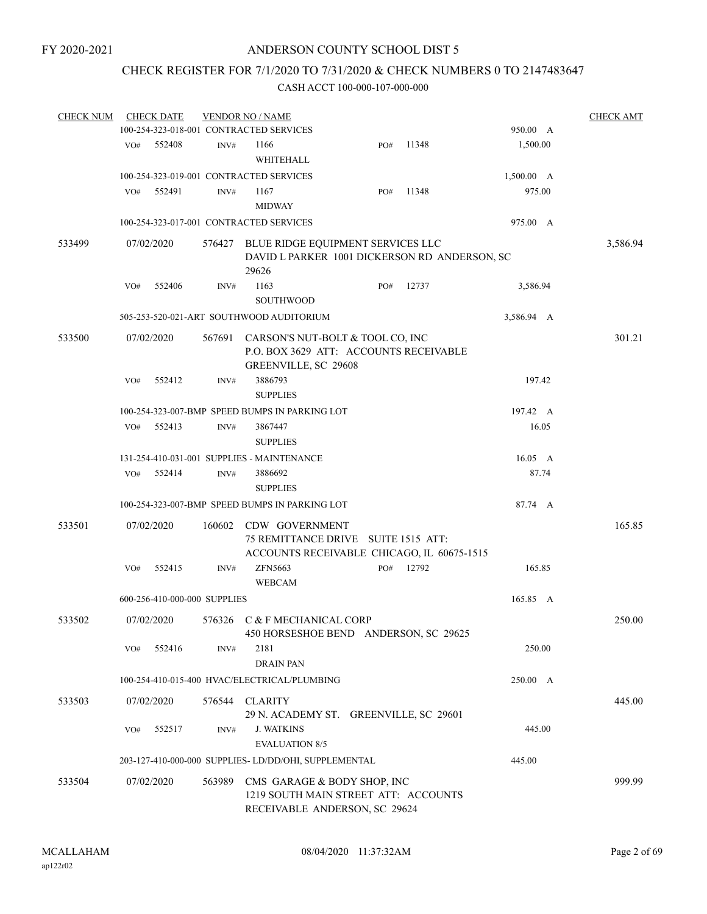FY 2020-2021

# ANDERSON COUNTY SCHOOL DIST 5

## CHECK REGISTER FOR 7/1/2020 TO 7/31/2020 & CHECK NUMBERS 0 TO 2147483647

CASH ACCT 100-000-107-000-000

| CHECK NUM | CHECK DATE | VENDOR NO / NAME | | CHECK AMT |
|---|---|---|---|---|
| | 100-254-323-018-001 CONTRACTED SERVICES | | 950.00 A | |
| | VO# 552408 | INV# 1166 WHITEHALL | PO# 11348 1,500.00 | |
| | 100-254-323-019-001 CONTRACTED SERVICES | | 1,500.00 A | |
| | VO# 552491 | INV# 1167 MIDWAY | PO# 11348 975.00 | |
| | 100-254-323-017-001 CONTRACTED SERVICES | | 975.00 A | |
| 533499 | 07/02/2020 | 576427 BLUE RIDGE EQUIPMENT SERVICES LLC DAVID L PARKER 1001 DICKERSON RD ANDERSON, SC 29626 | | 3,586.94 |
| | VO# 552406 | INV# 1163 SOUTHWOOD | PO# 12737 3,586.94 | |
| | 505-253-520-021-ART SOUTHWOOD AUDITORIUM | | 3,586.94 A | |
| 533500 | 07/02/2020 | 567691 CARSON'S NUT-BOLT & TOOL CO, INC P.O. BOX 3629 ATT: ACCOUNTS RECEIVABLE GREENVILLE, SC 29608 | | 301.21 |
| | VO# 552412 | INV# 3886793 SUPPLIES | 197.42 | |
| | 100-254-323-007-BMP SPEED BUMPS IN PARKING LOT | | 197.42 A | |
| | VO# 552413 | INV# 3867447 SUPPLIES | 16.05 | |
| | 131-254-410-031-001 SUPPLIES - MAINTENANCE | | 16.05 A | |
| | VO# 552414 | INV# 3886692 SUPPLIES | 87.74 | |
| | 100-254-323-007-BMP SPEED BUMPS IN PARKING LOT | | 87.74 A | |
| 533501 | 07/02/2020 | 160602 CDW GOVERNMENT 75 REMITTANCE DRIVE SUITE 1515 ATT: ACCOUNTS RECEIVABLE CHICAGO, IL 60675-1515 | | 165.85 |
| | VO# 552415 | INV# ZFN5663 WEBCAM | PO# 12792 165.85 | |
| | 600-256-410-000-000 SUPPLIES | | 165.85 A | |
| 533502 | 07/02/2020 | 576326 C & F MECHANICAL CORP 450 HORSESHOE BEND ANDERSON, SC 29625 | | 250.00 |
| | VO# 552416 | INV# 2181 DRAIN PAN | 250.00 | |
| | 100-254-410-015-400 HVAC/ELECTRICAL/PLUMBING | | 250.00 A | |
| 533503 | 07/02/2020 | 576544 CLARITY 29 N. ACADEMY ST. GREENVILLE, SC 29601 | | 445.00 |
| | VO# 552517 | INV# J. WATKINS EVALUATION 8/5 | 445.00 | |
| | 203-127-410-000-000 SUPPLIES- LD/DD/OHI, SUPPLEMENTAL | | 445.00 | |
| 533504 | 07/02/2020 | 563989 CMS GARAGE & BODY SHOP, INC 1219 SOUTH MAIN STREET ATT: ACCOUNTS RECEIVABLE ANDERSON, SC 29624 | | 999.99 |

MCALLAHAM ap122r02 08/04/2020 11:37:32AM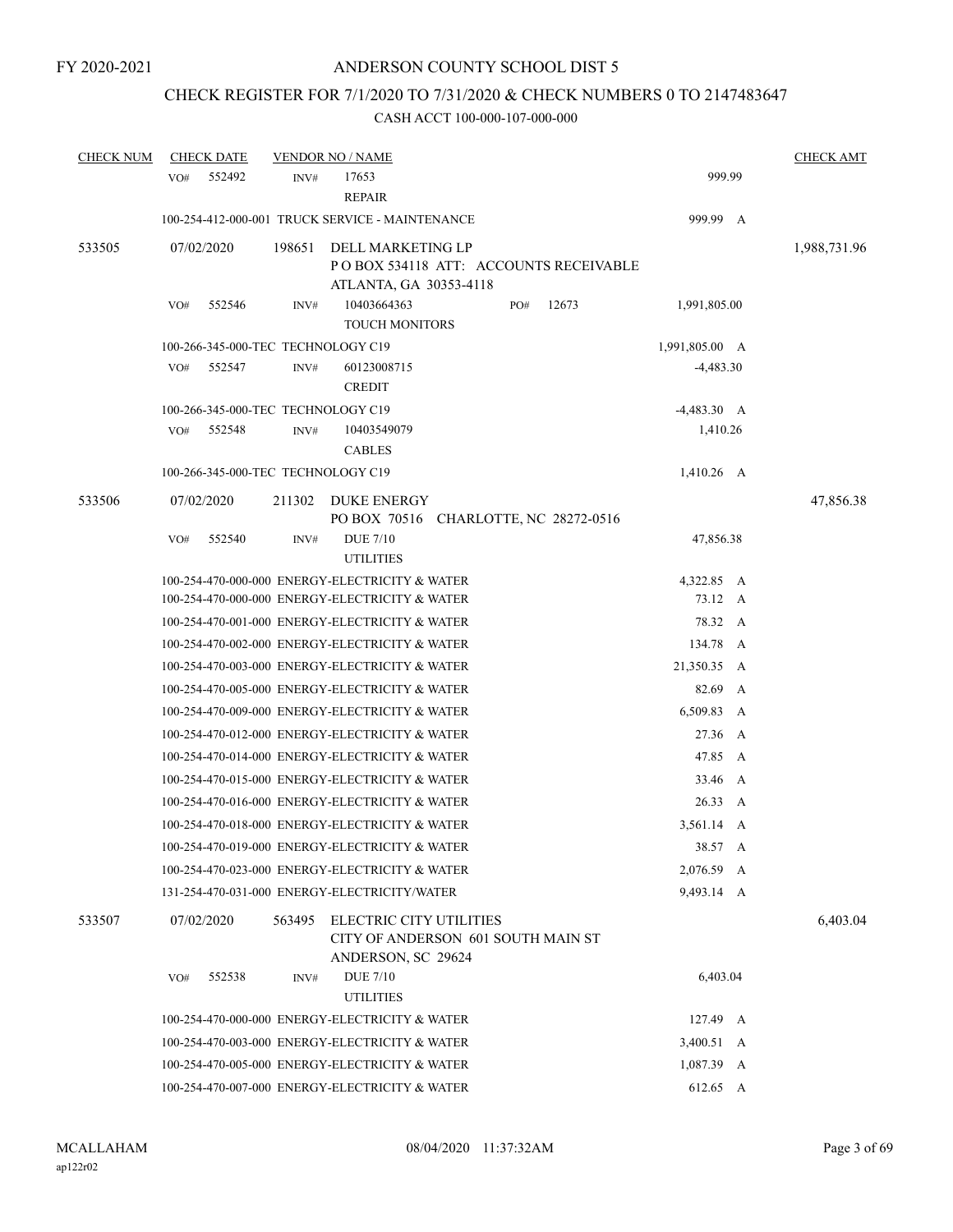FY 2020-2021

# ANDERSON COUNTY SCHOOL DIST 5

## CHECK REGISTER FOR 7/1/2020 TO 7/31/2020 & CHECK NUMBERS 0 TO 2147483647

### CASH ACCT 100-000-107-000-000

| CHECK NUM | CHECK DATE | VENDOR NO / NAME | | CHECK AMT |
|---|---|---|---|---|
| | VO# 552492 | INV# 17653 REPAIR | 999.99 | |
| | 100-254-412-000-001 TRUCK SERVICE - MAINTENANCE | | 999.99 A | |
| 533505 | 07/02/2020 | 198651 DELL MARKETING LP P O BOX 534118 ATT: ACCOUNTS RECEIVABLE ATLANTA, GA 30353-4118 | | 1,988,731.96 |
| | VO# 552546 | INV# 10403664363 PO# 12673 TOUCH MONITORS | 1,991,805.00 | |
| | 100-266-345-000-TEC TECHNOLOGY C19 | | 1,991,805.00 A | |
| | VO# 552547 | INV# 60123008715 CREDIT | -4,483.30 | |
| | 100-266-345-000-TEC TECHNOLOGY C19 | | -4,483.30 A | |
| | VO# 552548 | INV# 10403549079 CABLES | 1,410.26 | |
| | 100-266-345-000-TEC TECHNOLOGY C19 | | 1,410.26 A | |
| 533506 | 07/02/2020 | 211302 DUKE ENERGY PO BOX 70516 CHARLOTTE, NC 28272-0516 | | 47,856.38 |
| | VO# 552540 | INV# DUE 7/10 UTILITIES | 47,856.38 | |
| | 100-254-470-000-000 ENERGY-ELECTRICITY & WATER | | 4,322.85 A | |
| | 100-254-470-000-000 ENERGY-ELECTRICITY & WATER | | 73.12 A | |
| | 100-254-470-001-000 ENERGY-ELECTRICITY & WATER | | 78.32 A | |
| | 100-254-470-002-000 ENERGY-ELECTRICITY & WATER | | 134.78 A | |
| | 100-254-470-003-000 ENERGY-ELECTRICITY & WATER | | 21,350.35 A | |
| | 100-254-470-005-000 ENERGY-ELECTRICITY & WATER | | 82.69 A | |
| | 100-254-470-009-000 ENERGY-ELECTRICITY & WATER | | 6,509.83 A | |
| | 100-254-470-012-000 ENERGY-ELECTRICITY & WATER | | 27.36 A | |
| | 100-254-470-014-000 ENERGY-ELECTRICITY & WATER | | 47.85 A | |
| | 100-254-470-015-000 ENERGY-ELECTRICITY & WATER | | 33.46 A | |
| | 100-254-470-016-000 ENERGY-ELECTRICITY & WATER | | 26.33 A | |
| | 100-254-470-018-000 ENERGY-ELECTRICITY & WATER | | 3,561.14 A | |
| | 100-254-470-019-000 ENERGY-ELECTRICITY & WATER | | 38.57 A | |
| | 100-254-470-023-000 ENERGY-ELECTRICITY & WATER | | 2,076.59 A | |
| | 131-254-470-031-000 ENERGY-ELECTRICITY/WATER | | 9,493.14 A | |
| 533507 | 07/02/2020 | 563495 ELECTRIC CITY UTILITIES CITY OF ANDERSON 601 SOUTH MAIN ST ANDERSON, SC 29624 | | 6,403.04 |
| | VO# 552538 | INV# DUE 7/10 UTILITIES | 6,403.04 | |
| | 100-254-470-000-000 ENERGY-ELECTRICITY & WATER | | 127.49 A | |
| | 100-254-470-003-000 ENERGY-ELECTRICITY & WATER | | 3,400.51 A | |
| | 100-254-470-005-000 ENERGY-ELECTRICITY & WATER | | 1,087.39 A | |
| | 100-254-470-007-000 ENERGY-ELECTRICITY & WATER | | 612.65 A | |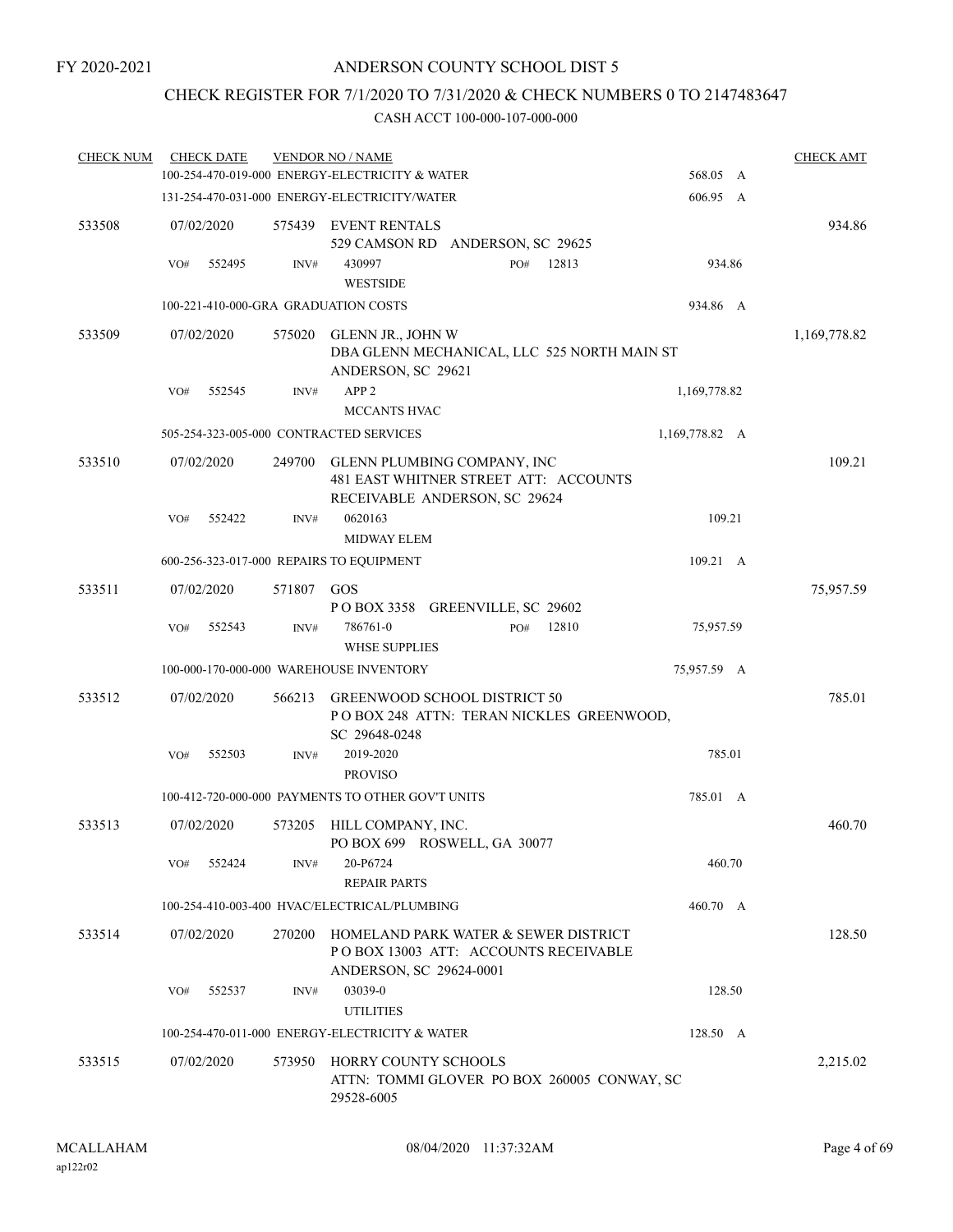FY 2020-2021

# ANDERSON COUNTY SCHOOL DIST 5

## CHECK REGISTER FOR 7/1/2020 TO 7/31/2020 & CHECK NUMBERS 0 TO 2147483647

CASH ACCT 100-000-107-000-000

| CHECK NUM | CHECK DATE | VENDOR NO / NAME | | CHECK AMT |
|---|---|---|---|---|
| | | 100-254-470-019-000 ENERGY-ELECTRICITY & WATER | 568.05 A | |
| | | 131-254-470-031-000 ENERGY-ELECTRICITY/WATER | 606.95 A | |
| 533508 | 07/02/2020 | 575439 EVENT RENTALS<br>529 CAMSON RD ANDERSON, SC 29625 | | 934.86 |
| | VO# 552495 | INV# 430997 PO# 12813<br>WESTSIDE | 934.86 | |
| | | 100-221-410-000-GRA GRADUATION COSTS | 934.86 A | |
| 533509 | 07/02/2020 | 575020 GLENN JR., JOHN W<br>DBA GLENN MECHANICAL, LLC 525 NORTH MAIN ST ANDERSON, SC 29621 | | 1,169,778.82 |
| | VO# 552545 | INV# APP 2<br>MCCANTS HVAC | 1,169,778.82 | |
| | | 505-254-323-005-000 CONTRACTED SERVICES | 1,169,778.82 A | |
| 533510 | 07/02/2020 | 249700 GLENN PLUMBING COMPANY, INC<br>481 EAST WHITNER STREET ATT: ACCOUNTS RECEIVABLE ANDERSON, SC 29624 | | 109.21 |
| | VO# 552422 | INV# 0620163<br>MIDWAY ELEM | 109.21 | |
| | | 600-256-323-017-000 REPAIRS TO EQUIPMENT | 109.21 A | |
| 533511 | 07/02/2020 | 571807 GOS<br>P O BOX 3358 GREENVILLE, SC 29602 | | 75,957.59 |
| | VO# 552543 | INV# 786761-0 PO# 12810<br>WHSE SUPPLIES | 75,957.59 | |
| | | 100-000-170-000-000 WAREHOUSE INVENTORY | 75,957.59 A | |
| 533512 | 07/02/2020 | 566213 GREENWOOD SCHOOL DISTRICT 50<br>P O BOX 248 ATTN: TERAN NICKLES GREENWOOD, SC 29648-0248 | | 785.01 |
| | VO# 552503 | INV# 2019-2020<br>PROVISO | 785.01 | |
| | | 100-412-720-000-000 PAYMENTS TO OTHER GOV'T UNITS | 785.01 A | |
| 533513 | 07/02/2020 | 573205 HILL COMPANY, INC.<br>PO BOX 699 ROSWELL, GA 30077 | | 460.70 |
| | VO# 552424 | INV# 20-P6724<br>REPAIR PARTS | 460.70 | |
| | | 100-254-410-003-400 HVAC/ELECTRICAL/PLUMBING | 460.70 A | |
| 533514 | 07/02/2020 | 270200 HOMELAND PARK WATER & SEWER DISTRICT<br>P O BOX 13003 ATT: ACCOUNTS RECEIVABLE ANDERSON, SC 29624-0001 | | 128.50 |
| | VO# 552537 | INV# 03039-0<br>UTILITIES | 128.50 | |
| | | 100-254-470-011-000 ENERGY-ELECTRICITY & WATER | 128.50 A | |
| 533515 | 07/02/2020 | 573950 HORRY COUNTY SCHOOLS<br>ATTN: TOMMI GLOVER PO BOX 260005 CONWAY, SC 29528-6005 | | 2,215.02 |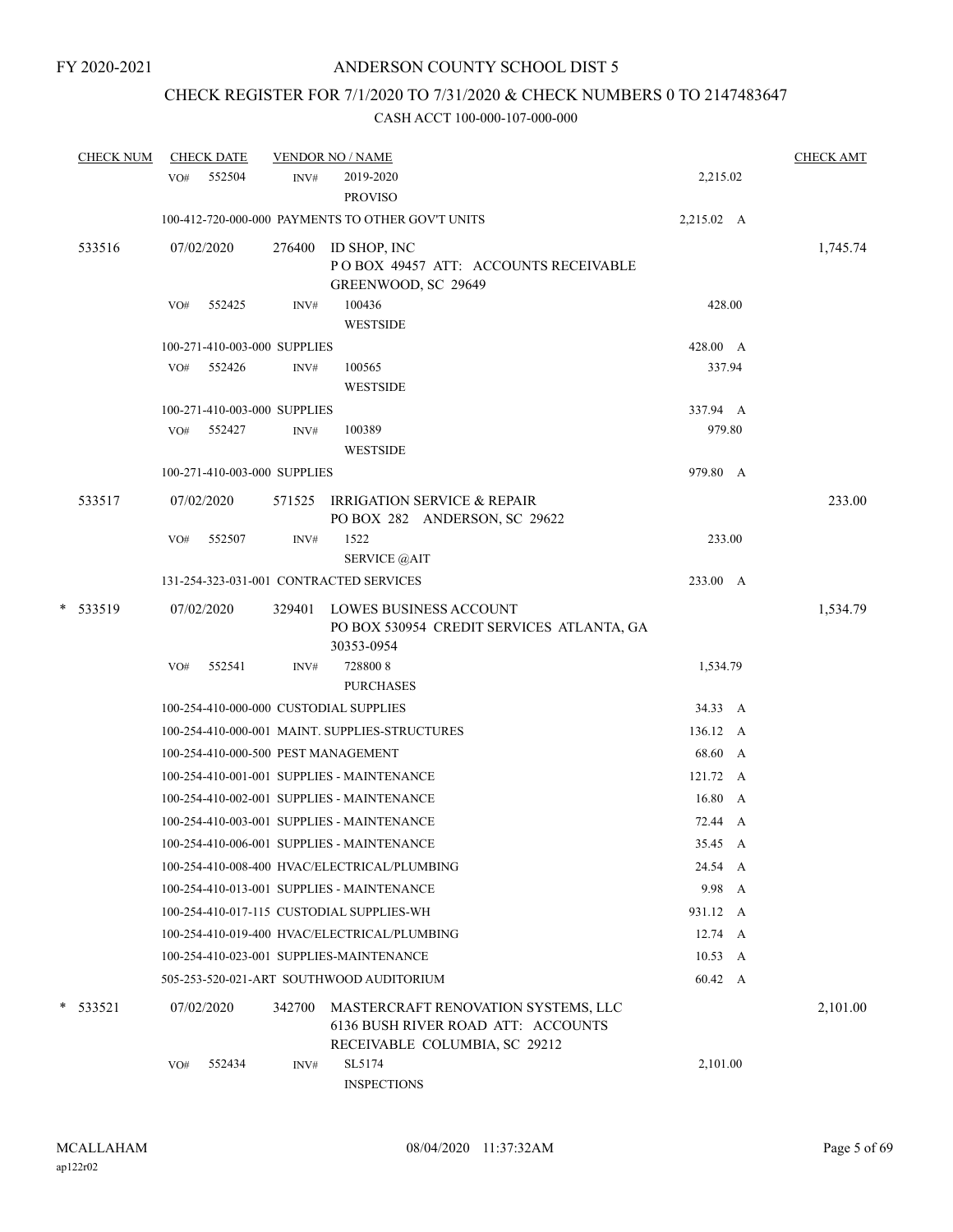FY 2020-2021

ANDERSON COUNTY SCHOOL DIST 5

CHECK REGISTER FOR 7/1/2020 TO 7/31/2020 & CHECK NUMBERS 0 TO 2147483647

CASH ACCT 100-000-107-000-000

| CHECK NUM | CHECK DATE | VENDOR NO / NAME | | CHECK AMT |
|---|---|---|---|---|
| | VO# 552504 | INV# 2019-2020 PROVISO | 2,215.02 | |
| | 100-412-720-000-000 PAYMENTS TO OTHER GOV'T UNITS | | 2,215.02 A | |
| 533516 | 07/02/2020 | 276400 ID SHOP, INC P O BOX 49457 ATT: ACCOUNTS RECEIVABLE GREENWOOD, SC 29649 | | 1,745.74 |
| | VO# 552425 | INV# 100436 WESTSIDE | 428.00 | |
| | 100-271-410-003-000 SUPPLIES | | 428.00 A | |
| | VO# 552426 | INV# 100565 WESTSIDE | 337.94 | |
| | 100-271-410-003-000 SUPPLIES | | 337.94 A | |
| | VO# 552427 | INV# 100389 WESTSIDE | 979.80 | |
| | 100-271-410-003-000 SUPPLIES | | 979.80 A | |
| 533517 | 07/02/2020 | 571525 IRRIGATION SERVICE & REPAIR PO BOX 282 ANDERSON, SC 29622 | | 233.00 |
| | VO# 552507 | INV# 1522 SERVICE @AIT | 233.00 | |
| | 131-254-323-031-001 CONTRACTED SERVICES | | 233.00 A | |
| * 533519 | 07/02/2020 | 329401 LOWES BUSINESS ACCOUNT PO BOX 530954 CREDIT SERVICES ATLANTA, GA 30353-0954 | | 1,534.79 |
| | VO# 552541 | INV# 728800 8 PURCHASES | 1,534.79 | |
| | 100-254-410-000-000 CUSTODIAL SUPPLIES | | 34.33 A | |
| | 100-254-410-000-001 MAINT. SUPPLIES-STRUCTURES | | 136.12 A | |
| | 100-254-410-000-500 PEST MANAGEMENT | | 68.60 A | |
| | 100-254-410-001-001 SUPPLIES - MAINTENANCE | | 121.72 A | |
| | 100-254-410-002-001 SUPPLIES - MAINTENANCE | | 16.80 A | |
| | 100-254-410-003-001 SUPPLIES - MAINTENANCE | | 72.44 A | |
| | 100-254-410-006-001 SUPPLIES - MAINTENANCE | | 35.45 A | |
| | 100-254-410-008-400 HVAC/ELECTRICAL/PLUMBING | | 24.54 A | |
| | 100-254-410-013-001 SUPPLIES - MAINTENANCE | | 9.98 A | |
| | 100-254-410-017-115 CUSTODIAL SUPPLIES-WH | | 931.12 A | |
| | 100-254-410-019-400 HVAC/ELECTRICAL/PLUMBING | | 12.74 A | |
| | 100-254-410-023-001 SUPPLIES-MAINTENANCE | | 10.53 A | |
| | 505-253-520-021-ART SOUTHWOOD AUDITORIUM | | 60.42 A | |
| * 533521 | 07/02/2020 | 342700 MASTERCRAFT RENOVATION SYSTEMS, LLC 6136 BUSH RIVER ROAD ATT: ACCOUNTS RECEIVABLE COLUMBIA, SC 29212 | | 2,101.00 |
| | VO# 552434 | INV# SL5174 INSPECTIONS | 2,101.00 | |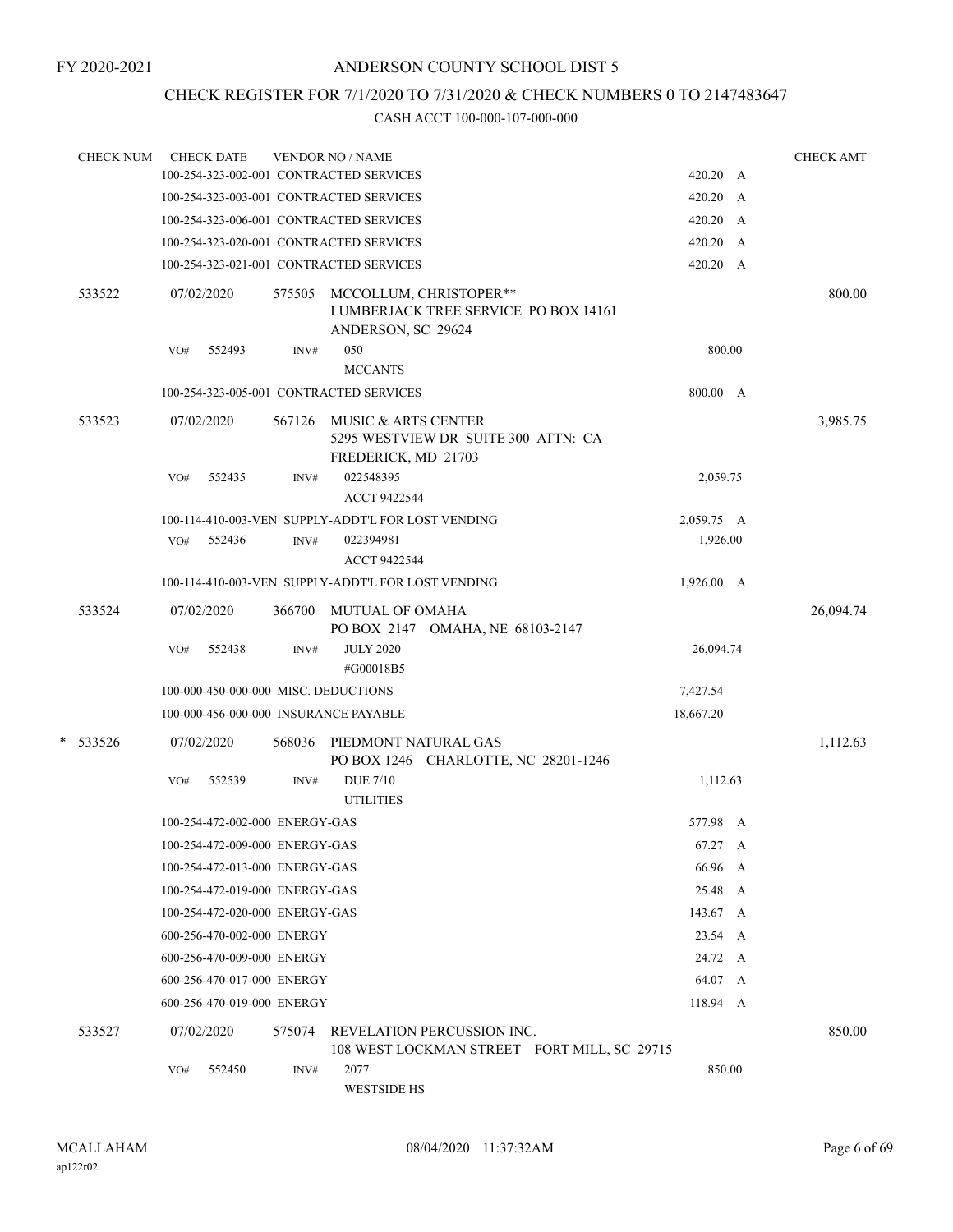FY 2020-2021

# ANDERSON COUNTY SCHOOL DIST 5

## CHECK REGISTER FOR 7/1/2020 TO 7/31/2020 & CHECK NUMBERS 0 TO 2147483647

### CASH ACCT 100-000-107-000-000

| CHECK NUM | CHECK DATE | VENDOR NO / NAME | | CHECK AMT |
|---|---|---|---|---|
| | 100-254-323-002-001 CONTRACTED SERVICES | | 420.20 A | |
| | 100-254-323-003-001 CONTRACTED SERVICES | | 420.20 A | |
| | 100-254-323-006-001 CONTRACTED SERVICES | | 420.20 A | |
| | 100-254-323-020-001 CONTRACTED SERVICES | | 420.20 A | |
| | 100-254-323-021-001 CONTRACTED SERVICES | | 420.20 A | |
| 533522 | 07/02/2020 | 575505 MCCOLLUM, CHRISTOPER** LUMBERJACK TREE SERVICE PO BOX 14161 ANDERSON, SC 29624 | | 800.00 |
| | VO# 552493 | INV# 050 MCCANTS | 800.00 | |
| | 100-254-323-005-001 CONTRACTED SERVICES | | 800.00 A | |
| 533523 | 07/02/2020 | 567126 MUSIC & ARTS CENTER 5295 WESTVIEW DR SUITE 300 ATTN: CA FREDERICK, MD 21703 | | 3,985.75 |
| | VO# 552435 | INV# 022548395 ACCT 9422544 | 2,059.75 | |
| | 100-114-410-003-VEN SUPPLY-ADDT'L FOR LOST VENDING | | 2,059.75 A | |
| | VO# 552436 | INV# 022394981 ACCT 9422544 | 1,926.00 | |
| | 100-114-410-003-VEN SUPPLY-ADDT'L FOR LOST VENDING | | 1,926.00 A | |
| 533524 | 07/02/2020 | 366700 MUTUAL OF OMAHA PO BOX 2147 OMAHA, NE 68103-2147 | | 26,094.74 |
| | VO# 552438 | INV# JULY 2020 #G00018B5 | 26,094.74 | |
| | 100-000-450-000-000 MISC. DEDUCTIONS | | 7,427.54 | |
| | 100-000-456-000-000 INSURANCE PAYABLE | | 18,667.20 | |
| * 533526 | 07/02/2020 | 568036 PIEDMONT NATURAL GAS PO BOX 1246 CHARLOTTE, NC 28201-1246 | | 1,112.63 |
| | VO# 552539 | INV# DUE 7/10 UTILITIES | 1,112.63 | |
| | 100-254-472-002-000 ENERGY-GAS | | 577.98 A | |
| | 100-254-472-009-000 ENERGY-GAS | | 67.27 A | |
| | 100-254-472-013-000 ENERGY-GAS | | 66.96 A | |
| | 100-254-472-019-000 ENERGY-GAS | | 25.48 A | |
| | 100-254-472-020-000 ENERGY-GAS | | 143.67 A | |
| | 600-256-470-002-000 ENERGY | | 23.54 A | |
| | 600-256-470-009-000 ENERGY | | 24.72 A | |
| | 600-256-470-017-000 ENERGY | | 64.07 A | |
| | 600-256-470-019-000 ENERGY | | 118.94 A | |
| 533527 | 07/02/2020 | 575074 REVELATION PERCUSSION INC. 108 WEST LOCKMAN STREET FORT MILL, SC 29715 | | 850.00 |
| | VO# 552450 | INV# 2077 WESTSIDE HS | 850.00 | |

MCALLAHAM ap122r02 08/04/2020 11:37:32AM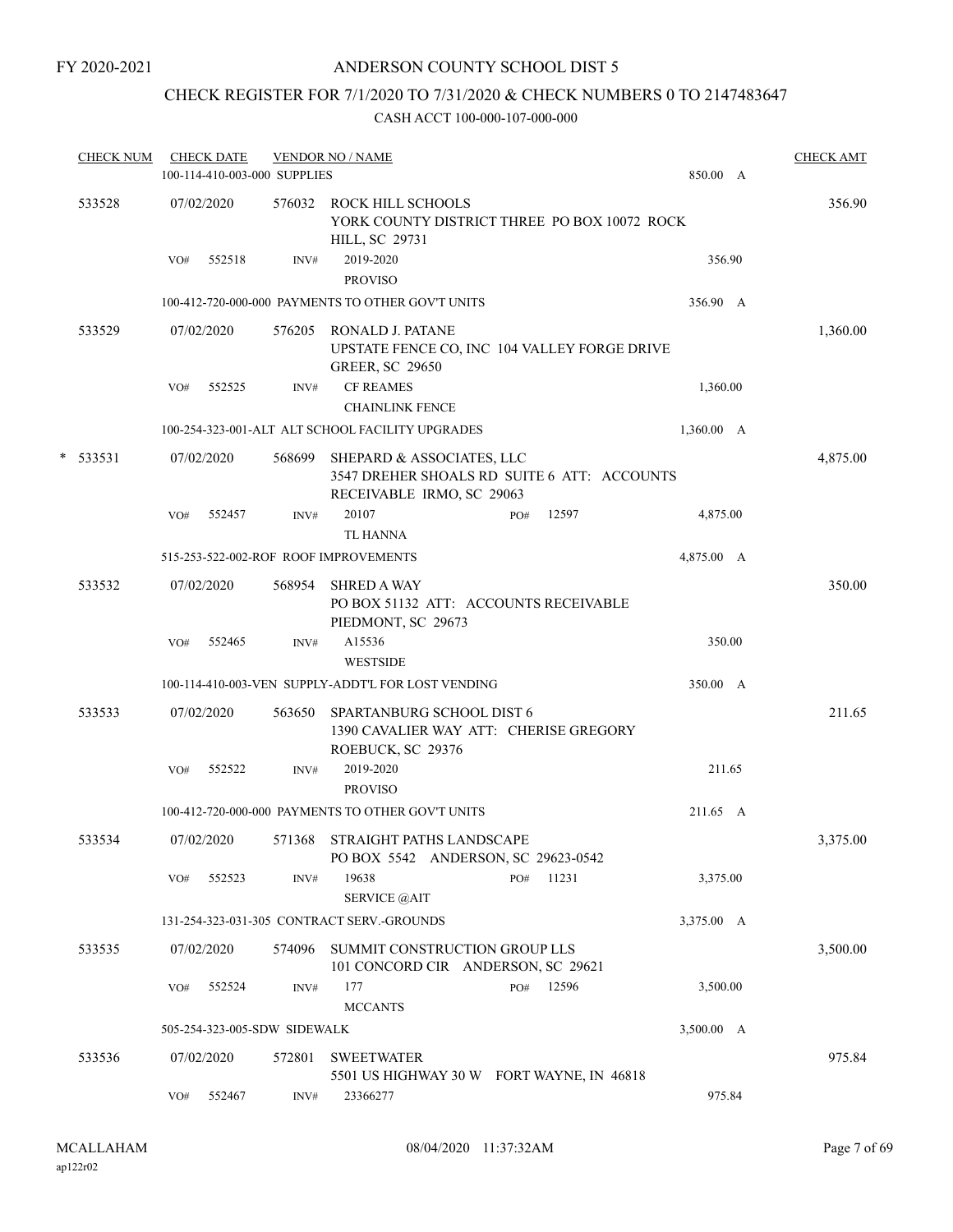FY 2020-2021

# ANDERSON COUNTY SCHOOL DIST 5

## CHECK REGISTER FOR 7/1/2020 TO 7/31/2020 & CHECK NUMBERS 0 TO 2147483647

### CASH ACCT 100-000-107-000-000

| CHECK NUM | CHECK DATE | VENDOR NO / NAME | | | CHECK AMT |
|---|---|---|---|---|---|
| | 100-114-410-003-000 SUPPLIES | | | 850.00 A | |
| 533528 | 07/02/2020 | 576032 ROCK HILL SCHOOLS<br>YORK COUNTY DISTRICT THREE PO BOX 10072 ROCK HILL, SC 29731 | | | 356.90 |
| | VO# 552518 | INV# 2019-2020<br>PROVISO | | 356.90 | |
| | 100-412-720-000-000 PAYMENTS TO OTHER GOV'T UNITS | | | 356.90 A | |
| 533529 | 07/02/2020 | 576205 RONALD J. PATANE<br>UPSTATE FENCE CO, INC 104 VALLEY FORGE DRIVE GREER, SC 29650 | | | 1,360.00 |
| | VO# 552525 | INV# CF REAMES<br>CHAINLINK FENCE | | 1,360.00 | |
| | 100-254-323-001-ALT ALT SCHOOL FACILITY UPGRADES | | | 1,360.00 A | |
| * 533531 | 07/02/2020 | 568699 SHEPARD & ASSOCIATES, LLC<br>3547 DREHER SHOALS RD SUITE 6 ATT: ACCOUNTS RECEIVABLE IRMO, SC 29063 | | | 4,875.00 |
| | VO# 552457 | INV# 20107<br>TL HANNA | PO# 12597 | 4,875.00 | |
| | 515-253-522-002-ROF ROOF IMPROVEMENTS | | | 4,875.00 A | |
| 533532 | 07/02/2020 | 568954 SHRED A WAY<br>PO BOX 51132 ATT: ACCOUNTS RECEIVABLE PIEDMONT, SC 29673 | | | 350.00 |
| | VO# 552465 | INV# A15536<br>WESTSIDE | | 350.00 | |
| | 100-114-410-003-VEN SUPPLY-ADDT'L FOR LOST VENDING | | | 350.00 A | |
| 533533 | 07/02/2020 | 563650 SPARTANBURG SCHOOL DIST 6<br>1390 CAVALIER WAY ATT: CHERISE GREGORY ROEBUCK, SC 29376 | | | 211.65 |
| | VO# 552522 | INV# 2019-2020<br>PROVISO | | 211.65 | |
| | 100-412-720-000-000 PAYMENTS TO OTHER GOV'T UNITS | | | 211.65 A | |
| 533534 | 07/02/2020 | 571368 STRAIGHT PATHS LANDSCAPE<br>PO BOX 5542 ANDERSON, SC 29623-0542 | | | 3,375.00 |
| | VO# 552523 | INV# 19638<br>SERVICE @AIT | PO# 11231 | 3,375.00 | |
| | 131-254-323-031-305 CONTRACT SERV.-GROUNDS | | | 3,375.00 A | |
| 533535 | 07/02/2020 | 574096 SUMMIT CONSTRUCTION GROUP LLS<br>101 CONCORD CIR ANDERSON, SC 29621 | | | 3,500.00 |
| | VO# 552524 | INV# 177<br>MCCANTS | PO# 12596 | 3,500.00 | |
| | 505-254-323-005-SDW SIDEWALK | | | 3,500.00 A | |
| 533536 | 07/02/2020 | 572801 SWEETWATER<br>5501 US HIGHWAY 30 W FORT WAYNE, IN 46818 | | | 975.84 |
| | VO# 552467 | INV# 23366277 | | 975.84 | |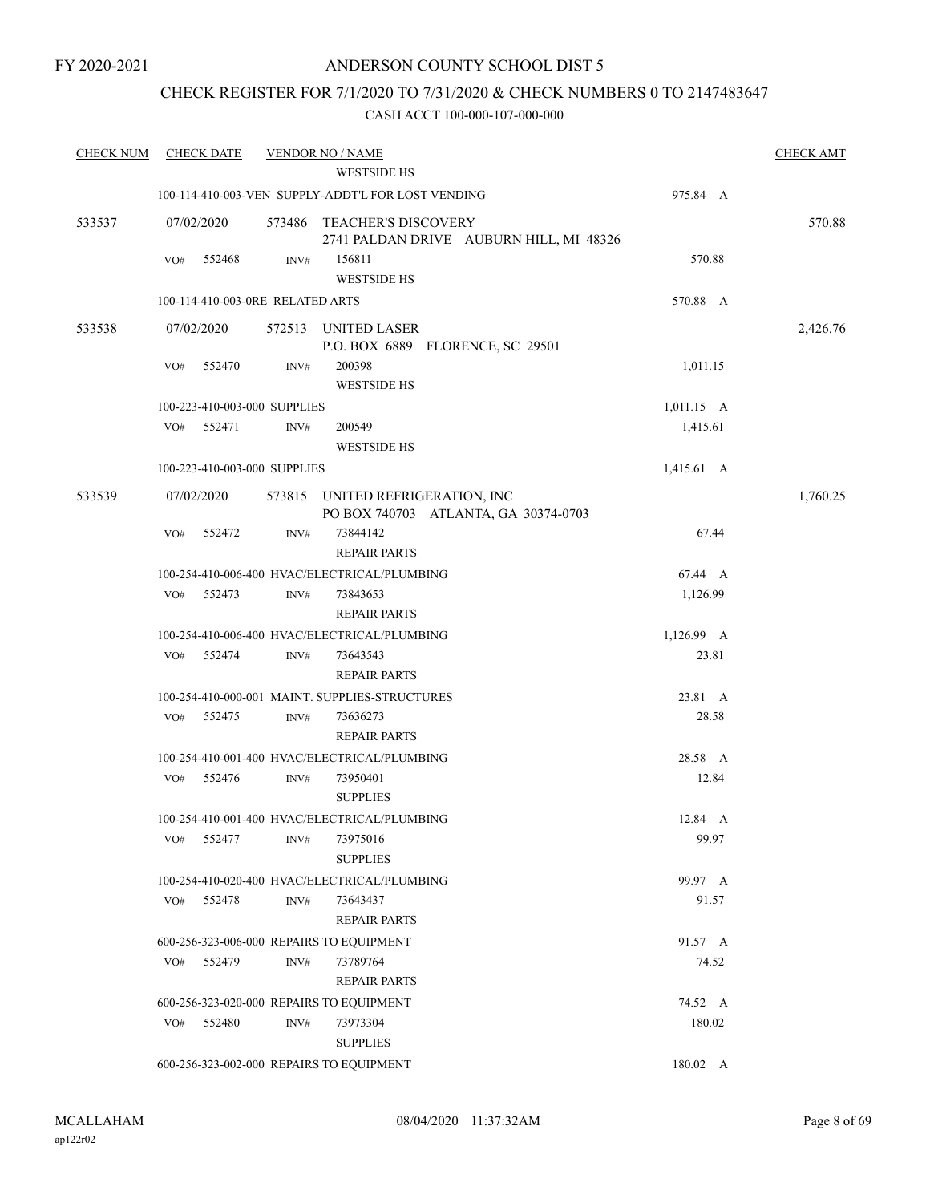FY 2020-2021

# ANDERSON COUNTY SCHOOL DIST 5

## CHECK REGISTER FOR 7/1/2020 TO 7/31/2020 & CHECK NUMBERS 0 TO 2147483647

### CASH ACCT 100-000-107-000-000

| CHECK NUM | CHECK DATE | VENDOR NO / NAME | | CHECK AMT |
|---|---|---|---|---|
| | | WESTSIDE HS | | |
| | | 100-114-410-003-VEN SUPPLY-ADDT'L FOR LOST VENDING | 975.84 A | |
| 533537 | 07/02/2020 | 573486 TEACHER'S DISCOVERY<br>2741 PALDAN DRIVE AUBURN HILL, MI 48326 | | 570.88 |
| | VO# 552468 | INV# 156811<br>WESTSIDE HS | 570.88 | |
| | | 100-114-410-003-0RE RELATED ARTS | 570.88 A | |
| 533538 | 07/02/2020 | 572513 UNITED LASER<br>P.O. BOX 6889 FLORENCE, SC 29501 | | 2,426.76 |
| | VO# 552470 | INV# 200398<br>WESTSIDE HS | 1,011.15 | |
| | | 100-223-410-003-000 SUPPLIES | 1,011.15 A | |
| | VO# 552471 | INV# 200549<br>WESTSIDE HS | 1,415.61 | |
| | | 100-223-410-003-000 SUPPLIES | 1,415.61 A | |
| 533539 | 07/02/2020 | 573815 UNITED REFRIGERATION, INC<br>PO BOX 740703 ATLANTA, GA 30374-0703 | | 1,760.25 |
| | VO# 552472 | INV# 73844142<br>REPAIR PARTS | 67.44 | |
| | | 100-254-410-006-400 HVAC/ELECTRICAL/PLUMBING | 67.44 A | |
| | VO# 552473 | INV# 73843653<br>REPAIR PARTS | 1,126.99 | |
| | | 100-254-410-006-400 HVAC/ELECTRICAL/PLUMBING | 1,126.99 A | |
| | VO# 552474 | INV# 73643543<br>REPAIR PARTS | 23.81 | |
| | | 100-254-410-000-001 MAINT. SUPPLIES-STRUCTURES | 23.81 A | |
| | VO# 552475 | INV# 73636273<br>REPAIR PARTS | 28.58 | |
| | | 100-254-410-001-400 HVAC/ELECTRICAL/PLUMBING | 28.58 A | |
| | VO# 552476 | INV# 73950401<br>SUPPLIES | 12.84 | |
| | | 100-254-410-001-400 HVAC/ELECTRICAL/PLUMBING | 12.84 A | |
| | VO# 552477 | INV# 73975016<br>SUPPLIES | 99.97 | |
| | | 100-254-410-020-400 HVAC/ELECTRICAL/PLUMBING | 99.97 A | |
| | VO# 552478 | INV# 73643437<br>REPAIR PARTS | 91.57 | |
| | | 600-256-323-006-000 REPAIRS TO EQUIPMENT | 91.57 A | |
| | VO# 552479 | INV# 73789764<br>REPAIR PARTS | 74.52 | |
| | | 600-256-323-020-000 REPAIRS TO EQUIPMENT | 74.52 A | |
| | VO# 552480 | INV# 73973304<br>SUPPLIES | 180.02 | |
| | | 600-256-323-002-000 REPAIRS TO EQUIPMENT | 180.02 A | |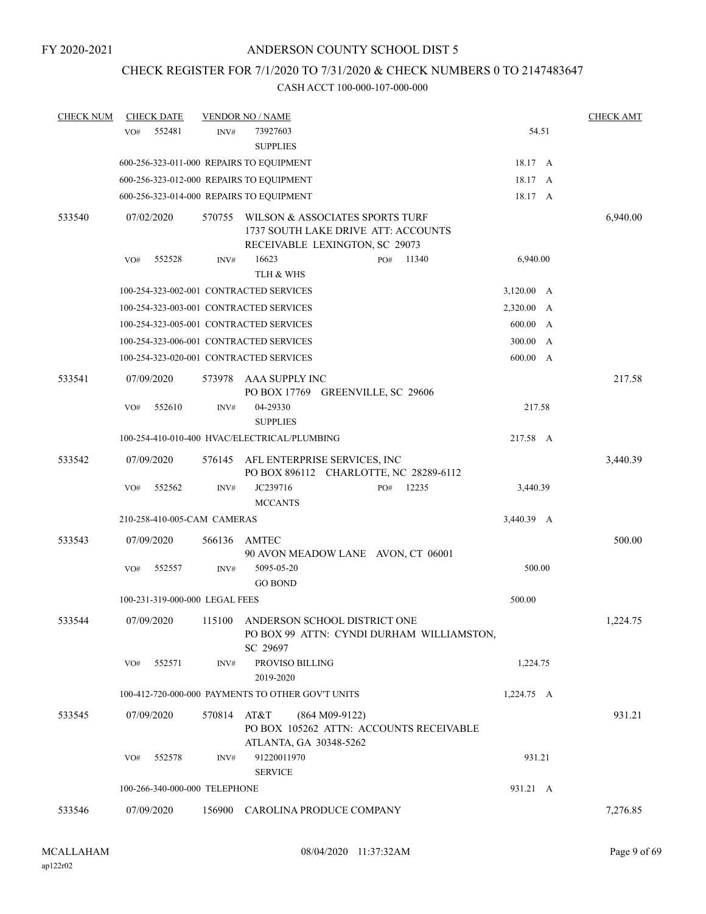FY 2020-2021

# ANDERSON COUNTY SCHOOL DIST 5

## CHECK REGISTER FOR 7/1/2020 TO 7/31/2020 & CHECK NUMBERS 0 TO 2147483647

### CASH ACCT 100-000-107-000-000

| CHECK NUM | CHECK DATE | VENDOR NO / NAME | | CHECK AMT |
|---|---|---|---|---|
| | VO# 552481 | INV# 73927603 SUPPLIES | 54.51 | |
| | 600-256-323-011-000 REPAIRS TO EQUIPMENT | | 18.17 A | |
| | 600-256-323-012-000 REPAIRS TO EQUIPMENT | | 18.17 A | |
| | 600-256-323-014-000 REPAIRS TO EQUIPMENT | | 18.17 A | |
| 533540 | 07/02/2020 | 570755 WILSON & ASSOCIATES SPORTS TURF 1737 SOUTH LAKE DRIVE ATT: ACCOUNTS RECEIVABLE LEXINGTON, SC 29073 | | 6,940.00 |
| | VO# 552528 | INV# 16623 PO# 11340 TLH & WHS | 6,940.00 | |
| | 100-254-323-002-001 CONTRACTED SERVICES | | 3,120.00 A | |
| | 100-254-323-003-001 CONTRACTED SERVICES | | 2,320.00 A | |
| | 100-254-323-005-001 CONTRACTED SERVICES | | 600.00 A | |
| | 100-254-323-006-001 CONTRACTED SERVICES | | 300.00 A | |
| | 100-254-323-020-001 CONTRACTED SERVICES | | 600.00 A | |
| 533541 | 07/09/2020 | 573978 AAA SUPPLY INC PO BOX 17769 GREENVILLE, SC 29606 | | 217.58 |
| | VO# 552610 | INV# 04-29330 SUPPLIES | 217.58 | |
| | 100-254-410-010-400 HVAC/ELECTRICAL/PLUMBING | | 217.58 A | |
| 533542 | 07/09/2020 | 576145 AFL ENTERPRISE SERVICES, INC PO BOX 896112 CHARLOTTE, NC 28289-6112 | | 3,440.39 |
| | VO# 552562 | INV# JC239716 PO# 12235 MCCANTS | 3,440.39 | |
| | 210-258-410-005-CAM CAMERAS | | 3,440.39 A | |
| 533543 | 07/09/2020 | 566136 AMTEC 90 AVON MEADOW LANE AVON, CT 06001 | | 500.00 |
| | VO# 552557 | INV# 5095-05-20 GO BOND | 500.00 | |
| | 100-231-319-000-000 LEGAL FEES | | 500.00 | |
| 533544 | 07/09/2020 | 115100 ANDERSON SCHOOL DISTRICT ONE PO BOX 99 ATTN: CYNDI DURHAM WILLIAMSTON, SC 29697 | | 1,224.75 |
| | VO# 552571 | INV# PROVISO BILLING 2019-2020 | 1,224.75 | |
| | 100-412-720-000-000 PAYMENTS TO OTHER GOV'T UNITS | | 1,224.75 A | |
| 533545 | 07/09/2020 | 570814 AT&T (864 M09-9122) PO BOX 105262 ATTN: ACCOUNTS RECEIVABLE ATLANTA, GA 30348-5262 | | 931.21 |
| | VO# 552578 | INV# 91220011970 SERVICE | 931.21 | |
| | 100-266-340-000-000 TELEPHONE | | 931.21 A | |
| 533546 | 07/09/2020 | 156900 CAROLINA PRODUCE COMPANY | | 7,276.85 |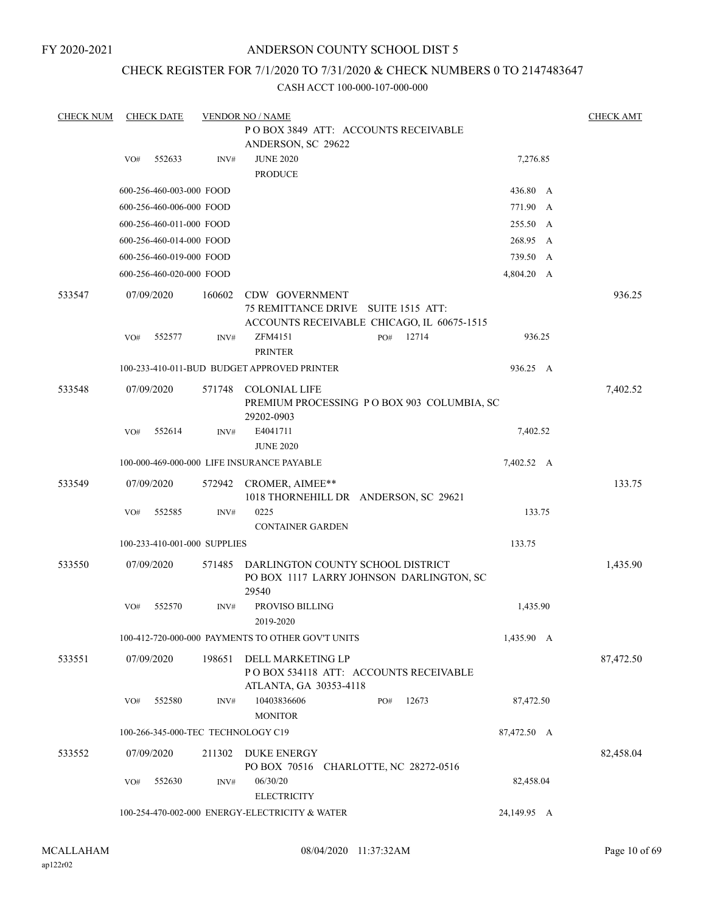FY 2020-2021

# ANDERSON COUNTY SCHOOL DIST 5

## CHECK REGISTER FOR 7/1/2020 TO 7/31/2020 & CHECK NUMBERS 0 TO 2147483647

CASH ACCT 100-000-107-000-000

| CHECK NUM | CHECK DATE | VENDOR NO / NAME | | CHECK AMT |
|---|---|---|---|---|
| | | P O BOX 3849 ATT: ACCOUNTS RECEIVABLE ANDERSON, SC 29622 | | |
| | VO# 552633 | INV# JUNE 2020 PRODUCE | 7,276.85 | |
| | 600-256-460-003-000 FOOD | | 436.80 A | |
| | 600-256-460-006-000 FOOD | | 771.90 A | |
| | 600-256-460-011-000 FOOD | | 255.50 A | |
| | 600-256-460-014-000 FOOD | | 268.95 A | |
| | 600-256-460-019-000 FOOD | | 739.50 A | |
| | 600-256-460-020-000 FOOD | | 4,804.20 A | |
| 533547 | 07/09/2020 | 160602 CDW GOVERNMENT 75 REMITTANCE DRIVE SUITE 1515 ATT: ACCOUNTS RECEIVABLE CHICAGO, IL 60675-1515 | | 936.25 |
| | VO# 552577 | INV# ZFM4151 PO# 12714 PRINTER | 936.25 | |
| | 100-233-410-011-BUD BUDGET APPROVED PRINTER | | 936.25 A | |
| 533548 | 07/09/2020 | 571748 COLONIAL LIFE PREMIUM PROCESSING P O BOX 903 COLUMBIA, SC 29202-0903 | | 7,402.52 |
| | VO# 552614 | INV# E4041711 JUNE 2020 | 7,402.52 | |
| | 100-000-469-000-000 LIFE INSURANCE PAYABLE | | 7,402.52 A | |
| 533549 | 07/09/2020 | 572942 CROMER, AIMEE** 1018 THORNEHILL DR ANDERSON, SC 29621 | | 133.75 |
| | VO# 552585 | INV# 0225 CONTAINER GARDEN | 133.75 | |
| | 100-233-410-001-000 SUPPLIES | | 133.75 | |
| 533550 | 07/09/2020 | 571485 DARLINGTON COUNTY SCHOOL DISTRICT PO BOX 1117 LARRY JOHNSON DARLINGTON, SC 29540 | | 1,435.90 |
| | VO# 552570 | INV# PROVISO BILLING 2019-2020 | 1,435.90 | |
| | 100-412-720-000-000 PAYMENTS TO OTHER GOV'T UNITS | | 1,435.90 A | |
| 533551 | 07/09/2020 | 198651 DELL MARKETING LP P O BOX 534118 ATT: ACCOUNTS RECEIVABLE ATLANTA, GA 30353-4118 | | 87,472.50 |
| | VO# 552580 | INV# 10403836606 PO# 12673 MONITOR | 87,472.50 | |
| | 100-266-345-000-TEC TECHNOLOGY C19 | | 87,472.50 A | |
| 533552 | 07/09/2020 | 211302 DUKE ENERGY PO BOX 70516 CHARLOTTE, NC 28272-0516 | | 82,458.04 |
| | VO# 552630 | INV# 06/30/20 ELECTRICITY | 82,458.04 | |
| | 100-254-470-002-000 ENERGY-ELECTRICITY & WATER | | 24,149.95 A | |

MCALLAHAM
ap122r02

08/04/2020 11:37:32AM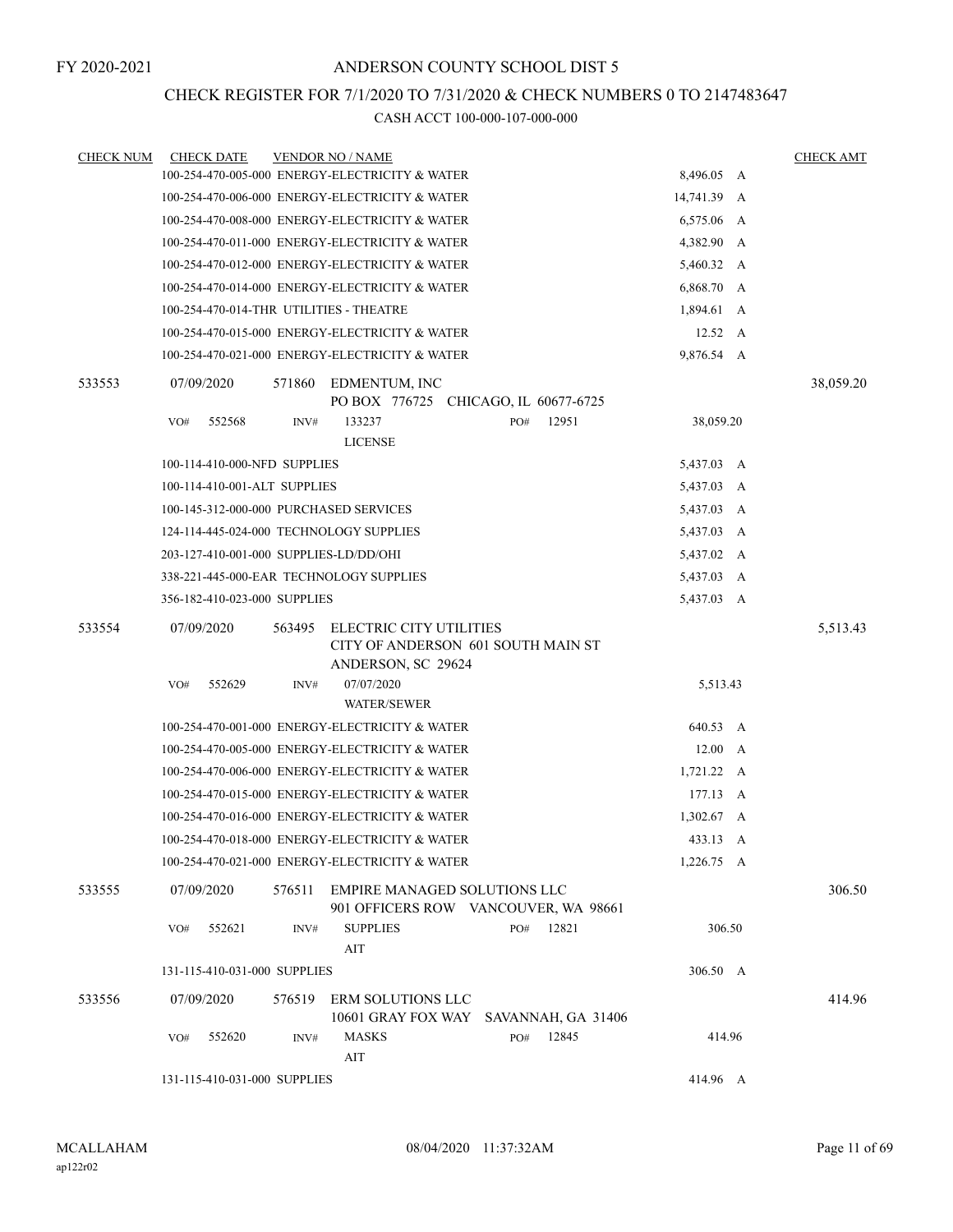FY 2020-2021

# ANDERSON COUNTY SCHOOL DIST 5

## CHECK REGISTER FOR 7/1/2020 TO 7/31/2020 & CHECK NUMBERS 0 TO 2147483647

### CASH ACCT 100-000-107-000-000

| CHECK NUM | CHECK DATE | VENDOR NO / NAME | | | CHECK AMT |
|---|---|---|---|---|---|
| | 100-254-470-005-000 ENERGY-ELECTRICITY & WATER | | | 8,496.05 A | |
| | 100-254-470-006-000 ENERGY-ELECTRICITY & WATER | | | 14,741.39 A | |
| | 100-254-470-008-000 ENERGY-ELECTRICITY & WATER | | | 6,575.06 A | |
| | 100-254-470-011-000 ENERGY-ELECTRICITY & WATER | | | 4,382.90 A | |
| | 100-254-470-012-000 ENERGY-ELECTRICITY & WATER | | | 5,460.32 A | |
| | 100-254-470-014-000 ENERGY-ELECTRICITY & WATER | | | 6,868.70 A | |
| | 100-254-470-014-THR UTILITIES - THEATRE | | | 1,894.61 A | |
| | 100-254-470-015-000 ENERGY-ELECTRICITY & WATER | | | 12.52 A | |
| | 100-254-470-021-000 ENERGY-ELECTRICITY & WATER | | | 9,876.54 A | |
| 533553 | 07/09/2020 | 571860 EDMENTUM, INC<br>PO BOX 776725 CHICAGO, IL 60677-6725 | | | 38,059.20 |
| | VO# 552568 | INV# 133237<br>LICENSE | PO# 12951 | 38,059.20 | |
| | 100-114-410-000-NFD SUPPLIES | | | 5,437.03 A | |
| | 100-114-410-001-ALT SUPPLIES | | | 5,437.03 A | |
| | 100-145-312-000-000 PURCHASED SERVICES | | | 5,437.03 A | |
| | 124-114-445-024-000 TECHNOLOGY SUPPLIES | | | 5,437.03 A | |
| | 203-127-410-001-000 SUPPLIES-LD/DD/OHI | | | 5,437.02 A | |
| | 338-221-445-000-EAR TECHNOLOGY SUPPLIES | | | 5,437.03 A | |
| | 356-182-410-023-000 SUPPLIES | | | 5,437.03 A | |
| 533554 | 07/09/2020 | 563495 ELECTRIC CITY UTILITIES<br>CITY OF ANDERSON 601 SOUTH MAIN ST<br>ANDERSON, SC 29624 | | | 5,513.43 |
| | VO# 552629 | INV# 07/07/2020<br>WATER/SEWER | | 5,513.43 | |
| | 100-254-470-001-000 ENERGY-ELECTRICITY & WATER | | | 640.53 A | |
| | 100-254-470-005-000 ENERGY-ELECTRICITY & WATER | | | 12.00 A | |
| | 100-254-470-006-000 ENERGY-ELECTRICITY & WATER | | | 1,721.22 A | |
| | 100-254-470-015-000 ENERGY-ELECTRICITY & WATER | | | 177.13 A | |
| | 100-254-470-016-000 ENERGY-ELECTRICITY & WATER | | | 1,302.67 A | |
| | 100-254-470-018-000 ENERGY-ELECTRICITY & WATER | | | 433.13 A | |
| | 100-254-470-021-000 ENERGY-ELECTRICITY & WATER | | | 1,226.75 A | |
| 533555 | 07/09/2020 | 576511 EMPIRE MANAGED SOLUTIONS LLC<br>901 OFFICERS ROW VANCOUVER, WA 98661 | | | 306.50 |
| | VO# 552621 | INV# SUPPLIES<br>AIT | PO# 12821 | 306.50 | |
| | 131-115-410-031-000 SUPPLIES | | | 306.50 A | |
| 533556 | 07/09/2020 | 576519 ERM SOLUTIONS LLC<br>10601 GRAY FOX WAY SAVANNAH, GA 31406 | | | 414.96 |
| | VO# 552620 | INV# MASKS<br>AIT | PO# 12845 | 414.96 | |
| | 131-115-410-031-000 SUPPLIES | | | 414.96 A | |

MCALLAHAM
ap122r02

08/04/2020 11:37:32AM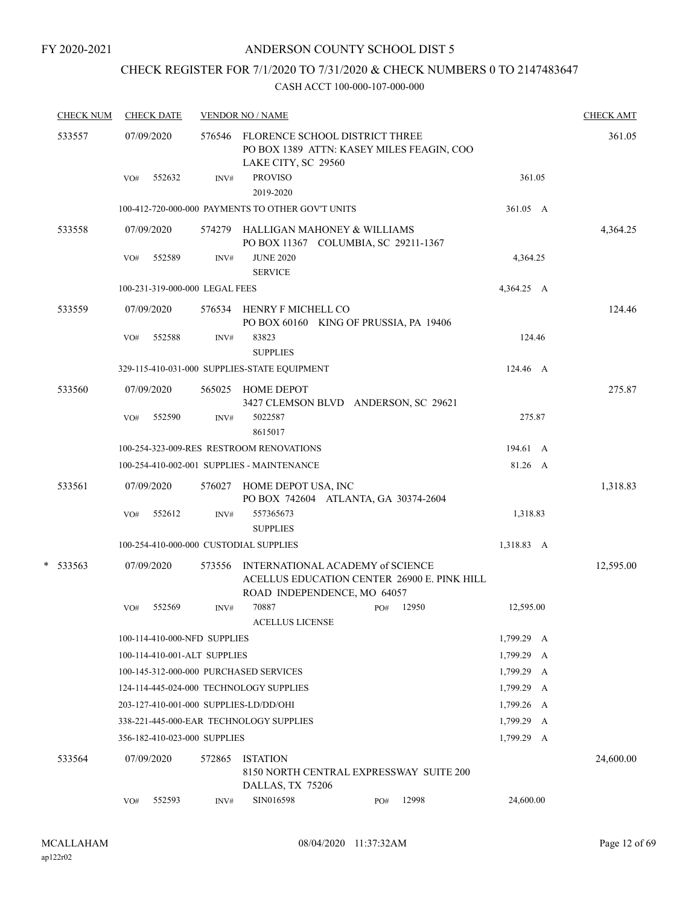FY 2020-2021

# ANDERSON COUNTY SCHOOL DIST 5

## CHECK REGISTER FOR 7/1/2020 TO 7/31/2020 & CHECK NUMBERS 0 TO 2147483647

CASH ACCT 100-000-107-000-000

| CHECK NUM | CHECK DATE | VENDOR NO / NAME | | CHECK AMT |
|---|---|---|---|---|
| 533557 | 07/09/2020 | 576546 FLORENCE SCHOOL DISTRICT THREE<br>PO BOX 1389 ATTN: KASEY MILES FEAGIN, COO<br>LAKE CITY, SC 29560 | | 361.05 |
| | VO# 552632 | INV# PROVISO<br>2019-2020 | 361.05 | |
| | | 100-412-720-000-000 PAYMENTS TO OTHER GOV'T UNITS | 361.05 A | |
| 533558 | 07/09/2020 | 574279 HALLIGAN MAHONEY & WILLIAMS<br>PO BOX 11367 COLUMBIA, SC 29211-1367 | | 4,364.25 |
| | VO# 552589 | INV# JUNE 2020<br>SERVICE | 4,364.25 | |
| | | 100-231-319-000-000 LEGAL FEES | 4,364.25 A | |
| 533559 | 07/09/2020 | 576534 HENRY F MICHELL CO<br>PO BOX 60160 KING OF PRUSSIA, PA 19406 | | 124.46 |
| | VO# 552588 | INV# 83823<br>SUPPLIES | 124.46 | |
| | | 329-115-410-031-000 SUPPLIES-STATE EQUIPMENT | 124.46 A | |
| 533560 | 07/09/2020 | 565025 HOME DEPOT<br>3427 CLEMSON BLVD ANDERSON, SC 29621 | | 275.87 |
| | VO# 552590 | INV# 5022587<br>8615017 | 275.87 | |
| | | 100-254-323-009-RES RESTROOM RENOVATIONS | 194.61 A | |
| | | 100-254-410-002-001 SUPPLIES - MAINTENANCE | 81.26 A | |
| 533561 | 07/09/2020 | 576027 HOME DEPOT USA, INC<br>PO BOX 742604 ATLANTA, GA 30374-2604 | | 1,318.83 |
| | VO# 552612 | INV# 557365673<br>SUPPLIES | 1,318.83 | |
| | | 100-254-410-000-000 CUSTODIAL SUPPLIES | 1,318.83 A | |
| * 533563 | 07/09/2020 | 573556 INTERNATIONAL ACADEMY of SCIENCE<br>ACELLUS EDUCATION CENTER 26900 E. PINK HILL<br>ROAD INDEPENDENCE, MO 64057 | | 12,595.00 |
| | VO# 552569 | INV# 70887 PO# 12950<br>ACELLUS LICENSE | 12,595.00 | |
| | | 100-114-410-000-NFD SUPPLIES | 1,799.29 A | |
| | | 100-114-410-001-ALT SUPPLIES | 1,799.29 A | |
| | | 100-145-312-000-000 PURCHASED SERVICES | 1,799.29 A | |
| | | 124-114-445-024-000 TECHNOLOGY SUPPLIES | 1,799.29 A | |
| | | 203-127-410-001-000 SUPPLIES-LD/DD/OHI | 1,799.26 A | |
| | | 338-221-445-000-EAR TECHNOLOGY SUPPLIES | 1,799.29 A | |
| | | 356-182-410-023-000 SUPPLIES | 1,799.29 A | |
| 533564 | 07/09/2020 | 572865 ISTATION<br>8150 NORTH CENTRAL EXPRESSWAY SUITE 200<br>DALLAS, TX 75206 | | 24,600.00 |
| | VO# 552593 | INV# SIN016598 PO# 12998 | 24,600.00 | |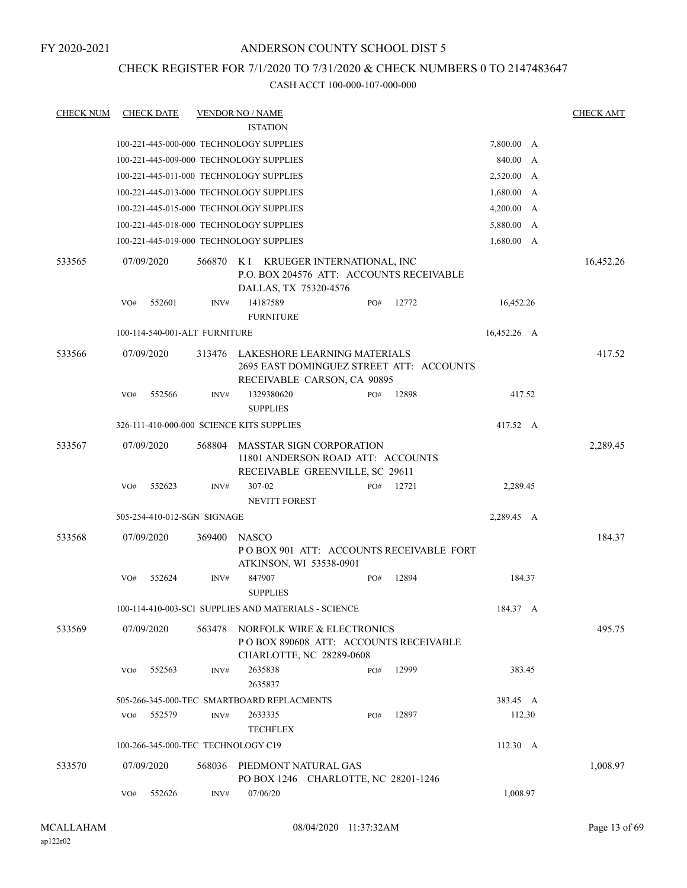FY 2020-2021

# ANDERSON COUNTY SCHOOL DIST 5

## CHECK REGISTER FOR 7/1/2020 TO 7/31/2020 & CHECK NUMBERS 0 TO 2147483647

CASH ACCT 100-000-107-000-000

| CHECK NUM | CHECK DATE | VENDOR NO / NAME | | | | CHECK AMT |
|---|---|---|---|---|---|---|
| | | ISTATION | | | | |
| | | 100-221-445-000-000 TECHNOLOGY SUPPLIES | | | 7,800.00 A | |
| | | 100-221-445-009-000 TECHNOLOGY SUPPLIES | | | 840.00 A | |
| | | 100-221-445-011-000 TECHNOLOGY SUPPLIES | | | 2,520.00 A | |
| | | 100-221-445-013-000 TECHNOLOGY SUPPLIES | | | 1,680.00 A | |
| | | 100-221-445-015-000 TECHNOLOGY SUPPLIES | | | 4,200.00 A | |
| | | 100-221-445-018-000 TECHNOLOGY SUPPLIES | | | 5,880.00 A | |
| | | 100-221-445-019-000 TECHNOLOGY SUPPLIES | | | 1,680.00 A | |
| 533565 | 07/09/2020 | 566870 K I KRUEGER INTERNATIONAL, INC P.O. BOX 204576 ATT: ACCOUNTS RECEIVABLE DALLAS, TX 75320-4576 | | | | 16,452.26 |
| | VO# 552601 | INV# 14187589 FURNITURE | PO# 12772 | | 16,452.26 | |
| | | 100-114-540-001-ALT FURNITURE | | | 16,452.26 A | |
| 533566 | 07/09/2020 | 313476 LAKESHORE LEARNING MATERIALS 2695 EAST DOMINGUEZ STREET ATT: ACCOUNTS RECEIVABLE CARSON, CA 90895 | | | | 417.52 |
| | VO# 552566 | INV# 1329380620 SUPPLIES | PO# 12898 | | 417.52 | |
| | | 326-111-410-000-000 SCIENCE KITS SUPPLIES | | | 417.52 A | |
| 533567 | 07/09/2020 | 568804 MASSTAR SIGN CORPORATION 11801 ANDERSON ROAD ATT: ACCOUNTS RECEIVABLE GREENVILLE, SC 29611 | | | | 2,289.45 |
| | VO# 552623 | INV# 307-02 NEVITT FOREST | PO# 12721 | | 2,289.45 | |
| | | 505-254-410-012-SGN SIGNAGE | | | 2,289.45 A | |
| 533568 | 07/09/2020 | 369400 NASCO P O BOX 901 ATT: ACCOUNTS RECEIVABLE FORT ATKINSON, WI 53538-0901 | | | | 184.37 |
| | VO# 552624 | INV# 847907 SUPPLIES | PO# 12894 | | 184.37 | |
| | | 100-114-410-003-SCI SUPPLIES AND MATERIALS - SCIENCE | | | 184.37 A | |
| 533569 | 07/09/2020 | 563478 NORFOLK WIRE & ELECTRONICS P O BOX 890608 ATT: ACCOUNTS RECEIVABLE CHARLOTTE, NC 28289-0608 | | | | 495.75 |
| | VO# 552563 | INV# 2635838 2635837 | PO# 12999 | | 383.45 | |
| | | 505-266-345-000-TEC SMARTBOARD REPLACMENTS | | | 383.45 A | |
| | VO# 552579 | INV# 2633335 TECHFLEX | PO# 12897 | | 112.30 | |
| | | 100-266-345-000-TEC TECHNOLOGY C19 | | | 112.30 A | |
| 533570 | 07/09/2020 | 568036 PIEDMONT NATURAL GAS PO BOX 1246 CHARLOTTE, NC 28201-1246 | | | | 1,008.97 |
| | VO# 552626 | INV# 07/06/20 | | | 1,008.97 | |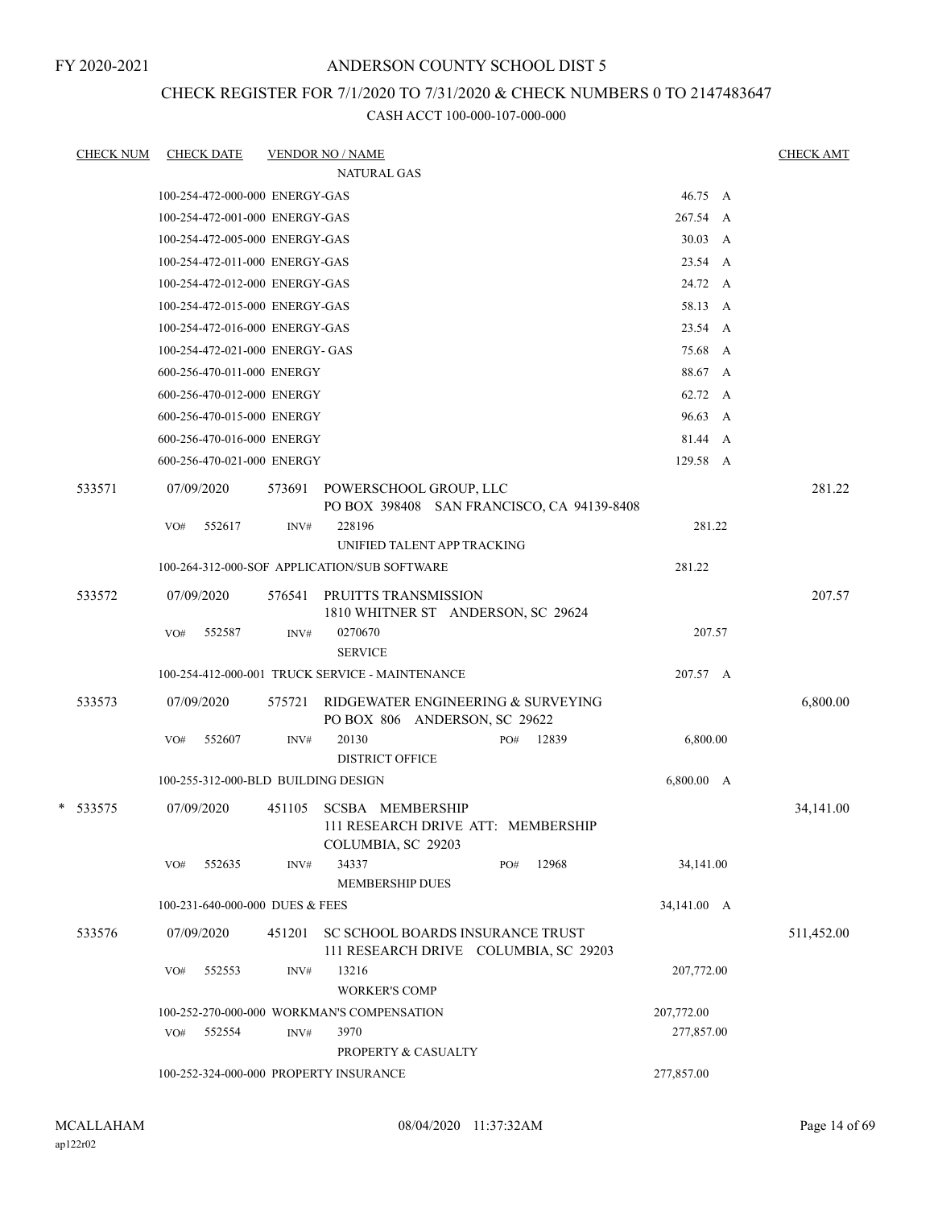FY 2020-2021

# ANDERSON COUNTY SCHOOL DIST 5

## CHECK REGISTER FOR 7/1/2020 TO 7/31/2020 & CHECK NUMBERS 0 TO 2147483647

### CASH ACCT 100-000-107-000-000

| CHECK NUM | CHECK DATE | VENDOR NO / NAME | | CHECK AMT |
|---|---|---|---|---|
| | | NATURAL GAS | | |
| | 100-254-472-000-000 ENERGY-GAS | | 46.75 A | |
| | 100-254-472-001-000 ENERGY-GAS | | 267.54 A | |
| | 100-254-472-005-000 ENERGY-GAS | | 30.03 A | |
| | 100-254-472-011-000 ENERGY-GAS | | 23.54 A | |
| | 100-254-472-012-000 ENERGY-GAS | | 24.72 A | |
| | 100-254-472-015-000 ENERGY-GAS | | 58.13 A | |
| | 100-254-472-016-000 ENERGY-GAS | | 23.54 A | |
| | 100-254-472-021-000 ENERGY- GAS | | 75.68 A | |
| | 600-256-470-011-000 ENERGY | | 88.67 A | |
| | 600-256-470-012-000 ENERGY | | 62.72 A | |
| | 600-256-470-015-000 ENERGY | | 96.63 A | |
| | 600-256-470-016-000 ENERGY | | 81.44 A | |
| | 600-256-470-021-000 ENERGY | | 129.58 A | |
| 533571 | 07/09/2020 | 573691 POWERSCHOOL GROUP, LLC<br>PO BOX 398408 SAN FRANCISCO, CA 94139-8408 | | 281.22 |
| | VO# 552617 | INV# 228196<br>UNIFIED TALENT APP TRACKING | 281.22 | |
| | 100-264-312-000-SOF APPLICATION/SUB SOFTWARE | | 281.22 | |
| 533572 | 07/09/2020 | 576541 PRUITTS TRANSMISSION<br>1810 WHITNER ST ANDERSON, SC 29624 | | 207.57 |
| | VO# 552587 | INV# 0270670<br>SERVICE | 207.57 | |
| | 100-254-412-000-001 TRUCK SERVICE - MAINTENANCE | | 207.57 A | |
| 533573 | 07/09/2020 | 575721 RIDGEWATER ENGINEERING & SURVEYING<br>PO BOX 806 ANDERSON, SC 29622 | | 6,800.00 |
| | VO# 552607 | INV# 20130 PO# 12839<br>DISTRICT OFFICE | 6,800.00 | |
| | 100-255-312-000-BLD BUILDING DESIGN | | 6,800.00 A | |
| * 533575 | 07/09/2020 | 451105 SCSBA MEMBERSHIP<br>111 RESEARCH DRIVE ATT: MEMBERSHIP<br>COLUMBIA, SC 29203 | | 34,141.00 |
| | VO# 552635 | INV# 34337 PO# 12968<br>MEMBERSHIP DUES | 34,141.00 | |
| | 100-231-640-000-000 DUES & FEES | | 34,141.00 A | |
| 533576 | 07/09/2020 | 451201 SC SCHOOL BOARDS INSURANCE TRUST<br>111 RESEARCH DRIVE COLUMBIA, SC 29203 | | 511,452.00 |
| | VO# 552553 | INV# 13216<br>WORKER'S COMP | 207,772.00 | |
| | 100-252-270-000-000 WORKMAN'S COMPENSATION | | 207,772.00 | |
| | VO# 552554 | INV# 3970<br>PROPERTY & CASUALTY | 277,857.00 | |
| | 100-252-324-000-000 PROPERTY INSURANCE | | 277,857.00 | |

MCALLAHAM
ap122r02

08/04/2020 11:37:32AM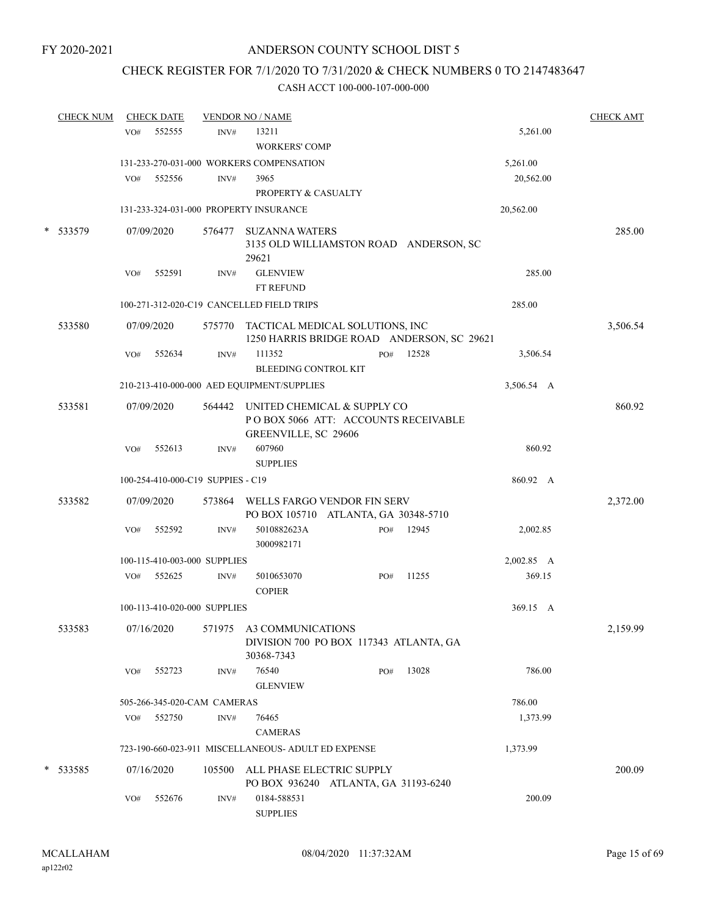FY 2020-2021

# ANDERSON COUNTY SCHOOL DIST 5

## CHECK REGISTER FOR 7/1/2020 TO 7/31/2020 & CHECK NUMBERS 0 TO 2147483647

### CASH ACCT 100-000-107-000-000

| CHECK NUM | CHECK DATE | VENDOR NO / NAME | | | CHECK AMT |
|---|---|---|---|---|---|
| | VO# 552555 | INV# 13211 WORKERS' COMP | | 5,261.00 | |
| | 131-233-270-031-000 WORKERS COMPENSATION | | | 5,261.00 | |
| | VO# 552556 | INV# 3965 PROPERTY & CASUALTY | | 20,562.00 | |
| | 131-233-324-031-000 PROPERTY INSURANCE | | | 20,562.00 | |
| * 533579 | 07/09/2020 | 576477 SUZANNA WATERS 3135 OLD WILLIAMSTON ROAD ANDERSON, SC 29621 | | | 285.00 |
| | VO# 552591 | INV# GLENVIEW FT REFUND | | 285.00 | |
| | 100-271-312-020-C19 CANCELLED FIELD TRIPS | | | 285.00 | |
| 533580 | 07/09/2020 | 575770 TACTICAL MEDICAL SOLUTIONS, INC 1250 HARRIS BRIDGE ROAD ANDERSON, SC 29621 | | | 3,506.54 |
| | VO# 552634 | INV# 111352 BLEEDING CONTROL KIT | PO# 12528 | 3,506.54 | |
| | 210-213-410-000-000 AED EQUIPMENT/SUPPLIES | | | 3,506.54 A | |
| 533581 | 07/09/2020 | 564442 UNITED CHEMICAL & SUPPLY CO P O BOX 5066 ATT: ACCOUNTS RECEIVABLE GREENVILLE, SC 29606 | | | 860.92 |
| | VO# 552613 | INV# 607960 SUPPLIES | | 860.92 | |
| | 100-254-410-000-C19 SUPPIES - C19 | | | 860.92 A | |
| 533582 | 07/09/2020 | 573864 WELLS FARGO VENDOR FIN SERV PO BOX 105710 ATLANTA, GA 30348-5710 | | | 2,372.00 |
| | VO# 552592 | INV# 5010882623A 3000982171 | PO# 12945 | 2,002.85 | |
| | 100-115-410-003-000 SUPPLIES | | | 2,002.85 A | |
| | VO# 552625 | INV# 5010653070 COPIER | PO# 11255 | 369.15 | |
| | 100-113-410-020-000 SUPPLIES | | | 369.15 A | |
| 533583 | 07/16/2020 | 571975 A3 COMMUNICATIONS DIVISION 700 PO BOX 117343 ATLANTA, GA 30368-7343 | | | 2,159.99 |
| | VO# 552723 | INV# 76540 GLENVIEW | PO# 13028 | 786.00 | |
| | 505-266-345-020-CAM CAMERAS | | | 786.00 | |
| | VO# 552750 | INV# 76465 CAMERAS | | 1,373.99 | |
| | 723-190-660-023-911 MISCELLANEOUS- ADULT ED EXPENSE | | | 1,373.99 | |
| * 533585 | 07/16/2020 | 105500 ALL PHASE ELECTRIC SUPPLY PO BOX 936240 ATLANTA, GA 31193-6240 | | | 200.09 |
| | VO# 552676 | INV# 0184-588531 SUPPLIES | | 200.09 | |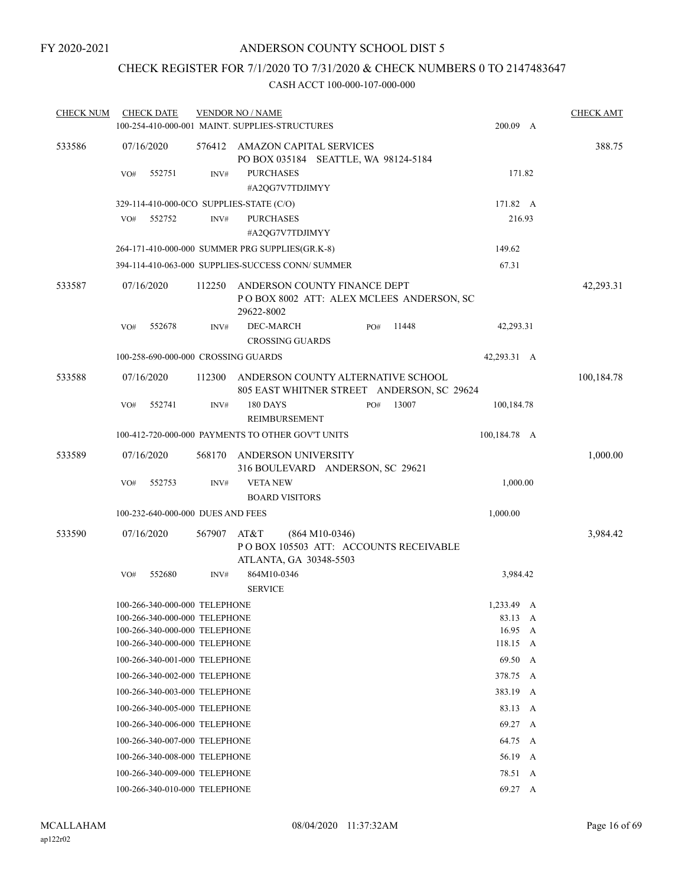FY 2020-2021

# ANDERSON COUNTY SCHOOL DIST 5

## CHECK REGISTER FOR 7/1/2020 TO 7/31/2020 & CHECK NUMBERS 0 TO 2147483647

### CASH ACCT 100-000-107-000-000

| CHECK NUM | CHECK DATE | VENDOR NO / NAME | | CHECK AMT |
|---|---|---|---|---|
| | 100-254-410-000-001 MAINT. SUPPLIES-STRUCTURES | | 200.09 A | |
| 533586 | 07/16/2020 | 576412 AMAZON CAPITAL SERVICES<br>PO BOX 035184 SEATTLE, WA 98124-5184 | | 388.75 |
| | VO# 552751 | INV# PURCHASES<br>#A2QG7V7TDJIMYY | 171.82 | |
| | 329-114-410-000-0CO SUPPLIES-STATE (C/O) | | 171.82 A | |
| | VO# 552752 | INV# PURCHASES<br>#A2QG7V7TDJIMYY | 216.93 | |
| | 264-171-410-000-000 SUMMER PRG SUPPLIES(GR.K-8) | | 149.62 | |
| | 394-114-410-063-000 SUPPLIES-SUCCESS CONN/ SUMMER | | 67.31 | |
| 533587 | 07/16/2020 | 112250 ANDERSON COUNTY FINANCE DEPT<br>P O BOX 8002 ATT: ALEX MCLEES ANDERSON, SC 29622-8002 | | 42,293.31 |
| | VO# 552678 | INV# DEC-MARCH PO# 11448<br>CROSSING GUARDS | 42,293.31 | |
| | 100-258-690-000-000 CROSSING GUARDS | | 42,293.31 A | |
| 533588 | 07/16/2020 | 112300 ANDERSON COUNTY ALTERNATIVE SCHOOL<br>805 EAST WHITNER STREET ANDERSON, SC 29624 | | 100,184.78 |
| | VO# 552741 | INV# 180 DAYS PO# 13007<br>REIMBURSEMENT | 100,184.78 | |
| | 100-412-720-000-000 PAYMENTS TO OTHER GOV'T UNITS | | 100,184.78 A | |
| 533589 | 07/16/2020 | 568170 ANDERSON UNIVERSITY<br>316 BOULEVARD ANDERSON, SC 29621 | | 1,000.00 |
| | VO# 552753 | INV# VETA NEW<br>BOARD VISITORS | 1,000.00 | |
| | 100-232-640-000-000 DUES AND FEES | | 1,000.00 | |
| 533590 | 07/16/2020 | 567907 AT&T (864 M10-0346)<br>P O BOX 105503 ATT: ACCOUNTS RECEIVABLE<br>ATLANTA, GA 30348-5503 | | 3,984.42 |
| | VO# 552680 | INV# 864M10-0346<br>SERVICE | 3,984.42 | |
| | 100-266-340-000-000 TELEPHONE | | 1,233.49 A | |
| | 100-266-340-000-000 TELEPHONE | | 83.13 A | |
| | 100-266-340-000-000 TELEPHONE | | 16.95 A | |
| | 100-266-340-000-000 TELEPHONE | | 118.15 A | |
| | 100-266-340-001-000 TELEPHONE | | 69.50 A | |
| | 100-266-340-002-000 TELEPHONE | | 378.75 A | |
| | 100-266-340-003-000 TELEPHONE | | 383.19 A | |
| | 100-266-340-005-000 TELEPHONE | | 83.13 A | |
| | 100-266-340-006-000 TELEPHONE | | 69.27 A | |
| | 100-266-340-007-000 TELEPHONE | | 64.75 A | |
| | 100-266-340-008-000 TELEPHONE | | 56.19 A | |
| | 100-266-340-009-000 TELEPHONE | | 78.51 A | |
| | 100-266-340-010-000 TELEPHONE | | 69.27 A | |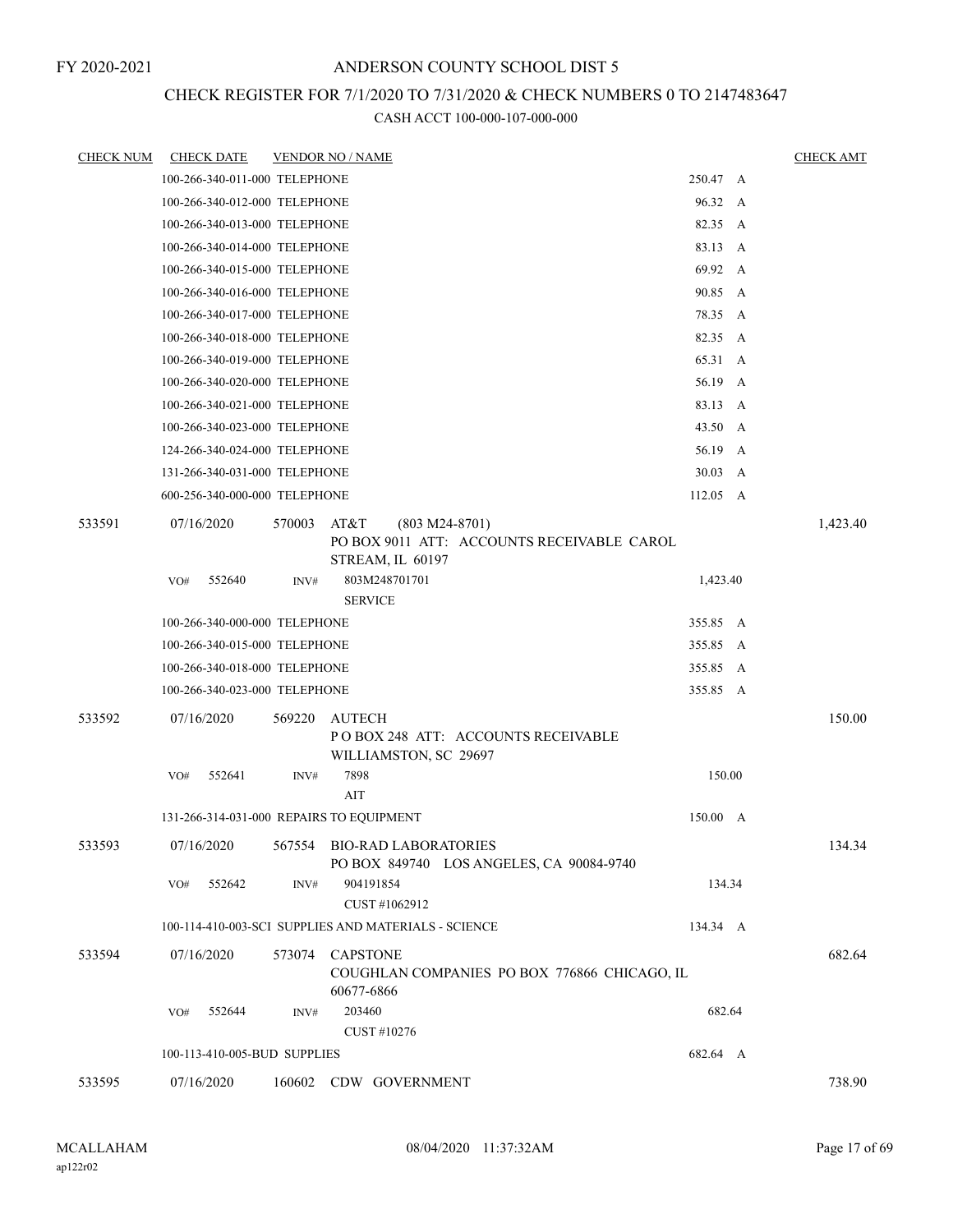FY 2020-2021

# ANDERSON COUNTY SCHOOL DIST 5

## CHECK REGISTER FOR 7/1/2020 TO 7/31/2020 & CHECK NUMBERS 0 TO 2147483647

CASH ACCT 100-000-107-000-000

| CHECK NUM | CHECK DATE | VENDOR NO / NAME | | CHECK AMT |
|---|---|---|---|---|
| | 100-266-340-011-000 TELEPHONE | | 250.47 A | |
| | 100-266-340-012-000 TELEPHONE | | 96.32 A | |
| | 100-266-340-013-000 TELEPHONE | | 82.35 A | |
| | 100-266-340-014-000 TELEPHONE | | 83.13 A | |
| | 100-266-340-015-000 TELEPHONE | | 69.92 A | |
| | 100-266-340-016-000 TELEPHONE | | 90.85 A | |
| | 100-266-340-017-000 TELEPHONE | | 78.35 A | |
| | 100-266-340-018-000 TELEPHONE | | 82.35 A | |
| | 100-266-340-019-000 TELEPHONE | | 65.31 A | |
| | 100-266-340-020-000 TELEPHONE | | 56.19 A | |
| | 100-266-340-021-000 TELEPHONE | | 83.13 A | |
| | 100-266-340-023-000 TELEPHONE | | 43.50 A | |
| | 124-266-340-024-000 TELEPHONE | | 56.19 A | |
| | 131-266-340-031-000 TELEPHONE | | 30.03 A | |
| | 600-256-340-000-000 TELEPHONE | | 112.05 A | |
| 533591 | 07/16/2020 | 570003 AT&T (803 M24-8701) PO BOX 9011 ATT: ACCOUNTS RECEIVABLE CAROL STREAM, IL 60197 | | 1,423.40 |
| | VO# 552640 | INV# 803M248701701 SERVICE | 1,423.40 | |
| | 100-266-340-000-000 TELEPHONE | | 355.85 A | |
| | 100-266-340-015-000 TELEPHONE | | 355.85 A | |
| | 100-266-340-018-000 TELEPHONE | | 355.85 A | |
| | 100-266-340-023-000 TELEPHONE | | 355.85 A | |
| 533592 | 07/16/2020 | 569220 AUTECH P O BOX 248 ATT: ACCOUNTS RECEIVABLE WILLIAMSTON, SC 29697 | | 150.00 |
| | VO# 552641 | INV# 7898 AIT | 150.00 | |
| | 131-266-314-031-000 REPAIRS TO EQUIPMENT | | 150.00 A | |
| 533593 | 07/16/2020 | 567554 BIO-RAD LABORATORIES PO BOX 849740 LOS ANGELES, CA 90084-9740 | | 134.34 |
| | VO# 552642 | INV# 904191854 CUST #1062912 | 134.34 | |
| | 100-114-410-003-SCI SUPPLIES AND MATERIALS - SCIENCE | | 134.34 A | |
| 533594 | 07/16/2020 | 573074 CAPSTONE COUGHLAN COMPANIES PO BOX 776866 CHICAGO, IL 60677-6866 | | 682.64 |
| | VO# 552644 | INV# 203460 CUST #10276 | 682.64 | |
| | 100-113-410-005-BUD SUPPLIES | | 682.64 A | |
| 533595 | 07/16/2020 | 160602 CDW GOVERNMENT | | 738.90 |

MCALLAHAM ap122r02 08/04/2020 11:37:32AM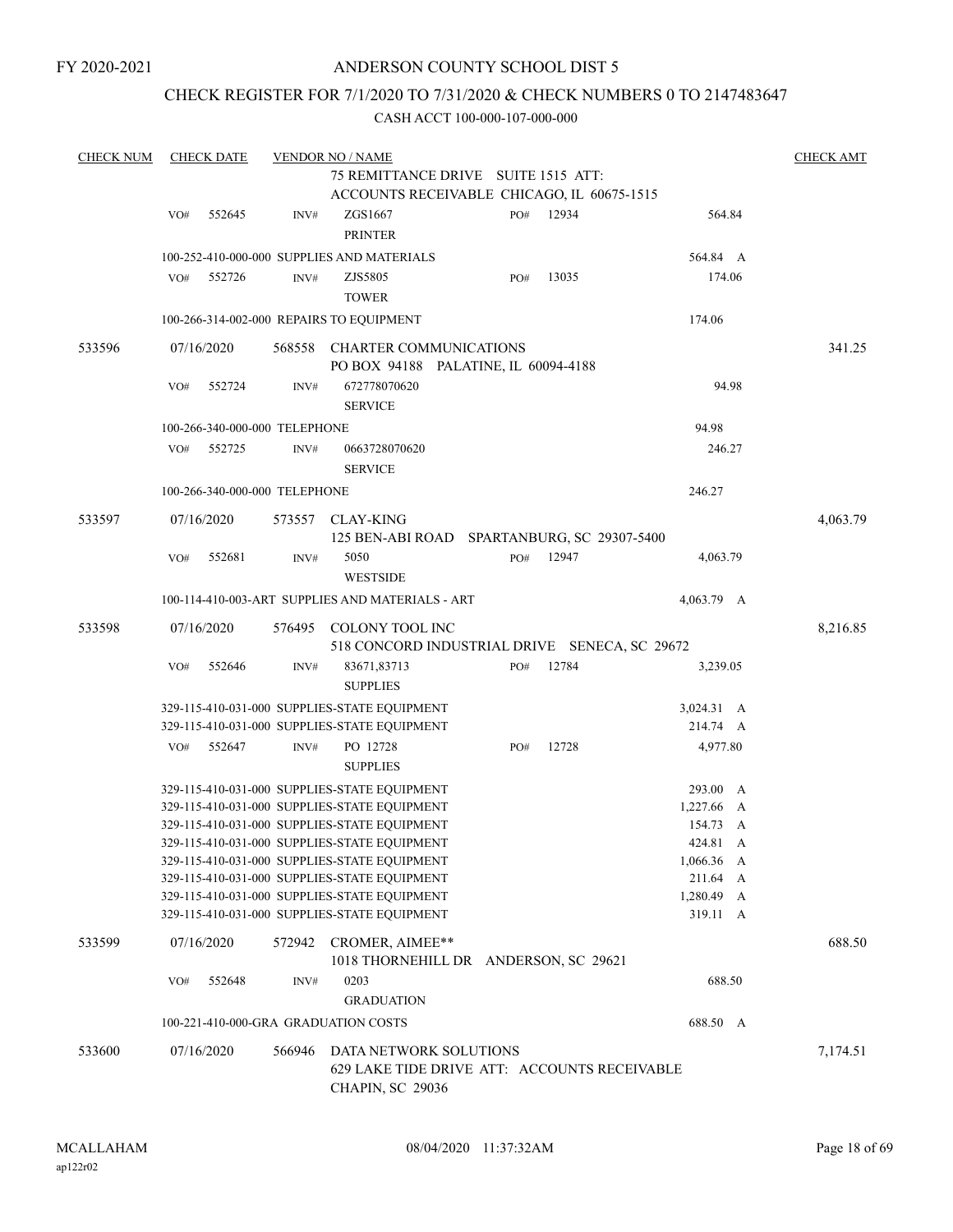FY 2020-2021

# ANDERSON COUNTY SCHOOL DIST 5

## CHECK REGISTER FOR 7/1/2020 TO 7/31/2020 & CHECK NUMBERS 0 TO 2147483647

CASH ACCT 100-000-107-000-000

| CHECK NUM | CHECK DATE | VENDOR NO / NAME | | | | CHECK AMT |
|---|---|---|---|---|---|---|
| | | 75 REMITTANCE DRIVE SUITE 1515 ATT: ACCOUNTS RECEIVABLE CHICAGO, IL 60675-1515 | | | | |
| | VO# 552645 | INV# ZGS1667 PRINTER | PO# 12934 | | 564.84 | |
| | | 100-252-410-000-000 SUPPLIES AND MATERIALS | | | 564.84 A | |
| | VO# 552726 | INV# ZJS5805 TOWER | PO# 13035 | | 174.06 | |
| | | 100-266-314-002-000 REPAIRS TO EQUIPMENT | | | 174.06 | |
| 533596 | 07/16/2020 | 568558 CHARTER COMMUNICATIONS PO BOX 94188 PALATINE, IL 60094-4188 | | | | 341.25 |
| | VO# 552724 | INV# 672778070620 SERVICE | | | 94.98 | |
| | | 100-266-340-000-000 TELEPHONE | | | 94.98 | |
| | VO# 552725 | INV# 0663728070620 SERVICE | | | 246.27 | |
| | | 100-266-340-000-000 TELEPHONE | | | 246.27 | |
| 533597 | 07/16/2020 | 573557 CLAY-KING 125 BEN-ABI ROAD SPARTANBURG, SC 29307-5400 | | | | 4,063.79 |
| | VO# 552681 | INV# 5050 WESTSIDE | PO# 12947 | | 4,063.79 | |
| | | 100-114-410-003-ART SUPPLIES AND MATERIALS - ART | | | 4,063.79 A | |
| 533598 | 07/16/2020 | 576495 COLONY TOOL INC 518 CONCORD INDUSTRIAL DRIVE SENECA, SC 29672 | | | | 8,216.85 |
| | VO# 552646 | INV# 83671,83713 SUPPLIES | PO# 12784 | | 3,239.05 | |
| | | 329-115-410-031-000 SUPPLIES-STATE EQUIPMENT | | | 3,024.31 A | |
| | | 329-115-410-031-000 SUPPLIES-STATE EQUIPMENT | | | 214.74 A | |
| | VO# 552647 | INV# PO 12728 SUPPLIES | PO# 12728 | | 4,977.80 | |
| | | 329-115-410-031-000 SUPPLIES-STATE EQUIPMENT | | | 293.00 A | |
| | | 329-115-410-031-000 SUPPLIES-STATE EQUIPMENT | | | 1,227.66 A | |
| | | 329-115-410-031-000 SUPPLIES-STATE EQUIPMENT | | | 154.73 A | |
| | | 329-115-410-031-000 SUPPLIES-STATE EQUIPMENT | | | 424.81 A | |
| | | 329-115-410-031-000 SUPPLIES-STATE EQUIPMENT | | | 1,066.36 A | |
| | | 329-115-410-031-000 SUPPLIES-STATE EQUIPMENT | | | 211.64 A | |
| | | 329-115-410-031-000 SUPPLIES-STATE EQUIPMENT | | | 1,280.49 A | |
| | | 329-115-410-031-000 SUPPLIES-STATE EQUIPMENT | | | 319.11 A | |
| 533599 | 07/16/2020 | 572942 CROMER, AIMEE** 1018 THORNEHILL DR ANDERSON, SC 29621 | | | | 688.50 |
| | VO# 552648 | INV# 0203 GRADUATION | | | 688.50 | |
| | | 100-221-410-000-GRA GRADUATION COSTS | | | 688.50 A | |
| 533600 | 07/16/2020 | 566946 DATA NETWORK SOLUTIONS 629 LAKE TIDE DRIVE ATT: ACCOUNTS RECEIVABLE CHAPIN, SC 29036 | | | | 7,174.51 |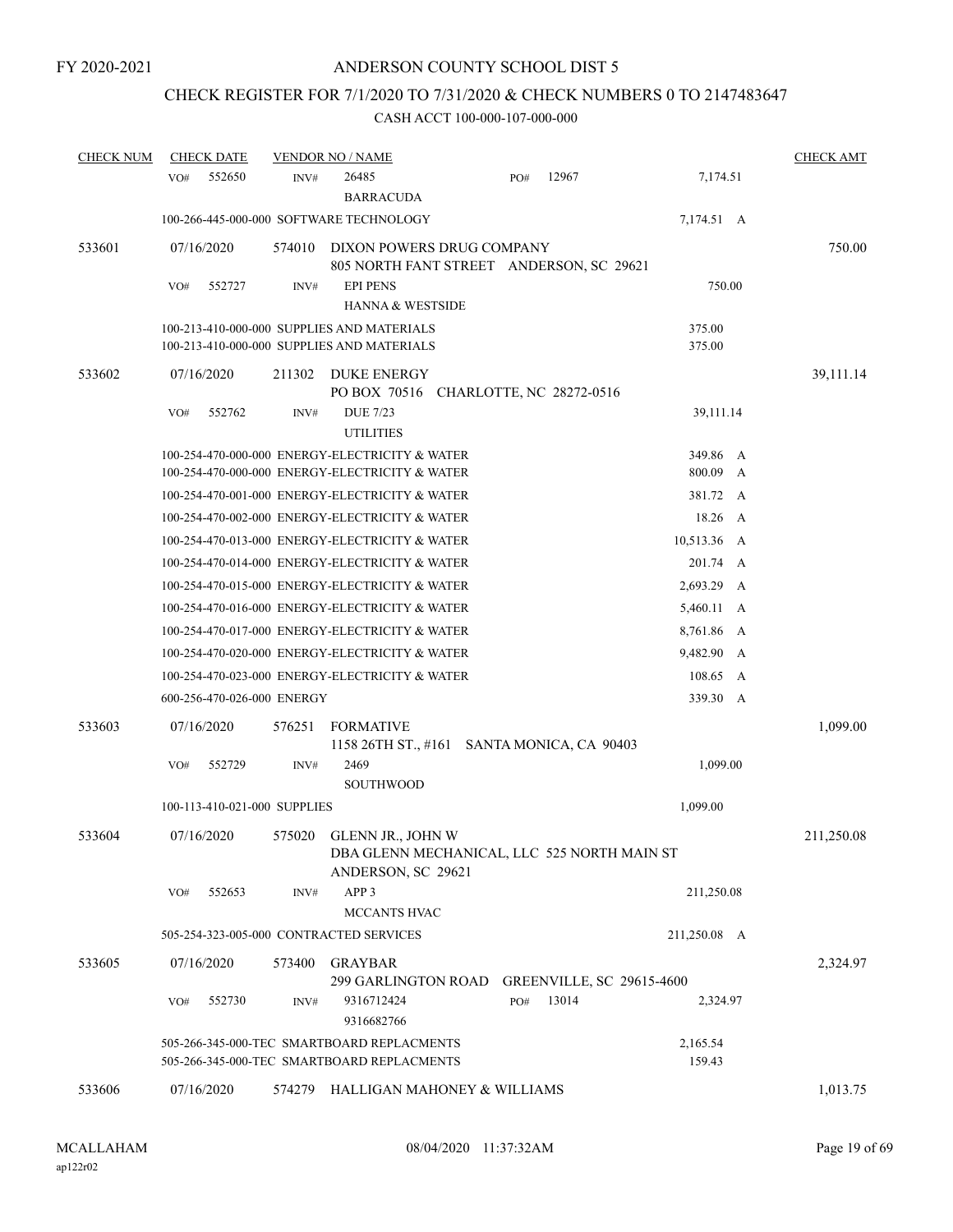FY 2020-2021

# ANDERSON COUNTY SCHOOL DIST 5

## CHECK REGISTER FOR 7/1/2020 TO 7/31/2020 & CHECK NUMBERS 0 TO 2147483647

### CASH ACCT 100-000-107-000-000

| CHECK NUM | CHECK DATE | VENDOR NO / NAME | | CHECK AMT |
|---|---|---|---|---|
| | VO# 552650 | INV# 26485 PO# 12967 BARRACUDA | 7,174.51 | |
| | | 100-266-445-000-000 SOFTWARE TECHNOLOGY | 7,174.51 A | |
| 533601 | 07/16/2020 | 574010 DIXON POWERS DRUG COMPANY 805 NORTH FANT STREET ANDERSON, SC 29621 | | 750.00 |
| | VO# 552727 | INV# EPI PENS HANNA & WESTSIDE | 750.00 | |
| | | 100-213-410-000-000 SUPPLIES AND MATERIALS | 375.00 | |
| | | 100-213-410-000-000 SUPPLIES AND MATERIALS | 375.00 | |
| 533602 | 07/16/2020 | 211302 DUKE ENERGY PO BOX 70516 CHARLOTTE, NC 28272-0516 | | 39,111.14 |
| | VO# 552762 | INV# DUE 7/23 UTILITIES | 39,111.14 | |
| | | 100-254-470-000-000 ENERGY-ELECTRICITY & WATER | 349.86 A | |
| | | 100-254-470-000-000 ENERGY-ELECTRICITY & WATER | 800.09 A | |
| | | 100-254-470-001-000 ENERGY-ELECTRICITY & WATER | 381.72 A | |
| | | 100-254-470-002-000 ENERGY-ELECTRICITY & WATER | 18.26 A | |
| | | 100-254-470-013-000 ENERGY-ELECTRICITY & WATER | 10,513.36 A | |
| | | 100-254-470-014-000 ENERGY-ELECTRICITY & WATER | 201.74 A | |
| | | 100-254-470-015-000 ENERGY-ELECTRICITY & WATER | 2,693.29 A | |
| | | 100-254-470-016-000 ENERGY-ELECTRICITY & WATER | 5,460.11 A | |
| | | 100-254-470-017-000 ENERGY-ELECTRICITY & WATER | 8,761.86 A | |
| | | 100-254-470-020-000 ENERGY-ELECTRICITY & WATER | 9,482.90 A | |
| | | 100-254-470-023-000 ENERGY-ELECTRICITY & WATER | 108.65 A | |
| | | 600-256-470-026-000 ENERGY | 339.30 A | |
| 533603 | 07/16/2020 | 576251 FORMATIVE 1158 26TH ST., #161 SANTA MONICA, CA 90403 | | 1,099.00 |
| | VO# 552729 | INV# 2469 SOUTHWOOD | 1,099.00 | |
| | | 100-113-410-021-000 SUPPLIES | 1,099.00 | |
| 533604 | 07/16/2020 | 575020 GLENN JR., JOHN W DBA GLENN MECHANICAL, LLC 525 NORTH MAIN ST ANDERSON, SC 29621 | | 211,250.08 |
| | VO# 552653 | INV# APP 3 MCCANTS HVAC | 211,250.08 | |
| | | 505-254-323-005-000 CONTRACTED SERVICES | 211,250.08 A | |
| 533605 | 07/16/2020 | 573400 GRAYBAR 299 GARLINGTON ROAD GREENVILLE, SC 29615-4600 | | 2,324.97 |
| | VO# 552730 | INV# 9316712424 PO# 13014 9316682766 | 2,324.97 | |
| | | 505-266-345-000-TEC SMARTBOARD REPLACMENTS | 2,165.54 | |
| | | 505-266-345-000-TEC SMARTBOARD REPLACMENTS | 159.43 | |
| 533606 | 07/16/2020 | 574279 HALLIGAN MAHONEY & WILLIAMS | | 1,013.75 |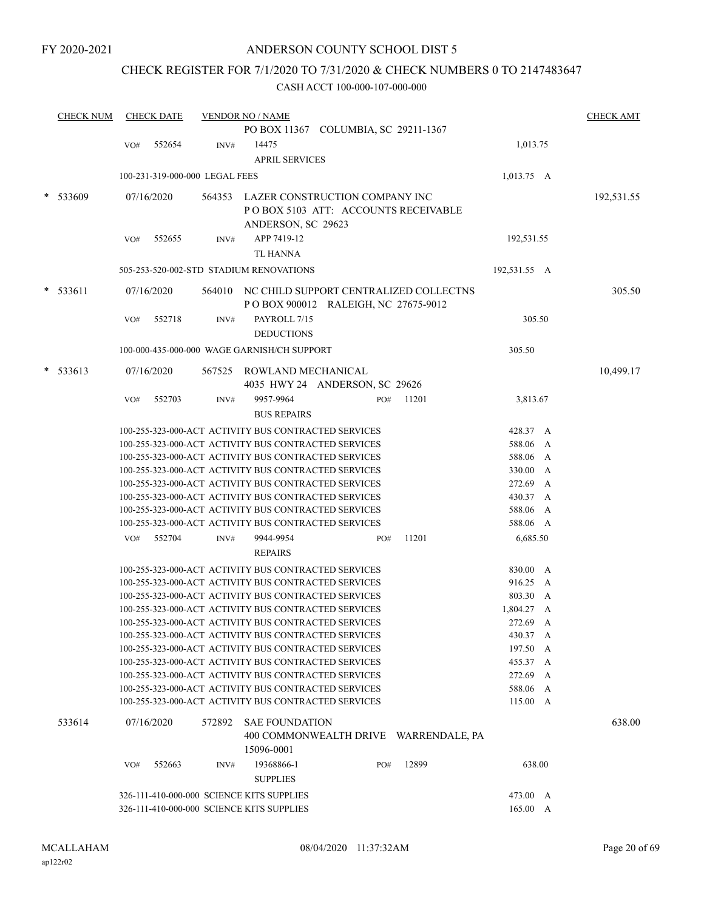FY 2020-2021

# ANDERSON COUNTY SCHOOL DIST 5

## CHECK REGISTER FOR 7/1/2020 TO 7/31/2020 & CHECK NUMBERS 0 TO 2147483647

### CASH ACCT 100-000-107-000-000

| CHECK NUM | CHECK DATE | VENDOR NO / NAME | | | CHECK AMT |
|---|---|---|---|---|---|
| | | PO BOX 11367 COLUMBIA, SC 29211-1367 | | | |
| | VO# 552654 | INV# 14475 APRIL SERVICES | | 1,013.75 | |
| | 100-231-319-000-000 LEGAL FEES | | | 1,013.75 A | |
| * 533609 | 07/16/2020 | 564353 LAZER CONSTRUCTION COMPANY INC P O BOX 5103 ATT: ACCOUNTS RECEIVABLE ANDERSON, SC 29623 | | | 192,531.55 |
| | VO# 552655 | INV# APP 7419-12 TL HANNA | | 192,531.55 | |
| | 505-253-520-002-STD STADIUM RENOVATIONS | | | 192,531.55 A | |
| * 533611 | 07/16/2020 | 564010 NC CHILD SUPPORT CENTRALIZED COLLECTNS P O BOX 900012 RALEIGH, NC 27675-9012 | | | 305.50 |
| | VO# 552718 | INV# PAYROLL 7/15 DEDUCTIONS | | 305.50 | |
| | 100-000-435-000-000 WAGE GARNISH/CH SUPPORT | | | 305.50 | |
| * 533613 | 07/16/2020 | 567525 ROWLAND MECHANICAL 4035 HWY 24 ANDERSON, SC 29626 | | | 10,499.17 |
| | VO# 552703 | INV# 9957-9964 BUS REPAIRS | PO# 11201 | 3,813.67 | |
| | 100-255-323-000-ACT ACTIVITY BUS CONTRACTED SERVICES | | | 428.37 A | |
| | 100-255-323-000-ACT ACTIVITY BUS CONTRACTED SERVICES | | | 588.06 A | |
| | 100-255-323-000-ACT ACTIVITY BUS CONTRACTED SERVICES | | | 588.06 A | |
| | 100-255-323-000-ACT ACTIVITY BUS CONTRACTED SERVICES | | | 330.00 A | |
| | 100-255-323-000-ACT ACTIVITY BUS CONTRACTED SERVICES | | | 272.69 A | |
| | 100-255-323-000-ACT ACTIVITY BUS CONTRACTED SERVICES | | | 430.37 A | |
| | 100-255-323-000-ACT ACTIVITY BUS CONTRACTED SERVICES | | | 588.06 A | |
| | 100-255-323-000-ACT ACTIVITY BUS CONTRACTED SERVICES | | | 588.06 A | |
| | VO# 552704 | INV# 9944-9954 REPAIRS | PO# 11201 | 6,685.50 | |
| | 100-255-323-000-ACT ACTIVITY BUS CONTRACTED SERVICES | | | 830.00 A | |
| | 100-255-323-000-ACT ACTIVITY BUS CONTRACTED SERVICES | | | 916.25 A | |
| | 100-255-323-000-ACT ACTIVITY BUS CONTRACTED SERVICES | | | 803.30 A | |
| | 100-255-323-000-ACT ACTIVITY BUS CONTRACTED SERVICES | | | 1,804.27 A | |
| | 100-255-323-000-ACT ACTIVITY BUS CONTRACTED SERVICES | | | 272.69 A | |
| | 100-255-323-000-ACT ACTIVITY BUS CONTRACTED SERVICES | | | 430.37 A | |
| | 100-255-323-000-ACT ACTIVITY BUS CONTRACTED SERVICES | | | 197.50 A | |
| | 100-255-323-000-ACT ACTIVITY BUS CONTRACTED SERVICES | | | 455.37 A | |
| | 100-255-323-000-ACT ACTIVITY BUS CONTRACTED SERVICES | | | 272.69 A | |
| | 100-255-323-000-ACT ACTIVITY BUS CONTRACTED SERVICES | | | 588.06 A | |
| | 100-255-323-000-ACT ACTIVITY BUS CONTRACTED SERVICES | | | 115.00 A | |
| 533614 | 07/16/2020 | 572892 SAE FOUNDATION 400 COMMONWEALTH DRIVE WARRENDALE, PA 15096-0001 | | | 638.00 |
| | VO# 552663 | INV# 19368866-1 SUPPLIES | PO# 12899 | 638.00 | |
| | 326-111-410-000-000 SCIENCE KITS SUPPLIES | | | 473.00 A | |
| | 326-111-410-000-000 SCIENCE KITS SUPPLIES | | | 165.00 A | |

MCALLAHAM ap122r02 08/04/2020 11:37:32AM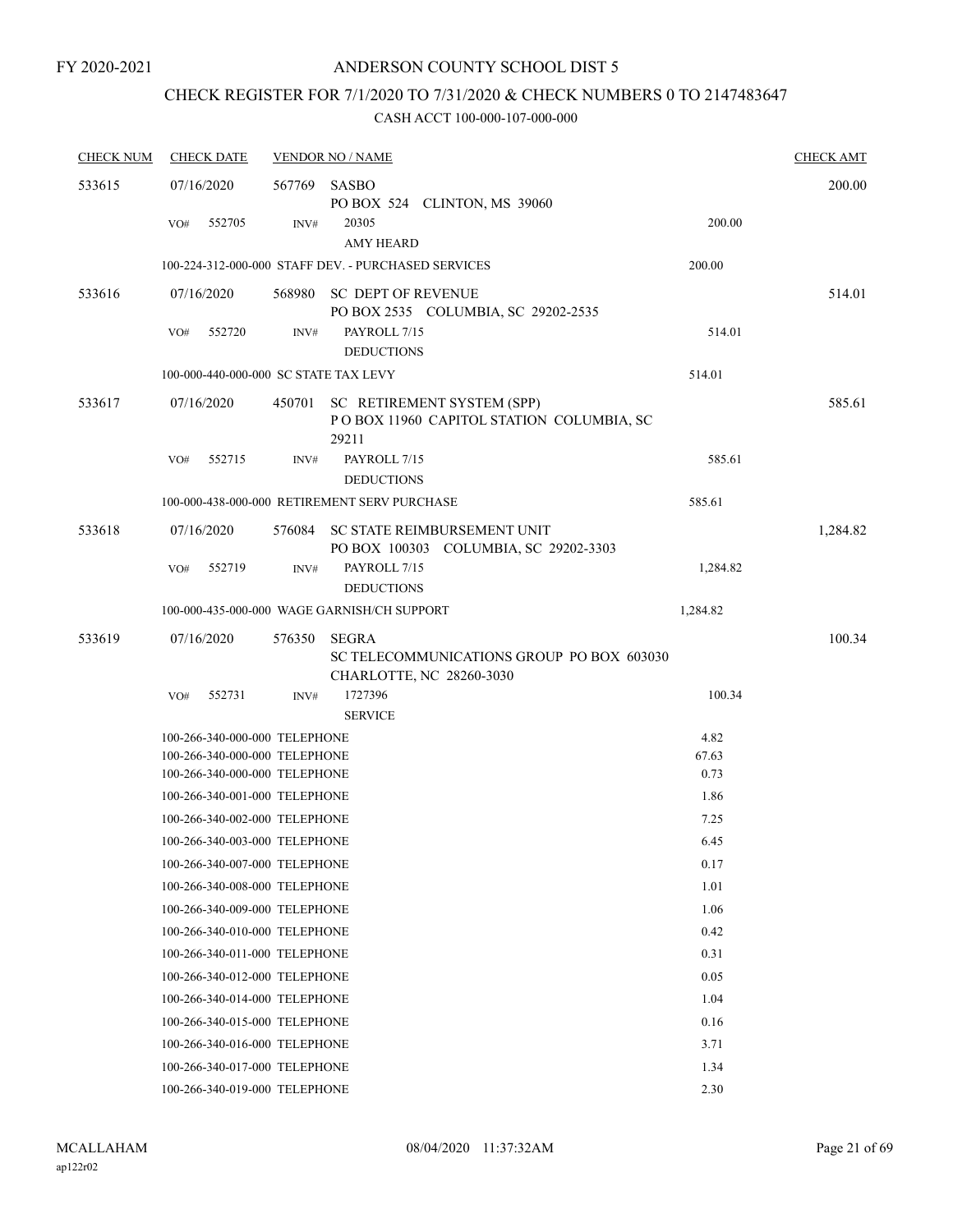FY 2020-2021

# ANDERSON COUNTY SCHOOL DIST 5

## CHECK REGISTER FOR 7/1/2020 TO 7/31/2020 & CHECK NUMBERS 0 TO 2147483647

### CASH ACCT 100-000-107-000-000

| CHECK NUM | CHECK DATE | VENDOR NO / NAME | | CHECK AMT |
|---|---|---|---|---|
| 533615 | 07/16/2020 | 567769 SASBO<br>PO BOX 524 CLINTON, MS 39060 | | 200.00 |
| | VO# 552705 | INV# 20305<br>AMY HEARD | 200.00 | |
| | | 100-224-312-000-000 STAFF DEV. - PURCHASED SERVICES | 200.00 | |
| 533616 | 07/16/2020 | 568980 SC DEPT OF REVENUE<br>PO BOX 2535 COLUMBIA, SC 29202-2535 | | 514.01 |
| | VO# 552720 | INV# PAYROLL 7/15<br>DEDUCTIONS | 514.01 | |
| | | 100-000-440-000-000 SC STATE TAX LEVY | 514.01 | |
| 533617 | 07/16/2020 | 450701 SC RETIREMENT SYSTEM (SPP)<br>P O BOX 11960 CAPITOL STATION COLUMBIA, SC 29211 | | 585.61 |
| | VO# 552715 | INV# PAYROLL 7/15<br>DEDUCTIONS | 585.61 | |
| | | 100-000-438-000-000 RETIREMENT SERV PURCHASE | 585.61 | |
| 533618 | 07/16/2020 | 576084 SC STATE REIMBURSEMENT UNIT<br>PO BOX 100303 COLUMBIA, SC 29202-3303 | | 1,284.82 |
| | VO# 552719 | INV# PAYROLL 7/15<br>DEDUCTIONS | 1,284.82 | |
| | | 100-000-435-000-000 WAGE GARNISH/CH SUPPORT | 1,284.82 | |
| 533619 | 07/16/2020 | 576350 SEGRA<br>SC TELECOMMUNICATIONS GROUP PO BOX 603030 CHARLOTTE, NC 28260-3030 | | 100.34 |
| | VO# 552731 | INV# 1727396<br>SERVICE | 100.34 | |
| | | 100-266-340-000-000 TELEPHONE | 4.82 | |
| | | 100-266-340-000-000 TELEPHONE | 67.63 | |
| | | 100-266-340-000-000 TELEPHONE | 0.73 | |
| | | 100-266-340-001-000 TELEPHONE | 1.86 | |
| | | 100-266-340-002-000 TELEPHONE | 7.25 | |
| | | 100-266-340-003-000 TELEPHONE | 6.45 | |
| | | 100-266-340-007-000 TELEPHONE | 0.17 | |
| | | 100-266-340-008-000 TELEPHONE | 1.01 | |
| | | 100-266-340-009-000 TELEPHONE | 1.06 | |
| | | 100-266-340-010-000 TELEPHONE | 0.42 | |
| | | 100-266-340-011-000 TELEPHONE | 0.31 | |
| | | 100-266-340-012-000 TELEPHONE | 0.05 | |
| | | 100-266-340-014-000 TELEPHONE | 1.04 | |
| | | 100-266-340-015-000 TELEPHONE | 0.16 | |
| | | 100-266-340-016-000 TELEPHONE | 3.71 | |
| | | 100-266-340-017-000 TELEPHONE | 1.34 | |
| | | 100-266-340-019-000 TELEPHONE | 2.30 | |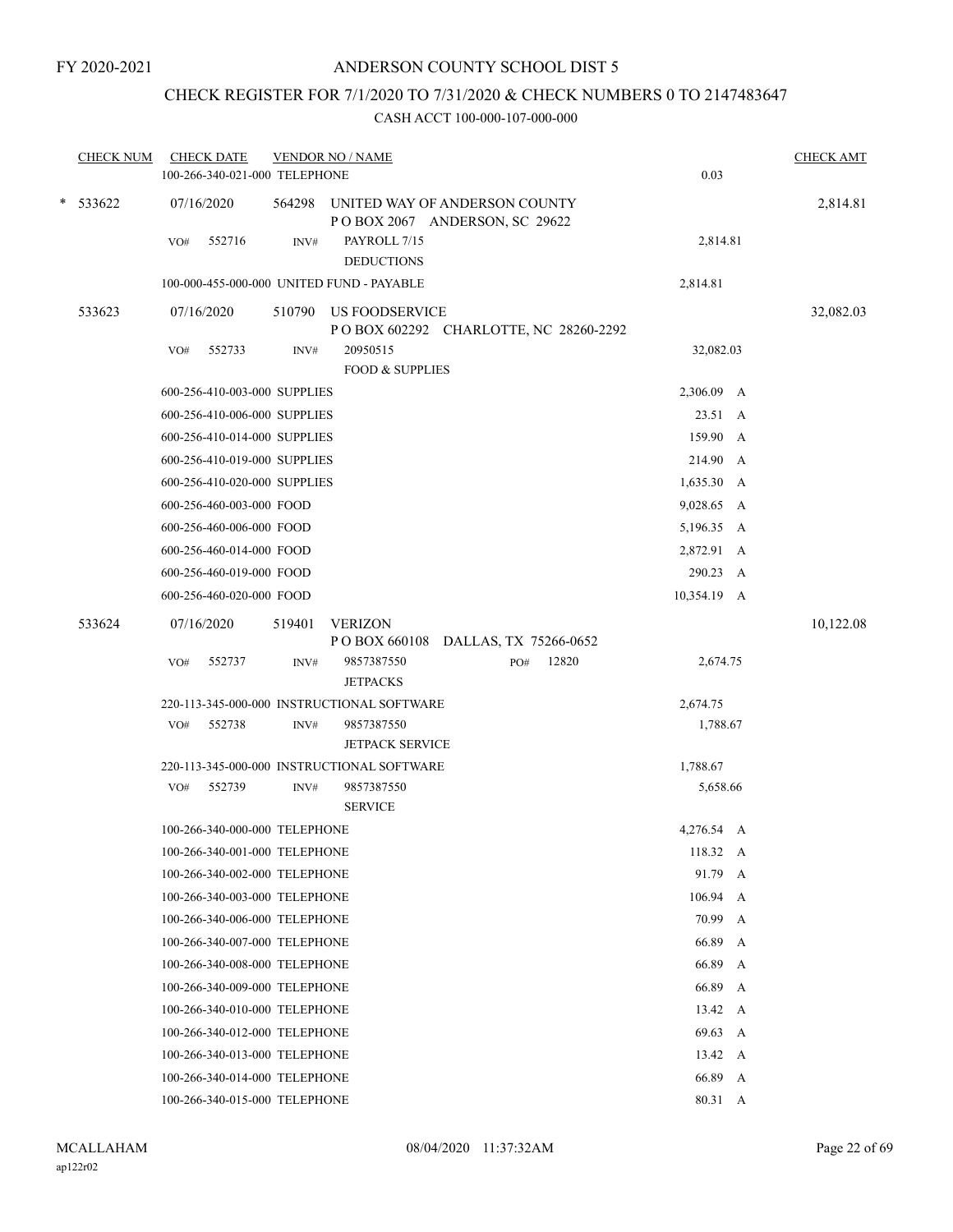FY 2020-2021

# ANDERSON COUNTY SCHOOL DIST 5

## CHECK REGISTER FOR 7/1/2020 TO 7/31/2020 & CHECK NUMBERS 0 TO 2147483647

### CASH ACCT 100-000-107-000-000

| CHECK NUM | CHECK DATE | VENDOR NO / NAME | | CHECK AMT |
|---|---|---|---|---|
| | 100-266-340-021-000 TELEPHONE | | 0.03 | |
| * 533622 | 07/16/2020 | 564298 UNITED WAY OF ANDERSON COUNTY P O BOX 2067 ANDERSON, SC 29622 | | 2,814.81 |
| | VO# 552716 | INV# PAYROLL 7/15 DEDUCTIONS | 2,814.81 | |
| | 100-000-455-000-000 UNITED FUND - PAYABLE | | 2,814.81 | |
| 533623 | 07/16/2020 | 510790 US FOODSERVICE P O BOX 602292 CHARLOTTE, NC 28260-2292 | | 32,082.03 |
| | VO# 552733 | INV# 20950515 FOOD & SUPPLIES | 32,082.03 | |
| | 600-256-410-003-000 SUPPLIES | | 2,306.09 A | |
| | 600-256-410-006-000 SUPPLIES | | 23.51 A | |
| | 600-256-410-014-000 SUPPLIES | | 159.90 A | |
| | 600-256-410-019-000 SUPPLIES | | 214.90 A | |
| | 600-256-410-020-000 SUPPLIES | | 1,635.30 A | |
| | 600-256-460-003-000 FOOD | | 9,028.65 A | |
| | 600-256-460-006-000 FOOD | | 5,196.35 A | |
| | 600-256-460-014-000 FOOD | | 2,872.91 A | |
| | 600-256-460-019-000 FOOD | | 290.23 A | |
| | 600-256-460-020-000 FOOD | | 10,354.19 A | |
| 533624 | 07/16/2020 | 519401 VERIZON P O BOX 660108 DALLAS, TX 75266-0652 | | 10,122.08 |
| | VO# 552737 | INV# 9857387550 JETPACKS PO# 12820 | 2,674.75 | |
| | 220-113-345-000-000 INSTRUCTIONAL SOFTWARE | | 2,674.75 | |
| | VO# 552738 | INV# 9857387550 JETPACK SERVICE | 1,788.67 | |
| | 220-113-345-000-000 INSTRUCTIONAL SOFTWARE | | 1,788.67 | |
| | VO# 552739 | INV# 9857387550 SERVICE | 5,658.66 | |
| | 100-266-340-000-000 TELEPHONE | | 4,276.54 A | |
| | 100-266-340-001-000 TELEPHONE | | 118.32 A | |
| | 100-266-340-002-000 TELEPHONE | | 91.79 A | |
| | 100-266-340-003-000 TELEPHONE | | 106.94 A | |
| | 100-266-340-006-000 TELEPHONE | | 70.99 A | |
| | 100-266-340-007-000 TELEPHONE | | 66.89 A | |
| | 100-266-340-008-000 TELEPHONE | | 66.89 A | |
| | 100-266-340-009-000 TELEPHONE | | 66.89 A | |
| | 100-266-340-010-000 TELEPHONE | | 13.42 A | |
| | 100-266-340-012-000 TELEPHONE | | 69.63 A | |
| | 100-266-340-013-000 TELEPHONE | | 13.42 A | |
| | 100-266-340-014-000 TELEPHONE | | 66.89 A | |
| | 100-266-340-015-000 TELEPHONE | | 80.31 A | |

MCALLAHAM
ap122r02

08/04/2020 11:37:32AM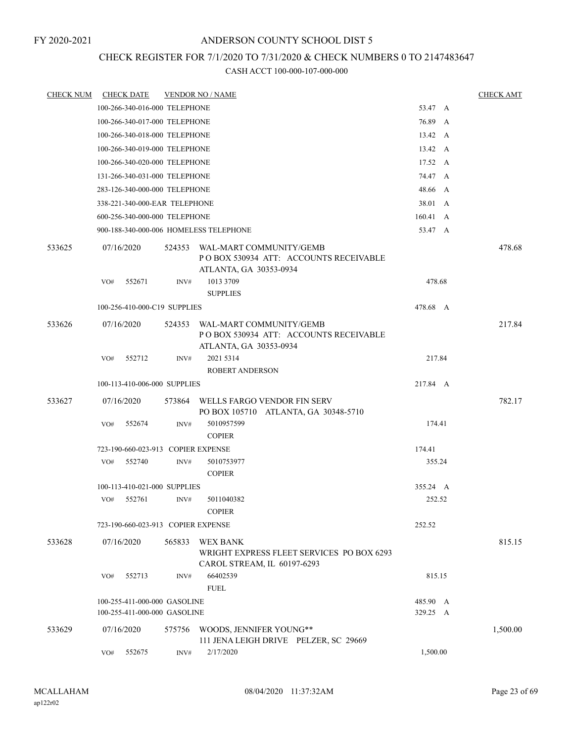FY 2020-2021

# ANDERSON COUNTY SCHOOL DIST 5

## CHECK REGISTER FOR 7/1/2020 TO 7/31/2020 & CHECK NUMBERS 0 TO 2147483647

### CASH ACCT 100-000-107-000-000

| CHECK NUM | CHECK DATE | VENDOR NO / NAME | | CHECK AMT |
|---|---|---|---|---|
| | 100-266-340-016-000 TELEPHONE | | 53.47 A | |
| | 100-266-340-017-000 TELEPHONE | | 76.89 A | |
| | 100-266-340-018-000 TELEPHONE | | 13.42 A | |
| | 100-266-340-019-000 TELEPHONE | | 13.42 A | |
| | 100-266-340-020-000 TELEPHONE | | 17.52 A | |
| | 131-266-340-031-000 TELEPHONE | | 74.47 A | |
| | 283-126-340-000-000 TELEPHONE | | 48.66 A | |
| | 338-221-340-000-EAR TELEPHONE | | 38.01 A | |
| | 600-256-340-000-000 TELEPHONE | | 160.41 A | |
| | 900-188-340-000-006 HOMELESS TELEPHONE | | 53.47 A | |
| 533625 | 07/16/2020 | 524353 WAL-MART COMMUNITY/GEMB<br>P O BOX 530934 ATT: ACCOUNTS RECEIVABLE<br>ATLANTA, GA 30353-0934 | | 478.68 |
| | VO# 552671 INV# | 1013 3709<br>SUPPLIES | 478.68 | |
| | 100-256-410-000-C19 SUPPLIES | | 478.68 A | |
| 533626 | 07/16/2020 | 524353 WAL-MART COMMUNITY/GEMB<br>P O BOX 530934 ATT: ACCOUNTS RECEIVABLE<br>ATLANTA, GA 30353-0934 | | 217.84 |
| | VO# 552712 INV# | 2021 5314<br>ROBERT ANDERSON | 217.84 | |
| | 100-113-410-006-000 SUPPLIES | | 217.84 A | |
| 533627 | 07/16/2020 | 573864 WELLS FARGO VENDOR FIN SERV<br>PO BOX 105710 ATLANTA, GA 30348-5710 | | 782.17 |
| | VO# 552674 INV# | 5010957599<br>COPIER | 174.41 | |
| | 723-190-660-023-913 COPIER EXPENSE | | 174.41 | |
| | VO# 552740 INV# | 5010753977<br>COPIER | 355.24 | |
| | 100-113-410-021-000 SUPPLIES | | 355.24 A | |
| | VO# 552761 INV# | 5011040382<br>COPIER | 252.52 | |
| | 723-190-660-023-913 COPIER EXPENSE | | 252.52 | |
| 533628 | 07/16/2020 | 565833 WEX BANK<br>WRIGHT EXPRESS FLEET SERVICES PO BOX 6293<br>CAROL STREAM, IL 60197-6293 | | 815.15 |
| | VO# 552713 INV# | 66402539<br>FUEL | 815.15 | |
| | 100-255-411-000-000 GASOLINE | | 485.90 A | |
| | 100-255-411-000-000 GASOLINE | | 329.25 A | |
| 533629 | 07/16/2020 | 575756 WOODS, JENNIFER YOUNG**<br>111 JENA LEIGH DRIVE PELZER, SC 29669 | | 1,500.00 |
| | VO# 552675 INV# | 2/17/2020 | 1,500.00 | |

MCALLAHAM
ap122r02

08/04/2020 11:37:32AM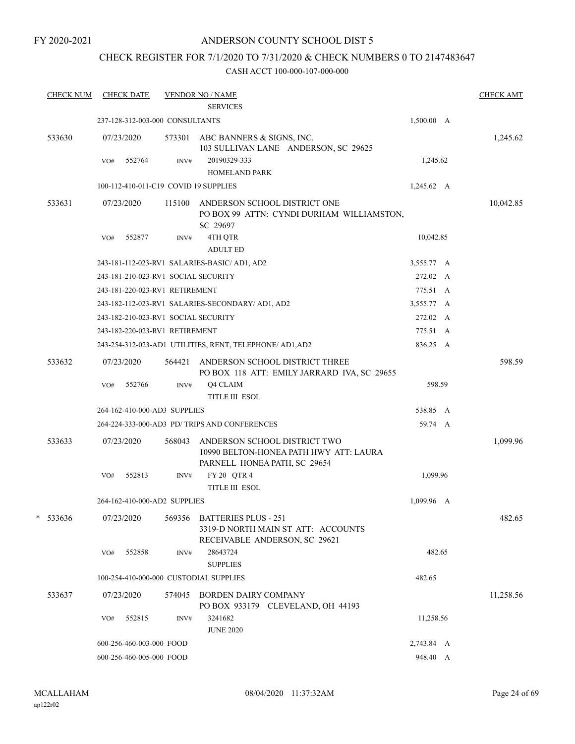FY 2020-2021

# ANDERSON COUNTY SCHOOL DIST 5

## CHECK REGISTER FOR 7/1/2020 TO 7/31/2020 & CHECK NUMBERS 0 TO 2147483647

CASH ACCT 100-000-107-000-000

| CHECK NUM | CHECK DATE | VENDOR NO / NAME | | CHECK AMT |
|---|---|---|---|---|
| | | SERVICES | | |
| | 237-128-312-003-000 CONSULTANTS | | 1,500.00 A | |
| 533630 | 07/23/2020 | 573301 ABC BANNERS & SIGNS, INC. 103 SULLIVAN LANE ANDERSON, SC 29625 | | 1,245.62 |
| | VO# 552764 INV# | 20190329-333 HOMELAND PARK | 1,245.62 | |
| | 100-112-410-011-C19 COVID 19 SUPPLIES | | 1,245.62 A | |
| 533631 | 07/23/2020 | 115100 ANDERSON SCHOOL DISTRICT ONE PO BOX 99 ATTN: CYNDI DURHAM WILLIAMSTON, SC 29697 | | 10,042.85 |
| | VO# 552877 INV# | 4TH QTR ADULT ED | 10,042.85 | |
| | 243-181-112-023-RV1 SALARIES-BASIC/ AD1, AD2 | | 3,555.77 A | |
| | 243-181-210-023-RV1 SOCIAL SECURITY | | 272.02 A | |
| | 243-181-220-023-RV1 RETIREMENT | | 775.51 A | |
| | 243-182-112-023-RV1 SALARIES-SECONDARY/ AD1, AD2 | | 3,555.77 A | |
| | 243-182-210-023-RV1 SOCIAL SECURITY | | 272.02 A | |
| | 243-182-220-023-RV1 RETIREMENT | | 775.51 A | |
| | 243-254-312-023-AD1 UTILITIES, RENT, TELEPHONE/ AD1,AD2 | | 836.25 A | |
| 533632 | 07/23/2020 | 564421 ANDERSON SCHOOL DISTRICT THREE PO BOX 118 ATT: EMILY JARRARD IVA, SC 29655 | | 598.59 |
| | VO# 552766 INV# | Q4 CLAIM TITLE III ESOL | 598.59 | |
| | 264-162-410-000-AD3 SUPPLIES | | 538.85 A | |
| | 264-224-333-000-AD3 PD/ TRIPS AND CONFERENCES | | 59.74 A | |
| 533633 | 07/23/2020 | 568043 ANDERSON SCHOOL DISTRICT TWO 10990 BELTON-HONEA PATH HWY ATT: LAURA PARNELL HONEA PATH, SC 29654 | | 1,099.96 |
| | VO# 552813 INV# | FY 20 QTR 4 TITLE III ESOL | 1,099.96 | |
| | 264-162-410-000-AD2 SUPPLIES | | 1,099.96 A | |
| * 533636 | 07/23/2020 | 569356 BATTERIES PLUS - 251 3319-D NORTH MAIN ST ATT: ACCOUNTS RECEIVABLE ANDERSON, SC 29621 | | 482.65 |
| | VO# 552858 INV# | 28643724 SUPPLIES | 482.65 | |
| | 100-254-410-000-000 CUSTODIAL SUPPLIES | | 482.65 | |
| 533637 | 07/23/2020 | 574045 BORDEN DAIRY COMPANY PO BOX 933179 CLEVELAND, OH 44193 | | 11,258.56 |
| | VO# 552815 INV# | 3241682 JUNE 2020 | 11,258.56 | |
| | 600-256-460-003-000 FOOD | | 2,743.84 A | |
| | 600-256-460-005-000 FOOD | | 948.40 A | |

MCALLAHAM
ap122r02

08/04/2020 11:37:32AM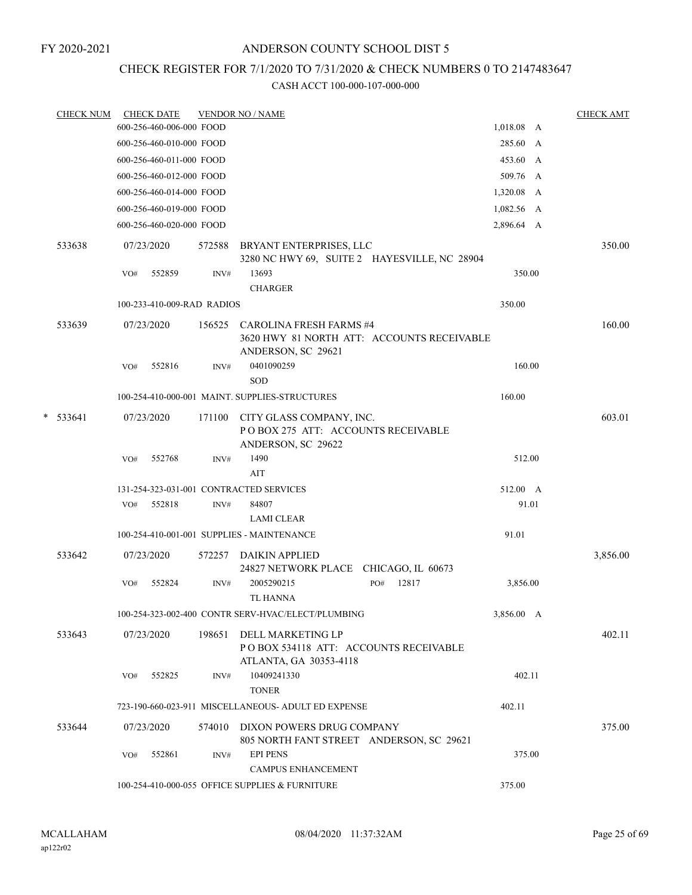FY 2020-2021

# ANDERSON COUNTY SCHOOL DIST 5

## CHECK REGISTER FOR 7/1/2020 TO 7/31/2020 & CHECK NUMBERS 0 TO 2147483647

CASH ACCT 100-000-107-000-000

| CHECK NUM | CHECK DATE | VENDOR NO / NAME | | CHECK AMT |
|---|---|---|---|---|
| | 600-256-460-006-000 FOOD | | 1,018.08 A | |
| | 600-256-460-010-000 FOOD | | 285.60 A | |
| | 600-256-460-011-000 FOOD | | 453.60 A | |
| | 600-256-460-012-000 FOOD | | 509.76 A | |
| | 600-256-460-014-000 FOOD | | 1,320.08 A | |
| | 600-256-460-019-000 FOOD | | 1,082.56 A | |
| | 600-256-460-020-000 FOOD | | 2,896.64 A | |
| 533638 | 07/23/2020 | 572588 BRYANT ENTERPRISES, LLC<br>3280 NC HWY 69, SUITE 2 HAYESVILLE, NC 28904 | | 350.00 |
| | VO# 552859 | INV# 13693<br>CHARGER | 350.00 | |
| | 100-233-410-009-RAD RADIOS | | 350.00 | |
| 533639 | 07/23/2020 | 156525 CAROLINA FRESH FARMS #4<br>3620 HWY 81 NORTH ATT: ACCOUNTS RECEIVABLE<br>ANDERSON, SC 29621 | | 160.00 |
| | VO# 552816 | INV# 0401090259<br>SOD | 160.00 | |
| | 100-254-410-000-001 MAINT. SUPPLIES-STRUCTURES | | 160.00 | |
| * 533641 | 07/23/2020 | 171100 CITY GLASS COMPANY, INC.<br>P O BOX 275 ATT: ACCOUNTS RECEIVABLE<br>ANDERSON, SC 29622 | | 603.01 |
| | VO# 552768 | INV# 1490<br>AIT | 512.00 | |
| | 131-254-323-031-001 CONTRACTED SERVICES | | 512.00 A | |
| | VO# 552818 | INV# 84807<br>LAMI CLEAR | 91.01 | |
| | 100-254-410-001-001 SUPPLIES - MAINTENANCE | | 91.01 | |
| 533642 | 07/23/2020 | 572257 DAIKIN APPLIED<br>24827 NETWORK PLACE CHICAGO, IL 60673 | | 3,856.00 |
| | VO# 552824 | INV# 2005290215 PO# 12817<br>TL HANNA | 3,856.00 | |
| | 100-254-323-002-400 CONTR SERV-HVAC/ELECT/PLUMBING | | 3,856.00 A | |
| 533643 | 07/23/2020 | 198651 DELL MARKETING LP<br>P O BOX 534118 ATT: ACCOUNTS RECEIVABLE<br>ATLANTA, GA 30353-4118 | | 402.11 |
| | VO# 552825 | INV# 10409241330<br>TONER | 402.11 | |
| | 723-190-660-023-911 MISCELLANEOUS- ADULT ED EXPENSE | | 402.11 | |
| 533644 | 07/23/2020 | 574010 DIXON POWERS DRUG COMPANY<br>805 NORTH FANT STREET ANDERSON, SC 29621 | | 375.00 |
| | VO# 552861 | INV# EPI PENS<br>CAMPUS ENHANCEMENT | 375.00 | |
| | 100-254-410-000-055 OFFICE SUPPLIES & FURNITURE | | 375.00 | |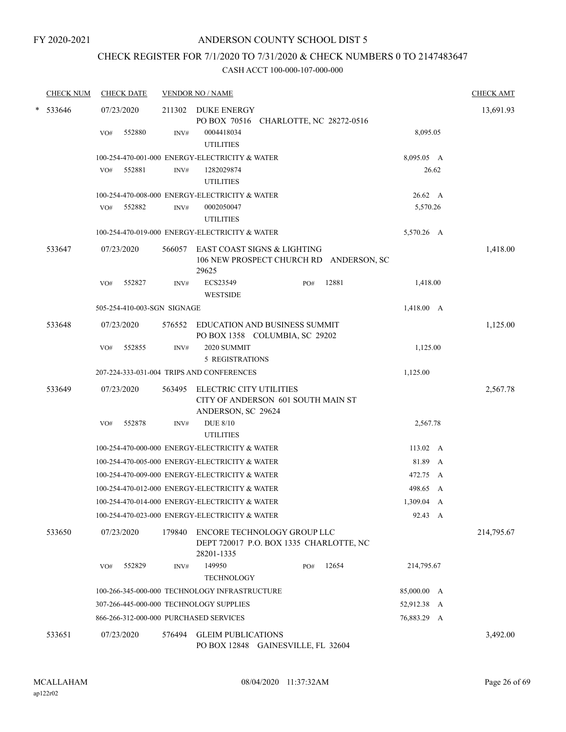FY 2020-2021

# ANDERSON COUNTY SCHOOL DIST 5

## CHECK REGISTER FOR 7/1/2020 TO 7/31/2020 & CHECK NUMBERS 0 TO 2147483647

### CASH ACCT 100-000-107-000-000

| CHECK NUM | CHECK DATE | VENDOR NO / NAME | | CHECK AMT |
|---|---|---|---|---|
| * 533646 | 07/23/2020 | 211302 DUKE ENERGY<br>PO BOX 70516 CHARLOTTE, NC 28272-0516 | | 13,691.93 |
| | VO# 552880 | INV# 0004418034<br>UTILITIES | 8,095.05 | |
| | | 100-254-470-001-000 ENERGY-ELECTRICITY & WATER | 8,095.05 A | |
| | VO# 552881 | INV# 1282029874<br>UTILITIES | 26.62 | |
| | | 100-254-470-008-000 ENERGY-ELECTRICITY & WATER | 26.62 A | |
| | VO# 552882 | INV# 0002050047<br>UTILITIES | 5,570.26 | |
| | | 100-254-470-019-000 ENERGY-ELECTRICITY & WATER | 5,570.26 A | |
| 533647 | 07/23/2020 | 566057 EAST COAST SIGNS & LIGHTING<br>106 NEW PROSPECT CHURCH RD ANDERSON, SC 29625 | | 1,418.00 |
| | VO# 552827 | INV# ECS23549 PO# 12881<br>WESTSIDE | 1,418.00 | |
| | | 505-254-410-003-SGN SIGNAGE | 1,418.00 A | |
| 533648 | 07/23/2020 | 576552 EDUCATION AND BUSINESS SUMMIT<br>PO BOX 1358 COLUMBIA, SC 29202 | | 1,125.00 |
| | VO# 552855 | INV# 2020 SUMMIT<br>5 REGISTRATIONS | 1,125.00 | |
| | | 207-224-333-031-004 TRIPS AND CONFERENCES | 1,125.00 | |
| 533649 | 07/23/2020 | 563495 ELECTRIC CITY UTILITIES<br>CITY OF ANDERSON 601 SOUTH MAIN ST<br>ANDERSON, SC 29624 | | 2,567.78 |
| | VO# 552878 | INV# DUE 8/10<br>UTILITIES | 2,567.78 | |
| | | 100-254-470-000-000 ENERGY-ELECTRICITY & WATER | 113.02 A | |
| | | 100-254-470-005-000 ENERGY-ELECTRICITY & WATER | 81.89 A | |
| | | 100-254-470-009-000 ENERGY-ELECTRICITY & WATER | 472.75 A | |
| | | 100-254-470-012-000 ENERGY-ELECTRICITY & WATER | 498.65 A | |
| | | 100-254-470-014-000 ENERGY-ELECTRICITY & WATER | 1,309.04 A | |
| | | 100-254-470-023-000 ENERGY-ELECTRICITY & WATER | 92.43 A | |
| 533650 | 07/23/2020 | 179840 ENCORE TECHNOLOGY GROUP LLC<br>DEPT 720017 P.O. BOX 1335 CHARLOTTE, NC 28201-1335 | | 214,795.67 |
| | VO# 552829 | INV# 149950 PO# 12654<br>TECHNOLOGY | 214,795.67 | |
| | | 100-266-345-000-000 TECHNOLOGY INFRASTRUCTURE | 85,000.00 A | |
| | | 307-266-445-000-000 TECHNOLOGY SUPPLIES | 52,912.38 A | |
| | | 866-266-312-000-000 PURCHASED SERVICES | 76,883.29 A | |
| 533651 | 07/23/2020 | 576494 GLEIM PUBLICATIONS<br>PO BOX 12848 GAINESVILLE, FL 32604 | | 3,492.00 |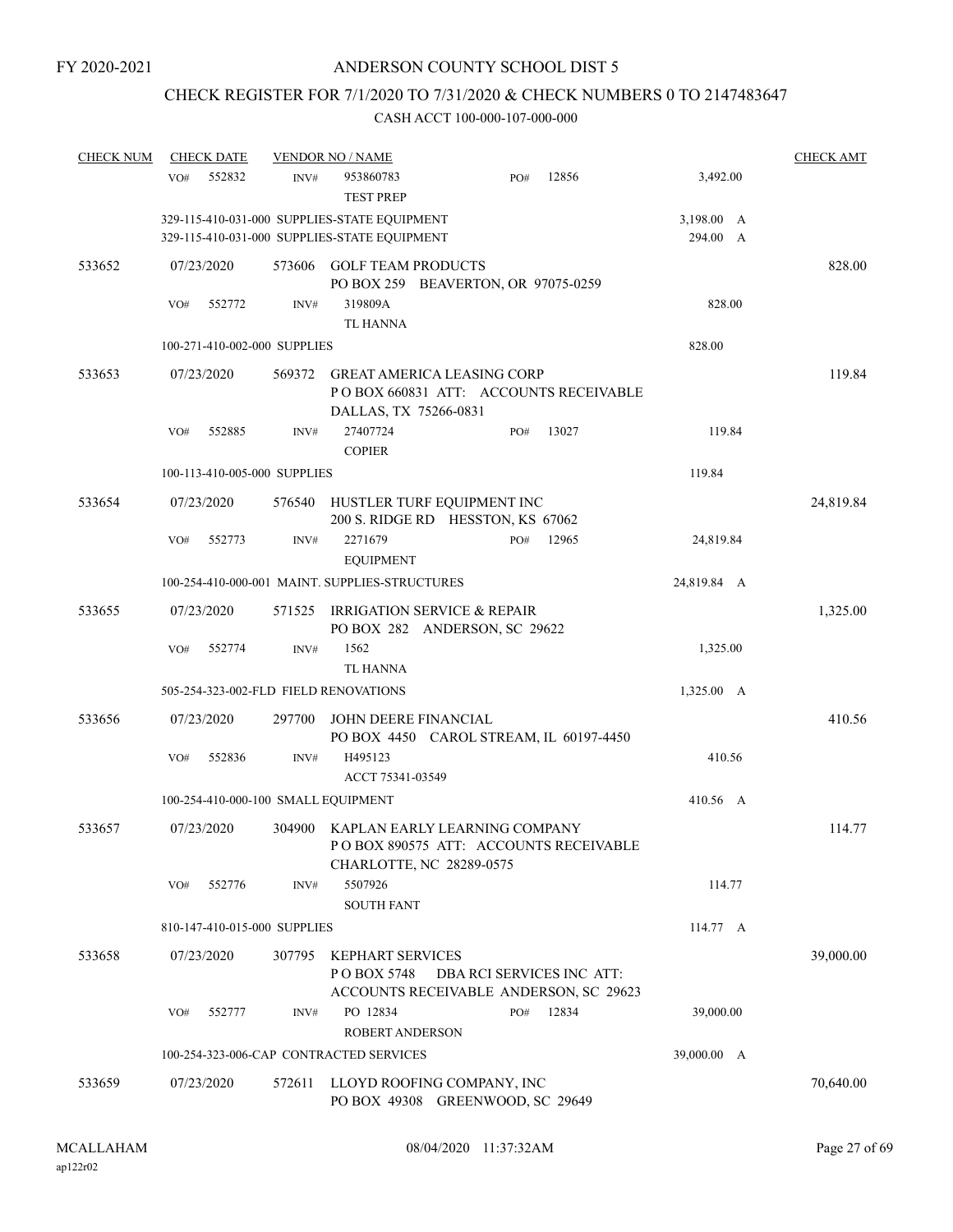FY 2020-2021

# ANDERSON COUNTY SCHOOL DIST 5

## CHECK REGISTER FOR 7/1/2020 TO 7/31/2020 & CHECK NUMBERS 0 TO 2147483647

### CASH ACCT 100-000-107-000-000

| CHECK NUM | CHECK DATE | VENDOR NO / NAME | | | CHECK AMT |
|---|---|---|---|---|---|
| | VO# 552832 | INV# 953860783 TEST PREP | PO# 12856 | 3,492.00 | |
| | 329-115-410-031-000 SUPPLIES-STATE EQUIPMENT | | | 3,198.00 A | |
| | 329-115-410-031-000 SUPPLIES-STATE EQUIPMENT | | | 294.00 A | |
| 533652 | 07/23/2020 | 573606 GOLF TEAM PRODUCTS PO BOX 259 BEAVERTON, OR 97075-0259 | | | 828.00 |
| | VO# 552772 | INV# 319809A TL HANNA | | 828.00 | |
| | 100-271-410-002-000 SUPPLIES | | | 828.00 | |
| 533653 | 07/23/2020 | 569372 GREAT AMERICA LEASING CORP P O BOX 660831 ATT: ACCOUNTS RECEIVABLE DALLAS, TX 75266-0831 | | | 119.84 |
| | VO# 552885 | INV# 27407724 COPIER | PO# 13027 | 119.84 | |
| | 100-113-410-005-000 SUPPLIES | | | 119.84 | |
| 533654 | 07/23/2020 | 576540 HUSTLER TURF EQUIPMENT INC 200 S. RIDGE RD HESSTON, KS 67062 | | | 24,819.84 |
| | VO# 552773 | INV# 2271679 EQUIPMENT | PO# 12965 | 24,819.84 | |
| | 100-254-410-000-001 MAINT. SUPPLIES-STRUCTURES | | | 24,819.84 A | |
| 533655 | 07/23/2020 | 571525 IRRIGATION SERVICE & REPAIR PO BOX 282 ANDERSON, SC 29622 | | | 1,325.00 |
| | VO# 552774 | INV# 1562 TL HANNA | | 1,325.00 | |
| | 505-254-323-002-FLD FIELD RENOVATIONS | | | 1,325.00 A | |
| 533656 | 07/23/2020 | 297700 JOHN DEERE FINANCIAL PO BOX 4450 CAROL STREAM, IL 60197-4450 | | | 410.56 |
| | VO# 552836 | INV# H495123 ACCT 75341-03549 | | 410.56 | |
| | 100-254-410-000-100 SMALL EQUIPMENT | | | 410.56 A | |
| 533657 | 07/23/2020 | 304900 KAPLAN EARLY LEARNING COMPANY P O BOX 890575 ATT: ACCOUNTS RECEIVABLE CHARLOTTE, NC 28289-0575 | | | 114.77 |
| | VO# 552776 | INV# 5507926 SOUTH FANT | | 114.77 | |
| | 810-147-410-015-000 SUPPLIES | | | 114.77 A | |
| 533658 | 07/23/2020 | 307795 KEPHART SERVICES P O BOX 5748 DBA RCI SERVICES INC ATT: ACCOUNTS RECEIVABLE ANDERSON, SC 29623 | | | 39,000.00 |
| | VO# 552777 | INV# PO 12834 ROBERT ANDERSON | PO# 12834 | 39,000.00 | |
| | 100-254-323-006-CAP CONTRACTED SERVICES | | | 39,000.00 A | |
| 533659 | 07/23/2020 | 572611 LLOYD ROOFING COMPANY, INC PO BOX 49308 GREENWOOD, SC 29649 | | | 70,640.00 |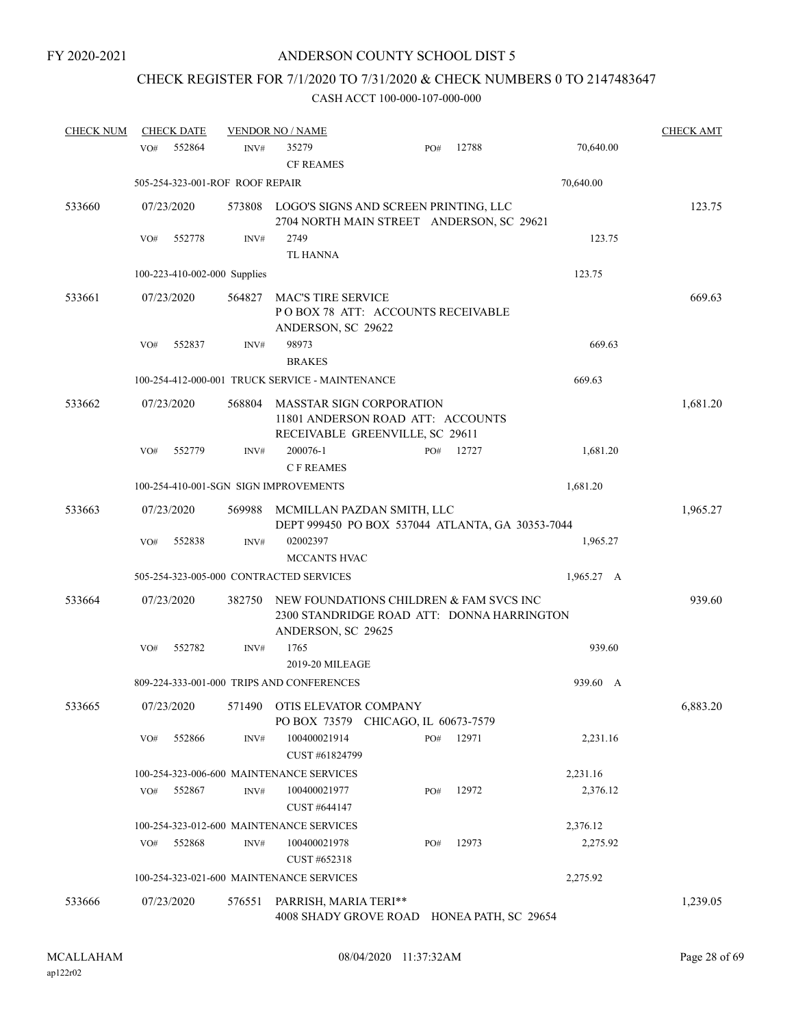FY 2020-2021

# ANDERSON COUNTY SCHOOL DIST 5

## CHECK REGISTER FOR 7/1/2020 TO 7/31/2020 & CHECK NUMBERS 0 TO 2147483647

### CASH ACCT 100-000-107-000-000

| CHECK NUM | CHECK DATE | VENDOR NO / NAME | | | | CHECK AMT |
|---|---|---|---|---|---|---|
| | VO# 552864 | INV# | 35279 CF REAMES | PO# 12788 | 70,640.00 | |
| | 505-254-323-001-ROF ROOF REPAIR | | | | 70,640.00 | |
| 533660 | 07/23/2020 | 573808 | LOGO'S SIGNS AND SCREEN PRINTING, LLC 2704 NORTH MAIN STREET ANDERSON, SC 29621 | | | 123.75 |
| | VO# 552778 | INV# | 2749 TL HANNA | | 123.75 | |
| | 100-223-410-002-000 Supplies | | | | 123.75 | |
| 533661 | 07/23/2020 | 564827 | MAC'S TIRE SERVICE P O BOX 78 ATT: ACCOUNTS RECEIVABLE ANDERSON, SC 29622 | | | 669.63 |
| | VO# 552837 | INV# | 98973 BRAKES | | 669.63 | |
| | 100-254-412-000-001 TRUCK SERVICE - MAINTENANCE | | | | 669.63 | |
| 533662 | 07/23/2020 | 568804 | MASSTAR SIGN CORPORATION 11801 ANDERSON ROAD ATT: ACCOUNTS RECEIVABLE GREENVILLE, SC 29611 | | | 1,681.20 |
| | VO# 552779 | INV# | 200076-1 C F REAMES | PO# 12727 | 1,681.20 | |
| | 100-254-410-001-SGN SIGN IMPROVEMENTS | | | | 1,681.20 | |
| 533663 | 07/23/2020 | 569988 | MCMILLAN PAZDAN SMITH, LLC DEPT 999450 PO BOX 537044 ATLANTA, GA 30353-7044 | | | 1,965.27 |
| | VO# 552838 | INV# | 02002397 MCCANTS HVAC | | 1,965.27 | |
| | 505-254-323-005-000 CONTRACTED SERVICES | | | | 1,965.27 A | |
| 533664 | 07/23/2020 | 382750 | NEW FOUNDATIONS CHILDREN & FAM SVCS INC 2300 STANDRIDGE ROAD ATT: DONNA HARRINGTON ANDERSON, SC 29625 | | | 939.60 |
| | VO# 552782 | INV# | 1765 2019-20 MILEAGE | | 939.60 | |
| | 809-224-333-001-000 TRIPS AND CONFERENCES | | | | 939.60 A | |
| 533665 | 07/23/2020 | 571490 | OTIS ELEVATOR COMPANY PO BOX 73579 CHICAGO, IL 60673-7579 | | | 6,883.20 |
| | VO# 552866 | INV# | 100400021914 CUST #61824799 | PO# 12971 | 2,231.16 | |
| | 100-254-323-006-600 MAINTENANCE SERVICES | | | | 2,231.16 | |
| | VO# 552867 | INV# | 100400021977 CUST #644147 | PO# 12972 | 2,376.12 | |
| | 100-254-323-012-600 MAINTENANCE SERVICES | | | | 2,376.12 | |
| | VO# 552868 | INV# | 100400021978 CUST #652318 | PO# 12973 | 2,275.92 | |
| | 100-254-323-021-600 MAINTENANCE SERVICES | | | | 2,275.92 | |
| 533666 | 07/23/2020 | 576551 | PARRISH, MARIA TERI** 4008 SHADY GROVE ROAD HONEA PATH, SC 29654 | | | 1,239.05 |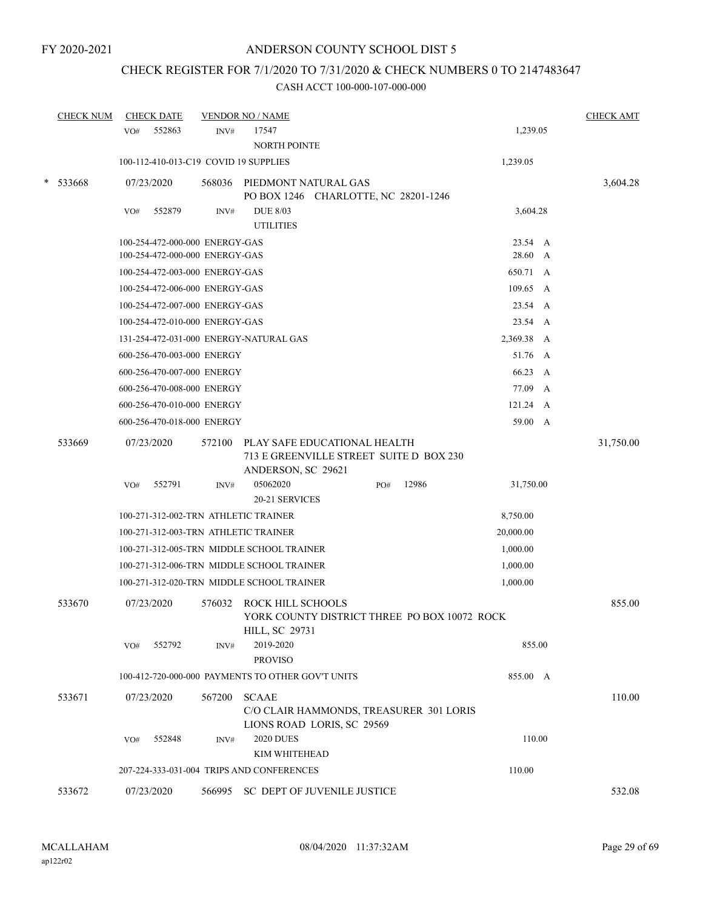FY 2020-2021

# ANDERSON COUNTY SCHOOL DIST 5

## CHECK REGISTER FOR 7/1/2020 TO 7/31/2020 & CHECK NUMBERS 0 TO 2147483647

### CASH ACCT 100-000-107-000-000

| CHECK NUM | CHECK DATE | VENDOR NO / NAME | | CHECK AMT |
|---|---|---|---|---|
| | VO# 552863 | INV# 17547 NORTH POINTE | 1,239.05 | |
| | 100-112-410-013-C19 COVID 19 SUPPLIES | | 1,239.05 | |
| * 533668 | 07/23/2020 | 568036 PIEDMONT NATURAL GAS PO BOX 1246 CHARLOTTE, NC 28201-1246 | | 3,604.28 |
| | VO# 552879 | INV# DUE 8/03 UTILITIES | 3,604.28 | |
| | 100-254-472-000-000 ENERGY-GAS | | 23.54 A | |
| | 100-254-472-000-000 ENERGY-GAS | | 28.60 A | |
| | 100-254-472-003-000 ENERGY-GAS | | 650.71 A | |
| | 100-254-472-006-000 ENERGY-GAS | | 109.65 A | |
| | 100-254-472-007-000 ENERGY-GAS | | 23.54 A | |
| | 100-254-472-010-000 ENERGY-GAS | | 23.54 A | |
| | 131-254-472-031-000 ENERGY-NATURAL GAS | | 2,369.38 A | |
| | 600-256-470-003-000 ENERGY | | 51.76 A | |
| | 600-256-470-007-000 ENERGY | | 66.23 A | |
| | 600-256-470-008-000 ENERGY | | 77.09 A | |
| | 600-256-470-010-000 ENERGY | | 121.24 A | |
| | 600-256-470-018-000 ENERGY | | 59.00 A | |
| 533669 | 07/23/2020 | 572100 PLAY SAFE EDUCATIONAL HEALTH 713 E GREENVILLE STREET SUITE D BOX 230 ANDERSON, SC 29621 | | 31,750.00 |
| | VO# 552791 | INV# 05062020 PO# 12986 20-21 SERVICES | 31,750.00 | |
| | 100-271-312-002-TRN ATHLETIC TRAINER | | 8,750.00 | |
| | 100-271-312-003-TRN ATHLETIC TRAINER | | 20,000.00 | |
| | 100-271-312-005-TRN MIDDLE SCHOOL TRAINER | | 1,000.00 | |
| | 100-271-312-006-TRN MIDDLE SCHOOL TRAINER | | 1,000.00 | |
| | 100-271-312-020-TRN MIDDLE SCHOOL TRAINER | | 1,000.00 | |
| 533670 | 07/23/2020 | 576032 ROCK HILL SCHOOLS YORK COUNTY DISTRICT THREE PO BOX 10072 ROCK HILL, SC 29731 | | 855.00 |
| | VO# 552792 | INV# 2019-2020 PROVISO | 855.00 | |
| | 100-412-720-000-000 PAYMENTS TO OTHER GOV'T UNITS | | 855.00 A | |
| 533671 | 07/23/2020 | 567200 SCAAE C/O CLAIR HAMMONDS, TREASURER 301 LORIS LIONS ROAD LORIS, SC 29569 | | 110.00 |
| | VO# 552848 | INV# 2020 DUES KIM WHITEHEAD | 110.00 | |
| | 207-224-333-031-004 TRIPS AND CONFERENCES | | 110.00 | |
| 533672 | 07/23/2020 | 566995 SC DEPT OF JUVENILE JUSTICE | | 532.08 |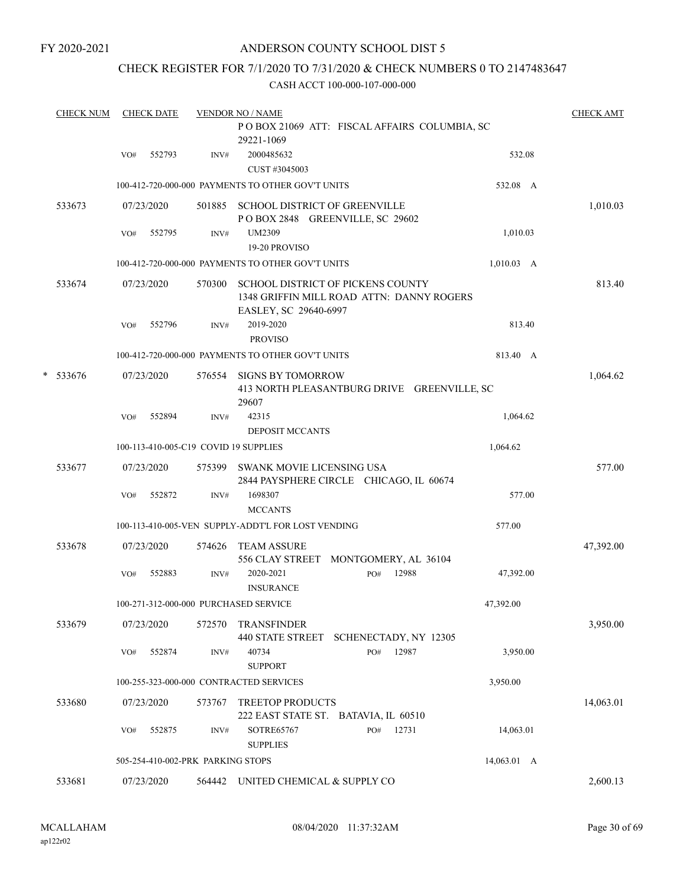FY 2020-2021

# ANDERSON COUNTY SCHOOL DIST 5

## CHECK REGISTER FOR 7/1/2020 TO 7/31/2020 & CHECK NUMBERS 0 TO 2147483647

### CASH ACCT 100-000-107-000-000

| CHECK NUM | CHECK DATE | VENDOR NO / NAME | | CHECK AMT |
|---|---|---|---|---|
| | | P O BOX 21069 ATT: FISCAL AFFAIRS COLUMBIA, SC 29221-1069 | | |
| | VO# 552793 | INV# 2000485632<br>CUST #3045003 | 532.08 | |
| | | 100-412-720-000-000 PAYMENTS TO OTHER GOV'T UNITS | 532.08 A | |
| 533673 | 07/23/2020 | 501885 SCHOOL DISTRICT OF GREENVILLE<br>P O BOX 2848 GREENVILLE, SC 29602 | | 1,010.03 |
| | VO# 552795 | INV# UM2309<br>19-20 PROVISO | 1,010.03 | |
| | | 100-412-720-000-000 PAYMENTS TO OTHER GOV'T UNITS | 1,010.03 A | |
| 533674 | 07/23/2020 | 570300 SCHOOL DISTRICT OF PICKENS COUNTY<br>1348 GRIFFIN MILL ROAD ATTN: DANNY ROGERS<br>EASLEY, SC 29640-6997 | | 813.40 |
| | VO# 552796 | INV# 2019-2020<br>PROVISO | 813.40 | |
| | | 100-412-720-000-000 PAYMENTS TO OTHER GOV'T UNITS | 813.40 A | |
| * 533676 | 07/23/2020 | 576554 SIGNS BY TOMORROW<br>413 NORTH PLEASANTBURG DRIVE GREENVILLE, SC 29607 | | 1,064.62 |
| | VO# 552894 | INV# 42315<br>DEPOSIT MCCANTS | 1,064.62 | |
| | | 100-113-410-005-C19 COVID 19 SUPPLIES | 1,064.62 | |
| 533677 | 07/23/2020 | 575399 SWANK MOVIE LICENSING USA<br>2844 PAYSPHERE CIRCLE CHICAGO, IL 60674 | | 577.00 |
| | VO# 552872 | INV# 1698307<br>MCCANTS | 577.00 | |
| | | 100-113-410-005-VEN SUPPLY-ADDT'L FOR LOST VENDING | 577.00 | |
| 533678 | 07/23/2020 | 574626 TEAM ASSURE<br>556 CLAY STREET MONTGOMERY, AL 36104 | | 47,392.00 |
| | VO# 552883 | INV# 2020-2021 PO# 12988<br>INSURANCE | 47,392.00 | |
| | | 100-271-312-000-000 PURCHASED SERVICE | 47,392.00 | |
| 533679 | 07/23/2020 | 572570 TRANSFINDER<br>440 STATE STREET SCHENECTADY, NY 12305 | | 3,950.00 |
| | VO# 552874 | INV# 40734 PO# 12987<br>SUPPORT | 3,950.00 | |
| | | 100-255-323-000-000 CONTRACTED SERVICES | 3,950.00 | |
| 533680 | 07/23/2020 | 573767 TREETOP PRODUCTS<br>222 EAST STATE ST. BATAVIA, IL 60510 | | 14,063.01 |
| | VO# 552875 | INV# SOTRE65767 PO# 12731<br>SUPPLIES | 14,063.01 | |
| | | 505-254-410-002-PRK PARKING STOPS | 14,063.01 A | |
| 533681 | 07/23/2020 | 564442 UNITED CHEMICAL & SUPPLY CO | | 2,600.13 |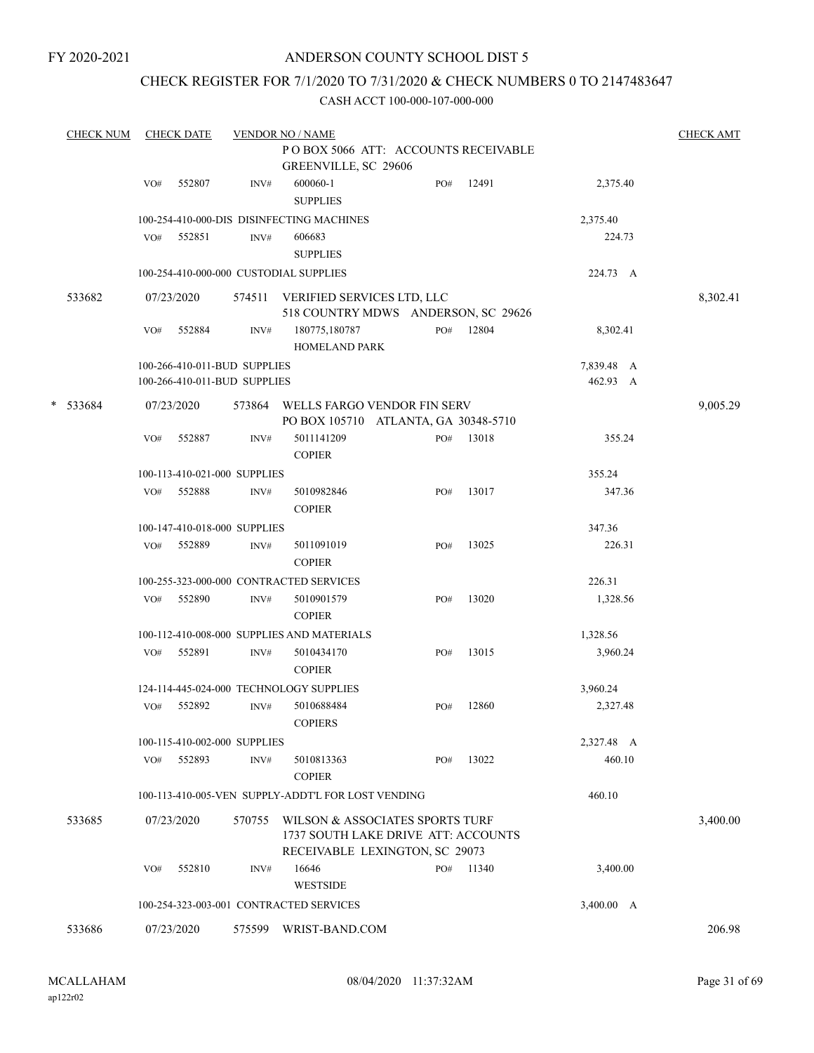FY 2020-2021

# ANDERSON COUNTY SCHOOL DIST 5

## CHECK REGISTER FOR 7/1/2020 TO 7/31/2020 & CHECK NUMBERS 0 TO 2147483647

CASH ACCT 100-000-107-000-000

| CHECK NUM | CHECK DATE | VENDOR NO / NAME | | | | CHECK AMT |
|---|---|---|---|---|---|---|
| | | P O BOX 5066 ATT: ACCOUNTS RECEIVABLE GREENVILLE, SC 29606 | | | | |
| | VO# 552807 | INV# 600060-1 SUPPLIES | PO# 12491 | | 2,375.40 | |
| | | 100-254-410-000-DIS DISINFECTING MACHINES | | | 2,375.40 | |
| | VO# 552851 | INV# 606683 SUPPLIES | | | 224.73 | |
| | | 100-254-410-000-000 CUSTODIAL SUPPLIES | | | 224.73 A | |
| 533682 | 07/23/2020 | 574511 VERIFIED SERVICES LTD, LLC 518 COUNTRY MDWS ANDERSON, SC 29626 | | | | 8,302.41 |
| | VO# 552884 | INV# 180775,180787 HOMELAND PARK | PO# 12804 | | 8,302.41 | |
| | | 100-266-410-011-BUD SUPPLIES | | | 7,839.48 A | |
| | | 100-266-410-011-BUD SUPPLIES | | | 462.93 A | |
| * 533684 | 07/23/2020 | 573864 WELLS FARGO VENDOR FIN SERV PO BOX 105710 ATLANTA, GA 30348-5710 | | | | 9,005.29 |
| | VO# 552887 | INV# 5011141209 COPIER | PO# 13018 | | 355.24 | |
| | | 100-113-410-021-000 SUPPLIES | | | 355.24 | |
| | VO# 552888 | INV# 5010982846 COPIER | PO# 13017 | | 347.36 | |
| | | 100-147-410-018-000 SUPPLIES | | | 347.36 | |
| | VO# 552889 | INV# 5011091019 COPIER | PO# 13025 | | 226.31 | |
| | | 100-255-323-000-000 CONTRACTED SERVICES | | | 226.31 | |
| | VO# 552890 | INV# 5010901579 COPIER | PO# 13020 | | 1,328.56 | |
| | | 100-112-410-008-000 SUPPLIES AND MATERIALS | | | 1,328.56 | |
| | VO# 552891 | INV# 5010434170 COPIER | PO# 13015 | | 3,960.24 | |
| | | 124-114-445-024-000 TECHNOLOGY SUPPLIES | | | 3,960.24 | |
| | VO# 552892 | INV# 5010688484 COPIERS | PO# 12860 | | 2,327.48 | |
| | | 100-115-410-002-000 SUPPLIES | | | 2,327.48 A | |
| | VO# 552893 | INV# 5010813363 COPIER | PO# 13022 | | 460.10 | |
| | | 100-113-410-005-VEN SUPPLY-ADDT'L FOR LOST VENDING | | | 460.10 | |
| 533685 | 07/23/2020 | 570755 WILSON & ASSOCIATES SPORTS TURF 1737 SOUTH LAKE DRIVE ATT: ACCOUNTS RECEIVABLE LEXINGTON, SC 29073 | | | | 3,400.00 |
| | VO# 552810 | INV# 16646 WESTSIDE | PO# 11340 | | 3,400.00 | |
| | | 100-254-323-003-001 CONTRACTED SERVICES | | | 3,400.00 A | |
| 533686 | 07/23/2020 | 575599 WRIST-BAND.COM | | | | 206.98 |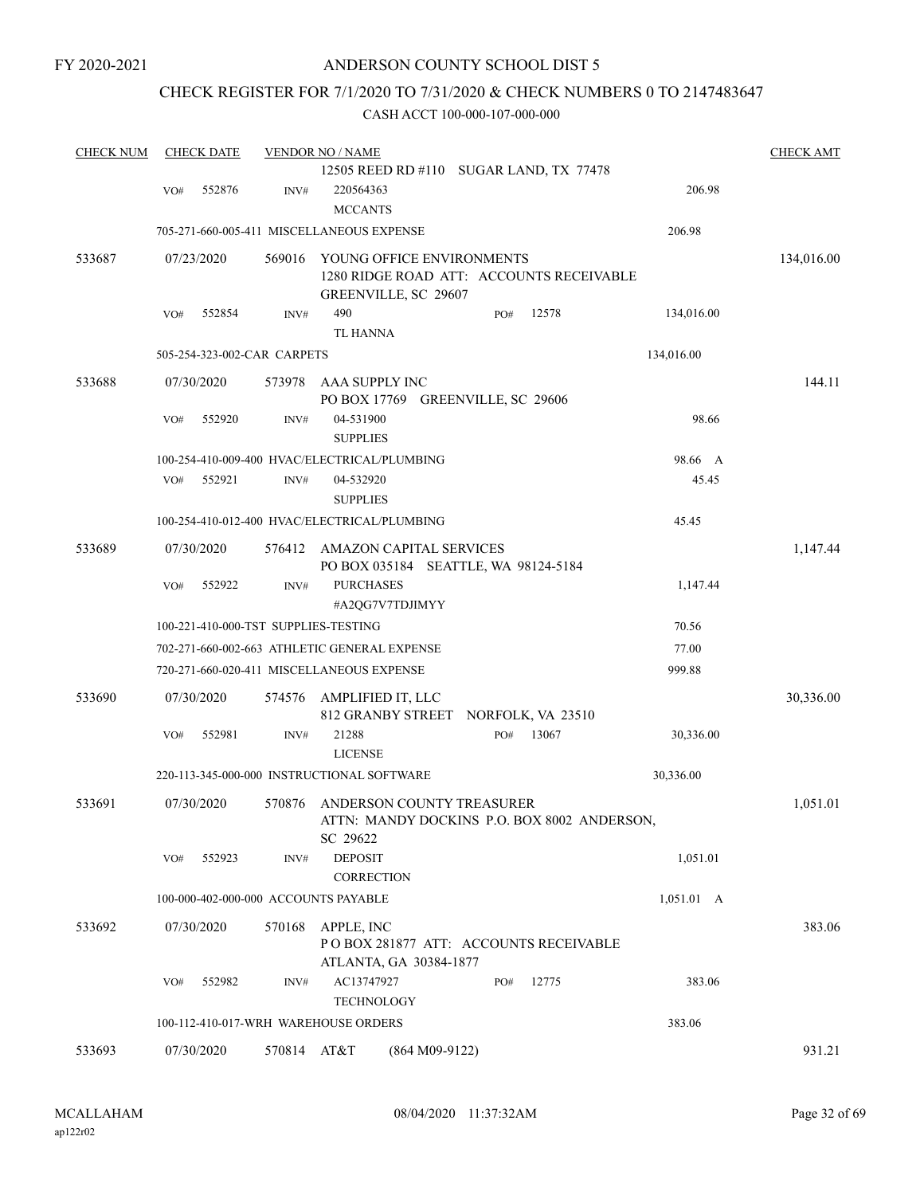FY 2020-2021

# ANDERSON COUNTY SCHOOL DIST 5

## CHECK REGISTER FOR 7/1/2020 TO 7/31/2020 & CHECK NUMBERS 0 TO 2147483647

### CASH ACCT 100-000-107-000-000

| CHECK NUM | CHECK DATE | VENDOR NO / NAME | | | CHECK AMT |
|---|---|---|---|---|---|
| | | 12505 REED RD #110 SUGAR LAND, TX 77478 | | | |
| | VO# 552876 | INV# 220564363 MCCANTS | | 206.98 | |
| | 705-271-660-005-411 MISCELLANEOUS EXPENSE | | | 206.98 | |
| 533687 | 07/23/2020 | 569016 YOUNG OFFICE ENVIRONMENTS 1280 RIDGE ROAD ATT: ACCOUNTS RECEIVABLE GREENVILLE, SC 29607 | | | 134,016.00 |
| | VO# 552854 | INV# 490 TL HANNA | PO# 12578 | 134,016.00 | |
| | 505-254-323-002-CAR CARPETS | | | 134,016.00 | |
| 533688 | 07/30/2020 | 573978 AAA SUPPLY INC PO BOX 17769 GREENVILLE, SC 29606 | | | 144.11 |
| | VO# 552920 | INV# 04-531900 SUPPLIES | | 98.66 | |
| | 100-254-410-009-400 HVAC/ELECTRICAL/PLUMBING | | | 98.66 A | |
| | VO# 552921 | INV# 04-532920 SUPPLIES | | 45.45 | |
| | 100-254-410-012-400 HVAC/ELECTRICAL/PLUMBING | | | 45.45 | |
| 533689 | 07/30/2020 | 576412 AMAZON CAPITAL SERVICES PO BOX 035184 SEATTLE, WA 98124-5184 | | | 1,147.44 |
| | VO# 552922 | INV# PURCHASES #A2QG7V7TDJIMYY | | 1,147.44 | |
| | 100-221-410-000-TST SUPPLIES-TESTING | | | 70.56 | |
| | 702-271-660-002-663 ATHLETIC GENERAL EXPENSE | | | 77.00 | |
| | 720-271-660-020-411 MISCELLANEOUS EXPENSE | | | 999.88 | |
| 533690 | 07/30/2020 | 574576 AMPLIFIED IT, LLC 812 GRANBY STREET NORFOLK, VA 23510 | | | 30,336.00 |
| | VO# 552981 | INV# 21288 LICENSE | PO# 13067 | 30,336.00 | |
| | 220-113-345-000-000 INSTRUCTIONAL SOFTWARE | | | 30,336.00 | |
| 533691 | 07/30/2020 | 570876 ANDERSON COUNTY TREASURER ATTN: MANDY DOCKINS P.O. BOX 8002 ANDERSON, SC 29622 | | | 1,051.01 |
| | VO# 552923 | INV# DEPOSIT CORRECTION | | 1,051.01 | |
| | 100-000-402-000-000 ACCOUNTS PAYABLE | | | 1,051.01 A | |
| 533692 | 07/30/2020 | 570168 APPLE, INC P O BOX 281877 ATT: ACCOUNTS RECEIVABLE ATLANTA, GA 30384-1877 | | | 383.06 |
| | VO# 552982 | INV# AC13747927 TECHNOLOGY | PO# 12775 | 383.06 | |
| | 100-112-410-017-WRH WAREHOUSE ORDERS | | | 383.06 | |
| 533693 | 07/30/2020 | 570814 AT&T (864 M09-9122) | | | 931.21 |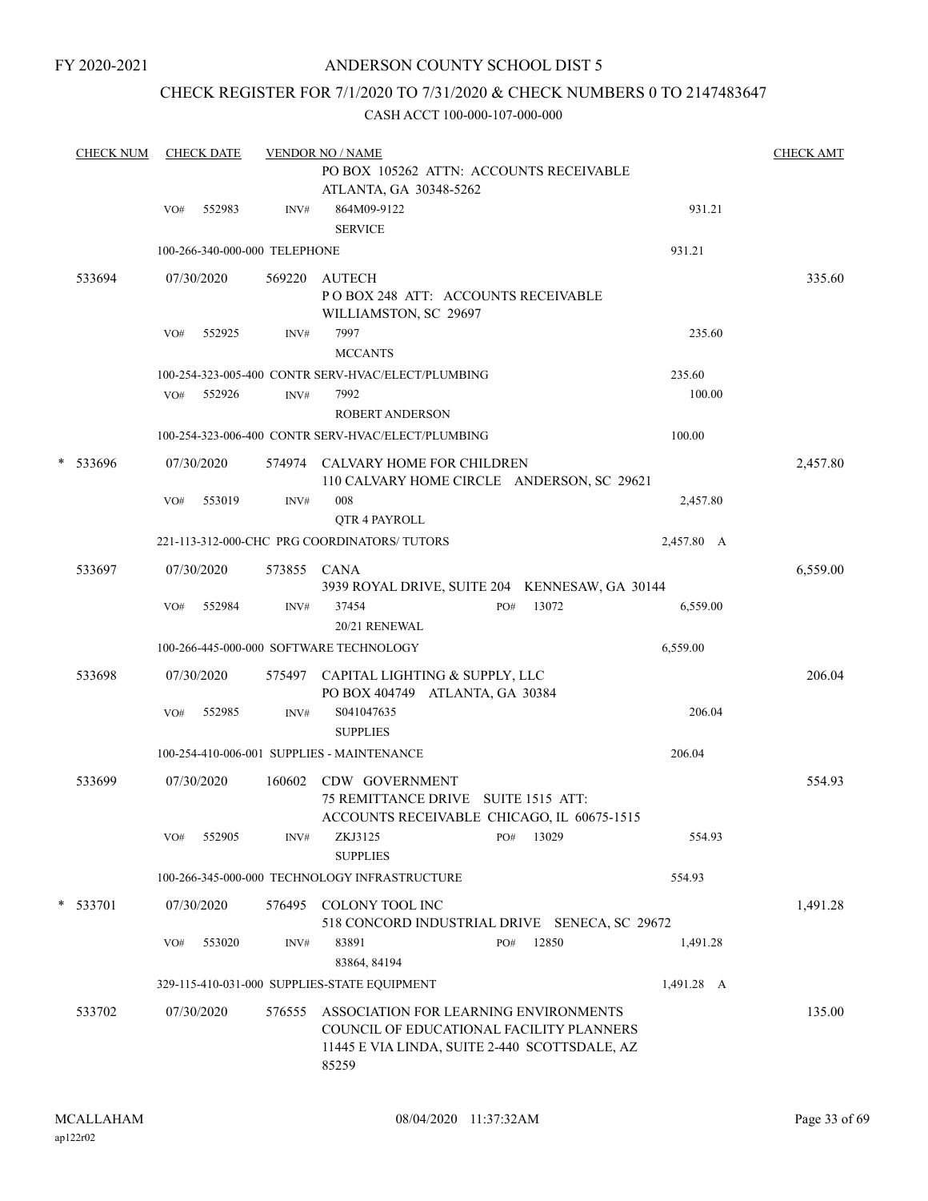FY 2020-2021

# ANDERSON COUNTY SCHOOL DIST 5

## CHECK REGISTER FOR 7/1/2020 TO 7/31/2020 & CHECK NUMBERS 0 TO 2147483647

CASH ACCT 100-000-107-000-000

| CHECK NUM | CHECK DATE | VENDOR NO / NAME | | | CHECK AMT |
|---|---|---|---|---|---|
| | | PO BOX 105262 ATTN: ACCOUNTS RECEIVABLE ATLANTA, GA 30348-5262 | | | |
| | VO# 552983 | INV# 864M09-9122 SERVICE | | 931.21 | |
| | 100-266-340-000-000 TELEPHONE | | | 931.21 | |
| 533694 | 07/30/2020 | 569220 AUTECH P O BOX 248 ATT: ACCOUNTS RECEIVABLE WILLIAMSTON, SC 29697 | | | 335.60 |
| | VO# 552925 | INV# 7997 MCCANTS | | 235.60 | |
| | 100-254-323-005-400 CONTR SERV-HVAC/ELECT/PLUMBING | | | 235.60 | |
| | VO# 552926 | INV# 7992 ROBERT ANDERSON | | 100.00 | |
| | 100-254-323-006-400 CONTR SERV-HVAC/ELECT/PLUMBING | | | 100.00 | |
| * 533696 | 07/30/2020 | 574974 CALVARY HOME FOR CHILDREN 110 CALVARY HOME CIRCLE ANDERSON, SC 29621 | | | 2,457.80 |
| | VO# 553019 | INV# 008 QTR 4 PAYROLL | | 2,457.80 | |
| | 221-113-312-000-CHC PRG COORDINATORS/ TUTORS | | | 2,457.80 A | |
| 533697 | 07/30/2020 | 573855 CANA 3939 ROYAL DRIVE, SUITE 204 KENNESAW, GA 30144 | | | 6,559.00 |
| | VO# 552984 | INV# 37454 20/21 RENEWAL | PO# 13072 | 6,559.00 | |
| | 100-266-445-000-000 SOFTWARE TECHNOLOGY | | | 6,559.00 | |
| 533698 | 07/30/2020 | 575497 CAPITAL LIGHTING & SUPPLY, LLC PO BOX 404749 ATLANTA, GA 30384 | | | 206.04 |
| | VO# 552985 | INV# S041047635 SUPPLIES | | 206.04 | |
| | 100-254-410-006-001 SUPPLIES - MAINTENANCE | | | 206.04 | |
| 533699 | 07/30/2020 | 160602 CDW GOVERNMENT 75 REMITTANCE DRIVE SUITE 1515 ATT: ACCOUNTS RECEIVABLE CHICAGO, IL 60675-1515 | | | 554.93 |
| | VO# 552905 | INV# ZKJ3125 SUPPLIES | PO# 13029 | 554.93 | |
| | 100-266-345-000-000 TECHNOLOGY INFRASTRUCTURE | | | 554.93 | |
| * 533701 | 07/30/2020 | 576495 COLONY TOOL INC 518 CONCORD INDUSTRIAL DRIVE SENECA, SC 29672 | | | 1,491.28 |
| | VO# 553020 | INV# 83891 83864, 84194 | PO# 12850 | 1,491.28 | |
| | 329-115-410-031-000 SUPPLIES-STATE EQUIPMENT | | | 1,491.28 A | |
| 533702 | 07/30/2020 | 576555 ASSOCIATION FOR LEARNING ENVIRONMENTS COUNCIL OF EDUCATIONAL FACILITY PLANNERS 11445 E VIA LINDA, SUITE 2-440 SCOTTSDALE, AZ 85259 | | | 135.00 |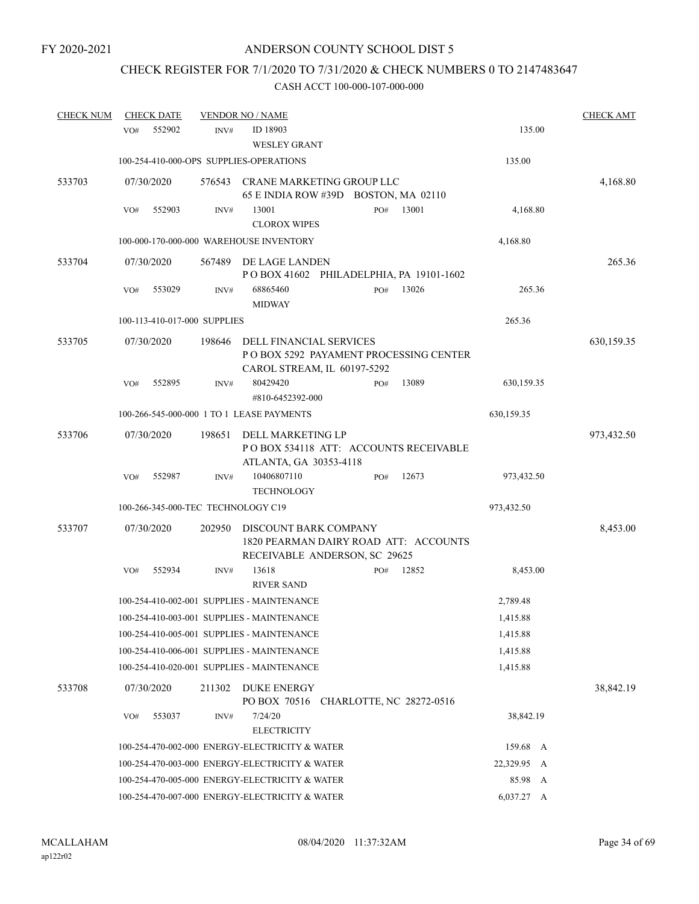FY 2020-2021

# ANDERSON COUNTY SCHOOL DIST 5

## CHECK REGISTER FOR 7/1/2020 TO 7/31/2020 & CHECK NUMBERS 0 TO 2147483647

CASH ACCT 100-000-107-000-000

| CHECK NUM | CHECK DATE | VENDOR NO / NAME | | | CHECK AMT |
|---|---|---|---|---|---|
| | VO# 552902 | INV# ID 18903<br>WESLEY GRANT | | 135.00 | |
| | 100-254-410-000-OPS SUPPLIES-OPERATIONS | | | 135.00 | |
| 533703 | 07/30/2020 | 576543 CRANE MARKETING GROUP LLC<br>65 E INDIA ROW #39D BOSTON, MA 02110 | | | 4,168.80 |
| | VO# 552903 | INV# 13001<br>CLOROX WIPES | PO# 13001 | 4,168.80 | |
| | 100-000-170-000-000 WAREHOUSE INVENTORY | | | 4,168.80 | |
| 533704 | 07/30/2020 | 567489 DE LAGE LANDEN<br>P O BOX 41602 PHILADELPHIA, PA 19101-1602 | | | 265.36 |
| | VO# 553029 | INV# 68865460<br>MIDWAY | PO# 13026 | 265.36 | |
| | 100-113-410-017-000 SUPPLIES | | | 265.36 | |
| 533705 | 07/30/2020 | 198646 DELL FINANCIAL SERVICES<br>P O BOX 5292 PAYAMENT PROCESSING CENTER<br>CAROL STREAM, IL 60197-5292 | | | 630,159.35 |
| | VO# 552895 | INV# 80429420<br>#810-6452392-000 | PO# 13089 | 630,159.35 | |
| | 100-266-545-000-000 1 TO 1 LEASE PAYMENTS | | | 630,159.35 | |
| 533706 | 07/30/2020 | 198651 DELL MARKETING LP<br>P O BOX 534118 ATT: ACCOUNTS RECEIVABLE<br>ATLANTA, GA 30353-4118 | | | 973,432.50 |
| | VO# 552987 | INV# 10406807110<br>TECHNOLOGY | PO# 12673 | 973,432.50 | |
| | 100-266-345-000-TEC TECHNOLOGY C19 | | | 973,432.50 | |
| 533707 | 07/30/2020 | 202950 DISCOUNT BARK COMPANY<br>1820 PEARMAN DAIRY ROAD ATT: ACCOUNTS<br>RECEIVABLE ANDERSON, SC 29625 | | | 8,453.00 |
| | VO# 552934 | INV# 13618<br>RIVER SAND | PO# 12852 | 8,453.00 | |
| | 100-254-410-002-001 SUPPLIES - MAINTENANCE | | | 2,789.48 | |
| | 100-254-410-003-001 SUPPLIES - MAINTENANCE | | | 1,415.88 | |
| | 100-254-410-005-001 SUPPLIES - MAINTENANCE | | | 1,415.88 | |
| | 100-254-410-006-001 SUPPLIES - MAINTENANCE | | | 1,415.88 | |
| | 100-254-410-020-001 SUPPLIES - MAINTENANCE | | | 1,415.88 | |
| 533708 | 07/30/2020 | 211302 DUKE ENERGY<br>PO BOX 70516 CHARLOTTE, NC 28272-0516 | | | 38,842.19 |
| | VO# 553037 | INV# 7/24/20<br>ELECTRICITY | | 38,842.19 | |
| | 100-254-470-002-000 ENERGY-ELECTRICITY & WATER | | | 159.68 A | |
| | 100-254-470-003-000 ENERGY-ELECTRICITY & WATER | | | 22,329.95 A | |
| | 100-254-470-005-000 ENERGY-ELECTRICITY & WATER | | | 85.98 A | |
| | 100-254-470-007-000 ENERGY-ELECTRICITY & WATER | | | 6,037.27 A | |

MCALLAHAM
ap122r02

08/04/2020 11:37:32AM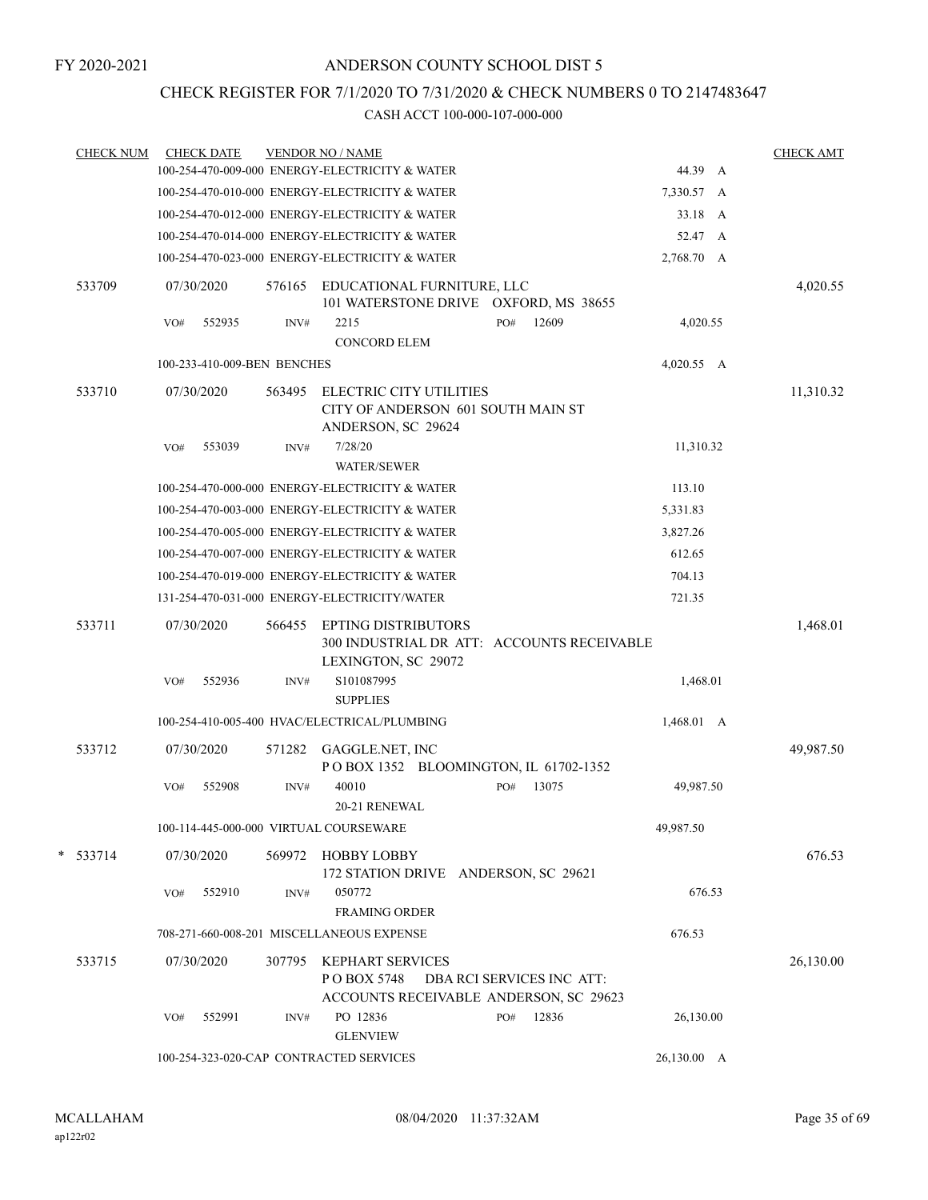FY 2020-2021

# ANDERSON COUNTY SCHOOL DIST 5

## CHECK REGISTER FOR 7/1/2020 TO 7/31/2020 & CHECK NUMBERS 0 TO 2147483647

### CASH ACCT 100-000-107-000-000

| CHECK NUM | CHECK DATE | VENDOR NO / NAME | | CHECK AMT |
|---|---|---|---|---|
| | | 100-254-470-009-000 ENERGY-ELECTRICITY & WATER | 44.39 A | |
| | | 100-254-470-010-000 ENERGY-ELECTRICITY & WATER | 7,330.57 A | |
| | | 100-254-470-012-000 ENERGY-ELECTRICITY & WATER | 33.18 A | |
| | | 100-254-470-014-000 ENERGY-ELECTRICITY & WATER | 52.47 A | |
| | | 100-254-470-023-000 ENERGY-ELECTRICITY & WATER | 2,768.70 A | |
| 533709 | 07/30/2020 | 576165 EDUCATIONAL FURNITURE, LLC<br>101 WATERSTONE DRIVE OXFORD, MS 38655 | | 4,020.55 |
| | VO# 552935 | INV# 2215 PO# 12609<br>CONCORD ELEM | 4,020.55 | |
| | | 100-233-410-009-BEN BENCHES | 4,020.55 A | |
| 533710 | 07/30/2020 | 563495 ELECTRIC CITY UTILITIES<br>CITY OF ANDERSON 601 SOUTH MAIN ST<br>ANDERSON, SC 29624 | | 11,310.32 |
| | VO# 553039 | INV# 7/28/20<br>WATER/SEWER | 11,310.32 | |
| | | 100-254-470-000-000 ENERGY-ELECTRICITY & WATER | 113.10 | |
| | | 100-254-470-003-000 ENERGY-ELECTRICITY & WATER | 5,331.83 | |
| | | 100-254-470-005-000 ENERGY-ELECTRICITY & WATER | 3,827.26 | |
| | | 100-254-470-007-000 ENERGY-ELECTRICITY & WATER | 612.65 | |
| | | 100-254-470-019-000 ENERGY-ELECTRICITY & WATER | 704.13 | |
| | | 131-254-470-031-000 ENERGY-ELECTRICITY/WATER | 721.35 | |
| 533711 | 07/30/2020 | 566455 EPTING DISTRIBUTORS<br>300 INDUSTRIAL DR ATT: ACCOUNTS RECEIVABLE<br>LEXINGTON, SC 29072 | | 1,468.01 |
| | VO# 552936 | INV# S101087995<br>SUPPLIES | 1,468.01 | |
| | | 100-254-410-005-400 HVAC/ELECTRICAL/PLUMBING | 1,468.01 A | |
| 533712 | 07/30/2020 | 571282 GAGGLE.NET, INC<br>P O BOX 1352 BLOOMINGTON, IL 61702-1352 | | 49,987.50 |
| | VO# 552908 | INV# 40010 PO# 13075<br>20-21 RENEWAL | 49,987.50 | |
| | | 100-114-445-000-000 VIRTUAL COURSEWARE | 49,987.50 | |
| * 533714 | 07/30/2020 | 569972 HOBBY LOBBY<br>172 STATION DRIVE ANDERSON, SC 29621 | | 676.53 |
| | VO# 552910 | INV# 050772<br>FRAMING ORDER | 676.53 | |
| | | 708-271-660-008-201 MISCELLANEOUS EXPENSE | 676.53 | |
| 533715 | 07/30/2020 | 307795 KEPHART SERVICES<br>P O BOX 5748 DBA RCI SERVICES INC ATT:<br>ACCOUNTS RECEIVABLE ANDERSON, SC 29623 | | 26,130.00 |
| | VO# 552991 | INV# PO 12836 PO# 12836<br>GLENVIEW | 26,130.00 | |
| | | 100-254-323-020-CAP CONTRACTED SERVICES | 26,130.00 A | |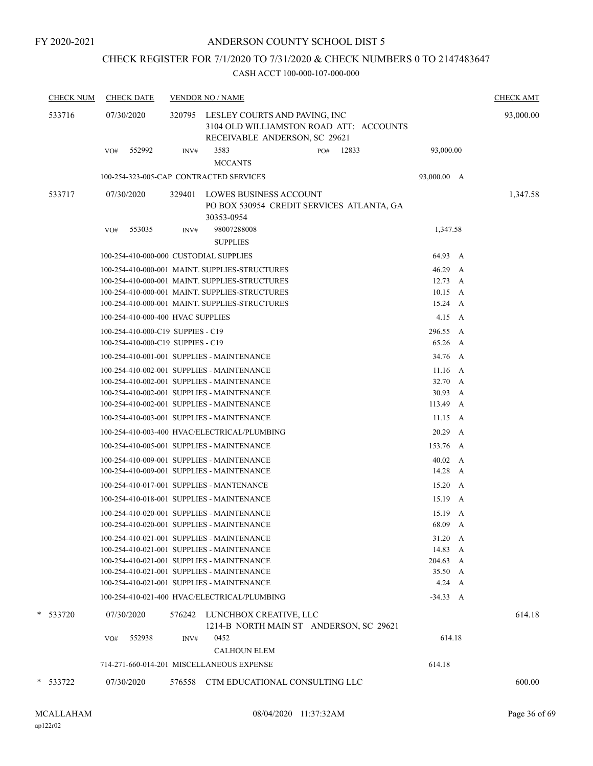FY 2020-2021

# ANDERSON COUNTY SCHOOL DIST 5

## CHECK REGISTER FOR 7/1/2020 TO 7/31/2020 & CHECK NUMBERS 0 TO 2147483647

CASH ACCT 100-000-107-000-000

| CHECK NUM | CHECK DATE | VENDOR NO / NAME | | CHECK AMT |
|---|---|---|---|---|
| 533716 | 07/30/2020 | 320795 LESLEY COURTS AND PAVING, INC<br>3104 OLD WILLIAMSTON ROAD ATT: ACCOUNTS RECEIVABLE ANDERSON, SC 29621 | | 93,000.00 |
| | VO# 552992 | INV# 3583 PO# 12833<br>MCCANTS | 93,000.00 | |
| | | 100-254-323-005-CAP CONTRACTED SERVICES | 93,000.00 A | |
| 533717 | 07/30/2020 | 329401 LOWES BUSINESS ACCOUNT<br>PO BOX 530954 CREDIT SERVICES ATLANTA, GA 30353-0954 | | 1,347.58 |
| | VO# 553035 | INV# 98007288008<br>SUPPLIES | 1,347.58 | |
| | | 100-254-410-000-000 CUSTODIAL SUPPLIES | 64.93 A | |
| | | 100-254-410-000-001 MAINT. SUPPLIES-STRUCTURES | 46.29 A | |
| | | 100-254-410-000-001 MAINT. SUPPLIES-STRUCTURES | 12.73 A | |
| | | 100-254-410-000-001 MAINT. SUPPLIES-STRUCTURES | 10.15 A | |
| | | 100-254-410-000-001 MAINT. SUPPLIES-STRUCTURES | 15.24 A | |
| | | 100-254-410-000-400 HVAC SUPPLIES | 4.15 A | |
| | | 100-254-410-000-C19 SUPPIES - C19 | 296.55 A | |
| | | 100-254-410-000-C19 SUPPIES - C19 | 65.26 A | |
| | | 100-254-410-001-001 SUPPLIES - MAINTENANCE | 34.76 A | |
| | | 100-254-410-002-001 SUPPLIES - MAINTENANCE | 11.16 A | |
| | | 100-254-410-002-001 SUPPLIES - MAINTENANCE | 32.70 A | |
| | | 100-254-410-002-001 SUPPLIES - MAINTENANCE | 30.93 A | |
| | | 100-254-410-002-001 SUPPLIES - MAINTENANCE | 113.49 A | |
| | | 100-254-410-003-001 SUPPLIES - MAINTENANCE | 11.15 A | |
| | | 100-254-410-003-400 HVAC/ELECTRICAL/PLUMBING | 20.29 A | |
| | | 100-254-410-005-001 SUPPLIES - MAINTENANCE | 153.76 A | |
| | | 100-254-410-009-001 SUPPLIES - MAINTENANCE | 40.02 A | |
| | | 100-254-410-009-001 SUPPLIES - MAINTENANCE | 14.28 A | |
| | | 100-254-410-017-001 SUPPLIES - MANTENANCE | 15.20 A | |
| | | 100-254-410-018-001 SUPPLIES - MAINTENANCE | 15.19 A | |
| | | 100-254-410-020-001 SUPPLIES - MAINTENANCE | 15.19 A | |
| | | 100-254-410-020-001 SUPPLIES - MAINTENANCE | 68.09 A | |
| | | 100-254-410-021-001 SUPPLIES - MAINTENANCE | 31.20 A | |
| | | 100-254-410-021-001 SUPPLIES - MAINTENANCE | 14.83 A | |
| | | 100-254-410-021-001 SUPPLIES - MAINTENANCE | 204.63 A | |
| | | 100-254-410-021-001 SUPPLIES - MAINTENANCE | 35.50 A | |
| | | 100-254-410-021-001 SUPPLIES - MAINTENANCE | 4.24 A | |
| | | 100-254-410-021-400 HVAC/ELECTRICAL/PLUMBING | -34.33 A | |
| * 533720 | 07/30/2020 | 576242 LUNCHBOX CREATIVE, LLC<br>1214-B NORTH MAIN ST ANDERSON, SC 29621 | | 614.18 |
| | VO# 552938 | INV# 0452<br>CALHOUN ELEM | 614.18 | |
| | | 714-271-660-014-201 MISCELLANEOUS EXPENSE | 614.18 | |
| * 533722 | 07/30/2020 | 576558 CTM EDUCATIONAL CONSULTING LLC | | 600.00 |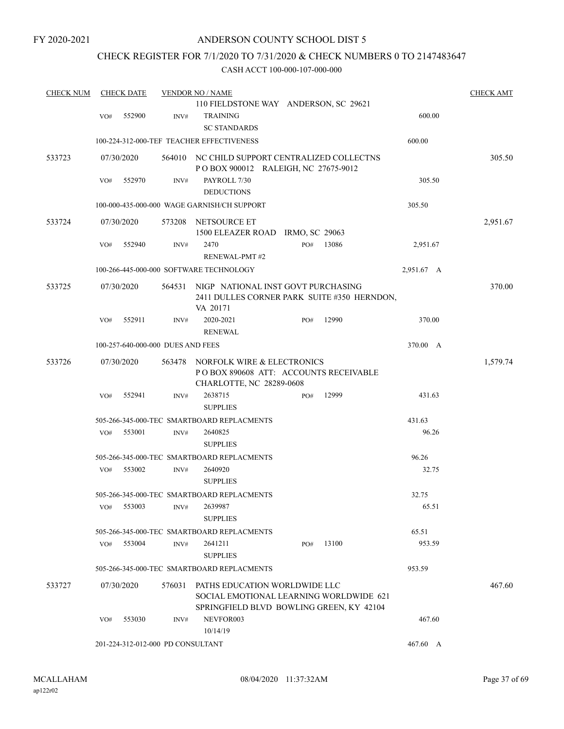FY 2020-2021

# ANDERSON COUNTY SCHOOL DIST 5

## CHECK REGISTER FOR 7/1/2020 TO 7/31/2020 & CHECK NUMBERS 0 TO 2147483647

### CASH ACCT 100-000-107-000-000

| CHECK NUM | CHECK DATE | VENDOR NO / NAME | | | CHECK AMT |
|---|---|---|---|---|---|
| | | 110 FIELDSTONE WAY ANDERSON, SC 29621 | | | |
| | VO# 552900 | INV# TRAINING<br>SC STANDARDS | | 600.00 | |
| | | 100-224-312-000-TEF TEACHER EFFECTIVENESS | | 600.00 | |
| 533723 | 07/30/2020 | 564010 NC CHILD SUPPORT CENTRALIZED COLLECTNS<br>P O BOX 900012 RALEIGH, NC 27675-9012 | | | 305.50 |
| | VO# 552970 | INV# PAYROLL 7/30<br>DEDUCTIONS | | 305.50 | |
| | | 100-000-435-000-000 WAGE GARNISH/CH SUPPORT | | 305.50 | |
| 533724 | 07/30/2020 | 573208 NETSOURCE ET<br>1500 ELEAZER ROAD IRMO, SC 29063 | | | 2,951.67 |
| | VO# 552940 | INV# 2470<br>RENEWAL-PMT #2 | PO# 13086 | 2,951.67 | |
| | | 100-266-445-000-000 SOFTWARE TECHNOLOGY | | 2,951.67 A | |
| 533725 | 07/30/2020 | 564531 NIGP NATIONAL INST GOVT PURCHASING<br>2411 DULLES CORNER PARK SUITE #350 HERNDON, VA 20171 | | | 370.00 |
| | VO# 552911 | INV# 2020-2021<br>RENEWAL | PO# 12990 | 370.00 | |
| | | 100-257-640-000-000 DUES AND FEES | | 370.00 A | |
| 533726 | 07/30/2020 | 563478 NORFOLK WIRE & ELECTRONICS<br>P O BOX 890608 ATT: ACCOUNTS RECEIVABLE<br>CHARLOTTE, NC 28289-0608 | | | 1,579.74 |
| | VO# 552941 | INV# 2638715<br>SUPPLIES | PO# 12999 | 431.63 | |
| | | 505-266-345-000-TEC SMARTBOARD REPLACMENTS | | 431.63 | |
| | VO# 553001 | INV# 2640825<br>SUPPLIES | | 96.26 | |
| | | 505-266-345-000-TEC SMARTBOARD REPLACMENTS | | 96.26 | |
| | VO# 553002 | INV# 2640920<br>SUPPLIES | | 32.75 | |
| | | 505-266-345-000-TEC SMARTBOARD REPLACMENTS | | 32.75 | |
| | VO# 553003 | INV# 2639987<br>SUPPLIES | | 65.51 | |
| | | 505-266-345-000-TEC SMARTBOARD REPLACMENTS | | 65.51 | |
| | VO# 553004 | INV# 2641211<br>SUPPLIES | PO# 13100 | 953.59 | |
| | | 505-266-345-000-TEC SMARTBOARD REPLACMENTS | | 953.59 | |
| 533727 | 07/30/2020 | 576031 PATHS EDUCATION WORLDWIDE LLC<br>SOCIAL EMOTIONAL LEARNING WORLDWIDE 621<br>SPRINGFIELD BLVD BOWLING GREEN, KY 42104 | | | 467.60 |
| | VO# 553030 | INV# NEVFOR003<br>10/14/19 | | 467.60 | |
| | | 201-224-312-012-000 PD CONSULTANT | | 467.60 A | |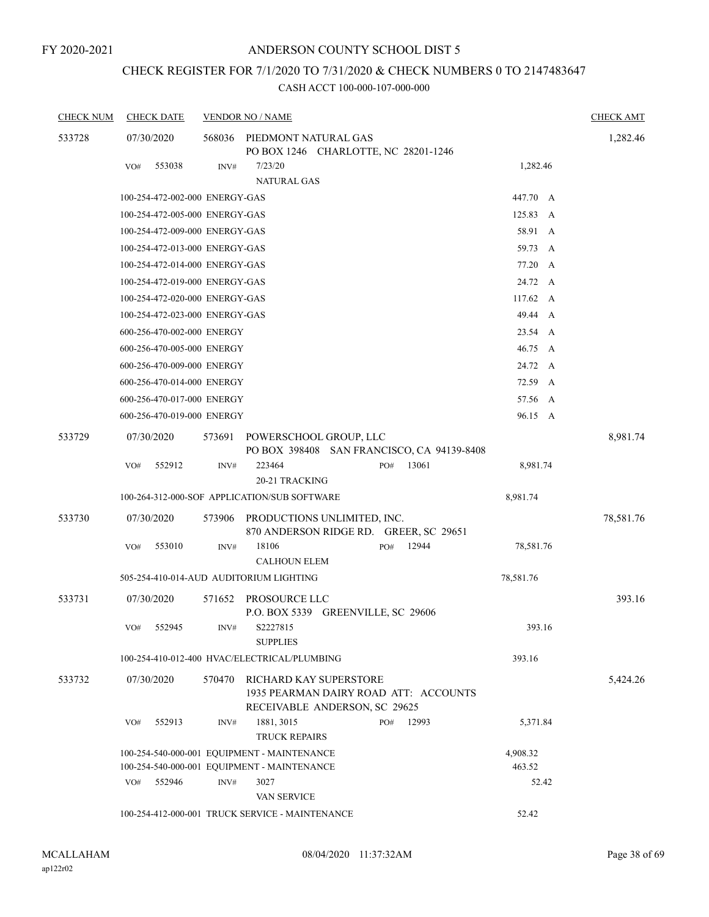FY 2020-2021

# ANDERSON COUNTY SCHOOL DIST 5

## CHECK REGISTER FOR 7/1/2020 TO 7/31/2020 & CHECK NUMBERS 0 TO 2147483647

### CASH ACCT 100-000-107-000-000

| CHECK NUM | CHECK DATE | VENDOR NO / NAME | | CHECK AMT |
|---|---|---|---|---|
| 533728 | 07/30/2020 | 568036 PIEDMONT NATURAL GAS<br>PO BOX 1246 CHARLOTTE, NC 28201-1246 | | 1,282.46 |
| | VO# 553038 | INV# 7/23/20<br>NATURAL GAS | 1,282.46 | |
| | 100-254-472-002-000 ENERGY-GAS | | 447.70 A | |
| | 100-254-472-005-000 ENERGY-GAS | | 125.83 A | |
| | 100-254-472-009-000 ENERGY-GAS | | 58.91 A | |
| | 100-254-472-013-000 ENERGY-GAS | | 59.73 A | |
| | 100-254-472-014-000 ENERGY-GAS | | 77.20 A | |
| | 100-254-472-019-000 ENERGY-GAS | | 24.72 A | |
| | 100-254-472-020-000 ENERGY-GAS | | 117.62 A | |
| | 100-254-472-023-000 ENERGY-GAS | | 49.44 A | |
| | 600-256-470-002-000 ENERGY | | 23.54 A | |
| | 600-256-470-005-000 ENERGY | | 46.75 A | |
| | 600-256-470-009-000 ENERGY | | 24.72 A | |
| | 600-256-470-014-000 ENERGY | | 72.59 A | |
| | 600-256-470-017-000 ENERGY | | 57.56 A | |
| | 600-256-470-019-000 ENERGY | | 96.15 A | |
| 533729 | 07/30/2020 | 573691 POWERSCHOOL GROUP, LLC<br>PO BOX 398408 SAN FRANCISCO, CA 94139-8408 | | 8,981.74 |
| | VO# 552912 | INV# 223464 PO# 13061<br>20-21 TRACKING | 8,981.74 | |
| | 100-264-312-000-SOF APPLICATION/SUB SOFTWARE | | 8,981.74 | |
| 533730 | 07/30/2020 | 573906 PRODUCTIONS UNLIMITED, INC.<br>870 ANDERSON RIDGE RD. GREER, SC 29651 | | 78,581.76 |
| | VO# 553010 | INV# 18106 PO# 12944<br>CALHOUN ELEM | 78,581.76 | |
| | 505-254-410-014-AUD AUDITORIUM LIGHTING | | 78,581.76 | |
| 533731 | 07/30/2020 | 571652 PROSOURCE LLC<br>P.O. BOX 5339 GREENVILLE, SC 29606 | | 393.16 |
| | VO# 552945 | INV# S2227815<br>SUPPLIES | 393.16 | |
| | 100-254-410-012-400 HVAC/ELECTRICAL/PLUMBING | | 393.16 | |
| 533732 | 07/30/2020 | 570470 RICHARD KAY SUPERSTORE<br>1935 PEARMAN DAIRY ROAD ATT: ACCOUNTS RECEIVABLE ANDERSON, SC 29625 | | 5,424.26 |
| | VO# 552913 | INV# 1881, 3015 PO# 12993<br>TRUCK REPAIRS | 5,371.84 | |
| | 100-254-540-000-001 EQUIPMENT - MAINTENANCE | | 4,908.32 | |
| | 100-254-540-000-001 EQUIPMENT - MAINTENANCE | | 463.52 | |
| | VO# 552946 | INV# 3027<br>VAN SERVICE | 52.42 | |
| | 100-254-412-000-001 TRUCK SERVICE - MAINTENANCE | | 52.42 | |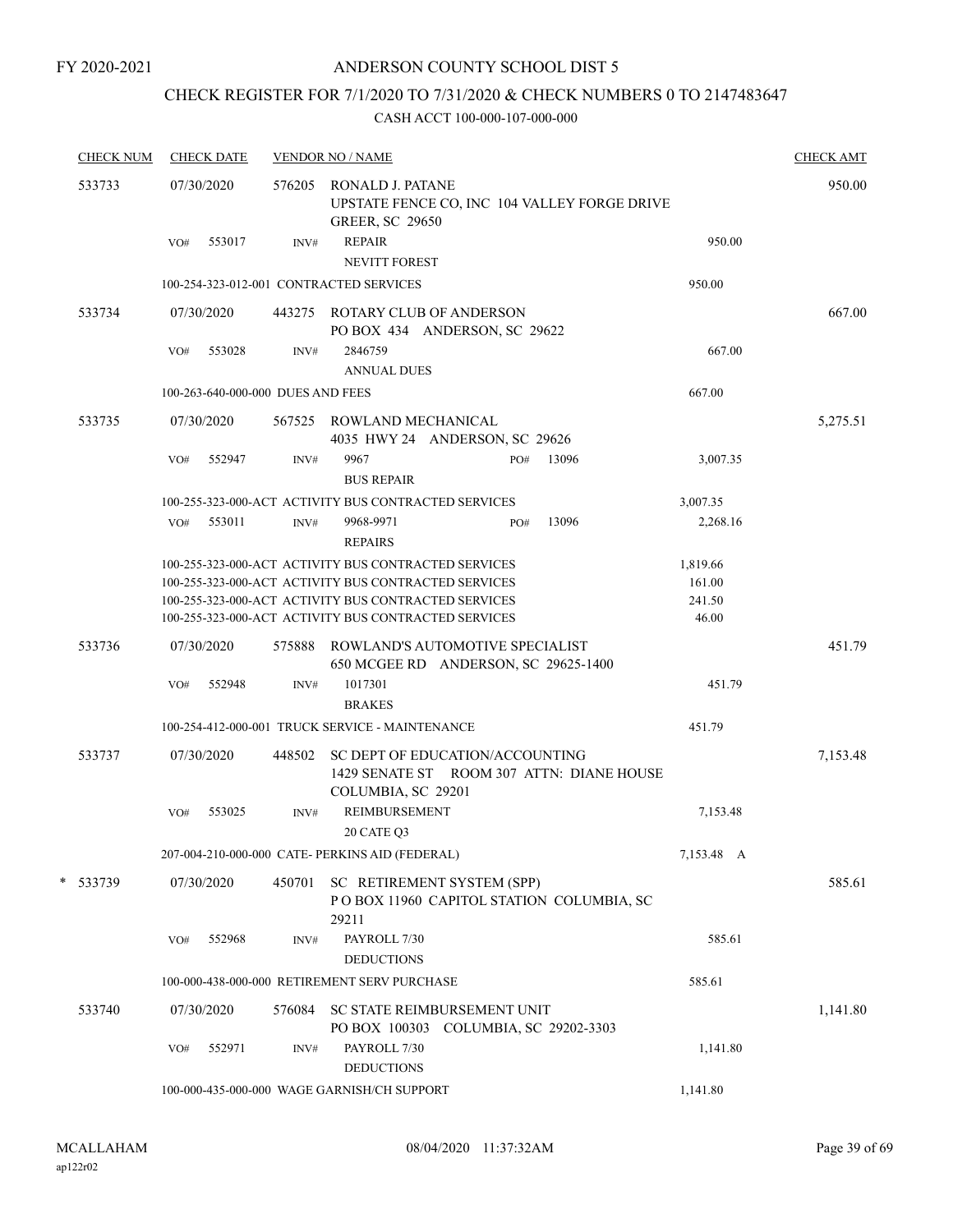FY 2020-2021

# ANDERSON COUNTY SCHOOL DIST 5

## CHECK REGISTER FOR 7/1/2020 TO 7/31/2020 & CHECK NUMBERS 0 TO 2147483647

### CASH ACCT 100-000-107-000-000

| CHECK NUM | CHECK DATE | VENDOR NO / NAME | | CHECK AMT |
|---|---|---|---|---|
| 533733 | 07/30/2020 | 576205 RONALD J. PATANE<br>UPSTATE FENCE CO, INC 104 VALLEY FORGE DRIVE<br>GREER, SC 29650 | | 950.00 |
| | VO# 553017 | INV# REPAIR<br>NEVITT FOREST | 950.00 | |
| | 100-254-323-012-001 CONTRACTED SERVICES | | 950.00 | |
| 533734 | 07/30/2020 | 443275 ROTARY CLUB OF ANDERSON<br>PO BOX 434 ANDERSON, SC 29622 | | 667.00 |
| | VO# 553028 | INV# 2846759<br>ANNUAL DUES | 667.00 | |
| | 100-263-640-000-000 DUES AND FEES | | 667.00 | |
| 533735 | 07/30/2020 | 567525 ROWLAND MECHANICAL<br>4035 HWY 24 ANDERSON, SC 29626 | | 5,275.51 |
| | VO# 552947 | INV# 9967 PO# 13096<br>BUS REPAIR | 3,007.35 | |
| | 100-255-323-000-ACT ACTIVITY BUS CONTRACTED SERVICES | | 3,007.35 | |
| | VO# 553011 | INV# 9968-9971 PO# 13096<br>REPAIRS | 2,268.16 | |
| | 100-255-323-000-ACT ACTIVITY BUS CONTRACTED SERVICES | | 1,819.66 | |
| | 100-255-323-000-ACT ACTIVITY BUS CONTRACTED SERVICES | | 161.00 | |
| | 100-255-323-000-ACT ACTIVITY BUS CONTRACTED SERVICES | | 241.50 | |
| | 100-255-323-000-ACT ACTIVITY BUS CONTRACTED SERVICES | | 46.00 | |
| 533736 | 07/30/2020 | 575888 ROWLAND'S AUTOMOTIVE SPECIALIST<br>650 MCGEE RD ANDERSON, SC 29625-1400 | | 451.79 |
| | VO# 552948 | INV# 1017301<br>BRAKES | 451.79 | |
| | 100-254-412-000-001 TRUCK SERVICE - MAINTENANCE | | 451.79 | |
| 533737 | 07/30/2020 | 448502 SC DEPT OF EDUCATION/ACCOUNTING<br>1429 SENATE ST ROOM 307 ATTN: DIANE HOUSE<br>COLUMBIA, SC 29201 | | 7,153.48 |
| | VO# 553025 | INV# REIMBURSEMENT<br>20 CATE Q3 | 7,153.48 | |
| | 207-004-210-000-000 CATE- PERKINS AID (FEDERAL) | | 7,153.48 A | |
| * 533739 | 07/30/2020 | 450701 SC RETIREMENT SYSTEM (SPP)<br>P O BOX 11960 CAPITOL STATION COLUMBIA, SC<br>29211 | | 585.61 |
| | VO# 552968 | INV# PAYROLL 7/30<br>DEDUCTIONS | 585.61 | |
| | 100-000-438-000-000 RETIREMENT SERV PURCHASE | | 585.61 | |
| 533740 | 07/30/2020 | 576084 SC STATE REIMBURSEMENT UNIT<br>PO BOX 100303 COLUMBIA, SC 29202-3303 | | 1,141.80 |
| | VO# 552971 | INV# PAYROLL 7/30<br>DEDUCTIONS | 1,141.80 | |
| | 100-000-435-000-000 WAGE GARNISH/CH SUPPORT | | 1,141.80 | |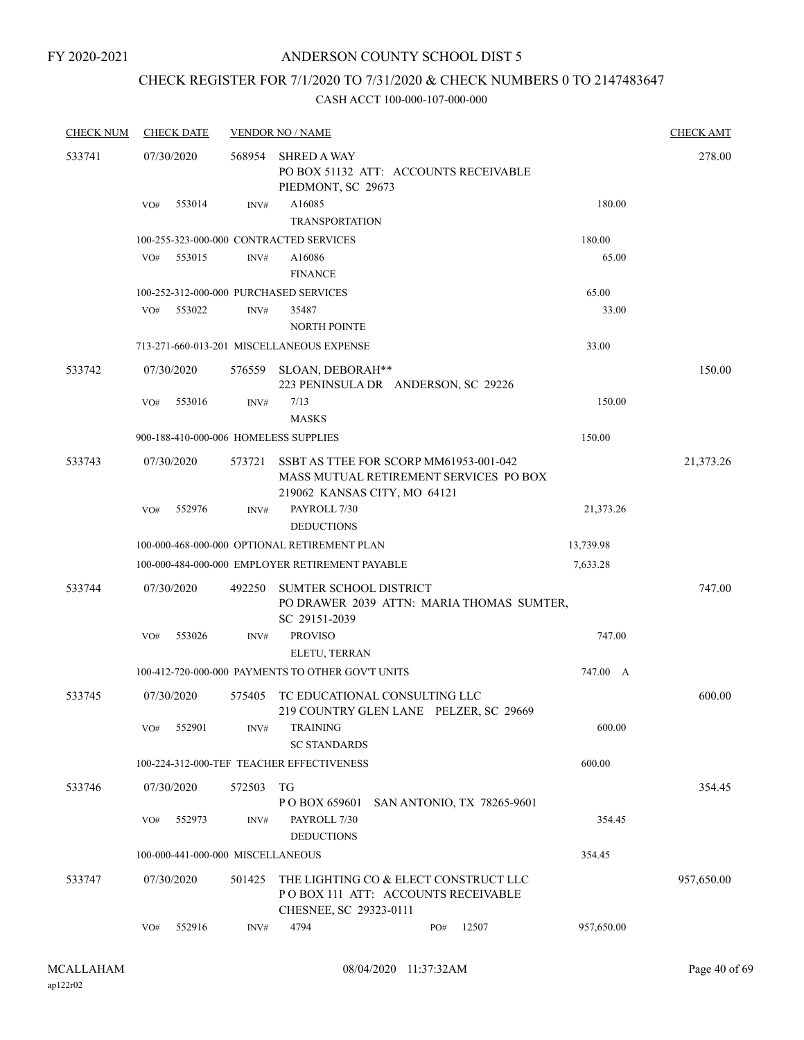FY 2020-2021

# ANDERSON COUNTY SCHOOL DIST 5

## CHECK REGISTER FOR 7/1/2020 TO 7/31/2020 & CHECK NUMBERS 0 TO 2147483647

### CASH ACCT 100-000-107-000-000

| CHECK NUM | CHECK DATE | VENDOR NO / NAME | | CHECK AMT |
|---|---|---|---|---|
| 533741 | 07/30/2020 | 568954 SHRED A WAY<br>PO BOX 51132 ATT: ACCOUNTS RECEIVABLE<br>PIEDMONT, SC 29673 | | 278.00 |
| | VO# 553014 | INV# A16085<br>TRANSPORTATION | 180.00 | |
| | | 100-255-323-000-000 CONTRACTED SERVICES | 180.00 | |
| | VO# 553015 | INV# A16086<br>FINANCE | 65.00 | |
| | | 100-252-312-000-000 PURCHASED SERVICES | 65.00 | |
| | VO# 553022 | INV# 35487<br>NORTH POINTE | 33.00 | |
| | | 713-271-660-013-201 MISCELLANEOUS EXPENSE | 33.00 | |
| 533742 | 07/30/2020 | 576559 SLOAN, DEBORAH**<br>223 PENINSULA DR ANDERSON, SC 29226 | | 150.00 |
| | VO# 553016 | INV# 7/13<br>MASKS | 150.00 | |
| | | 900-188-410-000-006 HOMELESS SUPPLIES | 150.00 | |
| 533743 | 07/30/2020 | 573721 SSBT AS TTEE FOR SCORP MM61953-001-042<br>MASS MUTUAL RETIREMENT SERVICES PO BOX<br>219062 KANSAS CITY, MO 64121 | | 21,373.26 |
| | VO# 552976 | INV# PAYROLL 7/30<br>DEDUCTIONS | 21,373.26 | |
| | | 100-000-468-000-000 OPTIONAL RETIREMENT PLAN | 13,739.98 | |
| | | 100-000-484-000-000 EMPLOYER RETIREMENT PAYABLE | 7,633.28 | |
| 533744 | 07/30/2020 | 492250 SUMTER SCHOOL DISTRICT<br>PO DRAWER 2039 ATTN: MARIA THOMAS SUMTER,<br>SC 29151-2039 | | 747.00 |
| | VO# 553026 | INV# PROVISO<br>ELETU, TERRAN | 747.00 | |
| | | 100-412-720-000-000 PAYMENTS TO OTHER GOV'T UNITS | 747.00 A | |
| 533745 | 07/30/2020 | 575405 TC EDUCATIONAL CONSULTING LLC<br>219 COUNTRY GLEN LANE PELZER, SC 29669 | | 600.00 |
| | VO# 552901 | INV# TRAINING<br>SC STANDARDS | 600.00 | |
| | | 100-224-312-000-TEF TEACHER EFFECTIVENESS | 600.00 | |
| 533746 | 07/30/2020 | 572503 TG<br>P O BOX 659601 SAN ANTONIO, TX 78265-9601 | | 354.45 |
| | VO# 552973 | INV# PAYROLL 7/30<br>DEDUCTIONS | 354.45 | |
| | | 100-000-441-000-000 MISCELLANEOUS | 354.45 | |
| 533747 | 07/30/2020 | 501425 THE LIGHTING CO & ELECT CONSTRUCT LLC<br>P O BOX 111 ATT: ACCOUNTS RECEIVABLE<br>CHESNEE, SC 29323-0111 | | 957,650.00 |
| | VO# 552916 | INV# 4794 PO# 12507 | 957,650.00 | |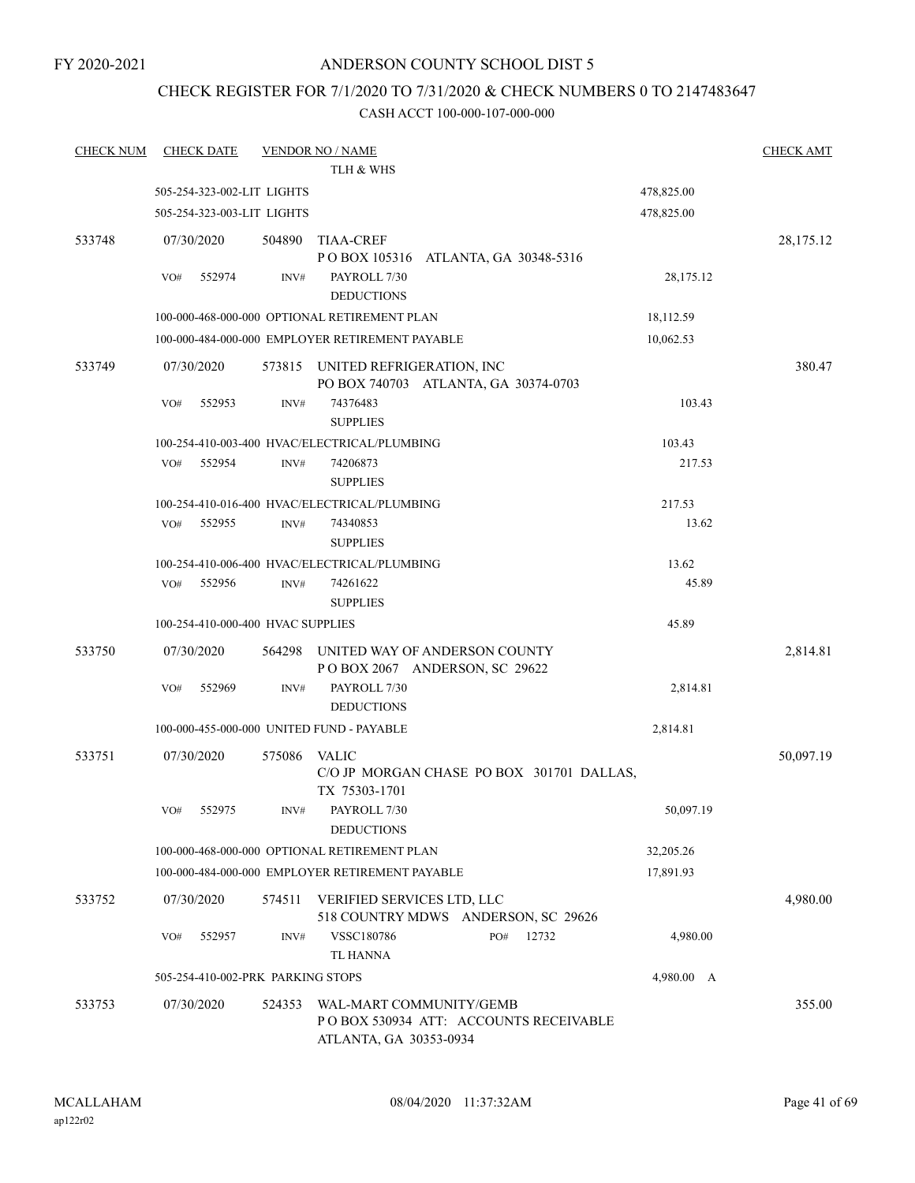FY 2020-2021

# ANDERSON COUNTY SCHOOL DIST 5

## CHECK REGISTER FOR 7/1/2020 TO 7/31/2020 & CHECK NUMBERS 0 TO 2147483647

### CASH ACCT 100-000-107-000-000

| CHECK NUM | CHECK DATE | VENDOR NO / NAME | | CHECK AMT |
|---|---|---|---|---|
| | | TLH & WHS | | |
| | 505-254-323-002-LIT LIGHTS | | 478,825.00 | |
| | 505-254-323-003-LIT LIGHTS | | 478,825.00 | |
| 533748 | 07/30/2020 | 504890 TIAA-CREF<br>P O BOX 105316 ATLANTA, GA 30348-5316 | | 28,175.12 |
| | VO# 552974 | INV# PAYROLL 7/30<br>DEDUCTIONS | 28,175.12 | |
| | 100-000-468-000-000 OPTIONAL RETIREMENT PLAN | | 18,112.59 | |
| | 100-000-484-000-000 EMPLOYER RETIREMENT PAYABLE | | 10,062.53 | |
| 533749 | 07/30/2020 | 573815 UNITED REFRIGERATION, INC<br>PO BOX 740703 ATLANTA, GA 30374-0703 | | 380.47 |
| | VO# 552953 | INV# 74376483<br>SUPPLIES | 103.43 | |
| | 100-254-410-003-400 HVAC/ELECTRICAL/PLUMBING | | 103.43 | |
| | VO# 552954 | INV# 74206873<br>SUPPLIES | 217.53 | |
| | 100-254-410-016-400 HVAC/ELECTRICAL/PLUMBING | | 217.53 | |
| | VO# 552955 | INV# 74340853<br>SUPPLIES | 13.62 | |
| | 100-254-410-006-400 HVAC/ELECTRICAL/PLUMBING | | 13.62 | |
| | VO# 552956 | INV# 74261622<br>SUPPLIES | 45.89 | |
| | 100-254-410-000-400 HVAC SUPPLIES | | 45.89 | |
| 533750 | 07/30/2020 | 564298 UNITED WAY OF ANDERSON COUNTY<br>P O BOX 2067 ANDERSON, SC 29622 | | 2,814.81 |
| | VO# 552969 | INV# PAYROLL 7/30<br>DEDUCTIONS | 2,814.81 | |
| | 100-000-455-000-000 UNITED FUND - PAYABLE | | 2,814.81 | |
| 533751 | 07/30/2020 | 575086 VALIC<br>C/O JP MORGAN CHASE PO BOX 301701 DALLAS, TX 75303-1701 | | 50,097.19 |
| | VO# 552975 | INV# PAYROLL 7/30<br>DEDUCTIONS | 50,097.19 | |
| | 100-000-468-000-000 OPTIONAL RETIREMENT PLAN | | 32,205.26 | |
| | 100-000-484-000-000 EMPLOYER RETIREMENT PAYABLE | | 17,891.93 | |
| 533752 | 07/30/2020 | 574511 VERIFIED SERVICES LTD, LLC<br>518 COUNTRY MDWS ANDERSON, SC 29626 | | 4,980.00 |
| | VO# 552957 | INV# VSSC180786 PO# 12732<br>TL HANNA | 4,980.00 | |
| | 505-254-410-002-PRK PARKING STOPS | | 4,980.00 A | |
| 533753 | 07/30/2020 | 524353 WAL-MART COMMUNITY/GEMB<br>P O BOX 530934 ATT: ACCOUNTS RECEIVABLE ATLANTA, GA 30353-0934 | | 355.00 |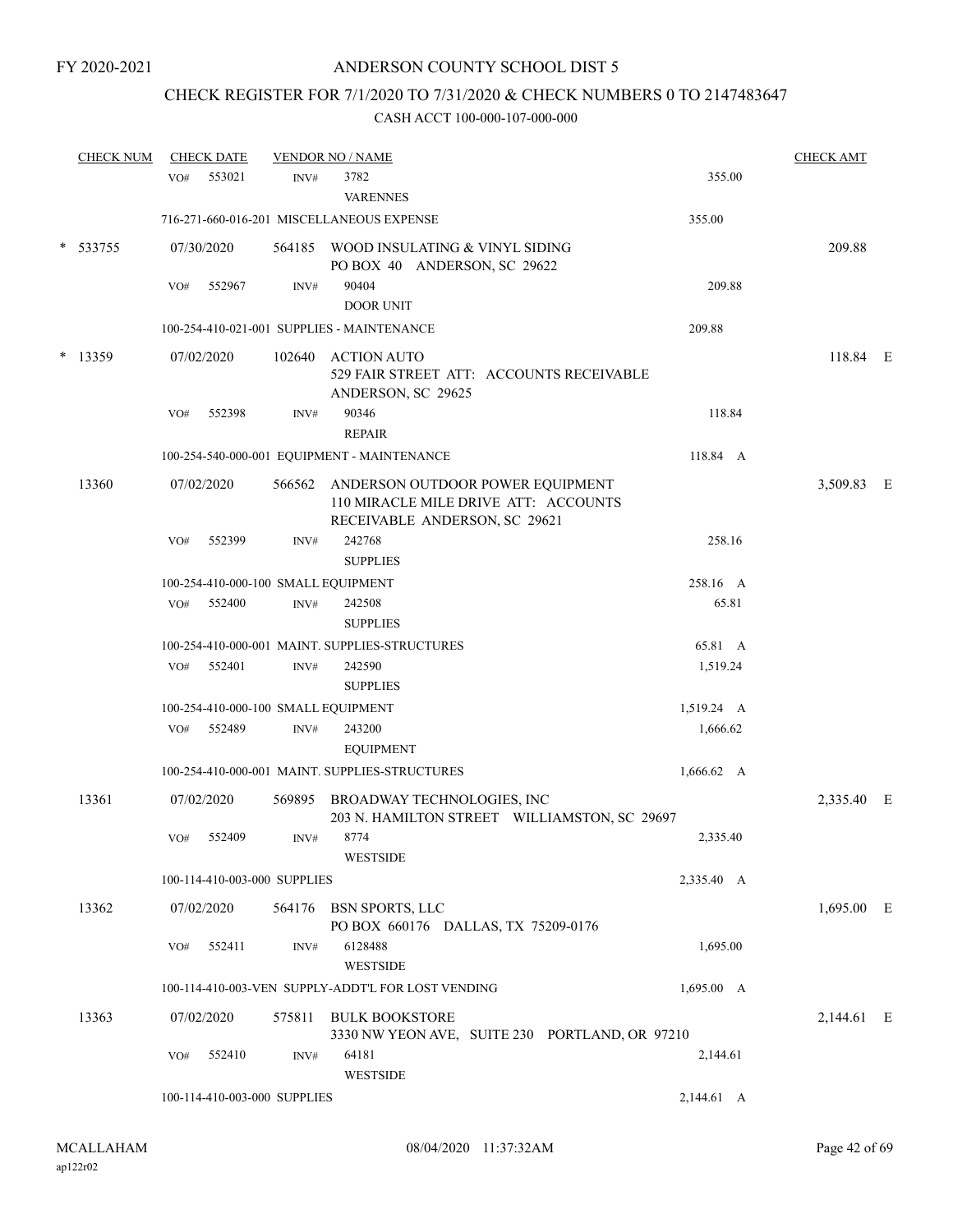FY 2020-2021

# ANDERSON COUNTY SCHOOL DIST 5

## CHECK REGISTER FOR 7/1/2020 TO 7/31/2020 & CHECK NUMBERS 0 TO 2147483647

### CASH ACCT 100-000-107-000-000

| CHECK NUM | CHECK DATE | VENDOR NO / NAME | | CHECK AMT |
|---|---|---|---|---|
| | VO# 553021 | INV# 3782 VARENNES | 355.00 | |
| | 716-271-660-016-201 MISCELLANEOUS EXPENSE | | 355.00 | |
| * 533755 | 07/30/2020 | 564185 WOOD INSULATING & VINYL SIDING PO BOX 40 ANDERSON, SC 29622 | | 209.88 |
| | VO# 552967 | INV# 90404 DOOR UNIT | 209.88 | |
| | 100-254-410-021-001 SUPPLIES - MAINTENANCE | | 209.88 | |
| * 13359 | 07/02/2020 | 102640 ACTION AUTO 529 FAIR STREET ATT: ACCOUNTS RECEIVABLE ANDERSON, SC 29625 | | 118.84 E |
| | VO# 552398 | INV# 90346 REPAIR | 118.84 | |
| | 100-254-540-000-001 EQUIPMENT - MAINTENANCE | | 118.84 A | |
| 13360 | 07/02/2020 | 566562 ANDERSON OUTDOOR POWER EQUIPMENT 110 MIRACLE MILE DRIVE ATT: ACCOUNTS RECEIVABLE ANDERSON, SC 29621 | | 3,509.83 E |
| | VO# 552399 | INV# 242768 SUPPLIES | 258.16 | |
| | 100-254-410-000-100 SMALL EQUIPMENT | | 258.16 A | |
| | VO# 552400 | INV# 242508 SUPPLIES | 65.81 | |
| | 100-254-410-000-001 MAINT. SUPPLIES-STRUCTURES | | 65.81 A | |
| | VO# 552401 | INV# 242590 SUPPLIES | 1,519.24 | |
| | 100-254-410-000-100 SMALL EQUIPMENT | | 1,519.24 A | |
| | VO# 552489 | INV# 243200 EQUIPMENT | 1,666.62 | |
| | 100-254-410-000-001 MAINT. SUPPLIES-STRUCTURES | | 1,666.62 A | |
| 13361 | 07/02/2020 | 569895 BROADWAY TECHNOLOGIES, INC 203 N. HAMILTON STREET WILLIAMSTON, SC 29697 | | 2,335.40 E |
| | VO# 552409 | INV# 8774 WESTSIDE | 2,335.40 | |
| | 100-114-410-003-000 SUPPLIES | | 2,335.40 A | |
| 13362 | 07/02/2020 | 564176 BSN SPORTS, LLC PO BOX 660176 DALLAS, TX 75209-0176 | | 1,695.00 E |
| | VO# 552411 | INV# 6128488 WESTSIDE | 1,695.00 | |
| | 100-114-410-003-VEN SUPPLY-ADDT'L FOR LOST VENDING | | 1,695.00 A | |
| 13363 | 07/02/2020 | 575811 BULK BOOKSTORE 3330 NW YEON AVE, SUITE 230 PORTLAND, OR 97210 | | 2,144.61 E |
| | VO# 552410 | INV# 64181 WESTSIDE | 2,144.61 | |
| | 100-114-410-003-000 SUPPLIES | | 2,144.61 A | |

MCALLAHAM ap122r02 08/04/2020 11:37:32AM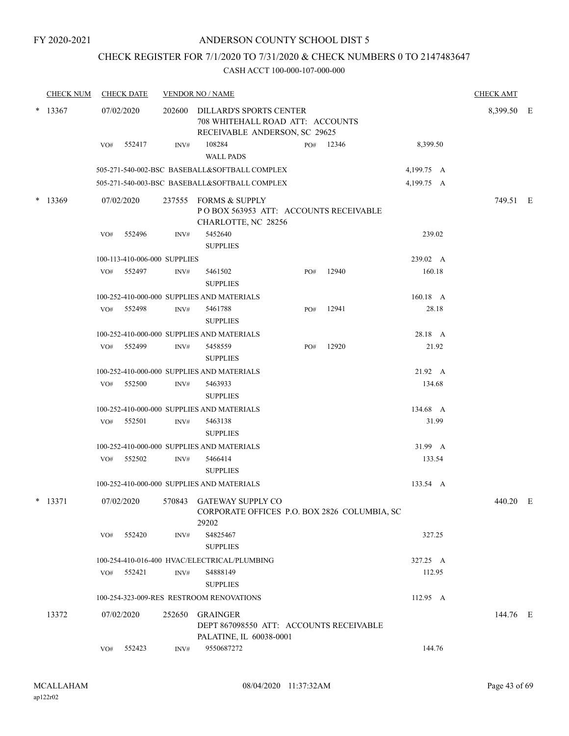FY 2020-2021

# ANDERSON COUNTY SCHOOL DIST 5

## CHECK REGISTER FOR 7/1/2020 TO 7/31/2020 & CHECK NUMBERS 0 TO 2147483647

CASH ACCT 100-000-107-000-000

| CHECK NUM | CHECK DATE | VENDOR NO / NAME | | | CHECK AMT |
|---|---|---|---|---|---|
| * 13367 | 07/02/2020 | 202600 DILLARD'S SPORTS CENTER 708 WHITEHALL ROAD ATT: ACCOUNTS RECEIVABLE ANDERSON, SC 29625 | | | 8,399.50 E |
| | VO# 552417 | INV# 108284 WALL PADS | PO# 12346 | 8,399.50 | |
| | 505-271-540-002-BSC BASEBALL&SOFTBALL COMPLEX | | | 4,199.75 A | |
| | 505-271-540-003-BSC BASEBALL&SOFTBALL COMPLEX | | | 4,199.75 A | |
| * 13369 | 07/02/2020 | 237555 FORMS & SUPPLY P O BOX 563953 ATT: ACCOUNTS RECEIVABLE CHARLOTTE, NC 28256 | | | 749.51 E |
| | VO# 552496 | INV# 5452640 SUPPLIES | | 239.02 | |
| | 100-113-410-006-000 SUPPLIES | | | 239.02 A | |
| | VO# 552497 | INV# 5461502 SUPPLIES | PO# 12940 | 160.18 | |
| | 100-252-410-000-000 SUPPLIES AND MATERIALS | | | 160.18 A | |
| | VO# 552498 | INV# 5461788 SUPPLIES | PO# 12941 | 28.18 | |
| | 100-252-410-000-000 SUPPLIES AND MATERIALS | | | 28.18 A | |
| | VO# 552499 | INV# 5458559 SUPPLIES | PO# 12920 | 21.92 | |
| | 100-252-410-000-000 SUPPLIES AND MATERIALS | | | 21.92 A | |
| | VO# 552500 | INV# 5463933 SUPPLIES | | 134.68 | |
| | 100-252-410-000-000 SUPPLIES AND MATERIALS | | | 134.68 A | |
| | VO# 552501 | INV# 5463138 SUPPLIES | | 31.99 | |
| | 100-252-410-000-000 SUPPLIES AND MATERIALS | | | 31.99 A | |
| | VO# 552502 | INV# 5466414 SUPPLIES | | 133.54 | |
| | 100-252-410-000-000 SUPPLIES AND MATERIALS | | | 133.54 A | |
| * 13371 | 07/02/2020 | 570843 GATEWAY SUPPLY CO CORPORATE OFFICES P.O. BOX 2826 COLUMBIA, SC 29202 | | | 440.20 E |
| | VO# 552420 | INV# S4825467 SUPPLIES | | 327.25 | |
| | 100-254-410-016-400 HVAC/ELECTRICAL/PLUMBING | | | 327.25 A | |
| | VO# 552421 | INV# S4888149 SUPPLIES | | 112.95 | |
| | 100-254-323-009-RES RESTROOM RENOVATIONS | | | 112.95 A | |
| 13372 | 07/02/2020 | 252650 GRAINGER DEPT 867098550 ATT: ACCOUNTS RECEIVABLE PALATINE, IL 60038-0001 | | | 144.76 E |
| | VO# 552423 | INV# 9550687272 | | 144.76 | |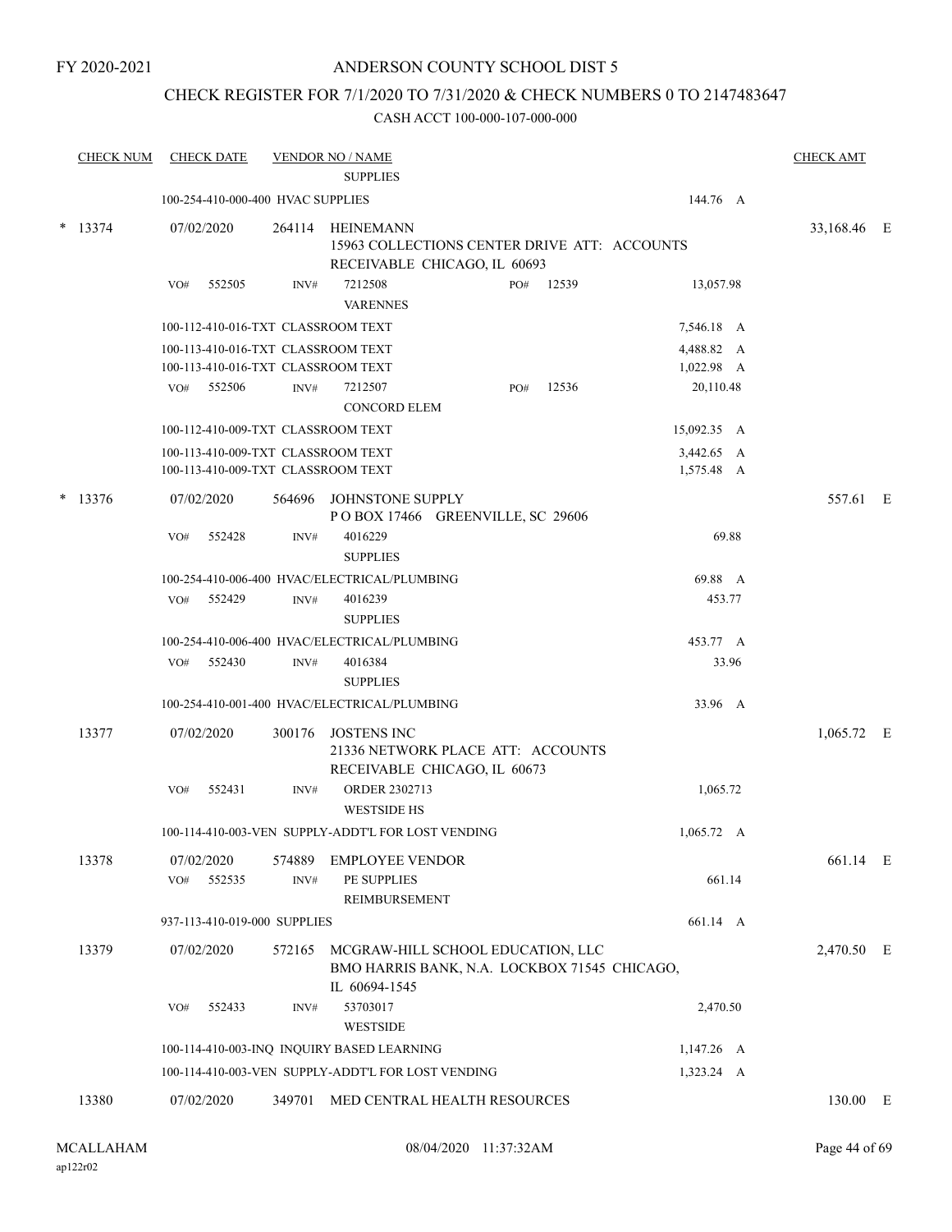FY 2020-2021

# ANDERSON COUNTY SCHOOL DIST 5

## CHECK REGISTER FOR 7/1/2020 TO 7/31/2020 & CHECK NUMBERS 0 TO 2147483647

CASH ACCT 100-000-107-000-000

| CHECK NUM | CHECK DATE | VENDOR NO / NAME | | | CHECK AMT |
|---|---|---|---|---|---|
| | | SUPPLIES | | | |
| | 100-254-410-000-400 HVAC SUPPLIES | | | 144.76 A | |
| * 13374 | 07/02/2020 | 264114 HEINEMANN 15963 COLLECTIONS CENTER DRIVE ATT: ACCOUNTS RECEIVABLE CHICAGO, IL 60693 | | | 33,168.46 E |
| | VO# 552505 | INV# 7212508 VARENNES | PO# 12539 | 13,057.98 | |
| | 100-112-410-016-TXT CLASSROOM TEXT | | | 7,546.18 A | |
| | 100-113-410-016-TXT CLASSROOM TEXT | | | 4,488.82 A | |
| | 100-113-410-016-TXT CLASSROOM TEXT | | | 1,022.98 A | |
| | VO# 552506 | INV# 7212507 CONCORD ELEM | PO# 12536 | 20,110.48 | |
| | 100-112-410-009-TXT CLASSROOM TEXT | | | 15,092.35 A | |
| | 100-113-410-009-TXT CLASSROOM TEXT | | | 3,442.65 A | |
| | 100-113-410-009-TXT CLASSROOM TEXT | | | 1,575.48 A | |
| * 13376 | 07/02/2020 | 564696 JOHNSTONE SUPPLY P O BOX 17466 GREENVILLE, SC 29606 | | | 557.61 E |
| | VO# 552428 | INV# 4016229 SUPPLIES | | 69.88 | |
| | 100-254-410-006-400 HVAC/ELECTRICAL/PLUMBING | | | 69.88 A | |
| | VO# 552429 | INV# 4016239 SUPPLIES | | 453.77 | |
| | 100-254-410-006-400 HVAC/ELECTRICAL/PLUMBING | | | 453.77 A | |
| | VO# 552430 | INV# 4016384 SUPPLIES | | 33.96 | |
| | 100-254-410-001-400 HVAC/ELECTRICAL/PLUMBING | | | 33.96 A | |
| 13377 | 07/02/2020 | 300176 JOSTENS INC 21336 NETWORK PLACE ATT: ACCOUNTS RECEIVABLE CHICAGO, IL 60673 | | | 1,065.72 E |
| | VO# 552431 | INV# ORDER 2302713 WESTSIDE HS | | 1,065.72 | |
| | 100-114-410-003-VEN SUPPLY-ADDT'L FOR LOST VENDING | | | 1,065.72 A | |
| 13378 | 07/02/2020 | 574889 EMPLOYEE VENDOR | | | 661.14 E |
| | VO# 552535 | INV# PE SUPPLIES REIMBURSEMENT | | 661.14 | |
| | 937-113-410-019-000 SUPPLIES | | | 661.14 A | |
| 13379 | 07/02/2020 | 572165 MCGRAW-HILL SCHOOL EDUCATION, LLC BMO HARRIS BANK, N.A. LOCKBOX 71545 CHICAGO, IL 60694-1545 | | | 2,470.50 E |
| | VO# 552433 | INV# 53703017 WESTSIDE | | 2,470.50 | |
| | 100-114-410-003-INQ INQUIRY BASED LEARNING | | | 1,147.26 A | |
| | 100-114-410-003-VEN SUPPLY-ADDT'L FOR LOST VENDING | | | 1,323.24 A | |
| 13380 | 07/02/2020 | 349701 MED CENTRAL HEALTH RESOURCES | | | 130.00 E |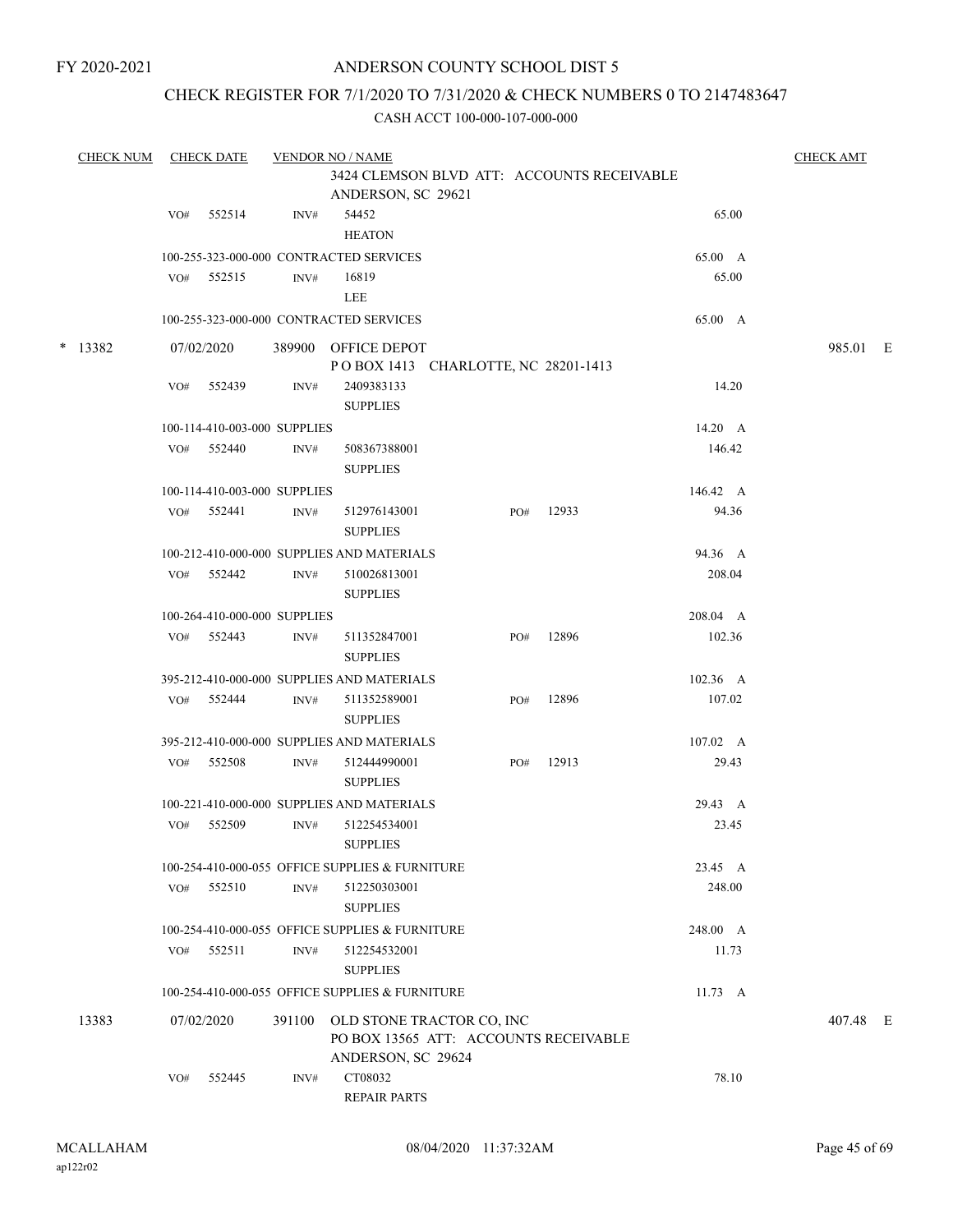FY 2020-2021

# ANDERSON COUNTY SCHOOL DIST 5

## CHECK REGISTER FOR 7/1/2020 TO 7/31/2020 & CHECK NUMBERS 0 TO 2147483647

CASH ACCT 100-000-107-000-000

| CHECK NUM | CHECK DATE | VENDOR NO / NAME | | | CHECK AMT |
|---|---|---|---|---|---|
| | | 3424 CLEMSON BLVD ATT: ACCOUNTS RECEIVABLE ANDERSON, SC 29621 | | | |
| | VO# 552514 | INV# 54452 HEATON | | 65.00 | |
| | | 100-255-323-000-000 CONTRACTED SERVICES | | 65.00 A | |
| | VO# 552515 | INV# 16819 LEE | | 65.00 | |
| | | 100-255-323-000-000 CONTRACTED SERVICES | | 65.00 A | |
| * 13382 | 07/02/2020 | 389900 OFFICE DEPOT P O BOX 1413 CHARLOTTE, NC 28201-1413 | | | 985.01 E |
| | VO# 552439 | INV# 2409383133 SUPPLIES | | 14.20 | |
| | | 100-114-410-003-000 SUPPLIES | | 14.20 A | |
| | VO# 552440 | INV# 508367388001 SUPPLIES | | 146.42 | |
| | | 100-114-410-003-000 SUPPLIES | | 146.42 A | |
| | VO# 552441 | INV# 512976143001 SUPPLIES | PO# 12933 | 94.36 | |
| | | 100-212-410-000-000 SUPPLIES AND MATERIALS | | 94.36 A | |
| | VO# 552442 | INV# 510026813001 SUPPLIES | | 208.04 | |
| | | 100-264-410-000-000 SUPPLIES | | 208.04 A | |
| | VO# 552443 | INV# 511352847001 SUPPLIES | PO# 12896 | 102.36 | |
| | | 395-212-410-000-000 SUPPLIES AND MATERIALS | | 102.36 A | |
| | VO# 552444 | INV# 511352589001 SUPPLIES | PO# 12896 | 107.02 | |
| | | 395-212-410-000-000 SUPPLIES AND MATERIALS | | 107.02 A | |
| | VO# 552508 | INV# 512444990001 SUPPLIES | PO# 12913 | 29.43 | |
| | | 100-221-410-000-000 SUPPLIES AND MATERIALS | | 29.43 A | |
| | VO# 552509 | INV# 512254534001 SUPPLIES | | 23.45 | |
| | | 100-254-410-000-055 OFFICE SUPPLIES & FURNITURE | | 23.45 A | |
| | VO# 552510 | INV# 512250303001 SUPPLIES | | 248.00 | |
| | | 100-254-410-000-055 OFFICE SUPPLIES & FURNITURE | | 248.00 A | |
| | VO# 552511 | INV# 512254532001 SUPPLIES | | 11.73 | |
| | | 100-254-410-000-055 OFFICE SUPPLIES & FURNITURE | | 11.73 A | |
| 13383 | 07/02/2020 | 391100 OLD STONE TRACTOR CO, INC PO BOX 13565 ATT: ACCOUNTS RECEIVABLE ANDERSON, SC 29624 | | | 407.48 E |
| | VO# 552445 | INV# CT08032 REPAIR PARTS | | 78.10 | |

MCALLAHAM ap122r02 — 08/04/2020 11:37:32AM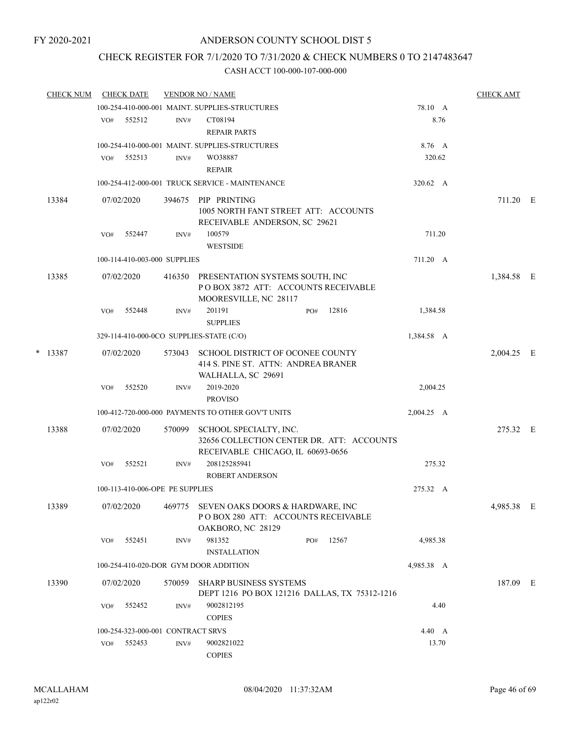FY 2020-2021

# ANDERSON COUNTY SCHOOL DIST 5

## CHECK REGISTER FOR 7/1/2020 TO 7/31/2020 & CHECK NUMBERS 0 TO 2147483647

CASH ACCT 100-000-107-000-000

| CHECK NUM | CHECK DATE | VENDOR NO / NAME | | CHECK AMT | |
|---|---|---|---|---|---|
| | | 100-254-410-000-001 MAINT. SUPPLIES-STRUCTURES | 78.10 A | | |
| | VO# 552512 | INV# CT08194 REPAIR PARTS | 8.76 | | |
| | | 100-254-410-000-001 MAINT. SUPPLIES-STRUCTURES | 8.76 A | | |
| | VO# 552513 | INV# WO38887 REPAIR | 320.62 | | |
| | | 100-254-412-000-001 TRUCK SERVICE - MAINTENANCE | 320.62 A | | |
| 13384 | 07/02/2020 | 394675 PIP PRINTING 1005 NORTH FANT STREET ATT: ACCOUNTS RECEIVABLE ANDERSON, SC 29621 | | 711.20 | E |
| | VO# 552447 | INV# 100579 WESTSIDE | 711.20 | | |
| | | 100-114-410-003-000 SUPPLIES | 711.20 A | | |
| 13385 | 07/02/2020 | 416350 PRESENTATION SYSTEMS SOUTH, INC P O BOX 3872 ATT: ACCOUNTS RECEIVABLE MOORESVILLE, NC 28117 | | 1,384.58 | E |
| | VO# 552448 | INV# 201191 PO# 12816 SUPPLIES | 1,384.58 | | |
| | | 329-114-410-000-0CO SUPPLIES-STATE (C/O) | 1,384.58 A | | |
| * 13387 | 07/02/2020 | 573043 SCHOOL DISTRICT OF OCONEE COUNTY 414 S. PINE ST. ATTN: ANDREA BRANER WALHALLA, SC 29691 | | 2,004.25 | E |
| | VO# 552520 | INV# 2019-2020 PROVISO | 2,004.25 | | |
| | | 100-412-720-000-000 PAYMENTS TO OTHER GOV'T UNITS | 2,004.25 A | | |
| 13388 | 07/02/2020 | 570099 SCHOOL SPECIALTY, INC. 32656 COLLECTION CENTER DR. ATT: ACCOUNTS RECEIVABLE CHICAGO, IL 60693-0656 | | 275.32 | E |
| | VO# 552521 | INV# 208125285941 ROBERT ANDERSON | 275.32 | | |
| | | 100-113-410-006-OPE PE SUPPLIES | 275.32 A | | |
| 13389 | 07/02/2020 | 469775 SEVEN OAKS DOORS & HARDWARE, INC P O BOX 280 ATT: ACCOUNTS RECEIVABLE OAKBORO, NC 28129 | | 4,985.38 | E |
| | VO# 552451 | INV# 981352 PO# 12567 INSTALLATION | 4,985.38 | | |
| | | 100-254-410-020-DOR GYM DOOR ADDITION | 4,985.38 A | | |
| 13390 | 07/02/2020 | 570059 SHARP BUSINESS SYSTEMS DEPT 1216 PO BOX 121216 DALLAS, TX 75312-1216 | | 187.09 | E |
| | VO# 552452 | INV# 9002812195 COPIES | 4.40 | | |
| | | 100-254-323-000-001 CONTRACT SRVS | 4.40 A | | |
| | VO# 552453 | INV# 9002821022 COPIES | 13.70 | | |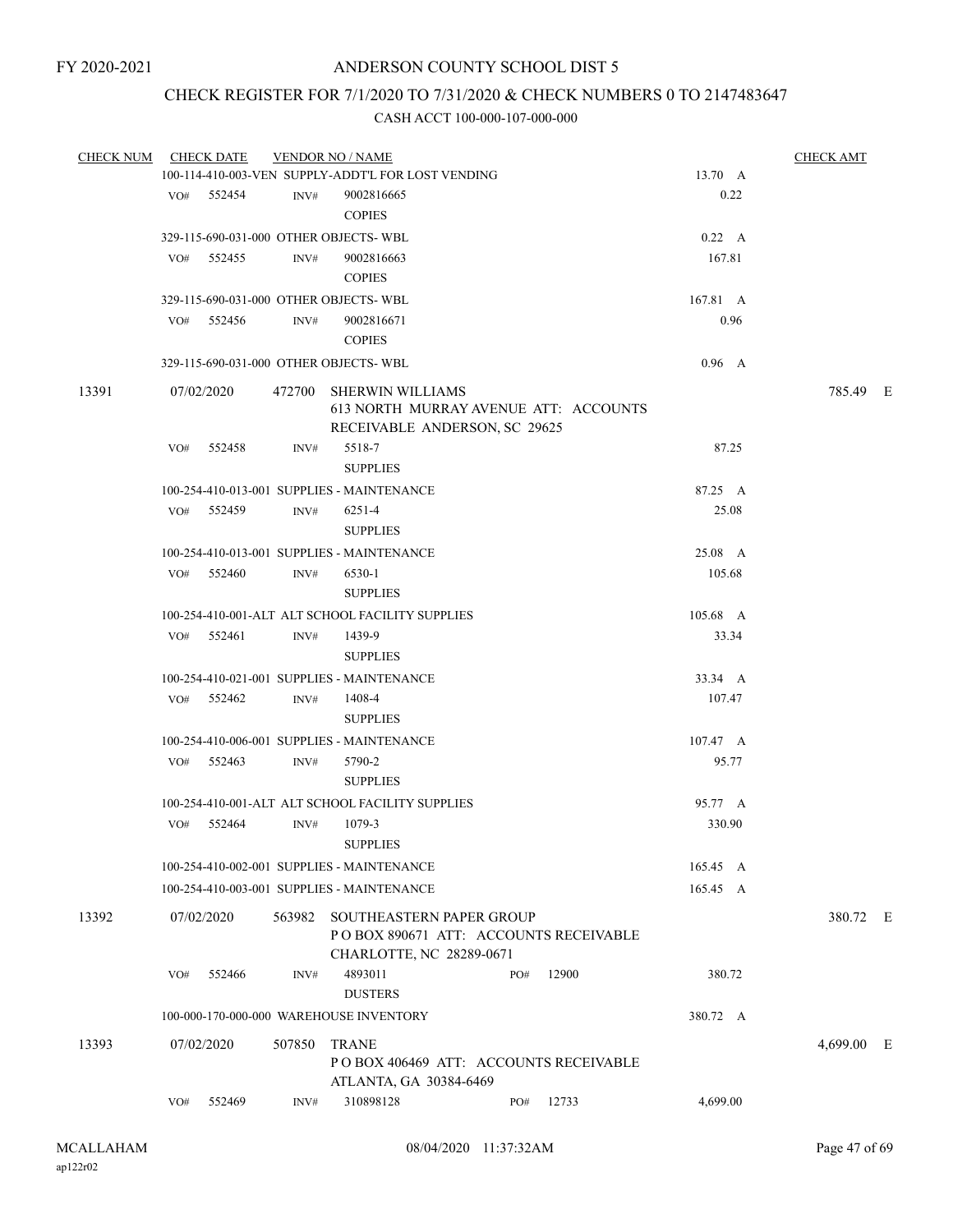FY 2020-2021

# ANDERSON COUNTY SCHOOL DIST 5

## CHECK REGISTER FOR 7/1/2020 TO 7/31/2020 & CHECK NUMBERS 0 TO 2147483647

### CASH ACCT 100-000-107-000-000

| CHECK NUM | CHECK DATE | VENDOR NO / NAME | | CHECK AMT |
|---|---|---|---|---|
| | | 100-114-410-003-VEN SUPPLY-ADDT'L FOR LOST VENDING | 13.70 A | |
| | VO# 552454 | INV# 9002816665 COPIES | 0.22 | |
| | | 329-115-690-031-000 OTHER OBJECTS- WBL | 0.22 A | |
| | VO# 552455 | INV# 9002816663 COPIES | 167.81 | |
| | | 329-115-690-031-000 OTHER OBJECTS- WBL | 167.81 A | |
| | VO# 552456 | INV# 9002816671 COPIES | 0.96 | |
| | | 329-115-690-031-000 OTHER OBJECTS- WBL | 0.96 A | |
| 13391 | 07/02/2020 | 472700 SHERWIN WILLIAMS 613 NORTH MURRAY AVENUE ATT: ACCOUNTS RECEIVABLE ANDERSON, SC 29625 | | 785.49 E |
| | VO# 552458 | INV# 5518-7 SUPPLIES | 87.25 | |
| | | 100-254-410-013-001 SUPPLIES - MAINTENANCE | 87.25 A | |
| | VO# 552459 | INV# 6251-4 SUPPLIES | 25.08 | |
| | | 100-254-410-013-001 SUPPLIES - MAINTENANCE | 25.08 A | |
| | VO# 552460 | INV# 6530-1 SUPPLIES | 105.68 | |
| | | 100-254-410-001-ALT ALT SCHOOL FACILITY SUPPLIES | 105.68 A | |
| | VO# 552461 | INV# 1439-9 SUPPLIES | 33.34 | |
| | | 100-254-410-021-001 SUPPLIES - MAINTENANCE | 33.34 A | |
| | VO# 552462 | INV# 1408-4 SUPPLIES | 107.47 | |
| | | 100-254-410-006-001 SUPPLIES - MAINTENANCE | 107.47 A | |
| | VO# 552463 | INV# 5790-2 SUPPLIES | 95.77 | |
| | | 100-254-410-001-ALT ALT SCHOOL FACILITY SUPPLIES | 95.77 A | |
| | VO# 552464 | INV# 1079-3 SUPPLIES | 330.90 | |
| | | 100-254-410-002-001 SUPPLIES - MAINTENANCE | 165.45 A | |
| | | 100-254-410-003-001 SUPPLIES - MAINTENANCE | 165.45 A | |
| 13392 | 07/02/2020 | 563982 SOUTHEASTERN PAPER GROUP P O BOX 890671 ATT: ACCOUNTS RECEIVABLE CHARLOTTE, NC 28289-0671 | | 380.72 E |
| | VO# 552466 | INV# 4893011 PO# 12900 DUSTERS | 380.72 | |
| | | 100-000-170-000-000 WAREHOUSE INVENTORY | 380.72 A | |
| 13393 | 07/02/2020 | 507850 TRANE P O BOX 406469 ATT: ACCOUNTS RECEIVABLE ATLANTA, GA 30384-6469 | | 4,699.00 E |
| | VO# 552469 | INV# 310898128 PO# 12733 | 4,699.00 | |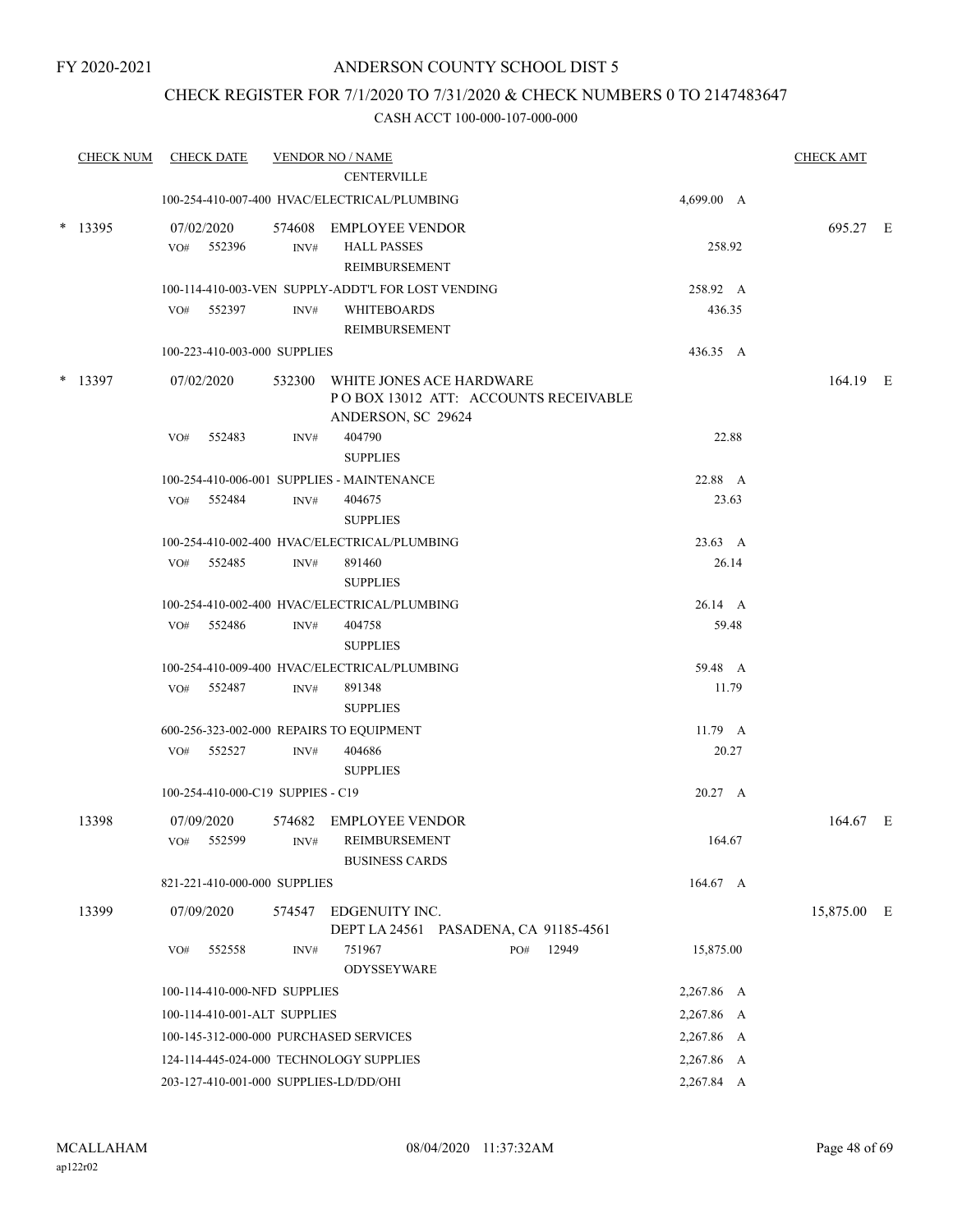FY 2020-2021

# ANDERSON COUNTY SCHOOL DIST 5

## CHECK REGISTER FOR 7/1/2020 TO 7/31/2020 & CHECK NUMBERS 0 TO 2147483647

CASH ACCT 100-000-107-000-000

| CHECK NUM | CHECK DATE | VENDOR NO / NAME | | CHECK AMT |
|---|---|---|---|---|
| | | CENTERVILLE | | |
| | 100-254-410-007-400 HVAC/ELECTRICAL/PLUMBING | | 4,699.00 A | |
| * 13395 | 07/02/2020 | 574608 EMPLOYEE VENDOR | | 695.27 E |
| | VO# 552396 INV# | HALL PASSES REIMBURSEMENT | 258.92 | |
| | 100-114-410-003-VEN SUPPLY-ADDT'L FOR LOST VENDING | | 258.92 A | |
| | VO# 552397 INV# | WHITEBOARDS REIMBURSEMENT | 436.35 | |
| | 100-223-410-003-000 SUPPLIES | | 436.35 A | |
| * 13397 | 07/02/2020 | 532300 WHITE JONES ACE HARDWARE P O BOX 13012 ATT: ACCOUNTS RECEIVABLE ANDERSON, SC 29624 | | 164.19 E |
| | VO# 552483 INV# | 404790 SUPPLIES | 22.88 | |
| | 100-254-410-006-001 SUPPLIES - MAINTENANCE | | 22.88 A | |
| | VO# 552484 INV# | 404675 SUPPLIES | 23.63 | |
| | 100-254-410-002-400 HVAC/ELECTRICAL/PLUMBING | | 23.63 A | |
| | VO# 552485 INV# | 891460 SUPPLIES | 26.14 | |
| | 100-254-410-002-400 HVAC/ELECTRICAL/PLUMBING | | 26.14 A | |
| | VO# 552486 INV# | 404758 SUPPLIES | 59.48 | |
| | 100-254-410-009-400 HVAC/ELECTRICAL/PLUMBING | | 59.48 A | |
| | VO# 552487 INV# | 891348 SUPPLIES | 11.79 | |
| | 600-256-323-002-000 REPAIRS TO EQUIPMENT | | 11.79 A | |
| | VO# 552527 INV# | 404686 SUPPLIES | 20.27 | |
| | 100-254-410-000-C19 SUPPIES - C19 | | 20.27 A | |
| 13398 | 07/09/2020 | 574682 EMPLOYEE VENDOR | | 164.67 E |
| | VO# 552599 INV# | REIMBURSEMENT BUSINESS CARDS | 164.67 | |
| | 821-221-410-000-000 SUPPLIES | | 164.67 A | |
| 13399 | 07/09/2020 | 574547 EDGENUITY INC. DEPT LA 24561 PASADENA, CA 91185-4561 | | 15,875.00 E |
| | VO# 552558 INV# | 751967 PO# 12949 ODYSSEYWARE | 15,875.00 | |
| | 100-114-410-000-NFD SUPPLIES | | 2,267.86 A | |
| | 100-114-410-001-ALT SUPPLIES | | 2,267.86 A | |
| | 100-145-312-000-000 PURCHASED SERVICES | | 2,267.86 A | |
| | 124-114-445-024-000 TECHNOLOGY SUPPLIES | | 2,267.86 A | |
| | 203-127-410-001-000 SUPPLIES-LD/DD/OHI | | 2,267.84 A | |

MCALLAHAM ap122r02 — 08/04/2020 11:37:32AM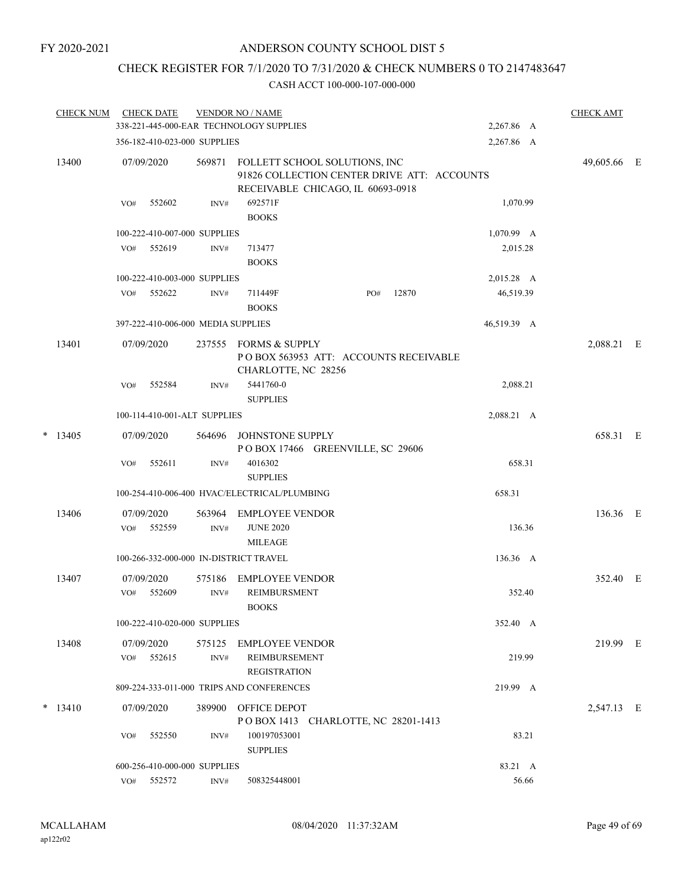FY 2020-2021

# ANDERSON COUNTY SCHOOL DIST 5

## CHECK REGISTER FOR 7/1/2020 TO 7/31/2020 & CHECK NUMBERS 0 TO 2147483647

CASH ACCT 100-000-107-000-000

| CHECK NUM | CHECK DATE | VENDOR NO / NAME | | CHECK AMT |
|---|---|---|---|---|
| | 338-221-445-000-EAR TECHNOLOGY SUPPLIES | | 2,267.86 A | |
| | 356-182-410-023-000 SUPPLIES | | 2,267.86 A | |
| 13400 | 07/09/2020 | 569871 FOLLETT SCHOOL SOLUTIONS, INC<br>91826 COLLECTION CENTER DRIVE ATT: ACCOUNTS RECEIVABLE CHICAGO, IL 60693-0918 | | 49,605.66 E |
| | VO# 552602 | INV# 692571F<br>BOOKS | 1,070.99 | |
| | 100-222-410-007-000 SUPPLIES | | 1,070.99 A | |
| | VO# 552619 | INV# 713477<br>BOOKS | 2,015.28 | |
| | 100-222-410-003-000 SUPPLIES | | 2,015.28 A | |
| | VO# 552622 | INV# 711449F PO# 12870<br>BOOKS | 46,519.39 | |
| | 397-222-410-006-000 MEDIA SUPPLIES | | 46,519.39 A | |
| 13401 | 07/09/2020 | 237555 FORMS & SUPPLY<br>P O BOX 563953 ATT: ACCOUNTS RECEIVABLE CHARLOTTE, NC 28256 | | 2,088.21 E |
| | VO# 552584 | INV# 5441760-0<br>SUPPLIES | 2,088.21 | |
| | 100-114-410-001-ALT SUPPLIES | | 2,088.21 A | |
| * 13405 | 07/09/2020 | 564696 JOHNSTONE SUPPLY<br>P O BOX 17466 GREENVILLE, SC 29606 | | 658.31 E |
| | VO# 552611 | INV# 4016302<br>SUPPLIES | 658.31 | |
| | 100-254-410-006-400 HVAC/ELECTRICAL/PLUMBING | | 658.31 | |
| 13406 | 07/09/2020 | 563964 EMPLOYEE VENDOR | | 136.36 E |
| | VO# 552559 | INV# JUNE 2020<br>MILEAGE | 136.36 | |
| | 100-266-332-000-000 IN-DISTRICT TRAVEL | | 136.36 A | |
| 13407 | 07/09/2020 | 575186 EMPLOYEE VENDOR | | 352.40 E |
| | VO# 552609 | INV# REIMBURSMENT<br>BOOKS | 352.40 | |
| | 100-222-410-020-000 SUPPLIES | | 352.40 A | |
| 13408 | 07/09/2020 | 575125 EMPLOYEE VENDOR | | 219.99 E |
| | VO# 552615 | INV# REIMBURSEMENT<br>REGISTRATION | 219.99 | |
| | 809-224-333-011-000 TRIPS AND CONFERENCES | | 219.99 A | |
| * 13410 | 07/09/2020 | 389900 OFFICE DEPOT<br>P O BOX 1413 CHARLOTTE, NC 28201-1413 | | 2,547.13 E |
| | VO# 552550 | INV# 100197053001<br>SUPPLIES | 83.21 | |
| | 600-256-410-000-000 SUPPLIES | | 83.21 A | |
| | VO# 552572 | INV# 508325448001 | 56.66 | |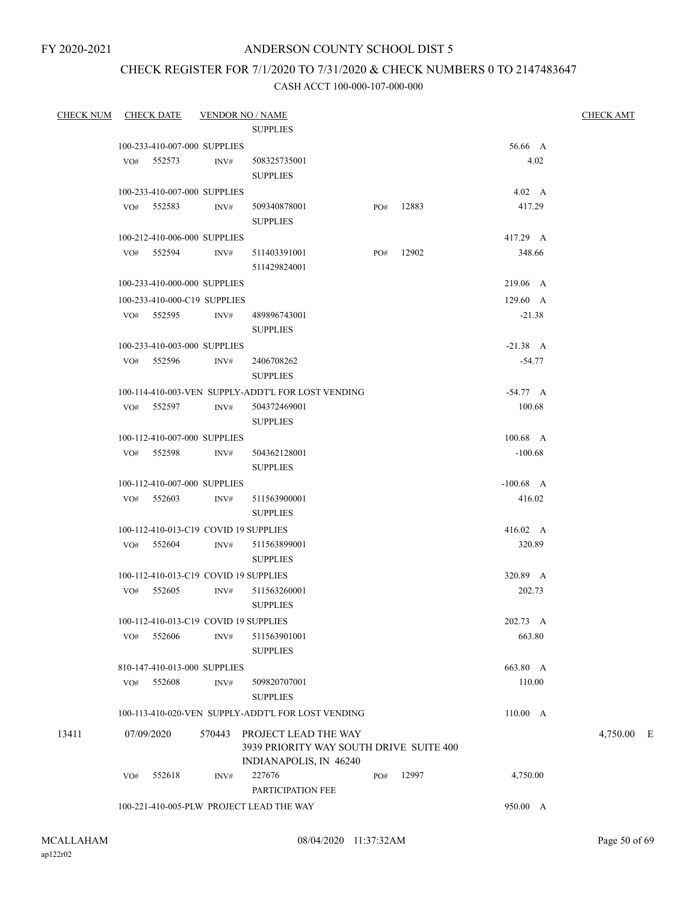FY 2020-2021

# ANDERSON COUNTY SCHOOL DIST 5

## CHECK REGISTER FOR 7/1/2020 TO 7/31/2020 & CHECK NUMBERS 0 TO 2147483647

### CASH ACCT 100-000-107-000-000

| CHECK NUM | CHECK DATE | VENDOR NO / NAME | | | CHECK AMT |
|---|---|---|---|---|---|
| | | SUPPLIES | | | |
| | 100-233-410-007-000 SUPPLIES | | | 56.66 A | |
| | VO# 552573 | INV# 508325735001 SUPPLIES | | 4.02 | |
| | 100-233-410-007-000 SUPPLIES | | | 4.02 A | |
| | VO# 552583 | INV# 509340878001 SUPPLIES | PO# 12883 | 417.29 | |
| | 100-212-410-006-000 SUPPLIES | | | 417.29 A | |
| | VO# 552594 | INV# 511403391001 511429824001 | PO# 12902 | 348.66 | |
| | 100-233-410-000-000 SUPPLIES | | | 219.06 A | |
| | 100-233-410-000-C19 SUPPLIES | | | 129.60 A | |
| | VO# 552595 | INV# 489896743001 SUPPLIES | | -21.38 | |
| | 100-233-410-003-000 SUPPLIES | | | -21.38 A | |
| | VO# 552596 | INV# 2406708262 SUPPLIES | | -54.77 | |
| | 100-114-410-003-VEN SUPPLY-ADDT'L FOR LOST VENDING | | | -54.77 A | |
| | VO# 552597 | INV# 504372469001 SUPPLIES | | 100.68 | |
| | 100-112-410-007-000 SUPPLIES | | | 100.68 A | |
| | VO# 552598 | INV# 504362128001 SUPPLIES | | -100.68 | |
| | 100-112-410-007-000 SUPPLIES | | | -100.68 A | |
| | VO# 552603 | INV# 511563900001 SUPPLIES | | 416.02 | |
| | 100-112-410-013-C19 COVID 19 SUPPLIES | | | 416.02 A | |
| | VO# 552604 | INV# 511563899001 SUPPLIES | | 320.89 | |
| | 100-112-410-013-C19 COVID 19 SUPPLIES | | | 320.89 A | |
| | VO# 552605 | INV# 511563260001 SUPPLIES | | 202.73 | |
| | 100-112-410-013-C19 COVID 19 SUPPLIES | | | 202.73 A | |
| | VO# 552606 | INV# 511563901001 SUPPLIES | | 663.80 | |
| | 810-147-410-013-000 SUPPLIES | | | 663.80 A | |
| | VO# 552608 | INV# 509820707001 SUPPLIES | | 110.00 | |
| | 100-113-410-020-VEN SUPPLY-ADDT'L FOR LOST VENDING | | | 110.00 A | |
| 13411 | 07/09/2020 | 570443 PROJECT LEAD THE WAY 3939 PRIORITY WAY SOUTH DRIVE SUITE 400 INDIANAPOLIS, IN 46240 | | | 4,750.00 E |
| | VO# 552618 | INV# 227676 PARTICIPATION FEE | PO# 12997 | 4,750.00 | |
| | 100-221-410-005-PLW PROJECT LEAD THE WAY | | | 950.00 A | |

MCALLAHAM
ap122r02

08/04/2020 11:37:32AM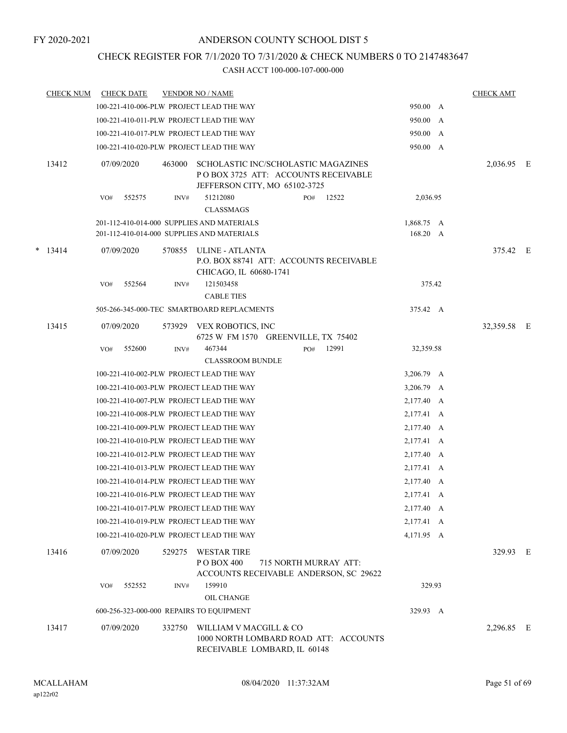FY 2020-2021

ANDERSON COUNTY SCHOOL DIST 5

CHECK REGISTER FOR 7/1/2020 TO 7/31/2020 & CHECK NUMBERS 0 TO 2147483647

CASH ACCT 100-000-107-000-000

| CHECK NUM | CHECK DATE | VENDOR NO / NAME | | CHECK AMT |
|---|---|---|---|---|
| | | 100-221-410-006-PLW PROJECT LEAD THE WAY | 950.00 A | |
| | | 100-221-410-011-PLW PROJECT LEAD THE WAY | 950.00 A | |
| | | 100-221-410-017-PLW PROJECT LEAD THE WAY | 950.00 A | |
| | | 100-221-410-020-PLW PROJECT LEAD THE WAY | 950.00 A | |
| 13412 | 07/09/2020 | 463000 SCHOLASTIC INC/SCHOLASTIC MAGAZINES P O BOX 3725 ATT: ACCOUNTS RECEIVABLE JEFFERSON CITY, MO 65102-3725 | | 2,036.95 E |
| | VO# 552575 | INV# 51212080 PO# 12522 CLASSMAGS | 2,036.95 | |
| | | 201-112-410-014-000 SUPPLIES AND MATERIALS | 1,868.75 A | |
| | | 201-112-410-014-000 SUPPLIES AND MATERIALS | 168.20 A | |
| * 13414 | 07/09/2020 | 570855 ULINE - ATLANTA P.O. BOX 88741 ATT: ACCOUNTS RECEIVABLE CHICAGO, IL 60680-1741 | | 375.42 E |
| | VO# 552564 | INV# 121503458 CABLE TIES | 375.42 | |
| | | 505-266-345-000-TEC SMARTBOARD REPLACMENTS | 375.42 A | |
| 13415 | 07/09/2020 | 573929 VEX ROBOTICS, INC 6725 W FM 1570 GREENVILLE, TX 75402 | | 32,359.58 E |
| | VO# 552600 | INV# 467344 PO# 12991 CLASSROOM BUNDLE | 32,359.58 | |
| | | 100-221-410-002-PLW PROJECT LEAD THE WAY | 3,206.79 A | |
| | | 100-221-410-003-PLW PROJECT LEAD THE WAY | 3,206.79 A | |
| | | 100-221-410-007-PLW PROJECT LEAD THE WAY | 2,177.40 A | |
| | | 100-221-410-008-PLW PROJECT LEAD THE WAY | 2,177.41 A | |
| | | 100-221-410-009-PLW PROJECT LEAD THE WAY | 2,177.40 A | |
| | | 100-221-410-010-PLW PROJECT LEAD THE WAY | 2,177.41 A | |
| | | 100-221-410-012-PLW PROJECT LEAD THE WAY | 2,177.40 A | |
| | | 100-221-410-013-PLW PROJECT LEAD THE WAY | 2,177.41 A | |
| | | 100-221-410-014-PLW PROJECT LEAD THE WAY | 2,177.40 A | |
| | | 100-221-410-016-PLW PROJECT LEAD THE WAY | 2,177.41 A | |
| | | 100-221-410-017-PLW PROJECT LEAD THE WAY | 2,177.40 A | |
| | | 100-221-410-019-PLW PROJECT LEAD THE WAY | 2,177.41 A | |
| | | 100-221-410-020-PLW PROJECT LEAD THE WAY | 4,171.95 A | |
| 13416 | 07/09/2020 | 529275 WESTAR TIRE P O BOX 400 715 NORTH MURRAY ATT: ACCOUNTS RECEIVABLE ANDERSON, SC 29622 | | 329.93 E |
| | VO# 552552 | INV# 159910 OIL CHANGE | 329.93 | |
| | | 600-256-323-000-000 REPAIRS TO EQUIPMENT | 329.93 A | |
| 13417 | 07/09/2020 | 332750 WILLIAM V MACGILL & CO 1000 NORTH LOMBARD ROAD ATT: ACCOUNTS RECEIVABLE LOMBARD, IL 60148 | | 2,296.85 E |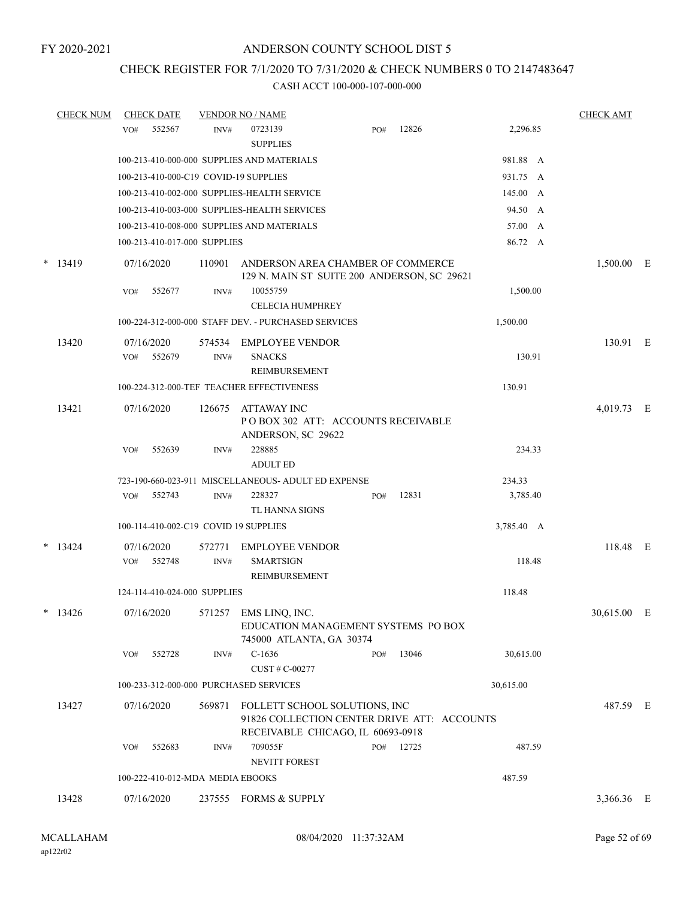FY 2020-2021

# ANDERSON COUNTY SCHOOL DIST 5

## CHECK REGISTER FOR 7/1/2020 TO 7/31/2020 & CHECK NUMBERS 0 TO 2147483647

CASH ACCT 100-000-107-000-000

| CHECK NUM | CHECK DATE | VENDOR NO / NAME | | | CHECK AMT |
|---|---|---|---|---|---|
| | VO# 552567 INV# | 0723139 SUPPLIES | PO# 12826 | 2,296.85 | |
| | 100-213-410-000-000 SUPPLIES AND MATERIALS | | | 981.88 A | |
| | 100-213-410-000-C19 COVID-19 SUPPLIES | | | 931.75 A | |
| | 100-213-410-002-000 SUPPLIES-HEALTH SERVICE | | | 145.00 A | |
| | 100-213-410-003-000 SUPPLIES-HEALTH SERVICES | | | 94.50 A | |
| | 100-213-410-008-000 SUPPLIES AND MATERIALS | | | 57.00 A | |
| | 100-213-410-017-000 SUPPLIES | | | 86.72 A | |
| * 13419 | 07/16/2020 | 110901 ANDERSON AREA CHAMBER OF COMMERCE 129 N. MAIN ST SUITE 200 ANDERSON, SC 29621 | | | 1,500.00 E |
| | VO# 552677 INV# | 10055759 CELECIA HUMPHREY | | 1,500.00 | |
| | 100-224-312-000-000 STAFF DEV. - PURCHASED SERVICES | | | 1,500.00 | |
| 13420 | 07/16/2020 | 574534 EMPLOYEE VENDOR | | | 130.91 E |
| | VO# 552679 INV# | SNACKS REIMBURSEMENT | | 130.91 | |
| | 100-224-312-000-TEF TEACHER EFFECTIVENESS | | | 130.91 | |
| 13421 | 07/16/2020 | 126675 ATTAWAY INC P O BOX 302 ATT: ACCOUNTS RECEIVABLE ANDERSON, SC 29622 | | | 4,019.73 E |
| | VO# 552639 INV# | 228885 ADULT ED | | 234.33 | |
| | 723-190-660-023-911 MISCELLANEOUS- ADULT ED EXPENSE | | | 234.33 | |
| | VO# 552743 INV# | 228327 TL HANNA SIGNS | PO# 12831 | 3,785.40 | |
| | 100-114-410-002-C19 COVID 19 SUPPLIES | | | 3,785.40 A | |
| * 13424 | 07/16/2020 | 572771 EMPLOYEE VENDOR | | | 118.48 E |
| | VO# 552748 INV# | SMARTSIGN REIMBURSEMENT | | 118.48 | |
| | 124-114-410-024-000 SUPPLIES | | | 118.48 | |
| * 13426 | 07/16/2020 | 571257 EMS LINQ, INC. EDUCATION MANAGEMENT SYSTEMS PO BOX 745000 ATLANTA, GA 30374 | | | 30,615.00 E |
| | VO# 552728 INV# | C-1636 CUST # C-00277 | PO# 13046 | 30,615.00 | |
| | 100-233-312-000-000 PURCHASED SERVICES | | | 30,615.00 | |
| 13427 | 07/16/2020 | 569871 FOLLETT SCHOOL SOLUTIONS, INC 91826 COLLECTION CENTER DRIVE ATT: ACCOUNTS RECEIVABLE CHICAGO, IL 60693-0918 | | | 487.59 E |
| | VO# 552683 INV# | 709055F NEVITT FOREST | PO# 12725 | 487.59 | |
| | 100-222-410-012-MDA MEDIA EBOOKS | | | 487.59 | |
| 13428 | 07/16/2020 | 237555 FORMS & SUPPLY | | | 3,366.36 E |

MCALLAHAM ap122r02 08/04/2020 11:37:32AM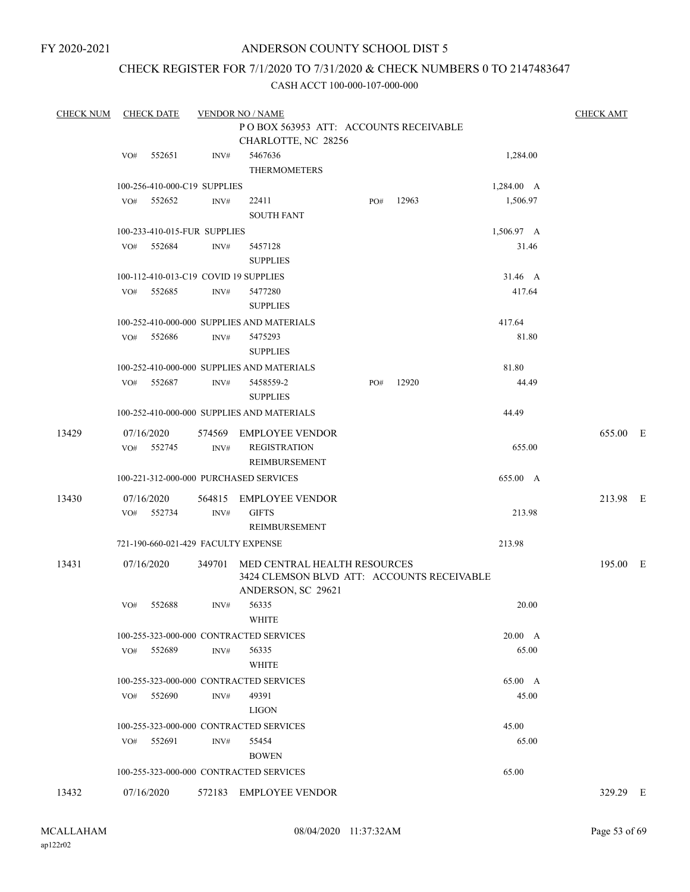FY 2020-2021

# ANDERSON COUNTY SCHOOL DIST 5

## CHECK REGISTER FOR 7/1/2020 TO 7/31/2020 & CHECK NUMBERS 0 TO 2147483647

CASH ACCT 100-000-107-000-000

| CHECK NUM | CHECK DATE | VENDOR NO / NAME | | | CHECK AMT |
|---|---|---|---|---|---|
| | | P O BOX 563953 ATT: ACCOUNTS RECEIVABLE<br>CHARLOTTE, NC 28256 | | | |
| | VO# 552651 | INV# 5467636<br>THERMOMETERS | | 1,284.00 | |
| | 100-256-410-000-C19 SUPPLIES | | | 1,284.00 A | |
| | VO# 552652 | INV# 22411<br>SOUTH FANT | PO# 12963 | 1,506.97 | |
| | 100-233-410-015-FUR SUPPLIES | | | 1,506.97 A | |
| | VO# 552684 | INV# 5457128<br>SUPPLIES | | 31.46 | |
| | 100-112-410-013-C19 COVID 19 SUPPLIES | | | 31.46 A | |
| | VO# 552685 | INV# 5477280<br>SUPPLIES | | 417.64 | |
| | 100-252-410-000-000 SUPPLIES AND MATERIALS | | | 417.64 | |
| | VO# 552686 | INV# 5475293<br>SUPPLIES | | 81.80 | |
| | 100-252-410-000-000 SUPPLIES AND MATERIALS | | | 81.80 | |
| | VO# 552687 | INV# 5458559-2<br>SUPPLIES | PO# 12920 | 44.49 | |
| | 100-252-410-000-000 SUPPLIES AND MATERIALS | | | 44.49 | |
| 13429 | 07/16/2020 | 574569 EMPLOYEE VENDOR | | | 655.00 E |
| | VO# 552745 | INV# REGISTRATION<br>REIMBURSEMENT | | 655.00 | |
| | 100-221-312-000-000 PURCHASED SERVICES | | | 655.00 A | |
| 13430 | 07/16/2020 | 564815 EMPLOYEE VENDOR | | | 213.98 E |
| | VO# 552734 | INV# GIFTS<br>REIMBURSEMENT | | 213.98 | |
| | 721-190-660-021-429 FACULTY EXPENSE | | | 213.98 | |
| 13431 | 07/16/2020 | 349701 MED CENTRAL HEALTH RESOURCES<br>3424 CLEMSON BLVD ATT: ACCOUNTS RECEIVABLE<br>ANDERSON, SC 29621 | | | 195.00 E |
| | VO# 552688 | INV# 56335<br>WHITE | | 20.00 | |
| | 100-255-323-000-000 CONTRACTED SERVICES | | | 20.00 A | |
| | VO# 552689 | INV# 56335<br>WHITE | | 65.00 | |
| | 100-255-323-000-000 CONTRACTED SERVICES | | | 65.00 A | |
| | VO# 552690 | INV# 49391<br>LIGON | | 45.00 | |
| | 100-255-323-000-000 CONTRACTED SERVICES | | | 45.00 | |
| | VO# 552691 | INV# 55454<br>BOWEN | | 65.00 | |
| | 100-255-323-000-000 CONTRACTED SERVICES | | | 65.00 | |
| 13432 | 07/16/2020 | 572183 EMPLOYEE VENDOR | | | 329.29 E |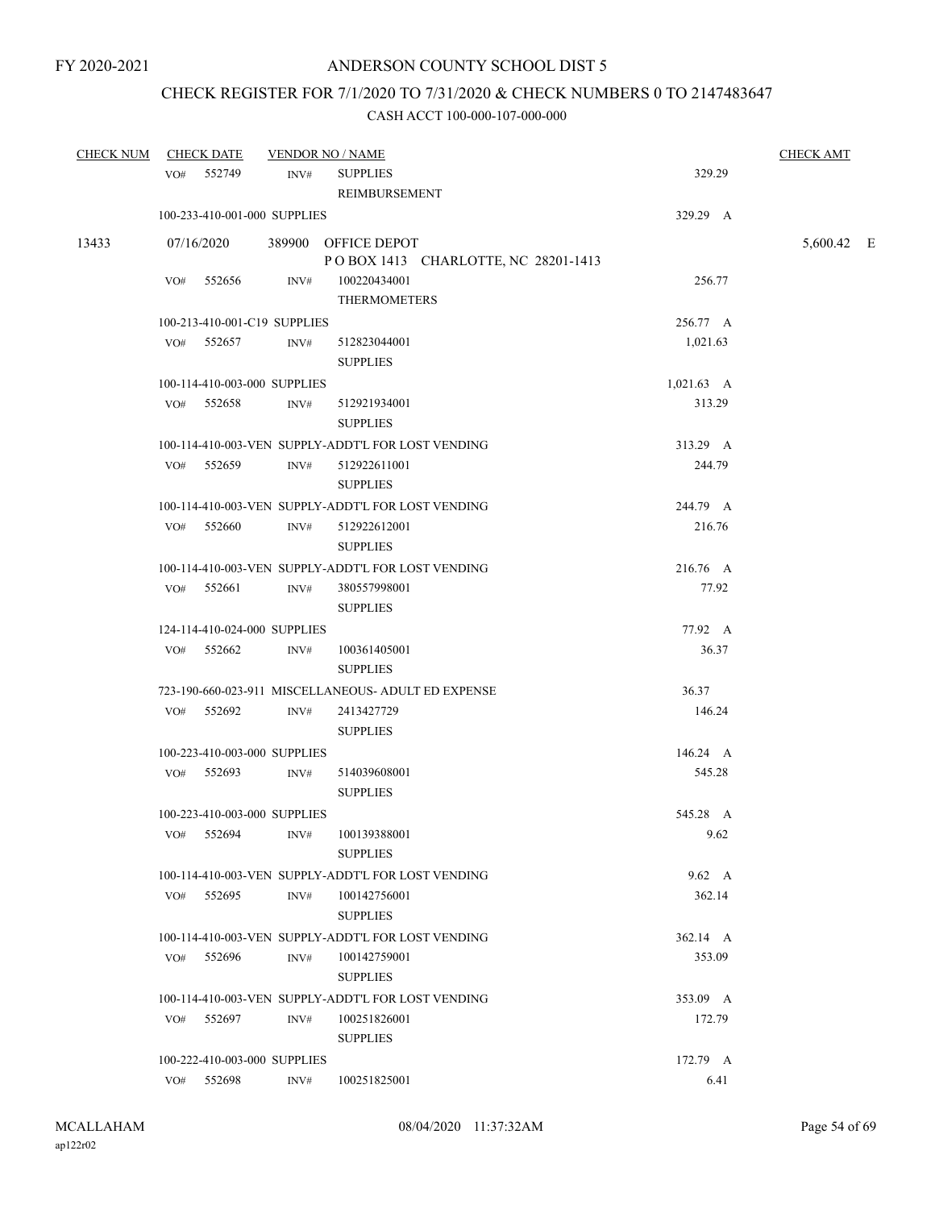FY 2020-2021

# ANDERSON COUNTY SCHOOL DIST 5

## CHECK REGISTER FOR 7/1/2020 TO 7/31/2020 & CHECK NUMBERS 0 TO 2147483647

### CASH ACCT 100-000-107-000-000

| CHECK NUM | CHECK DATE | VENDOR NO / NAME | | CHECK AMT |
|---|---|---|---|---|
| | VO# 552749 | INV# SUPPLIES REIMBURSEMENT | 329.29 | |
| | 100-233-410-001-000 SUPPLIES | | 329.29 A | |
| 13433 | 07/16/2020 | 389900 OFFICE DEPOT P O BOX 1413 CHARLOTTE, NC 28201-1413 | | 5,600.42 E |
| | VO# 552656 | INV# 100220434001 THERMOMETERS | 256.77 | |
| | 100-213-410-001-C19 SUPPLIES | | 256.77 A | |
| | VO# 552657 | INV# 512823044001 SUPPLIES | 1,021.63 | |
| | 100-114-410-003-000 SUPPLIES | | 1,021.63 A | |
| | VO# 552658 | INV# 512921934001 SUPPLIES | 313.29 | |
| | 100-114-410-003-VEN SUPPLY-ADDT'L FOR LOST VENDING | | 313.29 A | |
| | VO# 552659 | INV# 512922611001 SUPPLIES | 244.79 | |
| | 100-114-410-003-VEN SUPPLY-ADDT'L FOR LOST VENDING | | 244.79 A | |
| | VO# 552660 | INV# 512922612001 SUPPLIES | 216.76 | |
| | 100-114-410-003-VEN SUPPLY-ADDT'L FOR LOST VENDING | | 216.76 A | |
| | VO# 552661 | INV# 380557998001 SUPPLIES | 77.92 | |
| | 124-114-410-024-000 SUPPLIES | | 77.92 A | |
| | VO# 552662 | INV# 100361405001 SUPPLIES | 36.37 | |
| | 723-190-660-023-911 MISCELLANEOUS- ADULT ED EXPENSE | | 36.37 | |
| | VO# 552692 | INV# 2413427729 SUPPLIES | 146.24 | |
| | 100-223-410-003-000 SUPPLIES | | 146.24 A | |
| | VO# 552693 | INV# 514039608001 SUPPLIES | 545.28 | |
| | 100-223-410-003-000 SUPPLIES | | 545.28 A | |
| | VO# 552694 | INV# 100139388001 SUPPLIES | 9.62 | |
| | 100-114-410-003-VEN SUPPLY-ADDT'L FOR LOST VENDING | | 9.62 A | |
| | VO# 552695 | INV# 100142756001 SUPPLIES | 362.14 | |
| | 100-114-410-003-VEN SUPPLY-ADDT'L FOR LOST VENDING | | 362.14 A | |
| | VO# 552696 | INV# 100142759001 SUPPLIES | 353.09 | |
| | 100-114-410-003-VEN SUPPLY-ADDT'L FOR LOST VENDING | | 353.09 A | |
| | VO# 552697 | INV# 100251826001 SUPPLIES | 172.79 | |
| | 100-222-410-003-000 SUPPLIES | | 172.79 A | |
| | VO# 552698 | INV# 100251825001 | 6.41 | |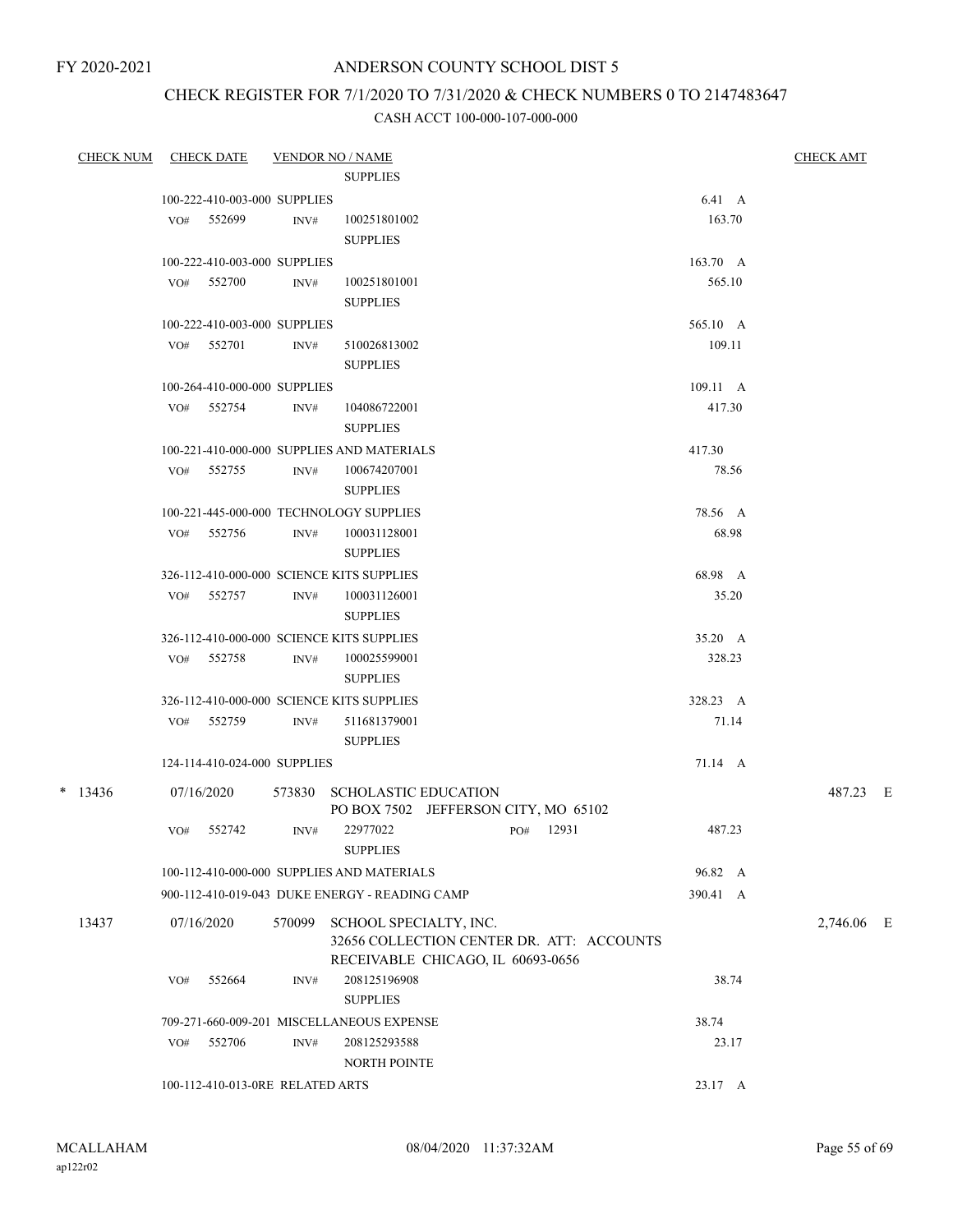FY 2020-2021

# ANDERSON COUNTY SCHOOL DIST 5

## CHECK REGISTER FOR 7/1/2020 TO 7/31/2020 & CHECK NUMBERS 0 TO 2147483647

### CASH ACCT 100-000-107-000-000

| CHECK NUM | CHECK DATE | VENDOR NO / NAME | | CHECK AMT |
|---|---|---|---|---|
| | | SUPPLIES | | |
| | 100-222-410-003-000 SUPPLIES | | 6.41 A | |
| | VO# 552699 | INV# 100251801002 SUPPLIES | 163.70 | |
| | 100-222-410-003-000 SUPPLIES | | 163.70 A | |
| | VO# 552700 | INV# 100251801001 SUPPLIES | 565.10 | |
| | 100-222-410-003-000 SUPPLIES | | 565.10 A | |
| | VO# 552701 | INV# 510026813002 SUPPLIES | 109.11 | |
| | 100-264-410-000-000 SUPPLIES | | 109.11 A | |
| | VO# 552754 | INV# 104086722001 SUPPLIES | 417.30 | |
| | 100-221-410-000-000 SUPPLIES AND MATERIALS | | 417.30 | |
| | VO# 552755 | INV# 100674207001 SUPPLIES | 78.56 | |
| | 100-221-445-000-000 TECHNOLOGY SUPPLIES | | 78.56 A | |
| | VO# 552756 | INV# 100031128001 SUPPLIES | 68.98 | |
| | 326-112-410-000-000 SCIENCE KITS SUPPLIES | | 68.98 A | |
| | VO# 552757 | INV# 100031126001 SUPPLIES | 35.20 | |
| | 326-112-410-000-000 SCIENCE KITS SUPPLIES | | 35.20 A | |
| | VO# 552758 | INV# 100025599001 SUPPLIES | 328.23 | |
| | 326-112-410-000-000 SCIENCE KITS SUPPLIES | | 328.23 A | |
| | VO# 552759 | INV# 511681379001 SUPPLIES | 71.14 | |
| | 124-114-410-024-000 SUPPLIES | | 71.14 A | |
| * 13436 | 07/16/2020 | 573830 SCHOLASTIC EDUCATION PO BOX 7502 JEFFERSON CITY, MO 65102 | | 487.23 E |
| | VO# 552742 | INV# 22977022 PO# 12931 SUPPLIES | 487.23 | |
| | 100-112-410-000-000 SUPPLIES AND MATERIALS | | 96.82 A | |
| | 900-112-410-019-043 DUKE ENERGY - READING CAMP | | 390.41 A | |
| 13437 | 07/16/2020 | 570099 SCHOOL SPECIALTY, INC. 32656 COLLECTION CENTER DR. ATT: ACCOUNTS RECEIVABLE CHICAGO, IL 60693-0656 | | 2,746.06 E |
| | VO# 552664 | INV# 208125196908 SUPPLIES | 38.74 | |
| | 709-271-660-009-201 MISCELLANEOUS EXPENSE | | 38.74 | |
| | VO# 552706 | INV# 208125293588 NORTH POINTE | 23.17 | |
| | 100-112-410-013-0RE RELATED ARTS | | 23.17 A | |

MCALLAHAM
ap122r02

08/04/2020 11:37:32AM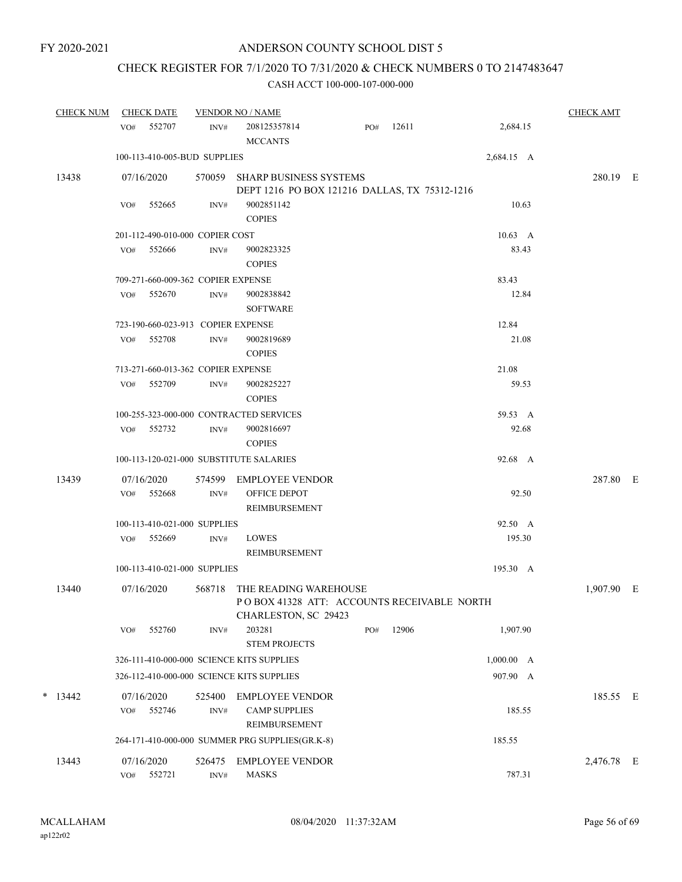FY 2020-2021

# ANDERSON COUNTY SCHOOL DIST 5

## CHECK REGISTER FOR 7/1/2020 TO 7/31/2020 & CHECK NUMBERS 0 TO 2147483647

### CASH ACCT 100-000-107-000-000

| CHECK NUM | CHECK DATE | VENDOR NO / NAME | | | CHECK AMT |
|---|---|---|---|---|---|
| | VO# 552707 | INV# 208125357814 MCCANTS | PO# 12611 | 2,684.15 | |
| | 100-113-410-005-BUD SUPPLIES | | | 2,684.15 A | |
| 13438 | 07/16/2020 | 570059 SHARP BUSINESS SYSTEMS DEPT 1216 PO BOX 121216 DALLAS, TX 75312-1216 | | | 280.19 E |
| | VO# 552665 | INV# 9002851142 COPIES | | 10.63 | |
| | 201-112-490-010-000 COPIER COST | | | 10.63 A | |
| | VO# 552666 | INV# 9002823325 COPIES | | 83.43 | |
| | 709-271-660-009-362 COPIER EXPENSE | | | 83.43 | |
| | VO# 552670 | INV# 9002838842 SOFTWARE | | 12.84 | |
| | 723-190-660-023-913 COPIER EXPENSE | | | 12.84 | |
| | VO# 552708 | INV# 9002819689 COPIES | | 21.08 | |
| | 713-271-660-013-362 COPIER EXPENSE | | | 21.08 | |
| | VO# 552709 | INV# 9002825227 COPIES | | 59.53 | |
| | 100-255-323-000-000 CONTRACTED SERVICES | | | 59.53 A | |
| | VO# 552732 | INV# 9002816697 COPIES | | 92.68 | |
| | 100-113-120-021-000 SUBSTITUTE SALARIES | | | 92.68 A | |
| 13439 | 07/16/2020 | 574599 EMPLOYEE VENDOR | | | 287.80 E |
| | VO# 552668 | INV# OFFICE DEPOT REIMBURSEMENT | | 92.50 | |
| | 100-113-410-021-000 SUPPLIES | | | 92.50 A | |
| | VO# 552669 | INV# LOWES REIMBURSEMENT | | 195.30 | |
| | 100-113-410-021-000 SUPPLIES | | | 195.30 A | |
| 13440 | 07/16/2020 | 568718 THE READING WAREHOUSE P O BOX 41328 ATT: ACCOUNTS RECEIVABLE NORTH CHARLESTON, SC 29423 | | | 1,907.90 E |
| | VO# 552760 | INV# 203281 STEM PROJECTS | PO# 12906 | 1,907.90 | |
| | 326-111-410-000-000 SCIENCE KITS SUPPLIES | | | 1,000.00 A | |
| | 326-112-410-000-000 SCIENCE KITS SUPPLIES | | | 907.90 A | |
| * 13442 | 07/16/2020 | 525400 EMPLOYEE VENDOR | | | 185.55 E |
| | VO# 552746 | INV# CAMP SUPPLIES REIMBURSEMENT | | 185.55 | |
| | 264-171-410-000-000 SUMMER PRG SUPPLIES(GR.K-8) | | | 185.55 | |
| 13443 | 07/16/2020 | 526475 EMPLOYEE VENDOR | | | 2,476.78 E |
| | VO# 552721 | INV# MASKS | | 787.31 | |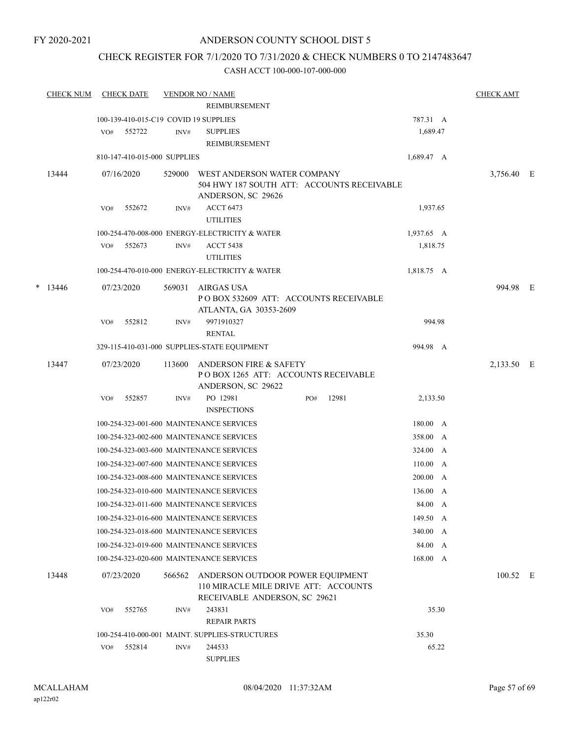FY 2020-2021

# ANDERSON COUNTY SCHOOL DIST 5

## CHECK REGISTER FOR 7/1/2020 TO 7/31/2020 & CHECK NUMBERS 0 TO 2147483647

### CASH ACCT 100-000-107-000-000

| CHECK NUM | CHECK DATE | VENDOR NO / NAME | | CHECK AMT |
|---|---|---|---|---|
| | | REIMBURSEMENT | | |
| | 100-139-410-015-C19 COVID 19 SUPPLIES | | 787.31 A | |
| | VO# 552722 INV# | SUPPLIES<br>REIMBURSEMENT | 1,689.47 | |
| | 810-147-410-015-000 SUPPLIES | | 1,689.47 A | |
| 13444 | 07/16/2020 | 529000 WEST ANDERSON WATER COMPANY<br>504 HWY 187 SOUTH ATT: ACCOUNTS RECEIVABLE<br>ANDERSON, SC 29626 | | 3,756.40 E |
| | VO# 552672 INV# | ACCT 6473<br>UTILITIES | 1,937.65 | |
| | 100-254-470-008-000 ENERGY-ELECTRICITY & WATER | | 1,937.65 A | |
| | VO# 552673 INV# | ACCT 5438<br>UTILITIES | 1,818.75 | |
| | 100-254-470-010-000 ENERGY-ELECTRICITY & WATER | | 1,818.75 A | |
| * 13446 | 07/23/2020 | 569031 AIRGAS USA<br>P O BOX 532609 ATT: ACCOUNTS RECEIVABLE<br>ATLANTA, GA 30353-2609 | | 994.98 E |
| | VO# 552812 INV# | 9971910327<br>RENTAL | 994.98 | |
| | 329-115-410-031-000 SUPPLIES-STATE EQUIPMENT | | 994.98 A | |
| 13447 | 07/23/2020 | 113600 ANDERSON FIRE & SAFETY<br>P O BOX 1265 ATT: ACCOUNTS RECEIVABLE<br>ANDERSON, SC 29622 | | 2,133.50 E |
| | VO# 552857 INV# | PO 12981 PO# 12981<br>INSPECTIONS | 2,133.50 | |
| | 100-254-323-001-600 MAINTENANCE SERVICES | | 180.00 A | |
| | 100-254-323-002-600 MAINTENANCE SERVICES | | 358.00 A | |
| | 100-254-323-003-600 MAINTENANCE SERVICES | | 324.00 A | |
| | 100-254-323-007-600 MAINTENANCE SERVICES | | 110.00 A | |
| | 100-254-323-008-600 MAINTENANCE SERVICES | | 200.00 A | |
| | 100-254-323-010-600 MAINTENANCE SERVICES | | 136.00 A | |
| | 100-254-323-011-600 MAINTENANCE SERVICES | | 84.00 A | |
| | 100-254-323-016-600 MAINTENANCE SERVICES | | 149.50 A | |
| | 100-254-323-018-600 MAINTENANCE SERVICES | | 340.00 A | |
| | 100-254-323-019-600 MAINTENANCE SERVICES | | 84.00 A | |
| | 100-254-323-020-600 MAINTENANCE SERVICES | | 168.00 A | |
| 13448 | 07/23/2020 | 566562 ANDERSON OUTDOOR POWER EQUIPMENT<br>110 MIRACLE MILE DRIVE ATT: ACCOUNTS<br>RECEIVABLE ANDERSON, SC 29621 | | 100.52 E |
| | VO# 552765 INV# | 243831<br>REPAIR PARTS | 35.30 | |
| | 100-254-410-000-001 MAINT. SUPPLIES-STRUCTURES | | 35.30 | |
| | VO# 552814 INV# | 244533<br>SUPPLIES | 65.22 | |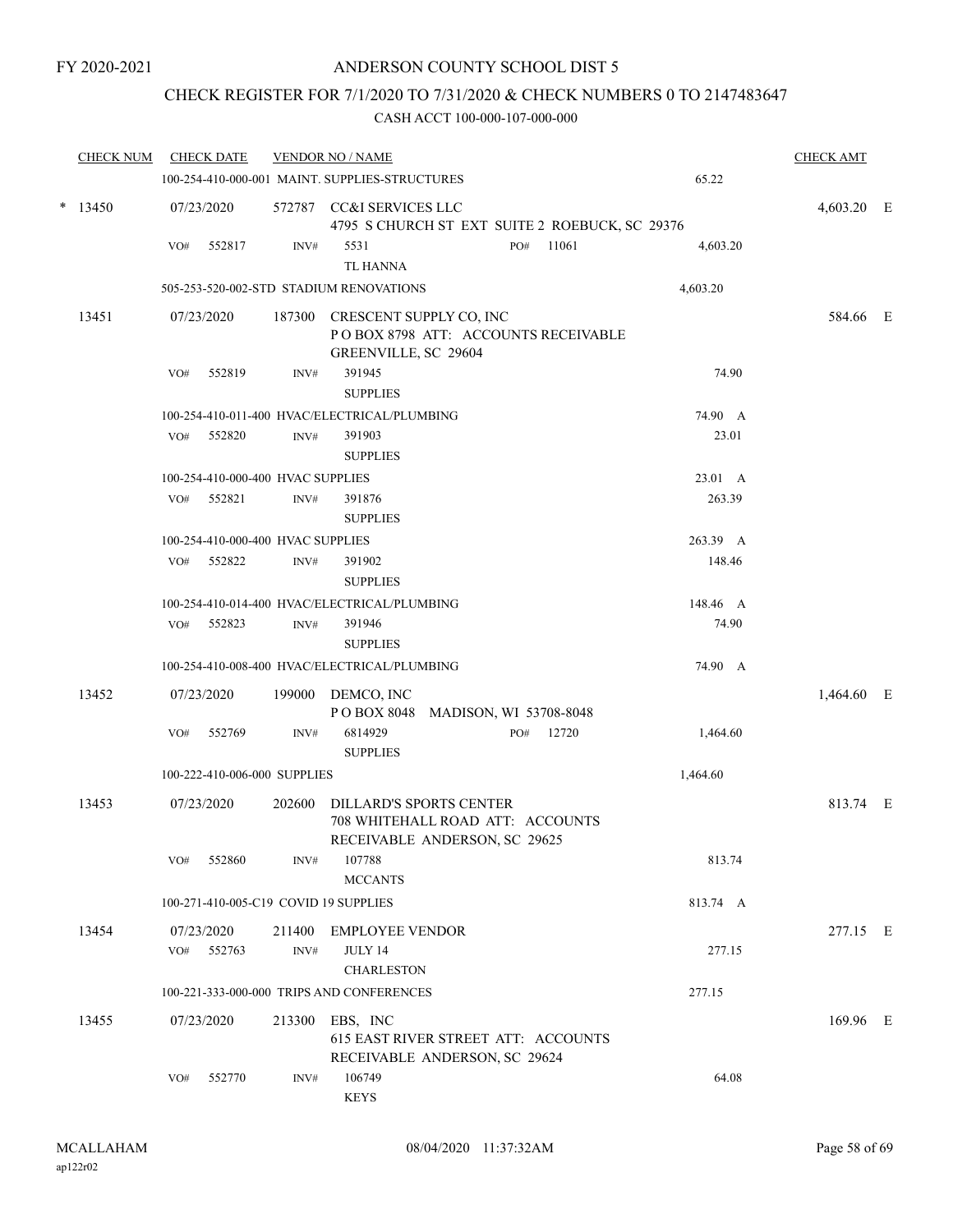FY 2020-2021

# ANDERSON COUNTY SCHOOL DIST 5

## CHECK REGISTER FOR 7/1/2020 TO 7/31/2020 & CHECK NUMBERS 0 TO 2147483647

CASH ACCT 100-000-107-000-000

| CHECK NUM | CHECK DATE | VENDOR NO / NAME | | CHECK AMT |
|---|---|---|---|---|
| | | 100-254-410-000-001 MAINT. SUPPLIES-STRUCTURES | 65.22 | |
| * 13450 | 07/23/2020 | 572787 CC&I SERVICES LLC<br>4795 S CHURCH ST EXT SUITE 2 ROEBUCK, SC 29376 | | 4,603.20 E |
| | VO# 552817 | INV# 5531 PO# 11061<br>TL HANNA | 4,603.20 | |
| | | 505-253-520-002-STD STADIUM RENOVATIONS | 4,603.20 | |
| 13451 | 07/23/2020 | 187300 CRESCENT SUPPLY CO, INC<br>P O BOX 8798 ATT: ACCOUNTS RECEIVABLE<br>GREENVILLE, SC 29604 | | 584.66 E |
| | VO# 552819 | INV# 391945<br>SUPPLIES | 74.90 | |
| | | 100-254-410-011-400 HVAC/ELECTRICAL/PLUMBING | 74.90 A | |
| | VO# 552820 | INV# 391903<br>SUPPLIES | 23.01 | |
| | | 100-254-410-000-400 HVAC SUPPLIES | 23.01 A | |
| | VO# 552821 | INV# 391876<br>SUPPLIES | 263.39 | |
| | | 100-254-410-000-400 HVAC SUPPLIES | 263.39 A | |
| | VO# 552822 | INV# 391902<br>SUPPLIES | 148.46 | |
| | | 100-254-410-014-400 HVAC/ELECTRICAL/PLUMBING | 148.46 A | |
| | VO# 552823 | INV# 391946<br>SUPPLIES | 74.90 | |
| | | 100-254-410-008-400 HVAC/ELECTRICAL/PLUMBING | 74.90 A | |
| 13452 | 07/23/2020 | 199000 DEMCO, INC<br>P O BOX 8048 MADISON, WI 53708-8048 | | 1,464.60 E |
| | VO# 552769 | INV# 6814929 PO# 12720<br>SUPPLIES | 1,464.60 | |
| | | 100-222-410-006-000 SUPPLIES | 1,464.60 | |
| 13453 | 07/23/2020 | 202600 DILLARD'S SPORTS CENTER<br>708 WHITEHALL ROAD ATT: ACCOUNTS<br>RECEIVABLE ANDERSON, SC 29625 | | 813.74 E |
| | VO# 552860 | INV# 107788<br>MCCANTS | 813.74 | |
| | | 100-271-410-005-C19 COVID 19 SUPPLIES | 813.74 A | |
| 13454 | 07/23/2020 | 211400 EMPLOYEE VENDOR | | 277.15 E |
| | VO# 552763 | INV# JULY 14<br>CHARLESTON | 277.15 | |
| | | 100-221-333-000-000 TRIPS AND CONFERENCES | 277.15 | |
| 13455 | 07/23/2020 | 213300 EBS, INC<br>615 EAST RIVER STREET ATT: ACCOUNTS<br>RECEIVABLE ANDERSON, SC 29624 | | 169.96 E |
| | VO# 552770 | INV# 106749<br>KEYS | 64.08 | |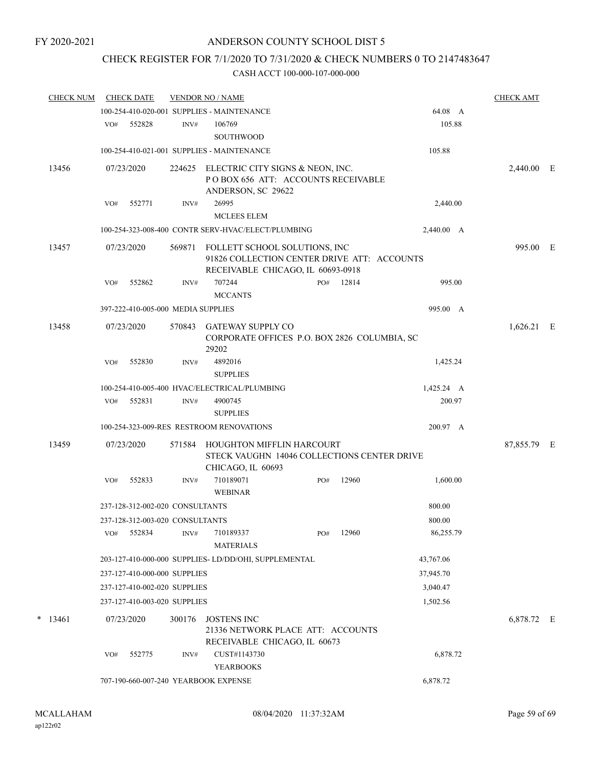FY 2020-2021

# ANDERSON COUNTY SCHOOL DIST 5

## CHECK REGISTER FOR 7/1/2020 TO 7/31/2020 & CHECK NUMBERS 0 TO 2147483647

### CASH ACCT 100-000-107-000-000

| CHECK NUM | CHECK DATE | VENDOR NO / NAME | | CHECK AMT |
|---|---|---|---|---|
| | 100-254-410-020-001 SUPPLIES - MAINTENANCE | | 64.08 A | |
| | VO# 552828 INV# 106769 SOUTHWOOD | | 105.88 | |
| | 100-254-410-021-001 SUPPLIES - MAINTENANCE | | 105.88 | |
| 13456 | 07/23/2020 | 224625 ELECTRIC CITY SIGNS & NEON, INC. P O BOX 656 ATT: ACCOUNTS RECEIVABLE ANDERSON, SC 29622 | | 2,440.00 E |
| | VO# 552771 INV# 26995 MCLEES ELEM | | 2,440.00 | |
| | 100-254-323-008-400 CONTR SERV-HVAC/ELECT/PLUMBING | | 2,440.00 A | |
| 13457 | 07/23/2020 | 569871 FOLLETT SCHOOL SOLUTIONS, INC 91826 COLLECTION CENTER DRIVE ATT: ACCOUNTS RECEIVABLE CHICAGO, IL 60693-0918 | | 995.00 E |
| | VO# 552862 INV# 707244 PO# 12814 MCCANTS | | 995.00 | |
| | 397-222-410-005-000 MEDIA SUPPLIES | | 995.00 A | |
| 13458 | 07/23/2020 | 570843 GATEWAY SUPPLY CO CORPORATE OFFICES P.O. BOX 2826 COLUMBIA, SC 29202 | | 1,626.21 E |
| | VO# 552830 INV# 4892016 SUPPLIES | | 1,425.24 | |
| | 100-254-410-005-400 HVAC/ELECTRICAL/PLUMBING | | 1,425.24 A | |
| | VO# 552831 INV# 4900745 SUPPLIES | | 200.97 | |
| | 100-254-323-009-RES RESTROOM RENOVATIONS | | 200.97 A | |
| 13459 | 07/23/2020 | 571584 HOUGHTON MIFFLIN HARCOURT STECK VAUGHN 14046 COLLECTIONS CENTER DRIVE CHICAGO, IL 60693 | | 87,855.79 E |
| | VO# 552833 INV# 710189071 PO# 12960 WEBINAR | | 1,600.00 | |
| | 237-128-312-002-020 CONSULTANTS | | 800.00 | |
| | 237-128-312-003-020 CONSULTANTS | | 800.00 | |
| | VO# 552834 INV# 710189337 PO# 12960 MATERIALS | | 86,255.79 | |
| | 203-127-410-000-000 SUPPLIES- LD/DD/OHI, SUPPLEMENTAL | | 43,767.06 | |
| | 237-127-410-000-000 SUPPLIES | | 37,945.70 | |
| | 237-127-410-002-020 SUPPLIES | | 3,040.47 | |
| | 237-127-410-003-020 SUPPLIES | | 1,502.56 | |
| * 13461 | 07/23/2020 | 300176 JOSTENS INC 21336 NETWORK PLACE ATT: ACCOUNTS RECEIVABLE CHICAGO, IL 60673 | | 6,878.72 E |
| | VO# 552775 INV# CUST#1143730 YEARBOOKS | | 6,878.72 | |
| | 707-190-660-007-240 YEARBOOK EXPENSE | | 6,878.72 | |

MCALLAHAM
ap122r02

08/04/2020 11:37:32AM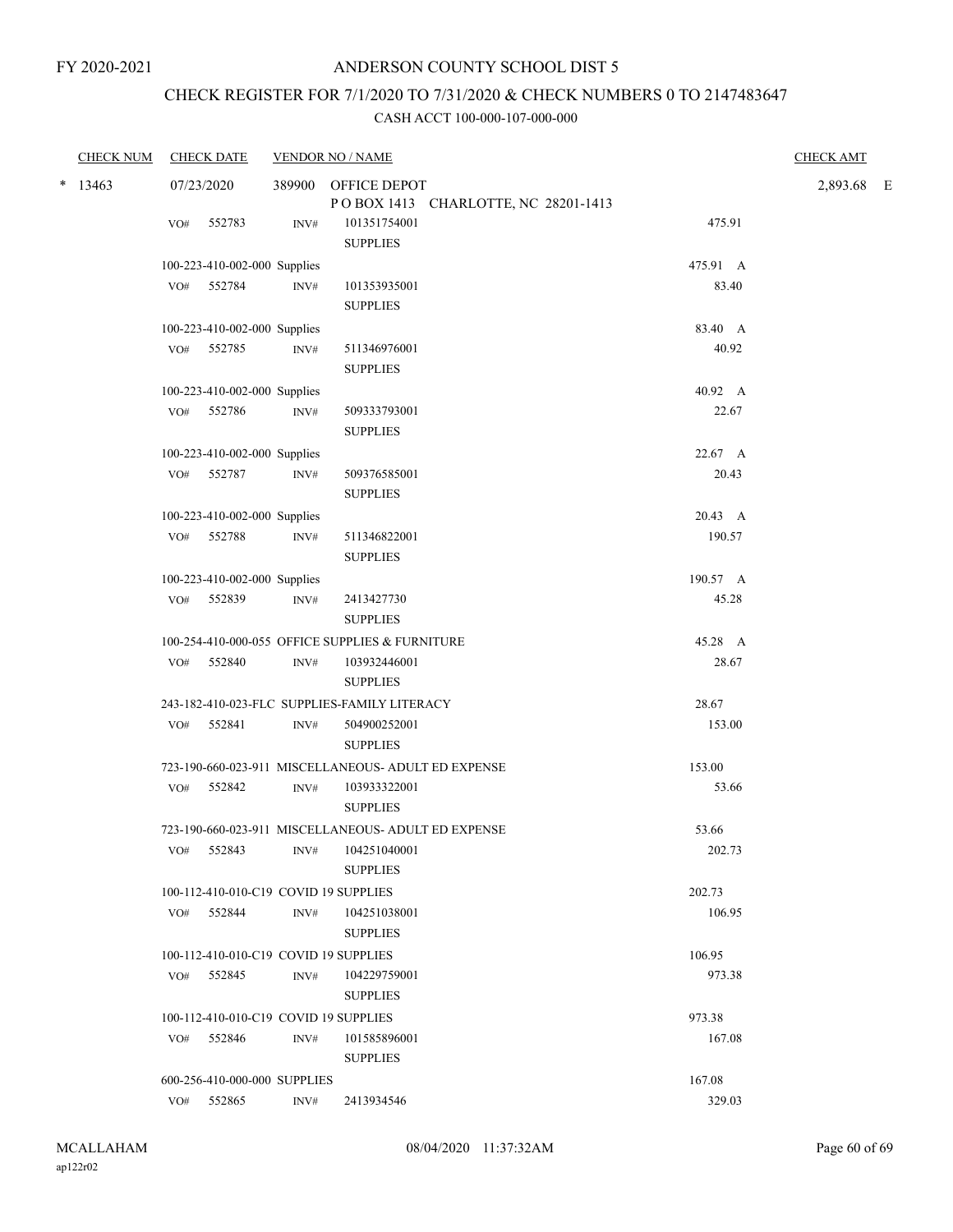FY 2020-2021

# ANDERSON COUNTY SCHOOL DIST 5

## CHECK REGISTER FOR 7/1/2020 TO 7/31/2020 & CHECK NUMBERS 0 TO 2147483647

### CASH ACCT 100-000-107-000-000

| CHECK NUM | CHECK DATE | VENDOR NO / NAME | | CHECK AMT |
|---|---|---|---|---|
| * 13463 | 07/23/2020 | 389900 OFFICE DEPOT<br>P O BOX 1413 CHARLOTTE, NC 28201-1413 | | 2,893.68 E |
| | VO# 552783 | INV# 101351754001<br>SUPPLIES | 475.91 | |
| | 100-223-410-002-000 Supplies | | 475.91 A | |
| | VO# 552784 | INV# 101353935001<br>SUPPLIES | 83.40 | |
| | 100-223-410-002-000 Supplies | | 83.40 A | |
| | VO# 552785 | INV# 511346976001<br>SUPPLIES | 40.92 | |
| | 100-223-410-002-000 Supplies | | 40.92 A | |
| | VO# 552786 | INV# 509333793001<br>SUPPLIES | 22.67 | |
| | 100-223-410-002-000 Supplies | | 22.67 A | |
| | VO# 552787 | INV# 509376585001<br>SUPPLIES | 20.43 | |
| | 100-223-410-002-000 Supplies | | 20.43 A | |
| | VO# 552788 | INV# 511346822001<br>SUPPLIES | 190.57 | |
| | 100-223-410-002-000 Supplies | | 190.57 A | |
| | VO# 552839 | INV# 2413427730<br>SUPPLIES | 45.28 | |
| | 100-254-410-000-055 OFFICE SUPPLIES & FURNITURE | | 45.28 A | |
| | VO# 552840 | INV# 103932446001<br>SUPPLIES | 28.67 | |
| | 243-182-410-023-FLC SUPPLIES-FAMILY LITERACY | | 28.67 | |
| | VO# 552841 | INV# 504900252001<br>SUPPLIES | 153.00 | |
| | 723-190-660-023-911 MISCELLANEOUS- ADULT ED EXPENSE | | 153.00 | |
| | VO# 552842 | INV# 103933322001<br>SUPPLIES | 53.66 | |
| | 723-190-660-023-911 MISCELLANEOUS- ADULT ED EXPENSE | | 53.66 | |
| | VO# 552843 | INV# 104251040001<br>SUPPLIES | 202.73 | |
| | 100-112-410-010-C19 COVID 19 SUPPLIES | | 202.73 | |
| | VO# 552844 | INV# 104251038001<br>SUPPLIES | 106.95 | |
| | 100-112-410-010-C19 COVID 19 SUPPLIES | | 106.95 | |
| | VO# 552845 | INV# 104229759001<br>SUPPLIES | 973.38 | |
| | 100-112-410-010-C19 COVID 19 SUPPLIES | | 973.38 | |
| | VO# 552846 | INV# 101585896001<br>SUPPLIES | 167.08 | |
| | 600-256-410-000-000 SUPPLIES | | 167.08 | |
| | VO# 552865 | INV# 2413934546 | 329.03 | |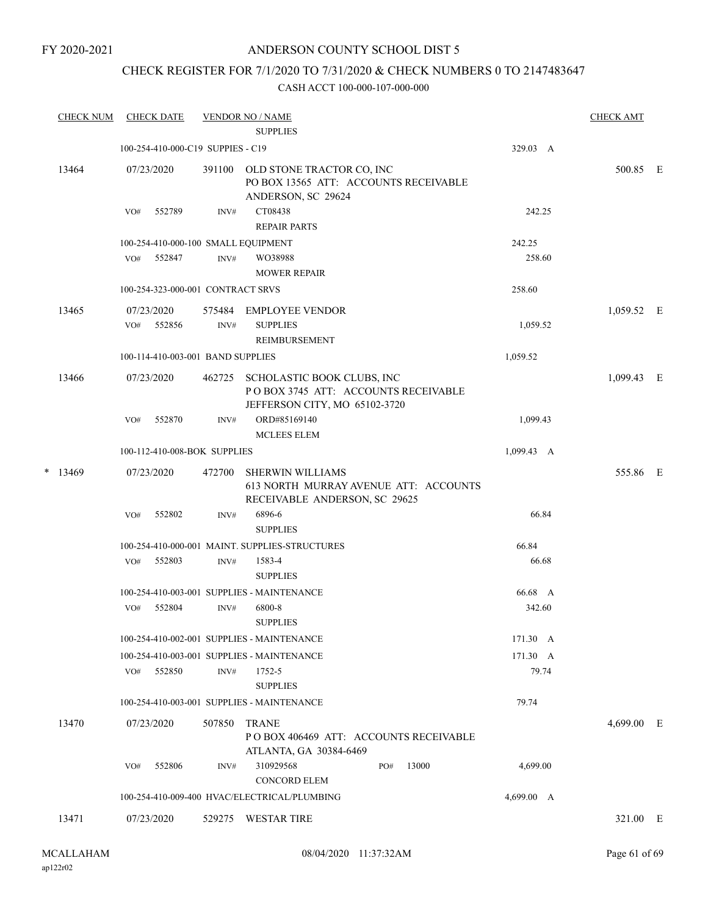FY 2020-2021

# ANDERSON COUNTY SCHOOL DIST 5

## CHECK REGISTER FOR 7/1/2020 TO 7/31/2020 & CHECK NUMBERS 0 TO 2147483647

### CASH ACCT 100-000-107-000-000

| CHECK NUM | CHECK DATE | VENDOR NO / NAME | | CHECK AMT |
|---|---|---|---|---|
| | | SUPPLIES | | |
| | 100-254-410-000-C19 SUPPIES - C19 | | 329.03 A | |
| 13464 | 07/23/2020 | 391100 OLD STONE TRACTOR CO, INC<br>PO BOX 13565 ATT: ACCOUNTS RECEIVABLE<br>ANDERSON, SC 29624 | | 500.85 E |
| | VO# 552789 | INV# CT08438<br>REPAIR PARTS | 242.25 | |
| | 100-254-410-000-100 SMALL EQUIPMENT | | 242.25 | |
| | VO# 552847 | INV# WO38988<br>MOWER REPAIR | 258.60 | |
| | 100-254-323-000-001 CONTRACT SRVS | | 258.60 | |
| 13465 | 07/23/2020 | 575484 EMPLOYEE VENDOR | | 1,059.52 E |
| | VO# 552856 | INV# SUPPLIES<br>REIMBURSEMENT | 1,059.52 | |
| | 100-114-410-003-001 BAND SUPPLIES | | 1,059.52 | |
| 13466 | 07/23/2020 | 462725 SCHOLASTIC BOOK CLUBS, INC<br>P O BOX 3745 ATT: ACCOUNTS RECEIVABLE<br>JEFFERSON CITY, MO 65102-3720 | | 1,099.43 E |
| | VO# 552870 | INV# ORD#85169140<br>MCLEES ELEM | 1,099.43 | |
| | 100-112-410-008-BOK SUPPLIES | | 1,099.43 A | |
| * 13469 | 07/23/2020 | 472700 SHERWIN WILLIAMS<br>613 NORTH MURRAY AVENUE ATT: ACCOUNTS<br>RECEIVABLE ANDERSON, SC 29625 | | 555.86 E |
| | VO# 552802 | INV# 6896-6<br>SUPPLIES | 66.84 | |
| | 100-254-410-000-001 MAINT. SUPPLIES-STRUCTURES | | 66.84 | |
| | VO# 552803 | INV# 1583-4<br>SUPPLIES | 66.68 | |
| | 100-254-410-003-001 SUPPLIES - MAINTENANCE | | 66.68 A | |
| | VO# 552804 | INV# 6800-8<br>SUPPLIES | 342.60 | |
| | 100-254-410-002-001 SUPPLIES - MAINTENANCE | | 171.30 A | |
| | 100-254-410-003-001 SUPPLIES - MAINTENANCE | | 171.30 A | |
| | VO# 552850 | INV# 1752-5<br>SUPPLIES | 79.74 | |
| | 100-254-410-003-001 SUPPLIES - MAINTENANCE | | 79.74 | |
| 13470 | 07/23/2020 | 507850 TRANE<br>P O BOX 406469 ATT: ACCOUNTS RECEIVABLE<br>ATLANTA, GA 30384-6469 | | 4,699.00 E |
| | VO# 552806 | INV# 310929568 PO# 13000<br>CONCORD ELEM | 4,699.00 | |
| | 100-254-410-009-400 HVAC/ELECTRICAL/PLUMBING | | 4,699.00 A | |
| 13471 | 07/23/2020 | 529275 WESTAR TIRE | | 321.00 E |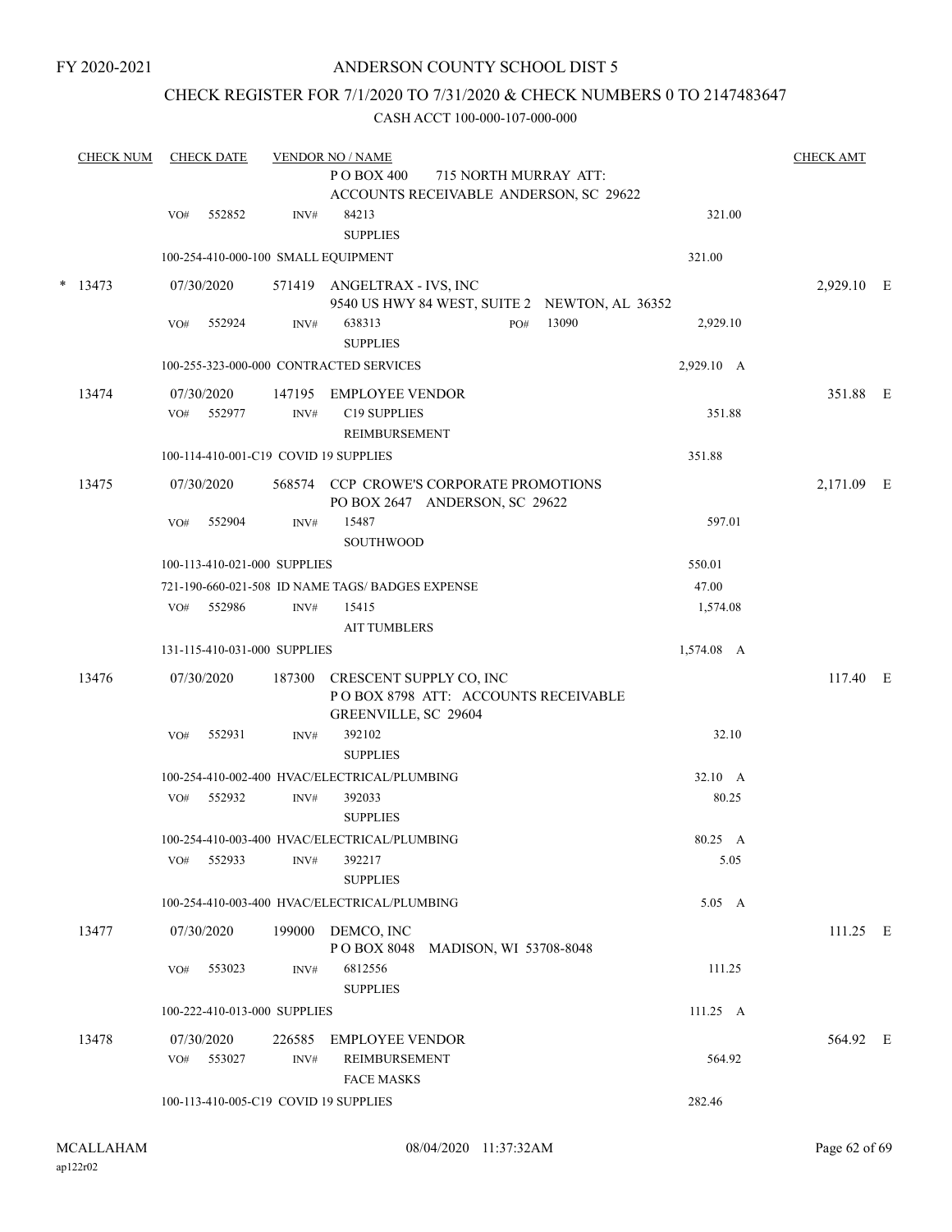FY 2020-2021

# ANDERSON COUNTY SCHOOL DIST 5

## CHECK REGISTER FOR 7/1/2020 TO 7/31/2020 & CHECK NUMBERS 0 TO 2147483647

CASH ACCT 100-000-107-000-000

| CHECK NUM | CHECK DATE | VENDOR NO / NAME | | CHECK AMT |
|---|---|---|---|---|
| | | P O BOX 400 715 NORTH MURRAY ATT: ACCOUNTS RECEIVABLE ANDERSON, SC 29622 | | |
| | VO# 552852 | INV# 84213 SUPPLIES | 321.00 | |
| | | 100-254-410-000-100 SMALL EQUIPMENT | 321.00 | |
| * 13473 | 07/30/2020 | 571419 ANGELTRAX - IVS, INC 9540 US HWY 84 WEST, SUITE 2 NEWTON, AL 36352 | | 2,929.10 E |
| | VO# 552924 | INV# 638313 PO# 13090 SUPPLIES | 2,929.10 | |
| | | 100-255-323-000-000 CONTRACTED SERVICES | 2,929.10 A | |
| 13474 | 07/30/2020 | 147195 EMPLOYEE VENDOR | | 351.88 E |
| | VO# 552977 | INV# C19 SUPPLIES REIMBURSEMENT | 351.88 | |
| | | 100-114-410-001-C19 COVID 19 SUPPLIES | 351.88 | |
| 13475 | 07/30/2020 | 568574 CCP CROWE'S CORPORATE PROMOTIONS PO BOX 2647 ANDERSON, SC 29622 | | 2,171.09 E |
| | VO# 552904 | INV# 15487 SOUTHWOOD | 597.01 | |
| | | 100-113-410-021-000 SUPPLIES | 550.01 | |
| | | 721-190-660-021-508 ID NAME TAGS/ BADGES EXPENSE | 47.00 | |
| | VO# 552986 | INV# 15415 AIT TUMBLERS | 1,574.08 | |
| | | 131-115-410-031-000 SUPPLIES | 1,574.08 A | |
| 13476 | 07/30/2020 | 187300 CRESCENT SUPPLY CO, INC P O BOX 8798 ATT: ACCOUNTS RECEIVABLE GREENVILLE, SC 29604 | | 117.40 E |
| | VO# 552931 | INV# 392102 SUPPLIES | 32.10 | |
| | | 100-254-410-002-400 HVAC/ELECTRICAL/PLUMBING | 32.10 A | |
| | VO# 552932 | INV# 392033 SUPPLIES | 80.25 | |
| | | 100-254-410-003-400 HVAC/ELECTRICAL/PLUMBING | 80.25 A | |
| | VO# 552933 | INV# 392217 SUPPLIES | 5.05 | |
| | | 100-254-410-003-400 HVAC/ELECTRICAL/PLUMBING | 5.05 A | |
| 13477 | 07/30/2020 | 199000 DEMCO, INC P O BOX 8048 MADISON, WI 53708-8048 | | 111.25 E |
| | VO# 553023 | INV# 6812556 SUPPLIES | 111.25 | |
| | | 100-222-410-013-000 SUPPLIES | 111.25 A | |
| 13478 | 07/30/2020 | 226585 EMPLOYEE VENDOR | | 564.92 E |
| | VO# 553027 | INV# REIMBURSEMENT FACE MASKS | 564.92 | |
| | | 100-113-410-005-C19 COVID 19 SUPPLIES | 282.46 | |

MCALLAHAM
ap122r02

08/04/2020 11:37:32AM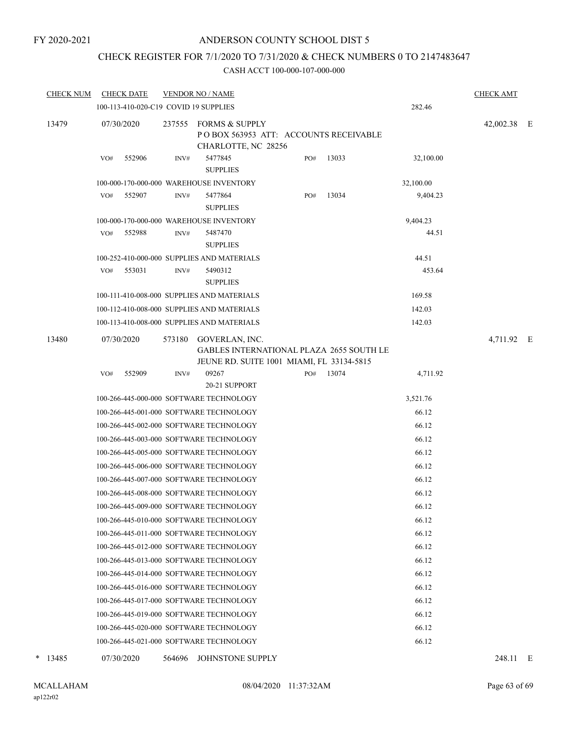FY 2020-2021

# ANDERSON COUNTY SCHOOL DIST 5

## CHECK REGISTER FOR 7/1/2020 TO 7/31/2020 & CHECK NUMBERS 0 TO 2147483647

### CASH ACCT 100-000-107-000-000

| CHECK NUM | CHECK DATE | VENDOR NO / NAME | | | | | CHECK AMT | |
|---|---|---|---|---|---|---|---|---|
| | 100-113-410-020-C19 COVID 19 SUPPLIES | | | | | 282.46 | | |
| 13479 | 07/30/2020 | 237555 FORMS & SUPPLY<br>P O BOX 563953 ATT: ACCOUNTS RECEIVABLE<br>CHARLOTTE, NC 28256 | | | | | 42,002.38 | E |
| | VO# 552906 | INV# 5477845<br>SUPPLIES | PO# | 13033 | | 32,100.00 | | |
| | 100-000-170-000-000 WAREHOUSE INVENTORY | | | | | 32,100.00 | | |
| | VO# 552907 | INV# 5477864<br>SUPPLIES | PO# | 13034 | | 9,404.23 | | |
| | 100-000-170-000-000 WAREHOUSE INVENTORY | | | | | 9,404.23 | | |
| | VO# 552988 | INV# 5487470<br>SUPPLIES | | | | 44.51 | | |
| | 100-252-410-000-000 SUPPLIES AND MATERIALS | | | | | 44.51 | | |
| | VO# 553031 | INV# 5490312<br>SUPPLIES | | | | 453.64 | | |
| | 100-111-410-008-000 SUPPLIES AND MATERIALS | | | | | 169.58 | | |
| | 100-112-410-008-000 SUPPLIES AND MATERIALS | | | | | 142.03 | | |
| | 100-113-410-008-000 SUPPLIES AND MATERIALS | | | | | 142.03 | | |
| 13480 | 07/30/2020 | 573180 GOVERLAN, INC.<br>GABLES INTERNATIONAL PLAZA 2655 SOUTH LE<br>JEUNE RD. SUITE 1001 MIAMI, FL 33134-5815 | | | | | 4,711.92 | E |
| | VO# 552909 | INV# 09267<br>20-21 SUPPORT | PO# | 13074 | | 4,711.92 | | |
| | 100-266-445-000-000 SOFTWARE TECHNOLOGY | | | | | 3,521.76 | | |
| | 100-266-445-001-000 SOFTWARE TECHNOLOGY | | | | | 66.12 | | |
| | 100-266-445-002-000 SOFTWARE TECHNOLOGY | | | | | 66.12 | | |
| | 100-266-445-003-000 SOFTWARE TECHNOLOGY | | | | | 66.12 | | |
| | 100-266-445-005-000 SOFTWARE TECHNOLOGY | | | | | 66.12 | | |
| | 100-266-445-006-000 SOFTWARE TECHNOLOGY | | | | | 66.12 | | |
| | 100-266-445-007-000 SOFTWARE TECHNOLOGY | | | | | 66.12 | | |
| | 100-266-445-008-000 SOFTWARE TECHNOLOGY | | | | | 66.12 | | |
| | 100-266-445-009-000 SOFTWARE TECHNOLOGY | | | | | 66.12 | | |
| | 100-266-445-010-000 SOFTWARE TECHNOLOGY | | | | | 66.12 | | |
| | 100-266-445-011-000 SOFTWARE TECHNOLOGY | | | | | 66.12 | | |
| | 100-266-445-012-000 SOFTWARE TECHNOLOGY | | | | | 66.12 | | |
| | 100-266-445-013-000 SOFTWARE TECHNOLOGY | | | | | 66.12 | | |
| | 100-266-445-014-000 SOFTWARE TECHNOLOGY | | | | | 66.12 | | |
| | 100-266-445-016-000 SOFTWARE TECHNOLOGY | | | | | 66.12 | | |
| | 100-266-445-017-000 SOFTWARE TECHNOLOGY | | | | | 66.12 | | |
| | 100-266-445-019-000 SOFTWARE TECHNOLOGY | | | | | 66.12 | | |
| | 100-266-445-020-000 SOFTWARE TECHNOLOGY | | | | | 66.12 | | |
| | 100-266-445-021-000 SOFTWARE TECHNOLOGY | | | | | 66.12 | | |
| * 13485 | 07/30/2020 | 564696 JOHNSTONE SUPPLY | | | | | 248.11 | E |

MCALLAHAM
ap122r02

08/04/2020 11:37:32AM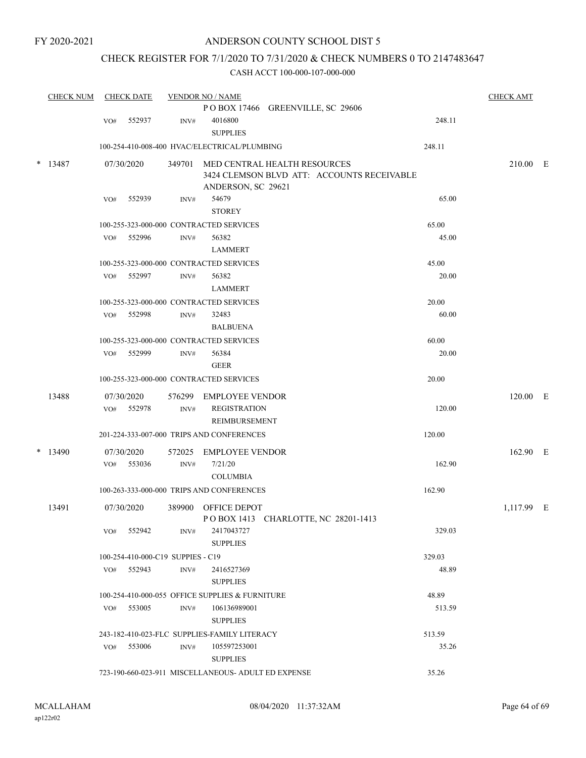FY 2020-2021

# ANDERSON COUNTY SCHOOL DIST 5

## CHECK REGISTER FOR 7/1/2020 TO 7/31/2020 & CHECK NUMBERS 0 TO 2147483647

### CASH ACCT 100-000-107-000-000

| CHECK NUM | CHECK DATE | VENDOR NO / NAME | | CHECK AMT |
|---|---|---|---|---|
| | | P O BOX 17466 GREENVILLE, SC 29606 | | |
| | VO# 552937 | INV# 4016800 SUPPLIES | 248.11 | |
| | | 100-254-410-008-400 HVAC/ELECTRICAL/PLUMBING | 248.11 | |
| * 13487 | 07/30/2020 | 349701 MED CENTRAL HEALTH RESOURCES 3424 CLEMSON BLVD ATT: ACCOUNTS RECEIVABLE ANDERSON, SC 29621 | | 210.00 E |
| | VO# 552939 | INV# 54679 STOREY | 65.00 | |
| | | 100-255-323-000-000 CONTRACTED SERVICES | 65.00 | |
| | VO# 552996 | INV# 56382 LAMMERT | 45.00 | |
| | | 100-255-323-000-000 CONTRACTED SERVICES | 45.00 | |
| | VO# 552997 | INV# 56382 LAMMERT | 20.00 | |
| | | 100-255-323-000-000 CONTRACTED SERVICES | 20.00 | |
| | VO# 552998 | INV# 32483 BALBUENA | 60.00 | |
| | | 100-255-323-000-000 CONTRACTED SERVICES | 60.00 | |
| | VO# 552999 | INV# 56384 GEER | 20.00 | |
| | | 100-255-323-000-000 CONTRACTED SERVICES | 20.00 | |
| 13488 | 07/30/2020 | 576299 EMPLOYEE VENDOR | | 120.00 E |
| | VO# 552978 | INV# REGISTRATION REIMBURSEMENT | 120.00 | |
| | | 201-224-333-007-000 TRIPS AND CONFERENCES | 120.00 | |
| * 13490 | 07/30/2020 | 572025 EMPLOYEE VENDOR | | 162.90 E |
| | VO# 553036 | INV# 7/21/20 COLUMBIA | 162.90 | |
| | | 100-263-333-000-000 TRIPS AND CONFERENCES | 162.90 | |
| 13491 | 07/30/2020 | 389900 OFFICE DEPOT P O BOX 1413 CHARLOTTE, NC 28201-1413 | | 1,117.99 E |
| | VO# 552942 | INV# 2417043727 SUPPLIES | 329.03 | |
| | | 100-254-410-000-C19 SUPPIES - C19 | 329.03 | |
| | VO# 552943 | INV# 2416527369 SUPPLIES | 48.89 | |
| | | 100-254-410-000-055 OFFICE SUPPLIES & FURNITURE | 48.89 | |
| | VO# 553005 | INV# 106136989001 SUPPLIES | 513.59 | |
| | | 243-182-410-023-FLC SUPPLIES-FAMILY LITERACY | 513.59 | |
| | VO# 553006 | INV# 105597253001 SUPPLIES | 35.26 | |
| | | 723-190-660-023-911 MISCELLANEOUS- ADULT ED EXPENSE | 35.26 | |

MCALLAHAM
ap122r02

08/04/2020 11:37:32AM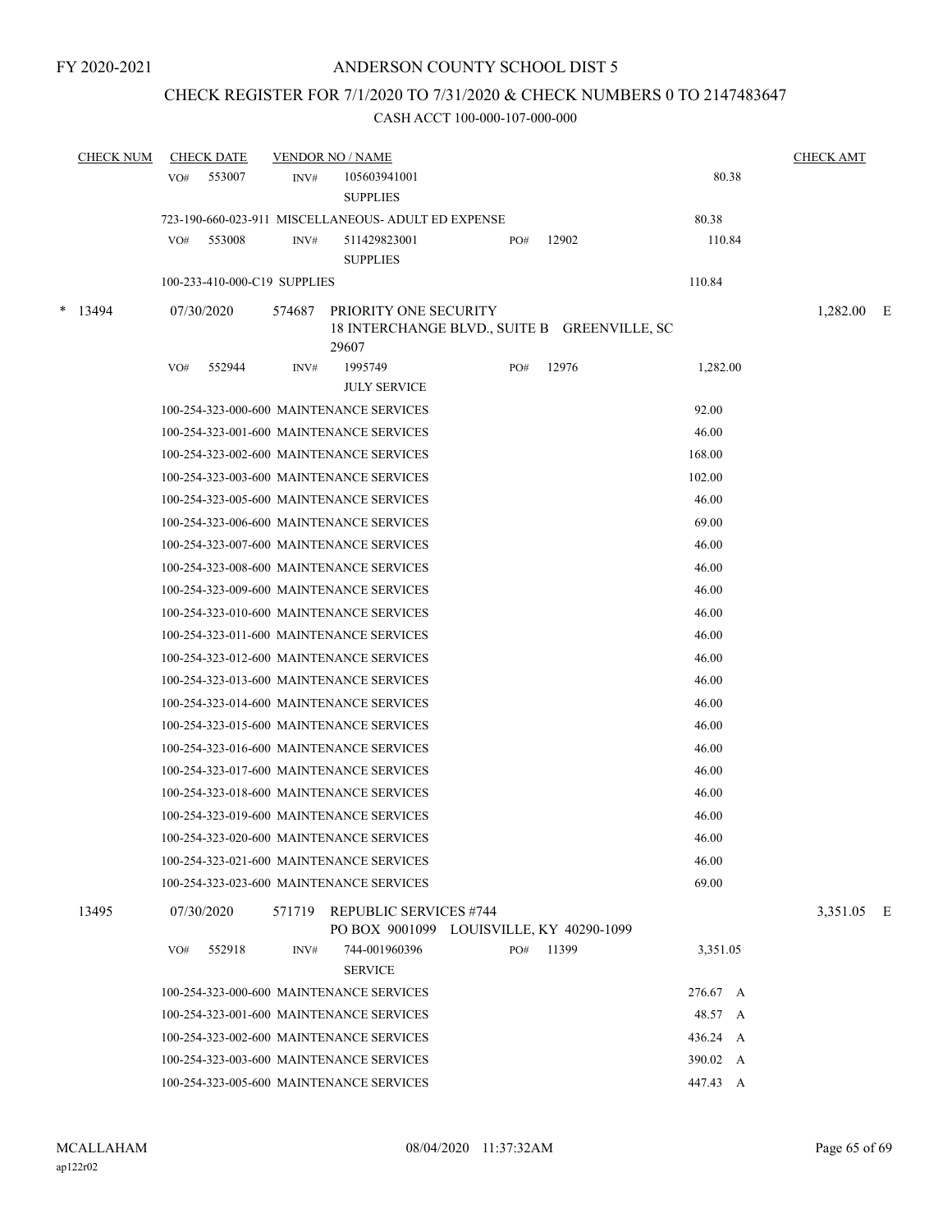FY 2020-2021

# ANDERSON COUNTY SCHOOL DIST 5

## CHECK REGISTER FOR 7/1/2020 TO 7/31/2020 & CHECK NUMBERS 0 TO 2147483647

### CASH ACCT 100-000-107-000-000

| CHECK NUM | CHECK DATE | VENDOR NO / NAME | | | CHECK AMT |
|---|---|---|---|---|---|
| | VO# 553007 | INV# 105603941001 SUPPLIES | | 80.38 | |
| | 723-190-660-023-911 MISCELLANEOUS- ADULT ED EXPENSE | | | 80.38 | |
| | VO# 553008 | INV# 511429823001 SUPPLIES | PO# 12902 | 110.84 | |
| | 100-233-410-000-C19 SUPPLIES | | | 110.84 | |
| * 13494 | 07/30/2020 | 574687 PRIORITY ONE SECURITY 18 INTERCHANGE BLVD., SUITE B GREENVILLE, SC 29607 | | | 1,282.00 E |
| | VO# 552944 | INV# 1995749 JULY SERVICE | PO# 12976 | 1,282.00 | |
| | 100-254-323-000-600 MAINTENANCE SERVICES | | | 92.00 | |
| | 100-254-323-001-600 MAINTENANCE SERVICES | | | 46.00 | |
| | 100-254-323-002-600 MAINTENANCE SERVICES | | | 168.00 | |
| | 100-254-323-003-600 MAINTENANCE SERVICES | | | 102.00 | |
| | 100-254-323-005-600 MAINTENANCE SERVICES | | | 46.00 | |
| | 100-254-323-006-600 MAINTENANCE SERVICES | | | 69.00 | |
| | 100-254-323-007-600 MAINTENANCE SERVICES | | | 46.00 | |
| | 100-254-323-008-600 MAINTENANCE SERVICES | | | 46.00 | |
| | 100-254-323-009-600 MAINTENANCE SERVICES | | | 46.00 | |
| | 100-254-323-010-600 MAINTENANCE SERVICES | | | 46.00 | |
| | 100-254-323-011-600 MAINTENANCE SERVICES | | | 46.00 | |
| | 100-254-323-012-600 MAINTENANCE SERVICES | | | 46.00 | |
| | 100-254-323-013-600 MAINTENANCE SERVICES | | | 46.00 | |
| | 100-254-323-014-600 MAINTENANCE SERVICES | | | 46.00 | |
| | 100-254-323-015-600 MAINTENANCE SERVICES | | | 46.00 | |
| | 100-254-323-016-600 MAINTENANCE SERVICES | | | 46.00 | |
| | 100-254-323-017-600 MAINTENANCE SERVICES | | | 46.00 | |
| | 100-254-323-018-600 MAINTENANCE SERVICES | | | 46.00 | |
| | 100-254-323-019-600 MAINTENANCE SERVICES | | | 46.00 | |
| | 100-254-323-020-600 MAINTENANCE SERVICES | | | 46.00 | |
| | 100-254-323-021-600 MAINTENANCE SERVICES | | | 46.00 | |
| | 100-254-323-023-600 MAINTENANCE SERVICES | | | 69.00 | |
| 13495 | 07/30/2020 | 571719 REPUBLIC SERVICES #744 PO BOX 9001099 LOUISVILLE, KY 40290-1099 | | | 3,351.05 E |
| | VO# 552918 | INV# 744-001960396 SERVICE | PO# 11399 | 3,351.05 | |
| | 100-254-323-000-600 MAINTENANCE SERVICES | | | 276.67 A | |
| | 100-254-323-001-600 MAINTENANCE SERVICES | | | 48.57 A | |
| | 100-254-323-002-600 MAINTENANCE SERVICES | | | 436.24 A | |
| | 100-254-323-003-600 MAINTENANCE SERVICES | | | 390.02 A | |
| | 100-254-323-005-600 MAINTENANCE SERVICES | | | 447.43 A | |

MCALLAHAM ap122r02 08/04/2020 11:37:32AM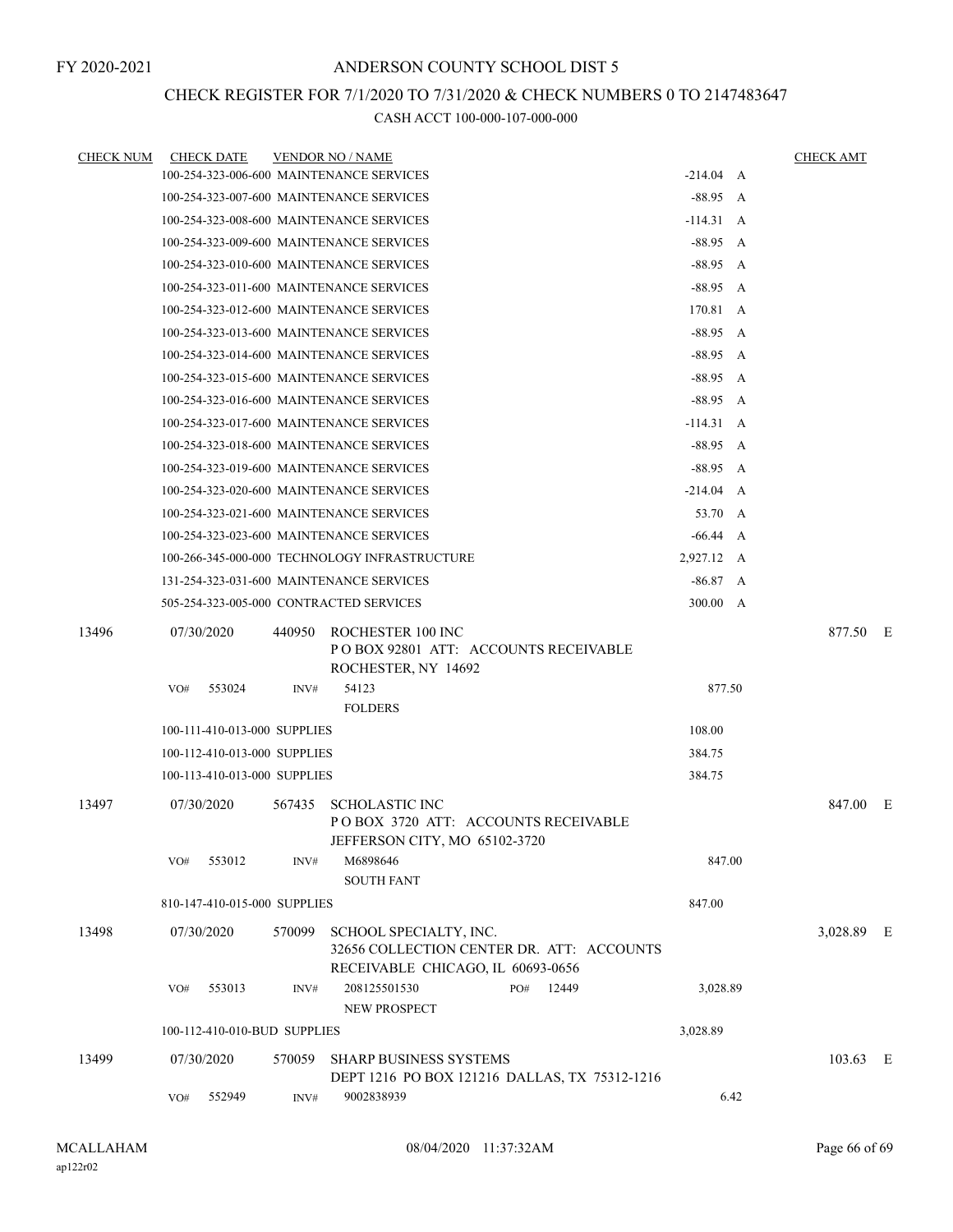FY 2020-2021

# ANDERSON COUNTY SCHOOL DIST 5

## CHECK REGISTER FOR 7/1/2020 TO 7/31/2020 & CHECK NUMBERS 0 TO 2147483647

CASH ACCT 100-000-107-000-000

| CHECK NUM | CHECK DATE | VENDOR NO / NAME | | CHECK AMT | |
|---|---|---|---|---|---|
| | 100-254-323-006-600 MAINTENANCE SERVICES | | -214.04 A | | |
| | 100-254-323-007-600 MAINTENANCE SERVICES | | -88.95 A | | |
| | 100-254-323-008-600 MAINTENANCE SERVICES | | -114.31 A | | |
| | 100-254-323-009-600 MAINTENANCE SERVICES | | -88.95 A | | |
| | 100-254-323-010-600 MAINTENANCE SERVICES | | -88.95 A | | |
| | 100-254-323-011-600 MAINTENANCE SERVICES | | -88.95 A | | |
| | 100-254-323-012-600 MAINTENANCE SERVICES | | 170.81 A | | |
| | 100-254-323-013-600 MAINTENANCE SERVICES | | -88.95 A | | |
| | 100-254-323-014-600 MAINTENANCE SERVICES | | -88.95 A | | |
| | 100-254-323-015-600 MAINTENANCE SERVICES | | -88.95 A | | |
| | 100-254-323-016-600 MAINTENANCE SERVICES | | -88.95 A | | |
| | 100-254-323-017-600 MAINTENANCE SERVICES | | -114.31 A | | |
| | 100-254-323-018-600 MAINTENANCE SERVICES | | -88.95 A | | |
| | 100-254-323-019-600 MAINTENANCE SERVICES | | -88.95 A | | |
| | 100-254-323-020-600 MAINTENANCE SERVICES | | -214.04 A | | |
| | 100-254-323-021-600 MAINTENANCE SERVICES | | 53.70 A | | |
| | 100-254-323-023-600 MAINTENANCE SERVICES | | -66.44 A | | |
| | 100-266-345-000-000 TECHNOLOGY INFRASTRUCTURE | | 2,927.12 A | | |
| | 131-254-323-031-600 MAINTENANCE SERVICES | | -86.87 A | | |
| | 505-254-323-005-000 CONTRACTED SERVICES | | 300.00 A | | |
| 13496 | 07/30/2020 | 440950 ROCHESTER 100 INC<br>P O BOX 92801 ATT: ACCOUNTS RECEIVABLE<br>ROCHESTER, NY 14692 | | 877.50 | E |
| | VO# 553024 | INV# 54123<br>FOLDERS | 877.50 | | |
| | 100-111-410-013-000 SUPPLIES | | 108.00 | | |
| | 100-112-410-013-000 SUPPLIES | | 384.75 | | |
| | 100-113-410-013-000 SUPPLIES | | 384.75 | | |
| 13497 | 07/30/2020 | 567435 SCHOLASTIC INC<br>P O BOX 3720 ATT: ACCOUNTS RECEIVABLE<br>JEFFERSON CITY, MO 65102-3720 | | 847.00 | E |
| | VO# 553012 | INV# M6898646<br>SOUTH FANT | 847.00 | | |
| | 810-147-410-015-000 SUPPLIES | | 847.00 | | |
| 13498 | 07/30/2020 | 570099 SCHOOL SPECIALTY, INC.<br>32656 COLLECTION CENTER DR. ATT: ACCOUNTS<br>RECEIVABLE CHICAGO, IL 60693-0656 | | 3,028.89 | E |
| | VO# 553013 | INV# 208125501530 PO# 12449<br>NEW PROSPECT | 3,028.89 | | |
| | 100-112-410-010-BUD SUPPLIES | | 3,028.89 | | |
| 13499 | 07/30/2020 | 570059 SHARP BUSINESS SYSTEMS<br>DEPT 1216 PO BOX 121216 DALLAS, TX 75312-1216 | | 103.63 | E |
| | VO# 552949 | INV# 9002838939 | 6.42 | | |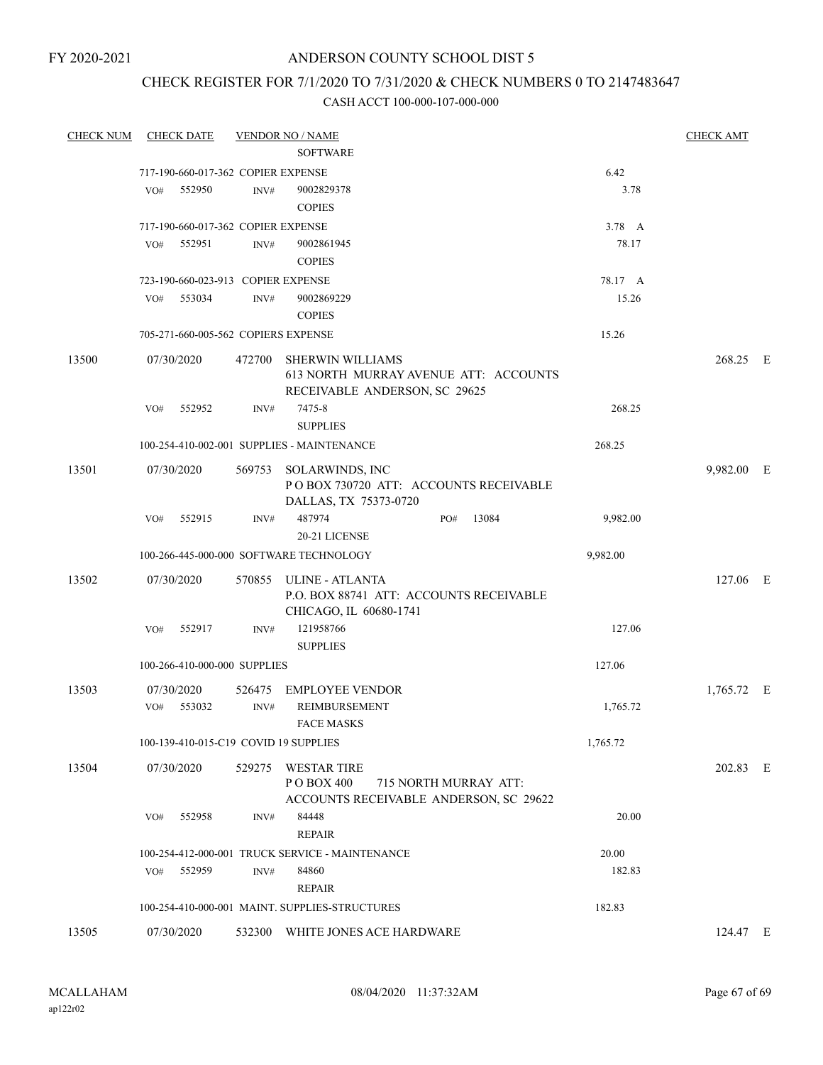FY 2020-2021

# ANDERSON COUNTY SCHOOL DIST 5

## CHECK REGISTER FOR 7/1/2020 TO 7/31/2020 & CHECK NUMBERS 0 TO 2147483647

CASH ACCT 100-000-107-000-000

| CHECK NUM | CHECK DATE | VENDOR NO / NAME | | CHECK AMT | |
|---|---|---|---|---|---|
| | | SOFTWARE | | | |
| | 717-190-660-017-362 COPIER EXPENSE | | 6.42 | | |
| | VO# 552950 | INV# 9002829378 COPIES | 3.78 | | |
| | 717-190-660-017-362 COPIER EXPENSE | | 3.78 A | | |
| | VO# 552951 | INV# 9002861945 COPIES | 78.17 | | |
| | 723-190-660-023-913 COPIER EXPENSE | | 78.17 A | | |
| | VO# 553034 | INV# 9002869229 COPIES | 15.26 | | |
| | 705-271-660-005-562 COPIERS EXPENSE | | 15.26 | | |
| 13500 | 07/30/2020 | 472700 SHERWIN WILLIAMS 613 NORTH MURRAY AVENUE ATT: ACCOUNTS RECEIVABLE ANDERSON, SC 29625 | | 268.25 | E |
| | VO# 552952 | INV# 7475-8 SUPPLIES | 268.25 | | |
| | 100-254-410-002-001 SUPPLIES - MAINTENANCE | | 268.25 | | |
| 13501 | 07/30/2020 | 569753 SOLARWINDS, INC P O BOX 730720 ATT: ACCOUNTS RECEIVABLE DALLAS, TX 75373-0720 | | 9,982.00 | E |
| | VO# 552915 | INV# 487974 PO# 13084 20-21 LICENSE | 9,982.00 | | |
| | 100-266-445-000-000 SOFTWARE TECHNOLOGY | | 9,982.00 | | |
| 13502 | 07/30/2020 | 570855 ULINE - ATLANTA P.O. BOX 88741 ATT: ACCOUNTS RECEIVABLE CHICAGO, IL 60680-1741 | | 127.06 | E |
| | VO# 552917 | INV# 121958766 SUPPLIES | 127.06 | | |
| | 100-266-410-000-000 SUPPLIES | | 127.06 | | |
| 13503 | 07/30/2020 | 526475 EMPLOYEE VENDOR | | 1,765.72 | E |
| | VO# 553032 | INV# REIMBURSEMENT FACE MASKS | 1,765.72 | | |
| | 100-139-410-015-C19 COVID 19 SUPPLIES | | 1,765.72 | | |
| 13504 | 07/30/2020 | 529275 WESTAR TIRE P O BOX 400 715 NORTH MURRAY ATT: ACCOUNTS RECEIVABLE ANDERSON, SC 29622 | | 202.83 | E |
| | VO# 552958 | INV# 84448 REPAIR | 20.00 | | |
| | 100-254-412-000-001 TRUCK SERVICE - MAINTENANCE | | 20.00 | | |
| | VO# 552959 | INV# 84860 REPAIR | 182.83 | | |
| | 100-254-410-000-001 MAINT. SUPPLIES-STRUCTURES | | 182.83 | | |
| 13505 | 07/30/2020 | 532300 WHITE JONES ACE HARDWARE | | 124.47 | E |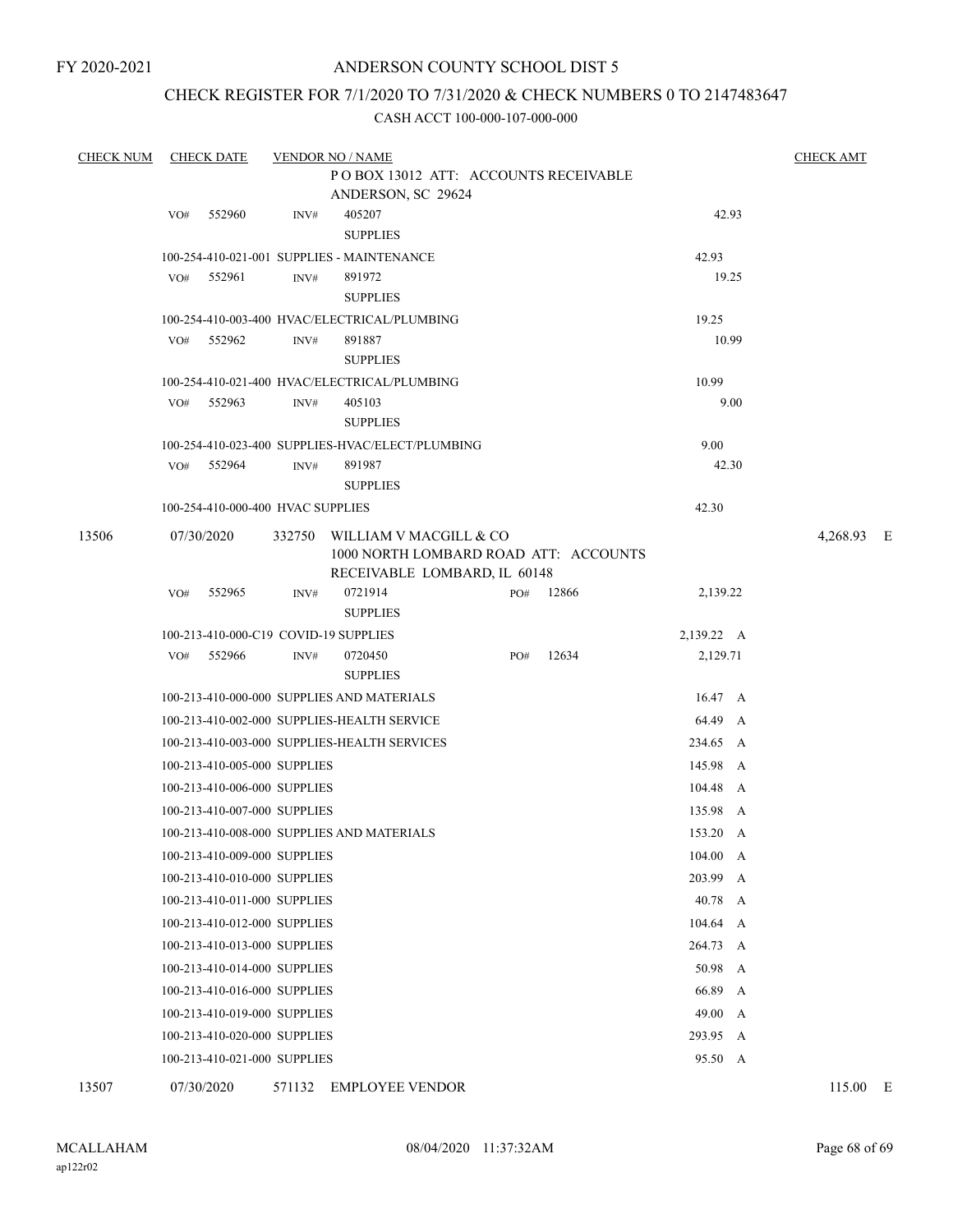FY 2020-2021

# ANDERSON COUNTY SCHOOL DIST 5

## CHECK REGISTER FOR 7/1/2020 TO 7/31/2020 & CHECK NUMBERS 0 TO 2147483647

CASH ACCT 100-000-107-000-000

| CHECK NUM | CHECK DATE | VENDOR NO / NAME | | | CHECK AMT |
|---|---|---|---|---|---|
| | | P O BOX 13012 ATT: ACCOUNTS RECEIVABLE ANDERSON, SC 29624 | | | |
| | VO# 552960 | INV# 405207 SUPPLIES | | 42.93 | |
| | 100-254-410-021-001 SUPPLIES - MAINTENANCE | | | 42.93 | |
| | VO# 552961 | INV# 891972 SUPPLIES | | 19.25 | |
| | 100-254-410-003-400 HVAC/ELECTRICAL/PLUMBING | | | 19.25 | |
| | VO# 552962 | INV# 891887 SUPPLIES | | 10.99 | |
| | 100-254-410-021-400 HVAC/ELECTRICAL/PLUMBING | | | 10.99 | |
| | VO# 552963 | INV# 405103 SUPPLIES | | 9.00 | |
| | 100-254-410-023-400 SUPPLIES-HVAC/ELECT/PLUMBING | | | 9.00 | |
| | VO# 552964 | INV# 891987 SUPPLIES | | 42.30 | |
| | 100-254-410-000-400 HVAC SUPPLIES | | | 42.30 | |
| 13506 | 07/30/2020 | 332750 WILLIAM V MACGILL & CO 1000 NORTH LOMBARD ROAD ATT: ACCOUNTS RECEIVABLE LOMBARD, IL 60148 | | | 4,268.93 E |
| | VO# 552965 | INV# 0721914 SUPPLIES | PO# 12866 | 2,139.22 | |
| | 100-213-410-000-C19 COVID-19 SUPPLIES | | | 2,139.22 A | |
| | VO# 552966 | INV# 0720450 SUPPLIES | PO# 12634 | 2,129.71 | |
| | 100-213-410-000-000 SUPPLIES AND MATERIALS | | | 16.47 A | |
| | 100-213-410-002-000 SUPPLIES-HEALTH SERVICE | | | 64.49 A | |
| | 100-213-410-003-000 SUPPLIES-HEALTH SERVICES | | | 234.65 A | |
| | 100-213-410-005-000 SUPPLIES | | | 145.98 A | |
| | 100-213-410-006-000 SUPPLIES | | | 104.48 A | |
| | 100-213-410-007-000 SUPPLIES | | | 135.98 A | |
| | 100-213-410-008-000 SUPPLIES AND MATERIALS | | | 153.20 A | |
| | 100-213-410-009-000 SUPPLIES | | | 104.00 A | |
| | 100-213-410-010-000 SUPPLIES | | | 203.99 A | |
| | 100-213-410-011-000 SUPPLIES | | | 40.78 A | |
| | 100-213-410-012-000 SUPPLIES | | | 104.64 A | |
| | 100-213-410-013-000 SUPPLIES | | | 264.73 A | |
| | 100-213-410-014-000 SUPPLIES | | | 50.98 A | |
| | 100-213-410-016-000 SUPPLIES | | | 66.89 A | |
| | 100-213-410-019-000 SUPPLIES | | | 49.00 A | |
| | 100-213-410-020-000 SUPPLIES | | | 293.95 A | |
| | 100-213-410-021-000 SUPPLIES | | | 95.50 A | |
| 13507 | 07/30/2020 | 571132 EMPLOYEE VENDOR | | | 115.00 E |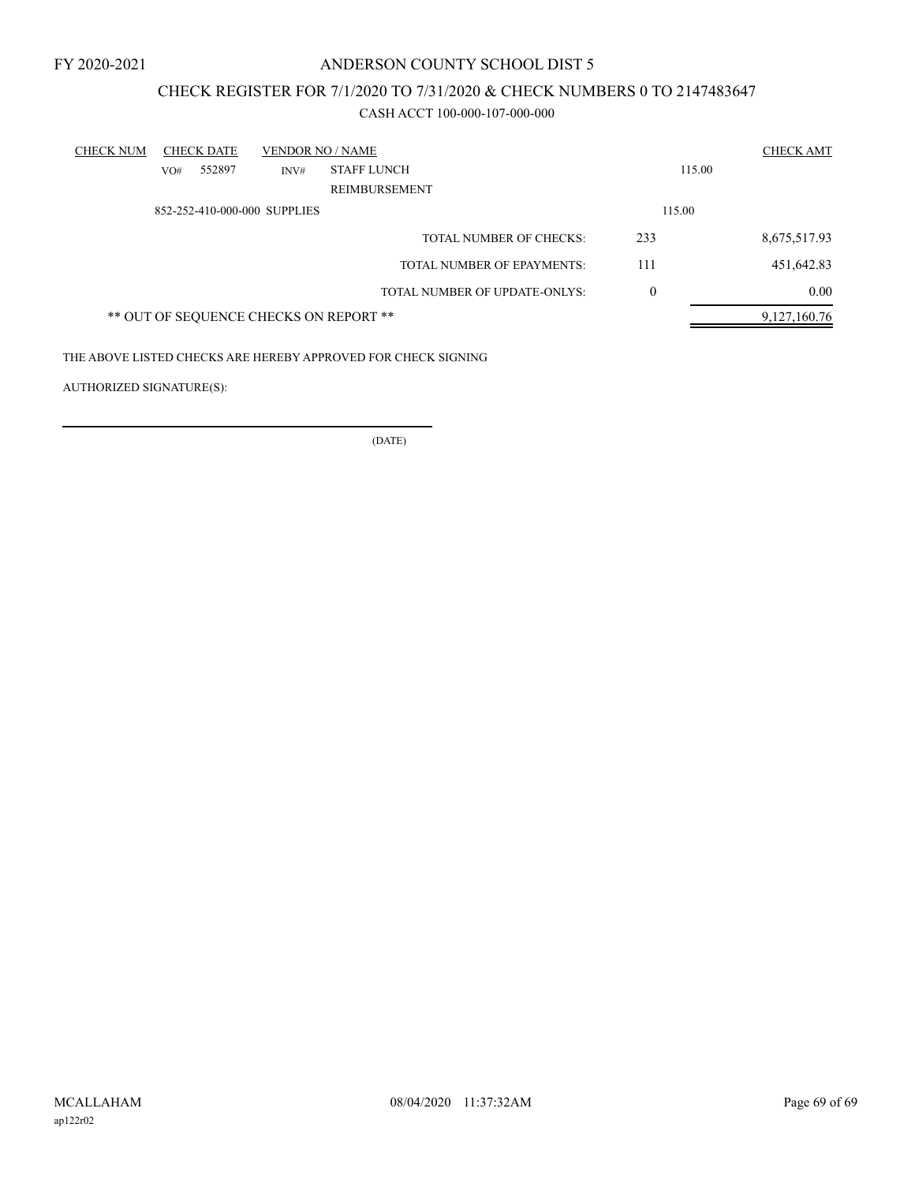FY 2020-2021

ANDERSON COUNTY SCHOOL DIST 5

CHECK REGISTER FOR 7/1/2020 TO 7/31/2020 & CHECK NUMBERS 0 TO 2147483647

CASH ACCT 100-000-107-000-000

| CHECK NUM | CHECK DATE | VENDOR NO / NAME | | | CHECK AMT |
|---|---|---|---|---|---|
| | VO# 552897 | INV# | STAFF LUNCH REIMBURSEMENT | 115.00 | |
| | 852-252-410-000-000 SUPPLIES | | | 115.00 | |
| | | | TOTAL NUMBER OF CHECKS: | 233 | 8,675,517.93 |
| | | | TOTAL NUMBER OF EPAYMENTS: | 111 | 451,642.83 |
| | | | TOTAL NUMBER OF UPDATE-ONLYS: | 0 | 0.00 |
| | ** OUT OF SEQUENCE CHECKS ON REPORT ** | | | | 9,127,160.76 |

THE ABOVE LISTED CHECKS ARE HEREBY APPROVED FOR CHECK SIGNING

AUTHORIZED SIGNATURE(S):

(DATE)

MCALLAHAM 08/04/2020 11:37:32AM

ap122r02